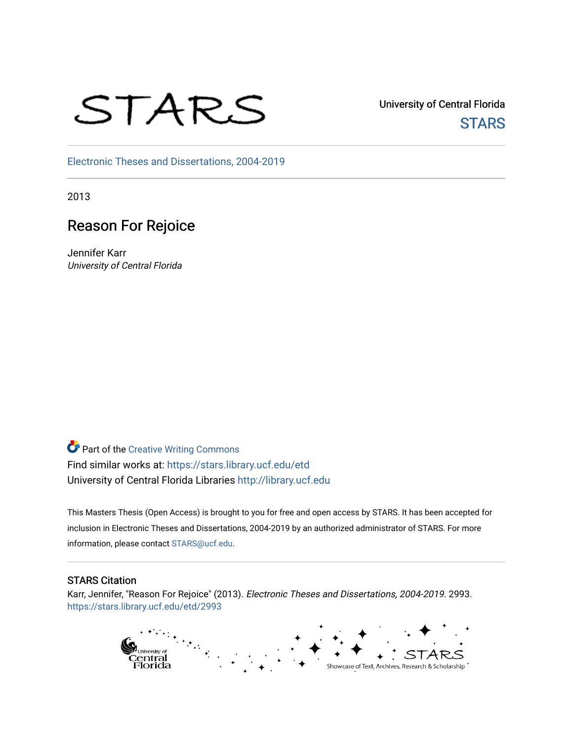STARS

University of Central Florida
STARS

Electronic Theses and Dissertations, 2004-2019

2013

# Reason For Rejoice

Jennifer Karr
*University of Central Florida*

Part of the Creative Writing Commons
Find similar works at: https://stars.library.ucf.edu/etd
University of Central Florida Libraries http://library.ucf.edu

This Masters Thesis (Open Access) is brought to you for free and open access by STARS. It has been accepted for inclusion in Electronic Theses and Dissertations, 2004-2019 by an authorized administrator of STARS. For more information, please contact STARS@ucf.edu.

## STARS Citation

Karr, Jennifer, "Reason For Rejoice" (2013). *Electronic Theses and Dissertations, 2004-2019*. 2993.
https://stars.library.ucf.edu/etd/2993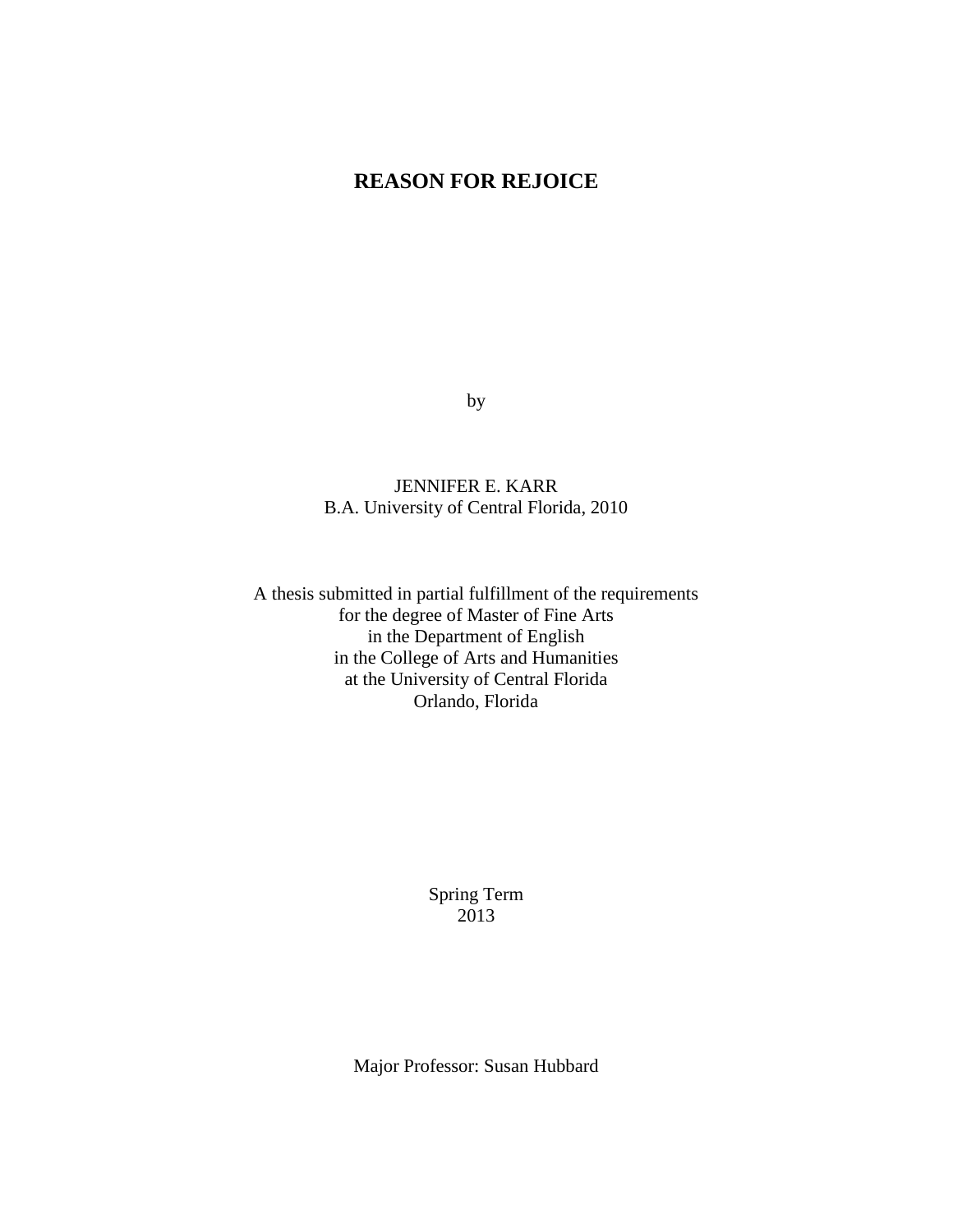# REASON FOR REJOICE

by

JENNIFER E. KARR
B.A. University of Central Florida, 2010

A thesis submitted in partial fulfillment of the requirements
for the degree of Master of Fine Arts
in the Department of English
in the College of Arts and Humanities
at the University of Central Florida
Orlando, Florida

Spring Term
2013

Major Professor: Susan Hubbard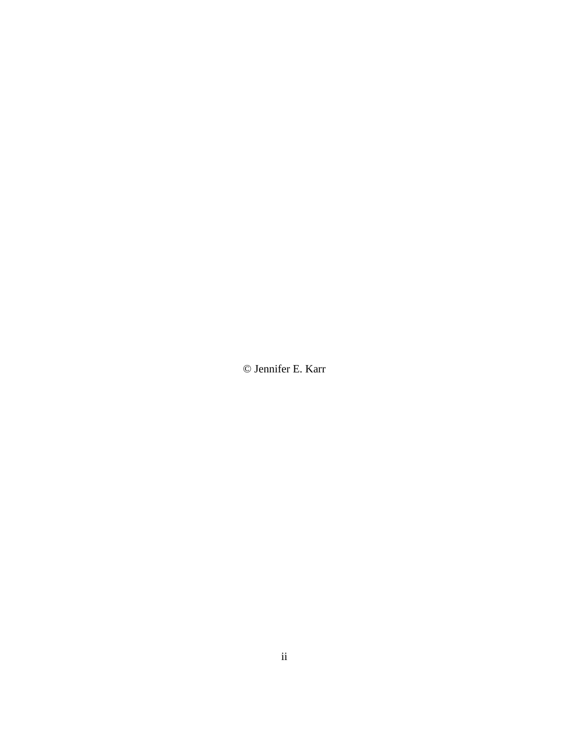© Jennifer E. Karr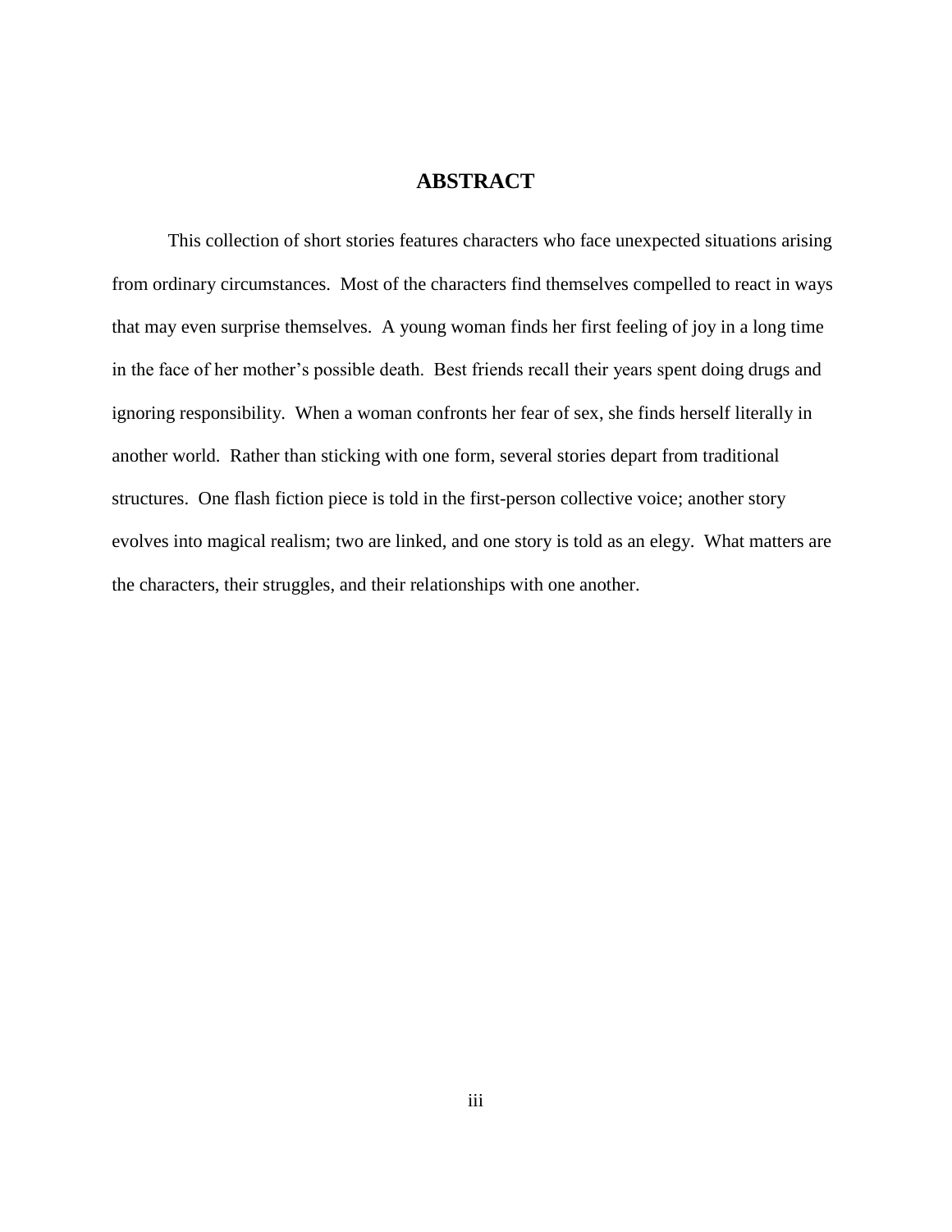# ABSTRACT

This collection of short stories features characters who face unexpected situations arising from ordinary circumstances. Most of the characters find themselves compelled to react in ways that may even surprise themselves. A young woman finds her first feeling of joy in a long time in the face of her mother's possible death. Best friends recall their years spent doing drugs and ignoring responsibility. When a woman confronts her fear of sex, she finds herself literally in another world. Rather than sticking with one form, several stories depart from traditional structures. One flash fiction piece is told in the first-person collective voice; another story evolves into magical realism; two are linked, and one story is told as an elegy. What matters are the characters, their struggles, and their relationships with one another.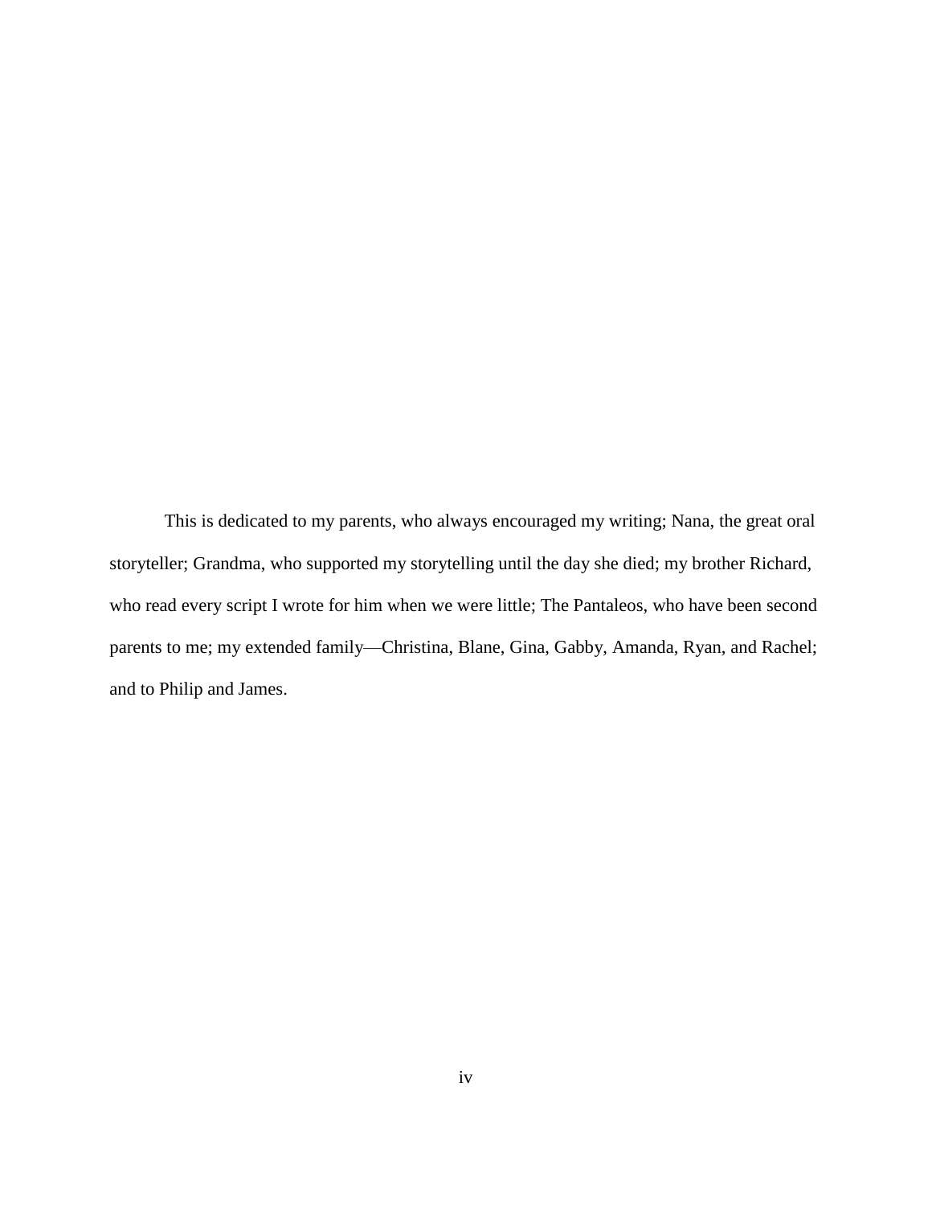This is dedicated to my parents, who always encouraged my writing; Nana, the great oral storyteller; Grandma, who supported my storytelling until the day she died; my brother Richard, who read every script I wrote for him when we were little; The Pantaleos, who have been second parents to me; my extended family—Christina, Blane, Gina, Gabby, Amanda, Ryan, and Rachel; and to Philip and James.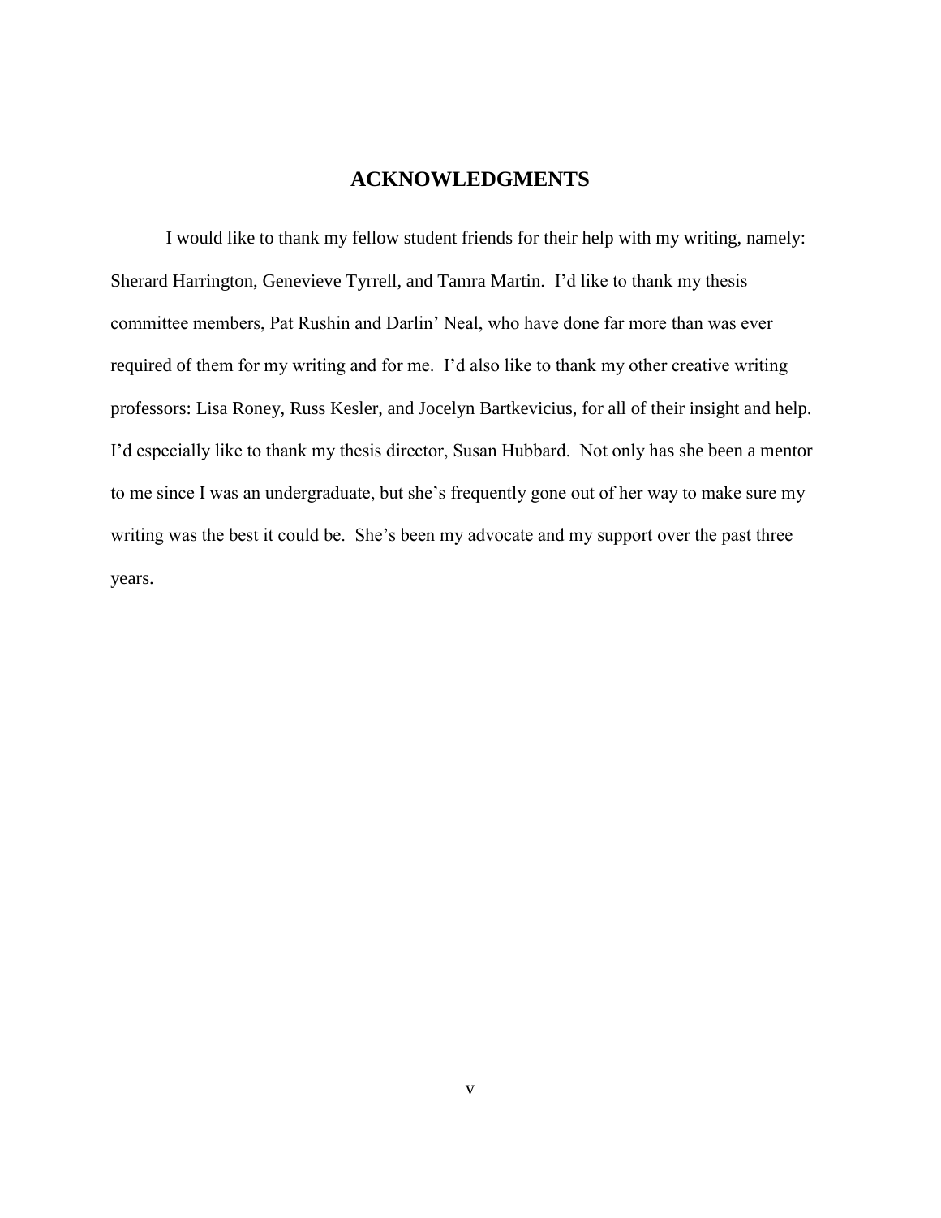# ACKNOWLEDGMENTS

I would like to thank my fellow student friends for their help with my writing, namely: Sherard Harrington, Genevieve Tyrrell, and Tamra Martin. I'd like to thank my thesis committee members, Pat Rushin and Darlin' Neal, who have done far more than was ever required of them for my writing and for me. I'd also like to thank my other creative writing professors: Lisa Roney, Russ Kesler, and Jocelyn Bartkevicius, for all of their insight and help. I'd especially like to thank my thesis director, Susan Hubbard. Not only has she been a mentor to me since I was an undergraduate, but she's frequently gone out of her way to make sure my writing was the best it could be. She's been my advocate and my support over the past three years.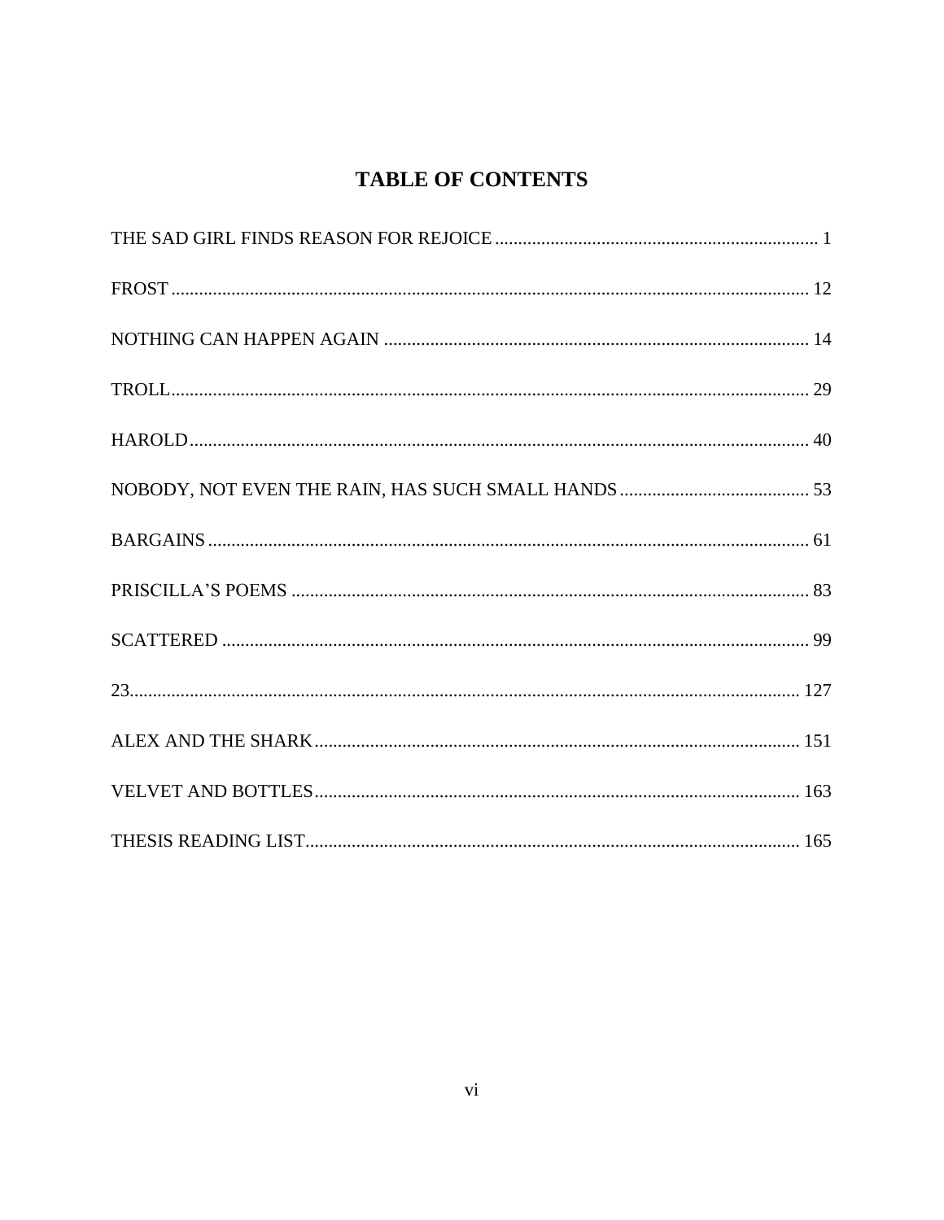# TABLE OF CONTENTS

THE SAD GIRL FINDS REASON FOR REJOICE ........ 1

FROST ........ 12

NOTHING CAN HAPPEN AGAIN ........ 14

TROLL ........ 29

HAROLD ........ 40

NOBODY, NOT EVEN THE RAIN, HAS SUCH SMALL HANDS ........ 53

BARGAINS ........ 61

PRISCILLA’S POEMS ........ 83

SCATTERED ........ 99

23 ........ 127

ALEX AND THE SHARK ........ 151

VELVET AND BOTTLES ........ 163

THESIS READING LIST ........ 165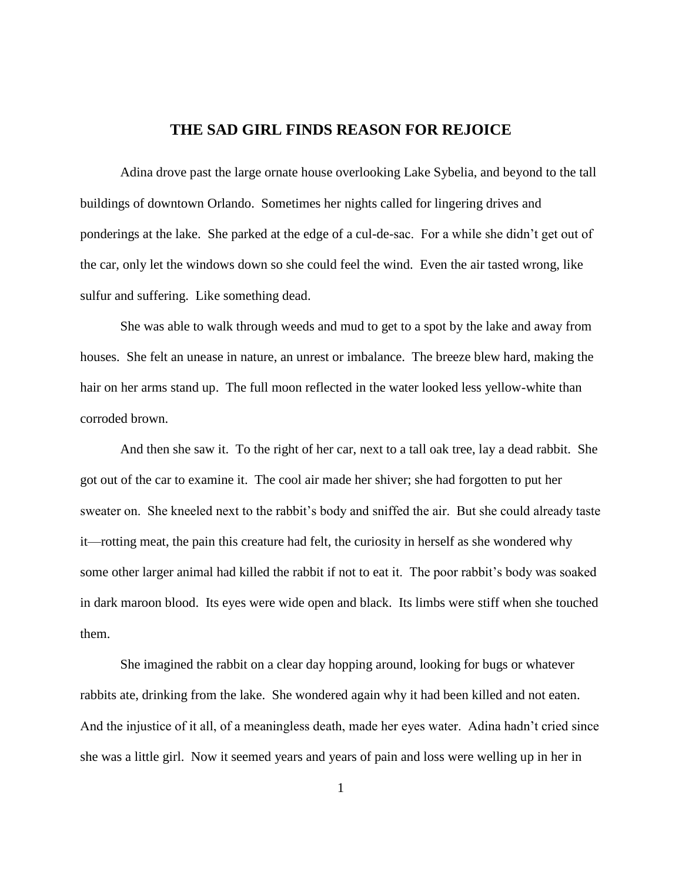## THE SAD GIRL FINDS REASON FOR REJOICE

Adina drove past the large ornate house overlooking Lake Sybelia, and beyond to the tall buildings of downtown Orlando. Sometimes her nights called for lingering drives and ponderings at the lake. She parked at the edge of a cul-de-sac. For a while she didn't get out of the car, only let the windows down so she could feel the wind. Even the air tasted wrong, like sulfur and suffering. Like something dead.

She was able to walk through weeds and mud to get to a spot by the lake and away from houses. She felt an unease in nature, an unrest or imbalance. The breeze blew hard, making the hair on her arms stand up. The full moon reflected in the water looked less yellow-white than corroded brown.

And then she saw it. To the right of her car, next to a tall oak tree, lay a dead rabbit. She got out of the car to examine it. The cool air made her shiver; she had forgotten to put her sweater on. She kneeled next to the rabbit's body and sniffed the air. But she could already taste it—rotting meat, the pain this creature had felt, the curiosity in herself as she wondered why some other larger animal had killed the rabbit if not to eat it. The poor rabbit's body was soaked in dark maroon blood. Its eyes were wide open and black. Its limbs were stiff when she touched them.

She imagined the rabbit on a clear day hopping around, looking for bugs or whatever rabbits ate, drinking from the lake. She wondered again why it had been killed and not eaten. And the injustice of it all, of a meaningless death, made her eyes water. Adina hadn't cried since she was a little girl. Now it seemed years and years of pain and loss were welling up in her in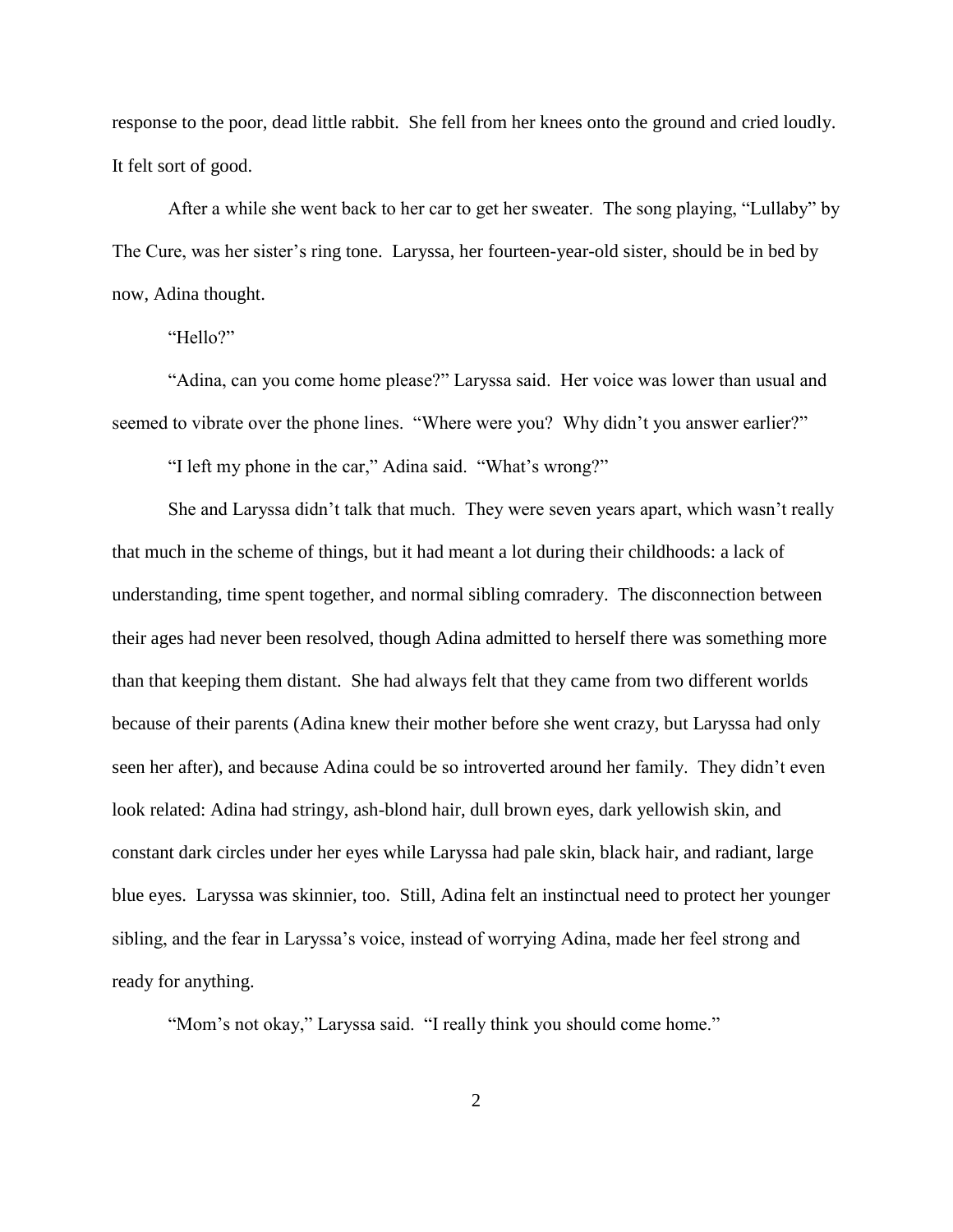response to the poor, dead little rabbit. She fell from her knees onto the ground and cried loudly. It felt sort of good.

After a while she went back to her car to get her sweater. The song playing, "Lullaby" by The Cure, was her sister's ring tone. Laryssa, her fourteen-year-old sister, should be in bed by now, Adina thought.

"Hello?"

"Adina, can you come home please?" Laryssa said. Her voice was lower than usual and seemed to vibrate over the phone lines. "Where were you? Why didn't you answer earlier?"

"I left my phone in the car," Adina said. "What's wrong?"

She and Laryssa didn't talk that much. They were seven years apart, which wasn't really that much in the scheme of things, but it had meant a lot during their childhoods: a lack of understanding, time spent together, and normal sibling comradery. The disconnection between their ages had never been resolved, though Adina admitted to herself there was something more than that keeping them distant. She had always felt that they came from two different worlds because of their parents (Adina knew their mother before she went crazy, but Laryssa had only seen her after), and because Adina could be so introverted around her family. They didn't even look related: Adina had stringy, ash-blond hair, dull brown eyes, dark yellowish skin, and constant dark circles under her eyes while Laryssa had pale skin, black hair, and radiant, large blue eyes. Laryssa was skinnier, too. Still, Adina felt an instinctual need to protect her younger sibling, and the fear in Laryssa's voice, instead of worrying Adina, made her feel strong and ready for anything.

"Mom's not okay," Laryssa said. "I really think you should come home."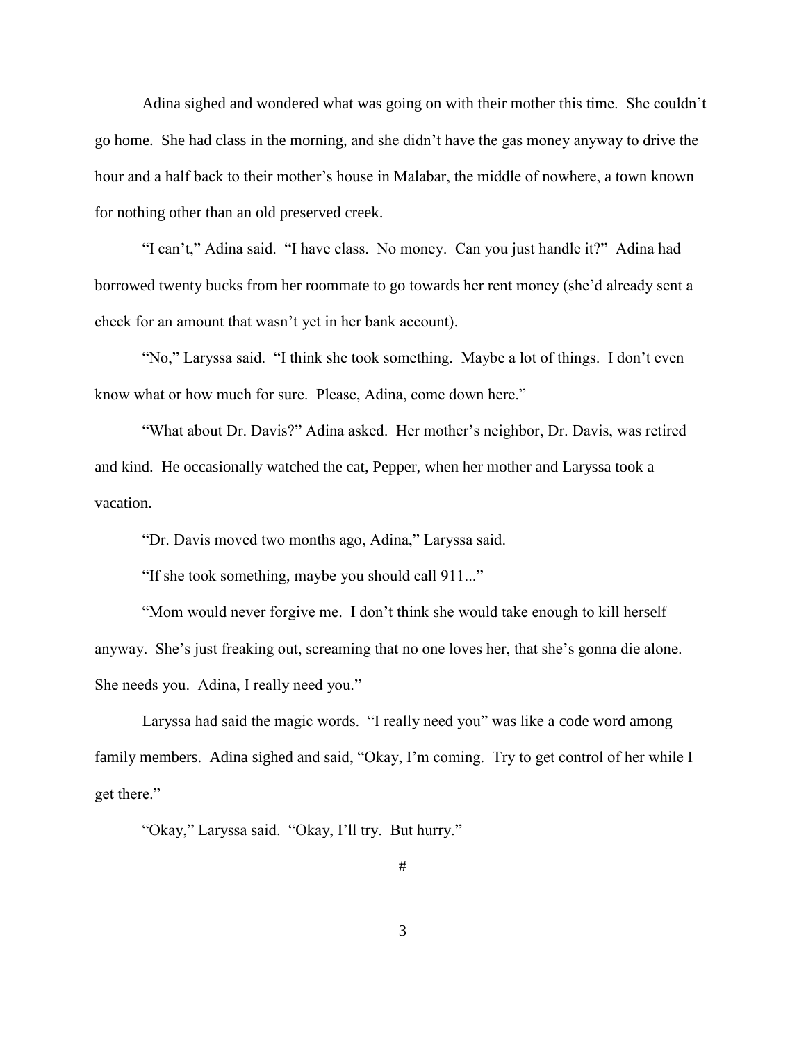Adina sighed and wondered what was going on with their mother this time. She couldn't go home. She had class in the morning, and she didn't have the gas money anyway to drive the hour and a half back to their mother's house in Malabar, the middle of nowhere, a town known for nothing other than an old preserved creek.

"I can't," Adina said. "I have class. No money. Can you just handle it?" Adina had borrowed twenty bucks from her roommate to go towards her rent money (she'd already sent a check for an amount that wasn't yet in her bank account).

"No," Laryssa said. "I think she took something. Maybe a lot of things. I don't even know what or how much for sure. Please, Adina, come down here."

"What about Dr. Davis?" Adina asked. Her mother's neighbor, Dr. Davis, was retired and kind. He occasionally watched the cat, Pepper, when her mother and Laryssa took a vacation.

"Dr. Davis moved two months ago, Adina," Laryssa said.

"If she took something, maybe you should call 911..."

"Mom would never forgive me. I don't think she would take enough to kill herself anyway. She's just freaking out, screaming that no one loves her, that she's gonna die alone. She needs you. Adina, I really need you."

Laryssa had said the magic words. "I really need you" was like a code word among family members. Adina sighed and said, "Okay, I'm coming. Try to get control of her while I get there."

"Okay," Laryssa said. "Okay, I'll try. But hurry."

#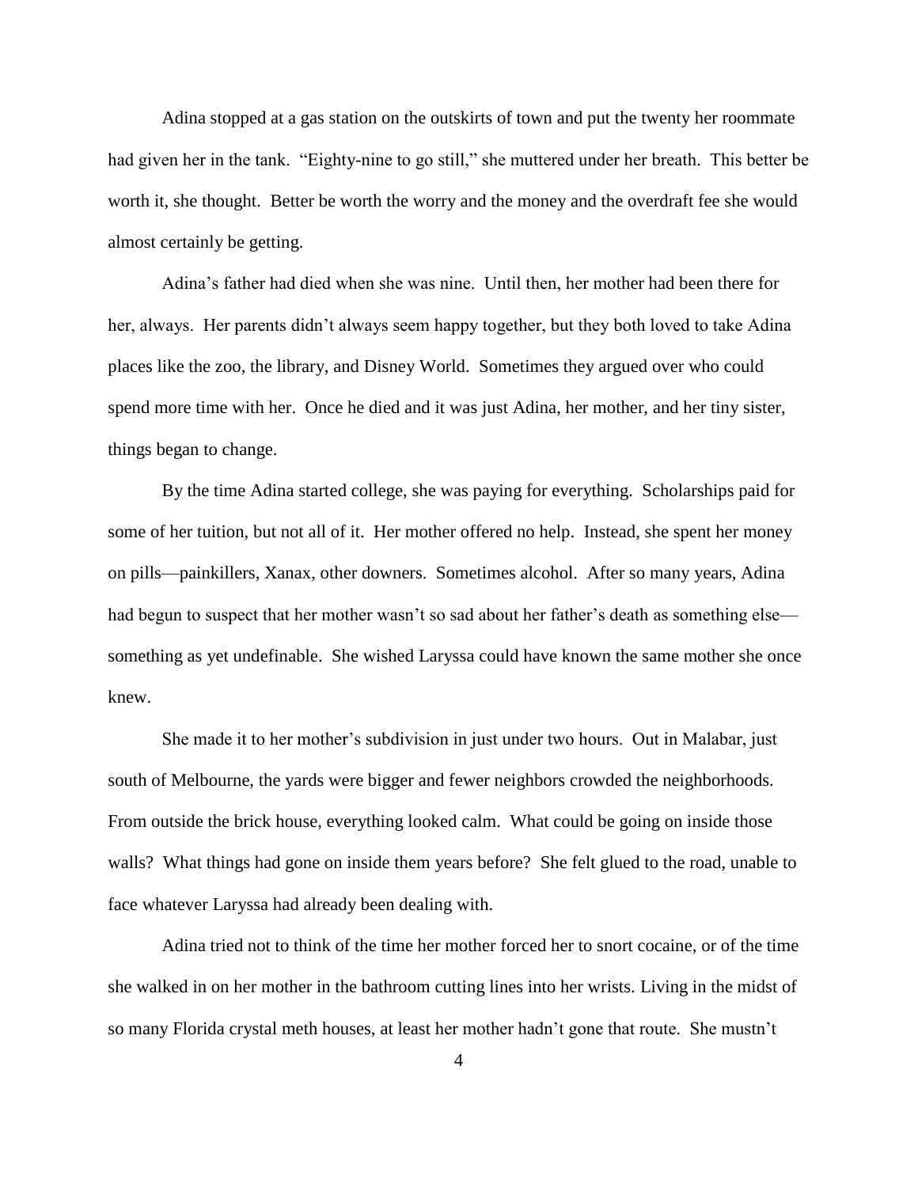Adina stopped at a gas station on the outskirts of town and put the twenty her roommate had given her in the tank. "Eighty-nine to go still," she muttered under her breath. This better be worth it, she thought. Better be worth the worry and the money and the overdraft fee she would almost certainly be getting.

Adina's father had died when she was nine. Until then, her mother had been there for her, always. Her parents didn't always seem happy together, but they both loved to take Adina places like the zoo, the library, and Disney World. Sometimes they argued over who could spend more time with her. Once he died and it was just Adina, her mother, and her tiny sister, things began to change.

By the time Adina started college, she was paying for everything. Scholarships paid for some of her tuition, but not all of it. Her mother offered no help. Instead, she spent her money on pills—painkillers, Xanax, other downers. Sometimes alcohol. After so many years, Adina had begun to suspect that her mother wasn't so sad about her father's death as something else—something as yet undefinable. She wished Laryssa could have known the same mother she once knew.

She made it to her mother's subdivision in just under two hours. Out in Malabar, just south of Melbourne, the yards were bigger and fewer neighbors crowded the neighborhoods. From outside the brick house, everything looked calm. What could be going on inside those walls? What things had gone on inside them years before? She felt glued to the road, unable to face whatever Laryssa had already been dealing with.

Adina tried not to think of the time her mother forced her to snort cocaine, or of the time she walked in on her mother in the bathroom cutting lines into her wrists. Living in the midst of so many Florida crystal meth houses, at least her mother hadn't gone that route. She mustn't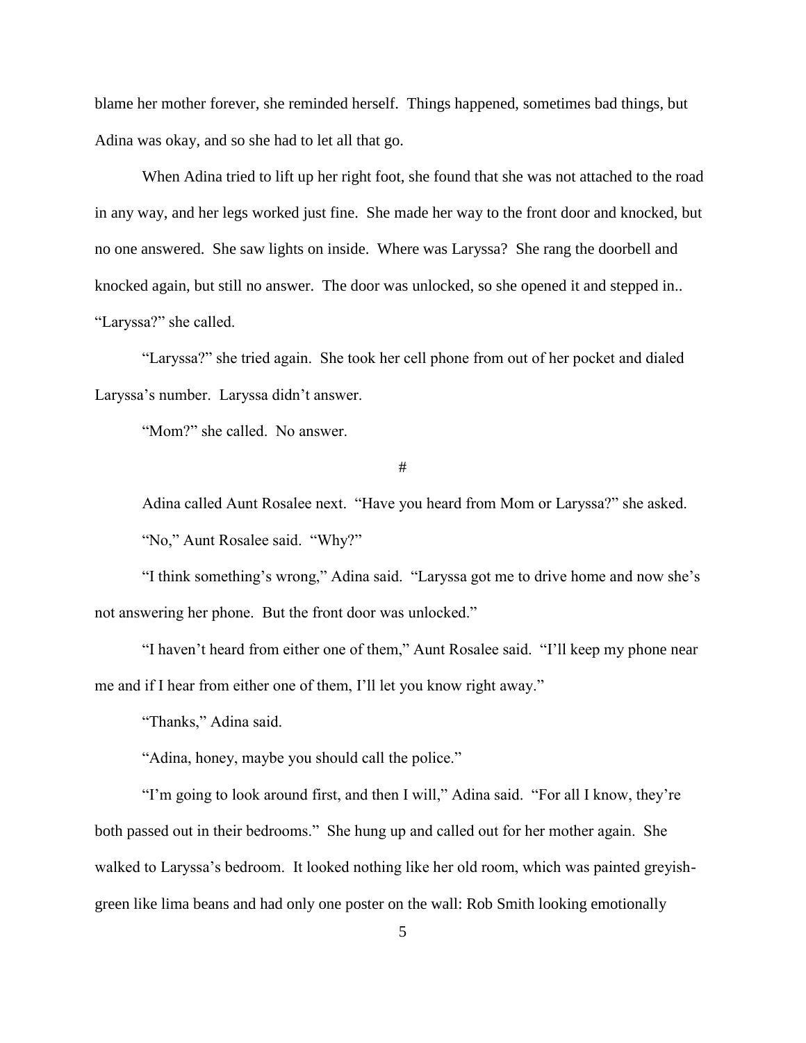blame her mother forever, she reminded herself. Things happened, sometimes bad things, but Adina was okay, and so she had to let all that go.

When Adina tried to lift up her right foot, she found that she was not attached to the road in any way, and her legs worked just fine. She made her way to the front door and knocked, but no one answered. She saw lights on inside. Where was Laryssa? She rang the doorbell and knocked again, but still no answer. The door was unlocked, so she opened it and stepped in.. "Laryssa?" she called.

"Laryssa?" she tried again. She took her cell phone from out of her pocket and dialed Laryssa's number. Laryssa didn't answer.

"Mom?" she called. No answer.

#

Adina called Aunt Rosalee next. "Have you heard from Mom or Laryssa?" she asked.

"No," Aunt Rosalee said. "Why?"

"I think something's wrong," Adina said. "Laryssa got me to drive home and now she's not answering her phone. But the front door was unlocked."

"I haven't heard from either one of them," Aunt Rosalee said. "I'll keep my phone near me and if I hear from either one of them, I'll let you know right away."

"Thanks," Adina said.

"Adina, honey, maybe you should call the police."

"I'm going to look around first, and then I will," Adina said. "For all I know, they're both passed out in their bedrooms." She hung up and called out for her mother again. She walked to Laryssa's bedroom. It looked nothing like her old room, which was painted greyish-green like lima beans and had only one poster on the wall: Rob Smith looking emotionally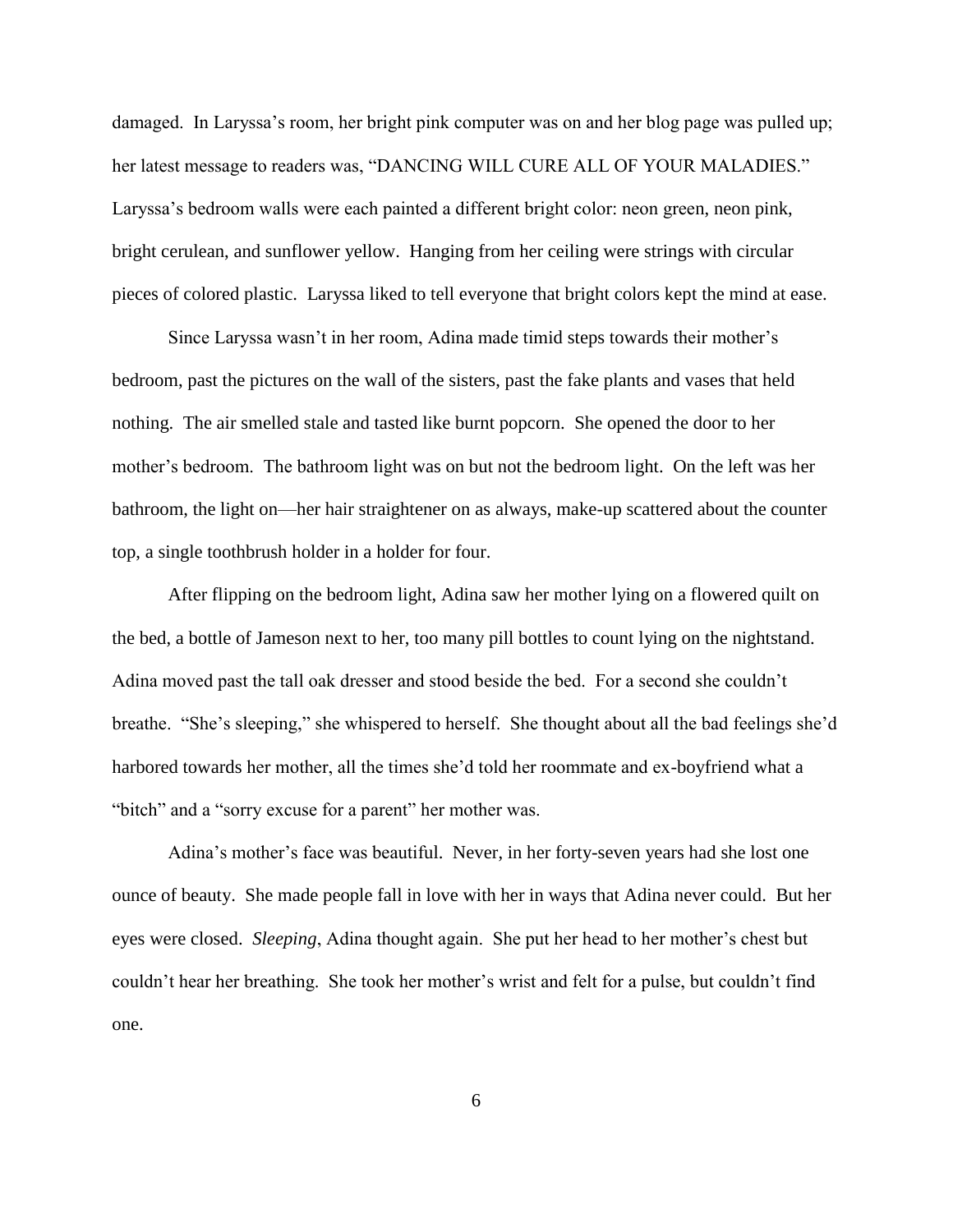damaged. In Laryssa's room, her bright pink computer was on and her blog page was pulled up; her latest message to readers was, "DANCING WILL CURE ALL OF YOUR MALADIES." Laryssa's bedroom walls were each painted a different bright color: neon green, neon pink, bright cerulean, and sunflower yellow. Hanging from her ceiling were strings with circular pieces of colored plastic. Laryssa liked to tell everyone that bright colors kept the mind at ease.

Since Laryssa wasn't in her room, Adina made timid steps towards their mother's bedroom, past the pictures on the wall of the sisters, past the fake plants and vases that held nothing. The air smelled stale and tasted like burnt popcorn. She opened the door to her mother's bedroom. The bathroom light was on but not the bedroom light. On the left was her bathroom, the light on—her hair straightener on as always, make-up scattered about the counter top, a single toothbrush holder in a holder for four.

After flipping on the bedroom light, Adina saw her mother lying on a flowered quilt on the bed, a bottle of Jameson next to her, too many pill bottles to count lying on the nightstand. Adina moved past the tall oak dresser and stood beside the bed. For a second she couldn't breathe. "She's sleeping," she whispered to herself. She thought about all the bad feelings she'd harbored towards her mother, all the times she'd told her roommate and ex-boyfriend what a "bitch" and a "sorry excuse for a parent" her mother was.

Adina's mother's face was beautiful. Never, in her forty-seven years had she lost one ounce of beauty. She made people fall in love with her in ways that Adina never could. But her eyes were closed. *Sleeping*, Adina thought again. She put her head to her mother's chest but couldn't hear her breathing. She took her mother's wrist and felt for a pulse, but couldn't find one.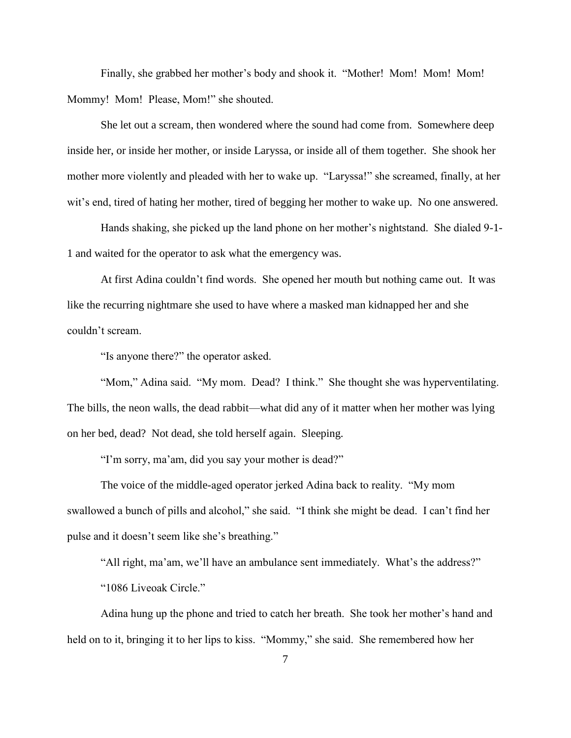Finally, she grabbed her mother's body and shook it. "Mother! Mom! Mom! Mom! Mommy! Mom! Please, Mom!" she shouted.

She let out a scream, then wondered where the sound had come from. Somewhere deep inside her, or inside her mother, or inside Laryssa, or inside all of them together. She shook her mother more violently and pleaded with her to wake up. "Laryssa!" she screamed, finally, at her wit's end, tired of hating her mother, tired of begging her mother to wake up. No one answered.

Hands shaking, she picked up the land phone on her mother's nightstand. She dialed 9-1-1 and waited for the operator to ask what the emergency was.

At first Adina couldn't find words. She opened her mouth but nothing came out. It was like the recurring nightmare she used to have where a masked man kidnapped her and she couldn't scream.

"Is anyone there?" the operator asked.

"Mom," Adina said. "My mom. Dead? I think." She thought she was hyperventilating. The bills, the neon walls, the dead rabbit—what did any of it matter when her mother was lying on her bed, dead? Not dead, she told herself again. Sleeping.

"I'm sorry, ma'am, did you say your mother is dead?"

The voice of the middle-aged operator jerked Adina back to reality. "My mom swallowed a bunch of pills and alcohol," she said. "I think she might be dead. I can't find her pulse and it doesn't seem like she's breathing."

"All right, ma'am, we'll have an ambulance sent immediately. What's the address?"

"1086 Liveoak Circle."

Adina hung up the phone and tried to catch her breath. She took her mother's hand and held on to it, bringing it to her lips to kiss. "Mommy," she said. She remembered how her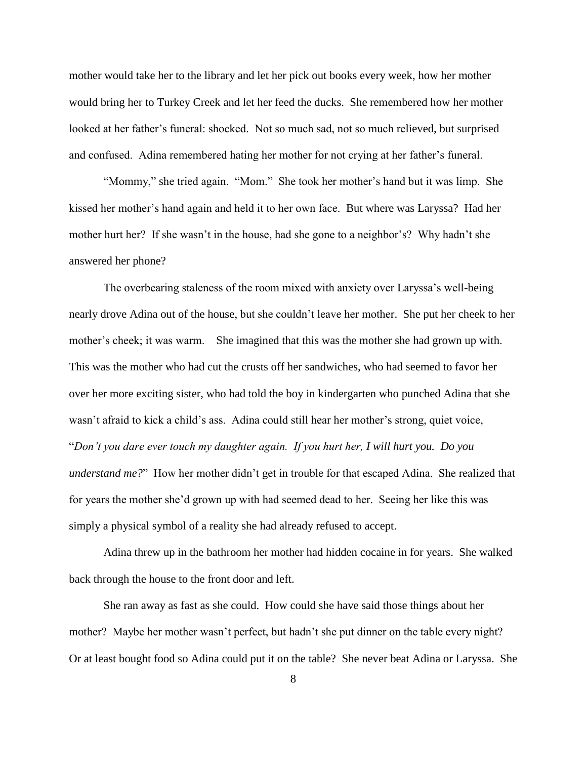mother would take her to the library and let her pick out books every week, how her mother would bring her to Turkey Creek and let her feed the ducks. She remembered how her mother looked at her father's funeral: shocked. Not so much sad, not so much relieved, but surprised and confused. Adina remembered hating her mother for not crying at her father's funeral.

"Mommy," she tried again. "Mom." She took her mother's hand but it was limp. She kissed her mother's hand again and held it to her own face. But where was Laryssa? Had her mother hurt her? If she wasn't in the house, had she gone to a neighbor's? Why hadn't she answered her phone?

The overbearing staleness of the room mixed with anxiety over Laryssa's well-being nearly drove Adina out of the house, but she couldn't leave her mother. She put her cheek to her mother's cheek; it was warm. She imagined that this was the mother she had grown up with. This was the mother who had cut the crusts off her sandwiches, who had seemed to favor her over her more exciting sister, who had told the boy in kindergarten who punched Adina that she wasn't afraid to kick a child's ass. Adina could still hear her mother's strong, quiet voice, "*Don't you dare ever touch my daughter again. If you hurt her, I will hurt you. Do you understand me?*" How her mother didn't get in trouble for that escaped Adina. She realized that for years the mother she'd grown up with had seemed dead to her. Seeing her like this was simply a physical symbol of a reality she had already refused to accept.

Adina threw up in the bathroom her mother had hidden cocaine in for years. She walked back through the house to the front door and left.

She ran away as fast as she could. How could she have said those things about her mother? Maybe her mother wasn't perfect, but hadn't she put dinner on the table every night? Or at least bought food so Adina could put it on the table? She never beat Adina or Laryssa. She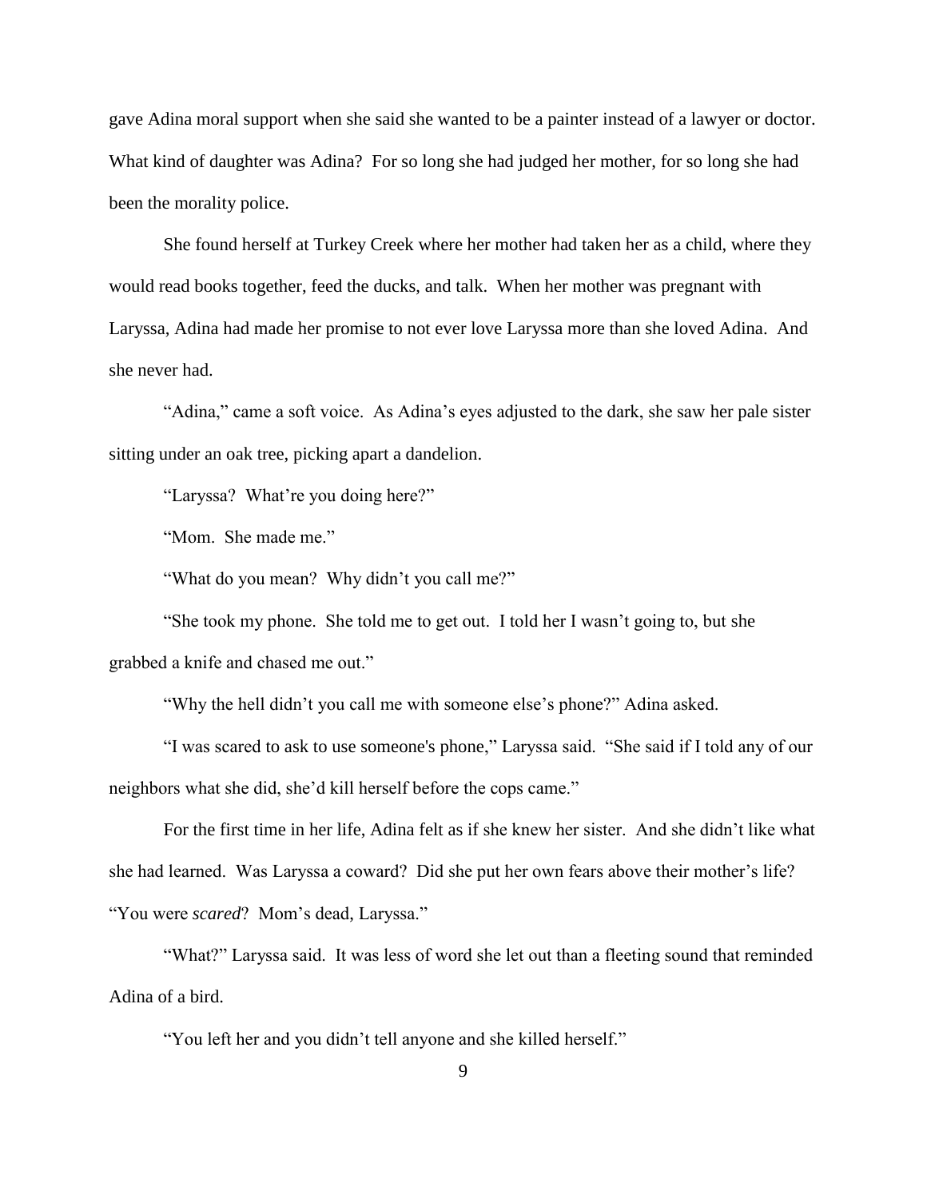gave Adina moral support when she said she wanted to be a painter instead of a lawyer or doctor. What kind of daughter was Adina? For so long she had judged her mother, for so long she had been the morality police.

She found herself at Turkey Creek where her mother had taken her as a child, where they would read books together, feed the ducks, and talk. When her mother was pregnant with Laryssa, Adina had made her promise to not ever love Laryssa more than she loved Adina. And she never had.

"Adina," came a soft voice. As Adina's eyes adjusted to the dark, she saw her pale sister sitting under an oak tree, picking apart a dandelion.

"Laryssa? What're you doing here?"

"Mom. She made me."

"What do you mean? Why didn't you call me?"

"She took my phone. She told me to get out. I told her I wasn't going to, but she grabbed a knife and chased me out."

"Why the hell didn't you call me with someone else's phone?" Adina asked.

"I was scared to ask to use someone's phone," Laryssa said. "She said if I told any of our neighbors what she did, she'd kill herself before the cops came."

For the first time in her life, Adina felt as if she knew her sister. And she didn't like what she had learned. Was Laryssa a coward? Did she put her own fears above their mother's life? "You were *scared*? Mom's dead, Laryssa."

"What?" Laryssa said. It was less of word she let out than a fleeting sound that reminded Adina of a bird.

"You left her and you didn't tell anyone and she killed herself."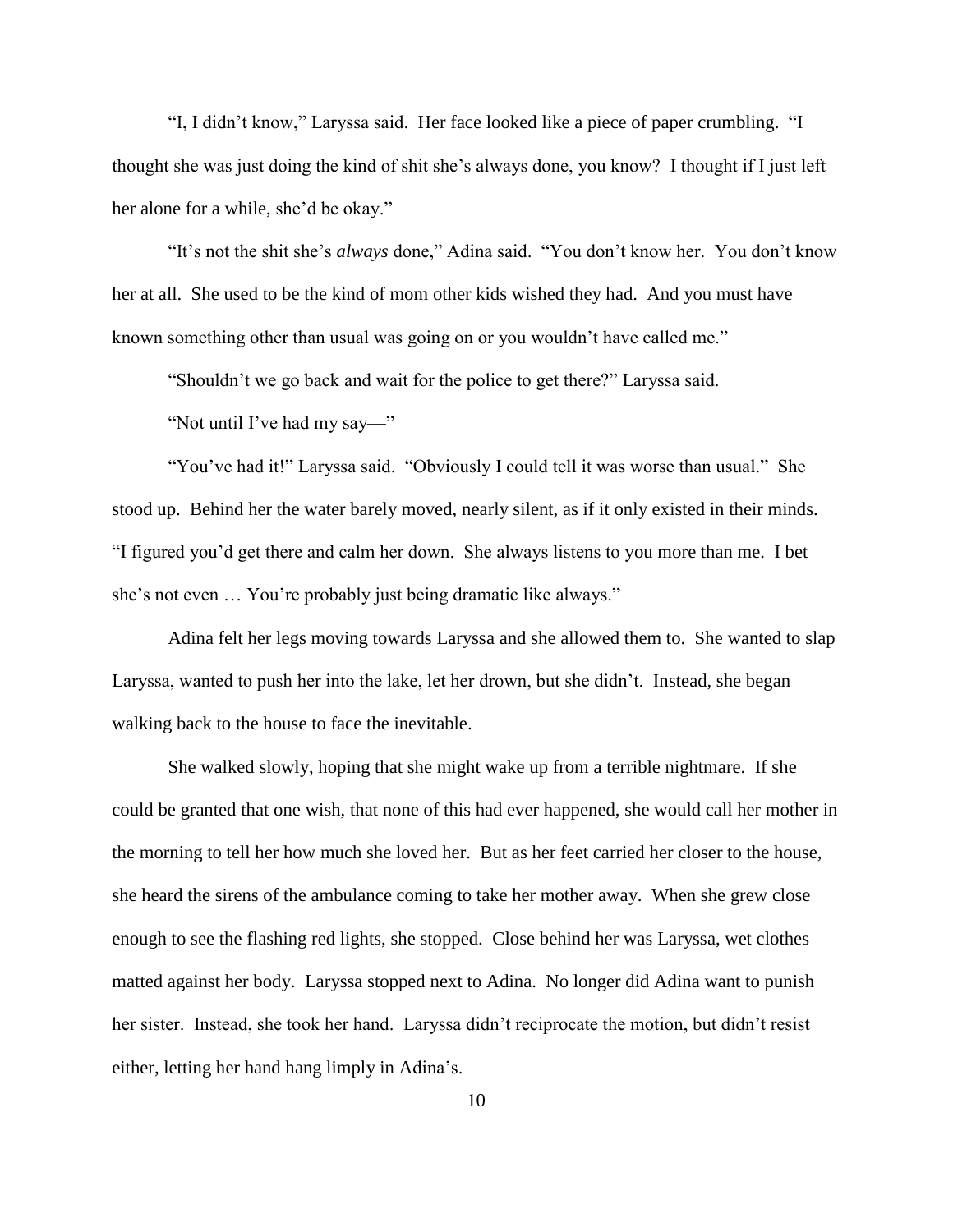"I, I didn't know," Laryssa said. Her face looked like a piece of paper crumbling. "I thought she was just doing the kind of shit she's always done, you know? I thought if I just left her alone for a while, she'd be okay."

"It's not the shit she's *always* done," Adina said. "You don't know her. You don't know her at all. She used to be the kind of mom other kids wished they had. And you must have known something other than usual was going on or you wouldn't have called me."

"Shouldn't we go back and wait for the police to get there?" Laryssa said.

"Not until I've had my say—"

"You've had it!" Laryssa said. "Obviously I could tell it was worse than usual." She stood up. Behind her the water barely moved, nearly silent, as if it only existed in their minds. "I figured you'd get there and calm her down. She always listens to you more than me. I bet she's not even … You're probably just being dramatic like always."

Adina felt her legs moving towards Laryssa and she allowed them to. She wanted to slap Laryssa, wanted to push her into the lake, let her drown, but she didn't. Instead, she began walking back to the house to face the inevitable.

She walked slowly, hoping that she might wake up from a terrible nightmare. If she could be granted that one wish, that none of this had ever happened, she would call her mother in the morning to tell her how much she loved her. But as her feet carried her closer to the house, she heard the sirens of the ambulance coming to take her mother away. When she grew close enough to see the flashing red lights, she stopped. Close behind her was Laryssa, wet clothes matted against her body. Laryssa stopped next to Adina. No longer did Adina want to punish her sister. Instead, she took her hand. Laryssa didn't reciprocate the motion, but didn't resist either, letting her hand hang limply in Adina's.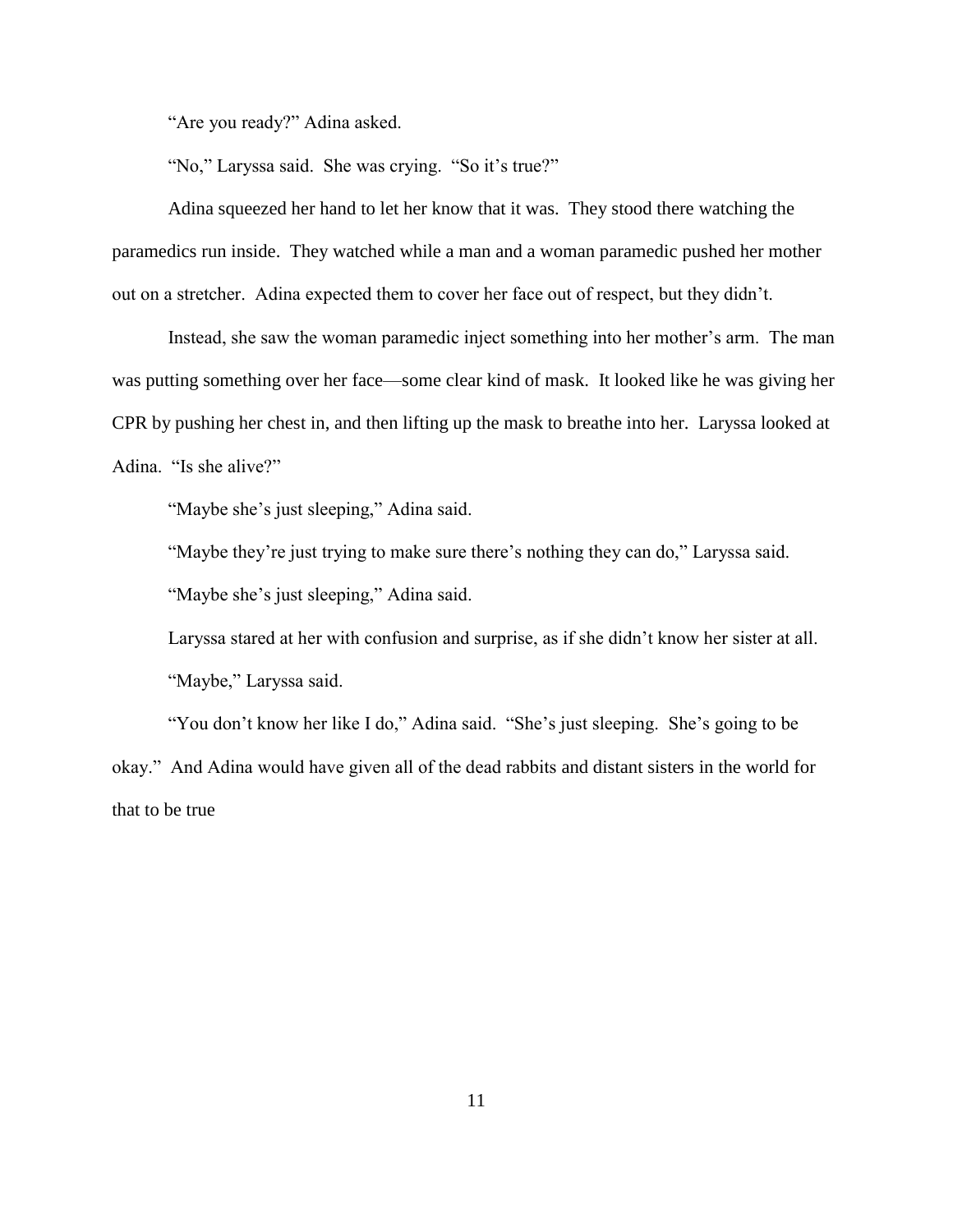"Are you ready?" Adina asked.

"No," Laryssa said. She was crying. "So it's true?"

Adina squeezed her hand to let her know that it was. They stood there watching the paramedics run inside. They watched while a man and a woman paramedic pushed her mother out on a stretcher. Adina expected them to cover her face out of respect, but they didn't.

Instead, she saw the woman paramedic inject something into her mother's arm. The man was putting something over her face—some clear kind of mask. It looked like he was giving her CPR by pushing her chest in, and then lifting up the mask to breathe into her. Laryssa looked at Adina. "Is she alive?"

"Maybe she's just sleeping," Adina said.

"Maybe they're just trying to make sure there's nothing they can do," Laryssa said.

"Maybe she's just sleeping," Adina said.

Laryssa stared at her with confusion and surprise, as if she didn't know her sister at all.

"Maybe," Laryssa said.

"You don't know her like I do," Adina said. "She's just sleeping. She's going to be okay." And Adina would have given all of the dead rabbits and distant sisters in the world for that to be true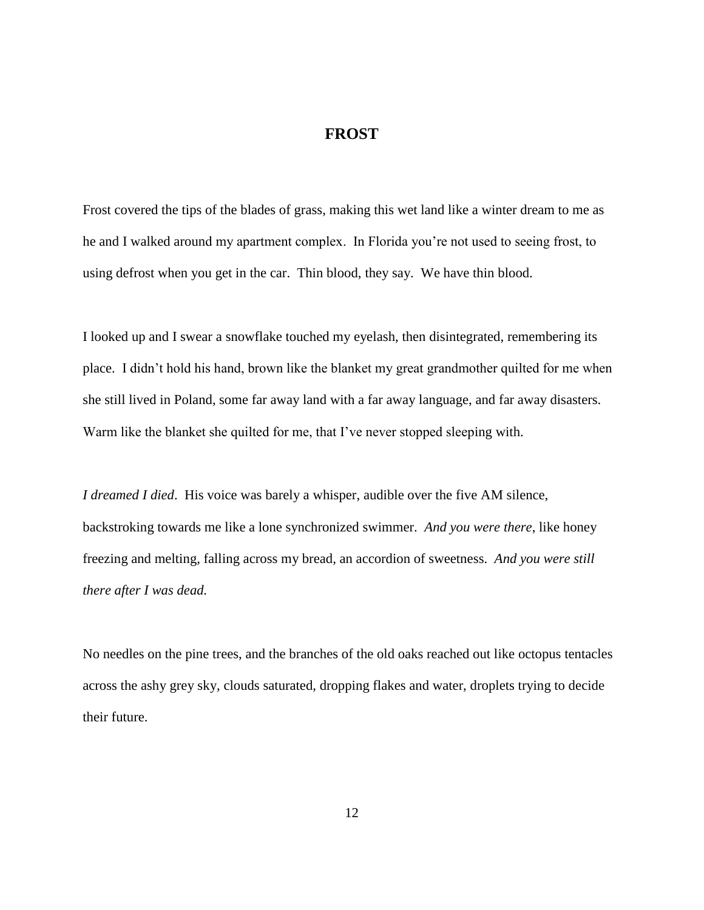# FROST

Frost covered the tips of the blades of grass, making this wet land like a winter dream to me as he and I walked around my apartment complex. In Florida you're not used to seeing frost, to using defrost when you get in the car. Thin blood, they say. We have thin blood.

I looked up and I swear a snowflake touched my eyelash, then disintegrated, remembering its place. I didn't hold his hand, brown like the blanket my great grandmother quilted for me when she still lived in Poland, some far away land with a far away language, and far away disasters. Warm like the blanket she quilted for me, that I've never stopped sleeping with.

*I dreamed I died*. His voice was barely a whisper, audible over the five AM silence, backstroking towards me like a lone synchronized swimmer. *And you were there*, like honey freezing and melting, falling across my bread, an accordion of sweetness. *And you were still there after I was dead.*

No needles on the pine trees, and the branches of the old oaks reached out like octopus tentacles across the ashy grey sky, clouds saturated, dropping flakes and water, droplets trying to decide their future.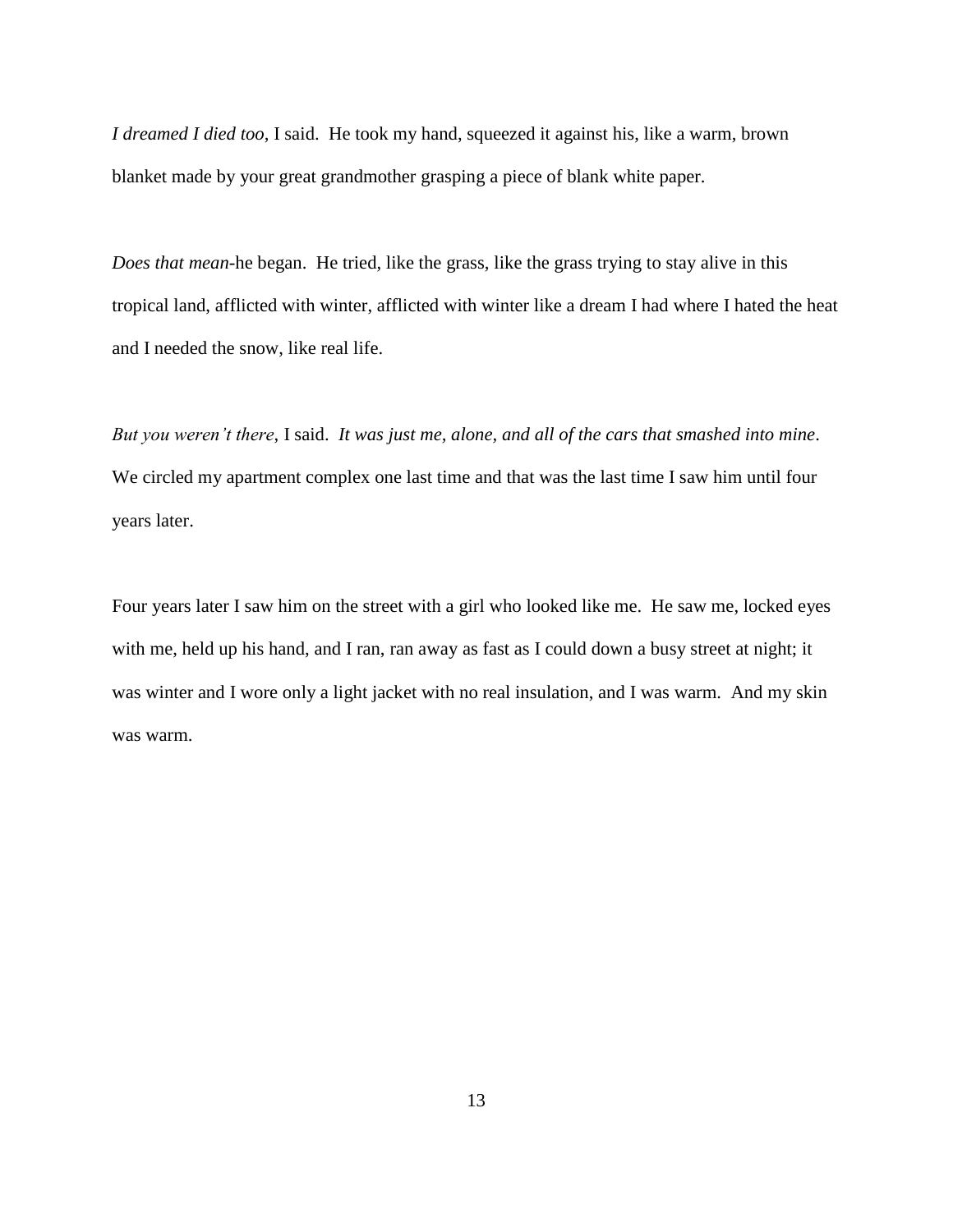*I dreamed I died too*, I said. He took my hand, squeezed it against his, like a warm, brown blanket made by your great grandmother grasping a piece of blank white paper.

*Does that mean*-he began. He tried, like the grass, like the grass trying to stay alive in this tropical land, afflicted with winter, afflicted with winter like a dream I had where I hated the heat and I needed the snow, like real life.

*But you weren't there*, I said. *It was just me, alone, and all of the cars that smashed into mine*. We circled my apartment complex one last time and that was the last time I saw him until four years later.

Four years later I saw him on the street with a girl who looked like me. He saw me, locked eyes with me, held up his hand, and I ran, ran away as fast as I could down a busy street at night; it was winter and I wore only a light jacket with no real insulation, and I was warm. And my skin was warm.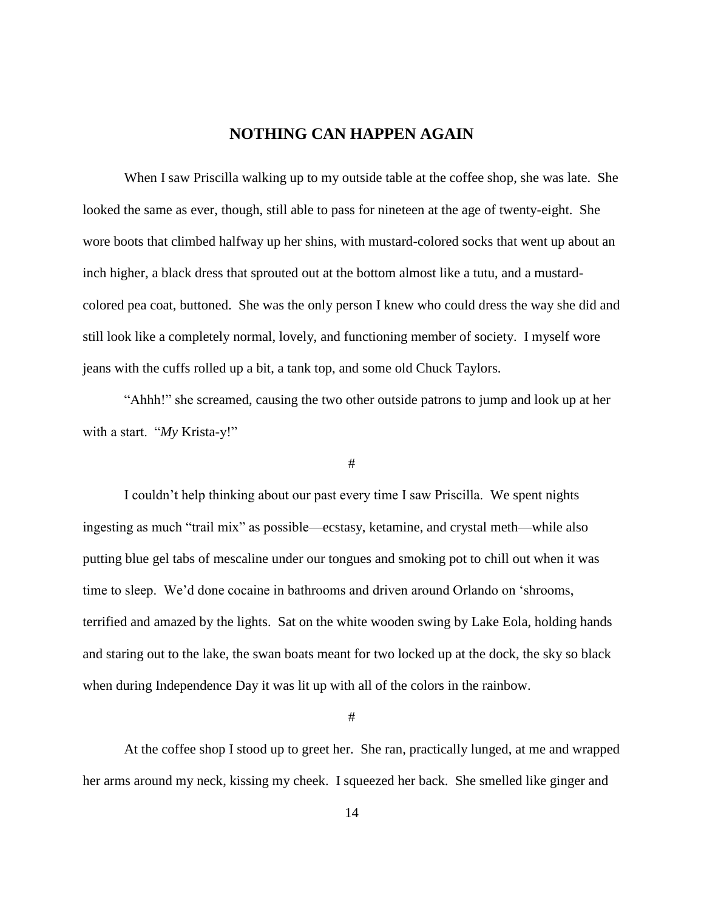## NOTHING CAN HAPPEN AGAIN

When I saw Priscilla walking up to my outside table at the coffee shop, she was late. She looked the same as ever, though, still able to pass for nineteen at the age of twenty-eight. She wore boots that climbed halfway up her shins, with mustard-colored socks that went up about an inch higher, a black dress that sprouted out at the bottom almost like a tutu, and a mustard-colored pea coat, buttoned. She was the only person I knew who could dress the way she did and still look like a completely normal, lovely, and functioning member of society. I myself wore jeans with the cuffs rolled up a bit, a tank top, and some old Chuck Taylors.

"Ahhh!" she screamed, causing the two other outside patrons to jump and look up at her with a start. "*My* Krista-y!"

#

I couldn't help thinking about our past every time I saw Priscilla. We spent nights ingesting as much "trail mix" as possible—ecstasy, ketamine, and crystal meth—while also putting blue gel tabs of mescaline under our tongues and smoking pot to chill out when it was time to sleep. We'd done cocaine in bathrooms and driven around Orlando on 'shrooms, terrified and amazed by the lights. Sat on the white wooden swing by Lake Eola, holding hands and staring out to the lake, the swan boats meant for two locked up at the dock, the sky so black when during Independence Day it was lit up with all of the colors in the rainbow.

#

At the coffee shop I stood up to greet her. She ran, practically lunged, at me and wrapped her arms around my neck, kissing my cheek. I squeezed her back. She smelled like ginger and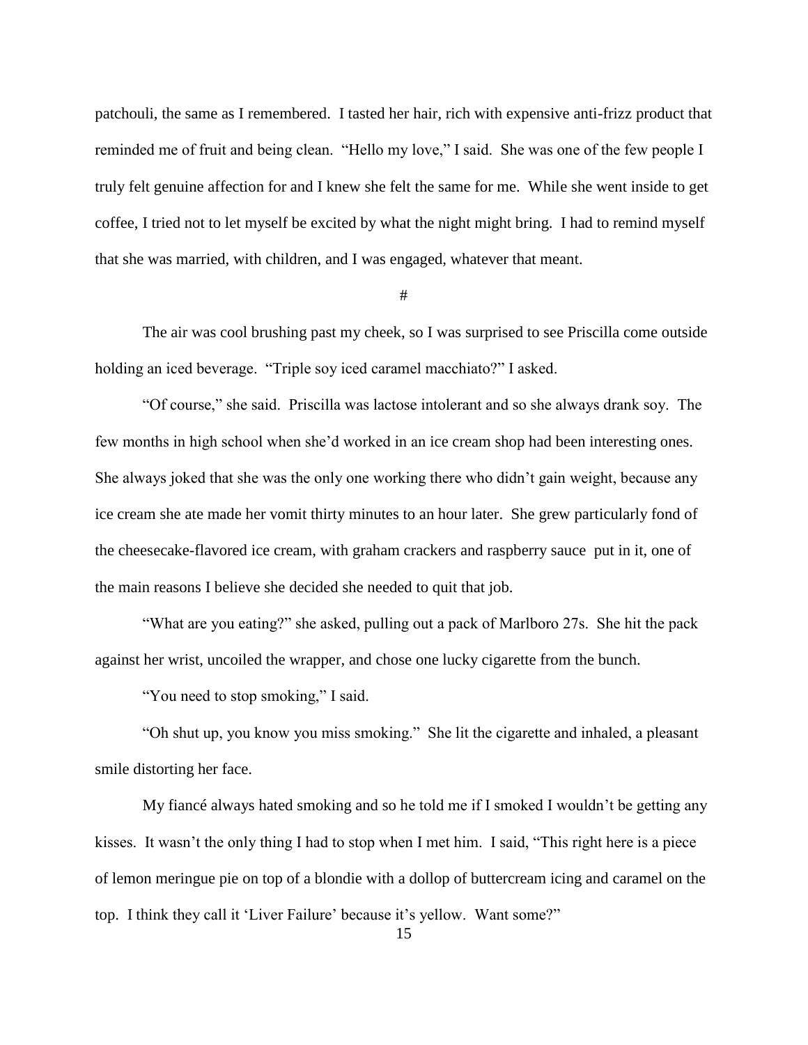patchouli, the same as I remembered. I tasted her hair, rich with expensive anti-frizz product that reminded me of fruit and being clean. "Hello my love," I said. She was one of the few people I truly felt genuine affection for and I knew she felt the same for me. While she went inside to get coffee, I tried not to let myself be excited by what the night might bring. I had to remind myself that she was married, with children, and I was engaged, whatever that meant.

#

The air was cool brushing past my cheek, so I was surprised to see Priscilla come outside holding an iced beverage. "Triple soy iced caramel macchiato?" I asked.

"Of course," she said. Priscilla was lactose intolerant and so she always drank soy. The few months in high school when she'd worked in an ice cream shop had been interesting ones. She always joked that she was the only one working there who didn't gain weight, because any ice cream she ate made her vomit thirty minutes to an hour later. She grew particularly fond of the cheesecake-flavored ice cream, with graham crackers and raspberry sauce put in it, one of the main reasons I believe she decided she needed to quit that job.

"What are you eating?" she asked, pulling out a pack of Marlboro 27s. She hit the pack against her wrist, uncoiled the wrapper, and chose one lucky cigarette from the bunch.

"You need to stop smoking," I said.

"Oh shut up, you know you miss smoking." She lit the cigarette and inhaled, a pleasant smile distorting her face.

My fiancé always hated smoking and so he told me if I smoked I wouldn't be getting any kisses. It wasn't the only thing I had to stop when I met him. I said, "This right here is a piece of lemon meringue pie on top of a blondie with a dollop of buttercream icing and caramel on the top. I think they call it 'Liver Failure' because it's yellow. Want some?"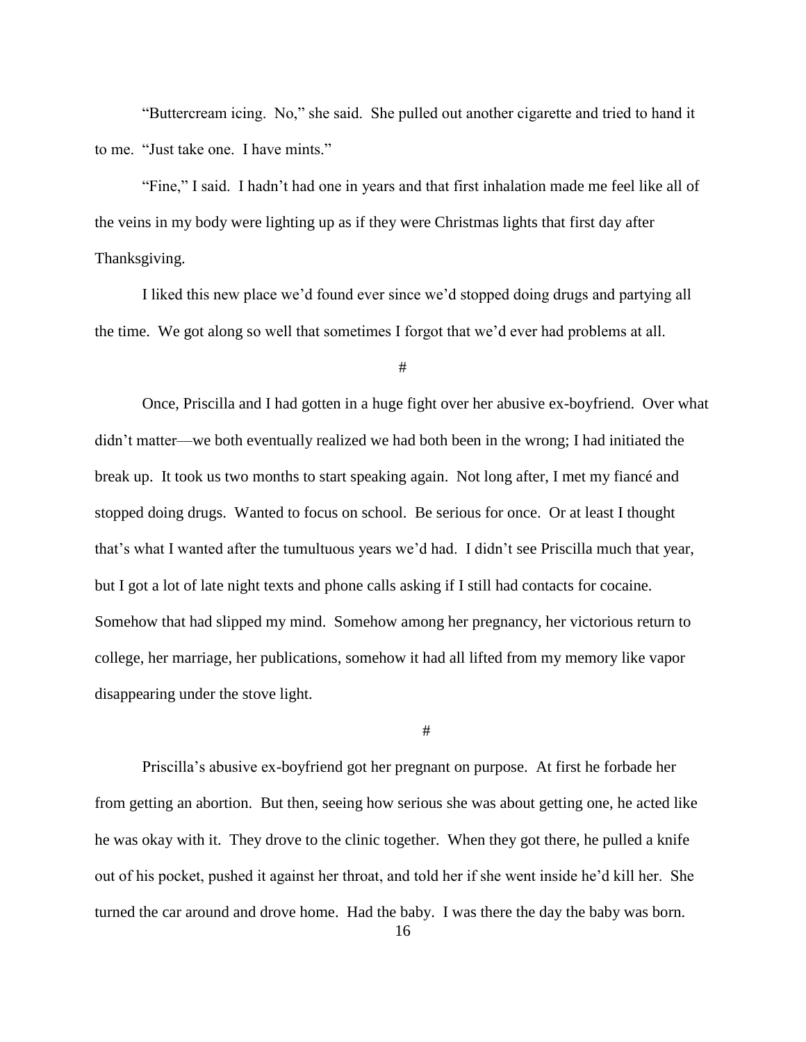"Buttercream icing. No," she said. She pulled out another cigarette and tried to hand it to me. "Just take one. I have mints."

"Fine," I said. I hadn't had one in years and that first inhalation made me feel like all of the veins in my body were lighting up as if they were Christmas lights that first day after Thanksgiving.

I liked this new place we'd found ever since we'd stopped doing drugs and partying all the time. We got along so well that sometimes I forgot that we'd ever had problems at all.

#

Once, Priscilla and I had gotten in a huge fight over her abusive ex-boyfriend. Over what didn't matter—we both eventually realized we had both been in the wrong; I had initiated the break up. It took us two months to start speaking again. Not long after, I met my fiancé and stopped doing drugs. Wanted to focus on school. Be serious for once. Or at least I thought that's what I wanted after the tumultuous years we'd had. I didn't see Priscilla much that year, but I got a lot of late night texts and phone calls asking if I still had contacts for cocaine. Somehow that had slipped my mind. Somehow among her pregnancy, her victorious return to college, her marriage, her publications, somehow it had all lifted from my memory like vapor disappearing under the stove light.

#

Priscilla's abusive ex-boyfriend got her pregnant on purpose. At first he forbade her from getting an abortion. But then, seeing how serious she was about getting one, he acted like he was okay with it. They drove to the clinic together. When they got there, he pulled a knife out of his pocket, pushed it against her throat, and told her if she went inside he'd kill her. She turned the car around and drove home. Had the baby. I was there the day the baby was born.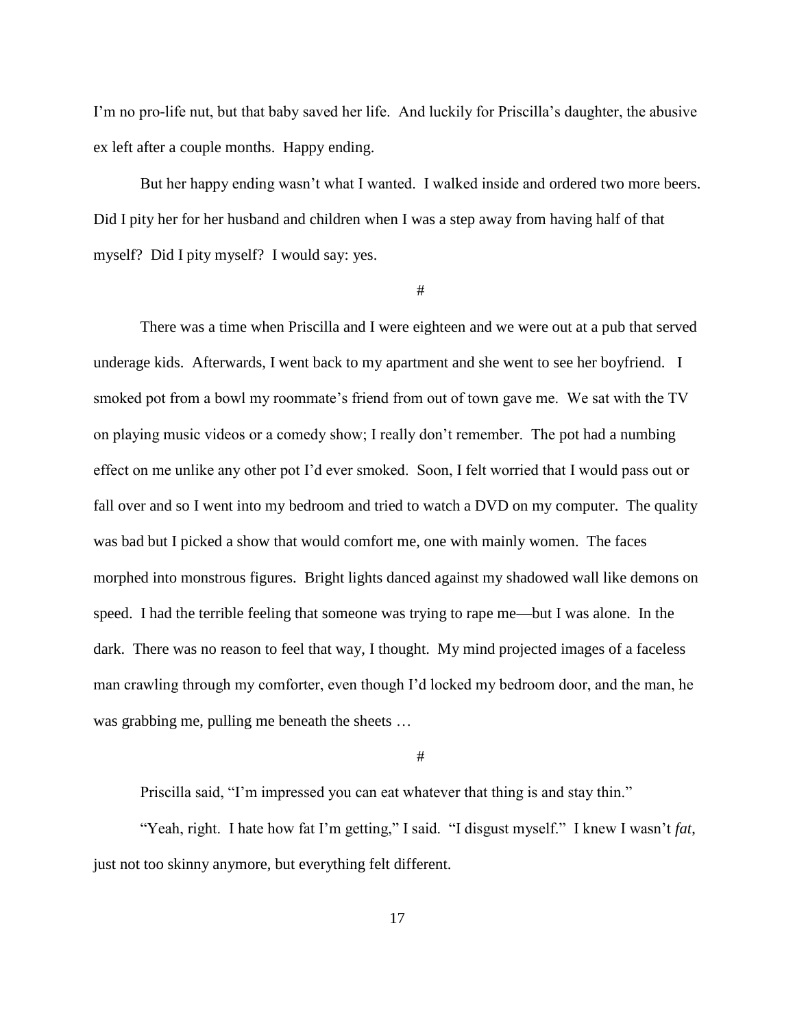I'm no pro-life nut, but that baby saved her life. And luckily for Priscilla's daughter, the abusive ex left after a couple months. Happy ending.

But her happy ending wasn't what I wanted. I walked inside and ordered two more beers. Did I pity her for her husband and children when I was a step away from having half of that myself? Did I pity myself? I would say: yes.

#

There was a time when Priscilla and I were eighteen and we were out at a pub that served underage kids. Afterwards, I went back to my apartment and she went to see her boyfriend. I smoked pot from a bowl my roommate's friend from out of town gave me. We sat with the TV on playing music videos or a comedy show; I really don't remember. The pot had a numbing effect on me unlike any other pot I'd ever smoked. Soon, I felt worried that I would pass out or fall over and so I went into my bedroom and tried to watch a DVD on my computer. The quality was bad but I picked a show that would comfort me, one with mainly women. The faces morphed into monstrous figures. Bright lights danced against my shadowed wall like demons on speed. I had the terrible feeling that someone was trying to rape me—but I was alone. In the dark. There was no reason to feel that way, I thought. My mind projected images of a faceless man crawling through my comforter, even though I'd locked my bedroom door, and the man, he was grabbing me, pulling me beneath the sheets …

#

Priscilla said, "I'm impressed you can eat whatever that thing is and stay thin."

"Yeah, right. I hate how fat I'm getting," I said. "I disgust myself." I knew I wasn't *fat*, just not too skinny anymore, but everything felt different.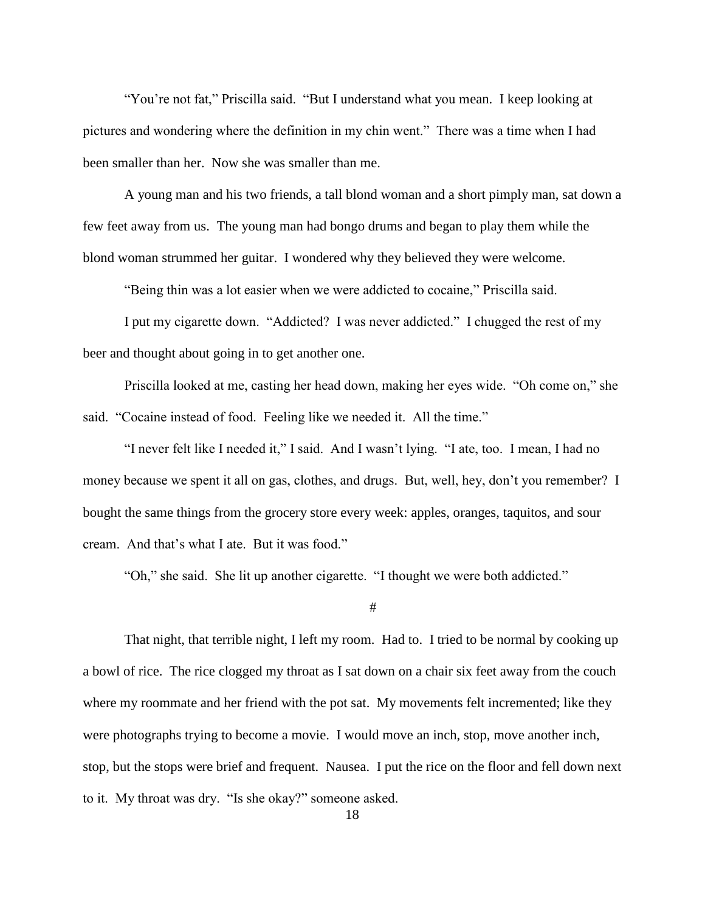"You're not fat," Priscilla said. "But I understand what you mean. I keep looking at pictures and wondering where the definition in my chin went." There was a time when I had been smaller than her. Now she was smaller than me.

A young man and his two friends, a tall blond woman and a short pimply man, sat down a few feet away from us. The young man had bongo drums and began to play them while the blond woman strummed her guitar. I wondered why they believed they were welcome.

"Being thin was a lot easier when we were addicted to cocaine," Priscilla said.

I put my cigarette down. "Addicted? I was never addicted." I chugged the rest of my beer and thought about going in to get another one.

Priscilla looked at me, casting her head down, making her eyes wide. "Oh come on," she said. "Cocaine instead of food. Feeling like we needed it. All the time."

"I never felt like I needed it," I said. And I wasn't lying. "I ate, too. I mean, I had no money because we spent it all on gas, clothes, and drugs. But, well, hey, don't you remember? I bought the same things from the grocery store every week: apples, oranges, taquitos, and sour cream. And that's what I ate. But it was food."

"Oh," she said. She lit up another cigarette. "I thought we were both addicted."

#

That night, that terrible night, I left my room. Had to. I tried to be normal by cooking up a bowl of rice. The rice clogged my throat as I sat down on a chair six feet away from the couch where my roommate and her friend with the pot sat. My movements felt incremented; like they were photographs trying to become a movie. I would move an inch, stop, move another inch, stop, but the stops were brief and frequent. Nausea. I put the rice on the floor and fell down next to it. My throat was dry. "Is she okay?" someone asked.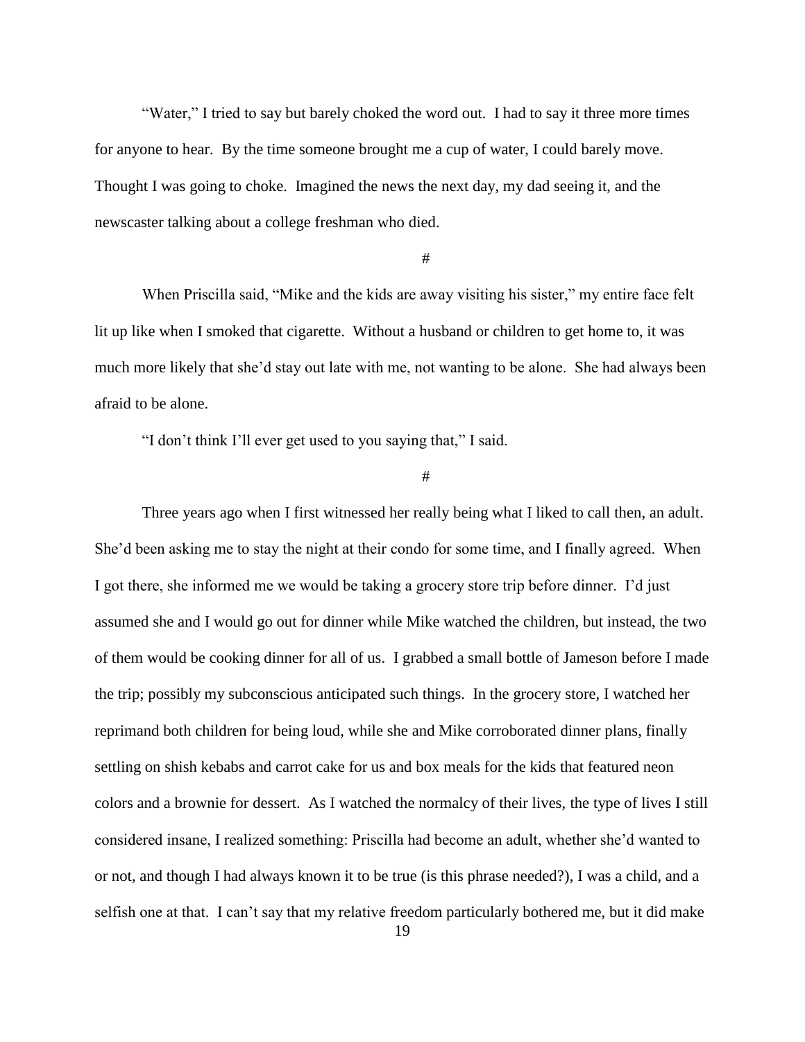"Water," I tried to say but barely choked the word out. I had to say it three more times for anyone to hear. By the time someone brought me a cup of water, I could barely move. Thought I was going to choke. Imagined the news the next day, my dad seeing it, and the newscaster talking about a college freshman who died.

#

When Priscilla said, "Mike and the kids are away visiting his sister," my entire face felt lit up like when I smoked that cigarette. Without a husband or children to get home to, it was much more likely that she'd stay out late with me, not wanting to be alone. She had always been afraid to be alone.

"I don't think I'll ever get used to you saying that," I said.

#

Three years ago when I first witnessed her really being what I liked to call then, an adult. She'd been asking me to stay the night at their condo for some time, and I finally agreed. When I got there, she informed me we would be taking a grocery store trip before dinner. I'd just assumed she and I would go out for dinner while Mike watched the children, but instead, the two of them would be cooking dinner for all of us. I grabbed a small bottle of Jameson before I made the trip; possibly my subconscious anticipated such things. In the grocery store, I watched her reprimand both children for being loud, while she and Mike corroborated dinner plans, finally settling on shish kebabs and carrot cake for us and box meals for the kids that featured neon colors and a brownie for dessert. As I watched the normalcy of their lives, the type of lives I still considered insane, I realized something: Priscilla had become an adult, whether she'd wanted to or not, and though I had always known it to be true (is this phrase needed?), I was a child, and a selfish one at that. I can't say that my relative freedom particularly bothered me, but it did make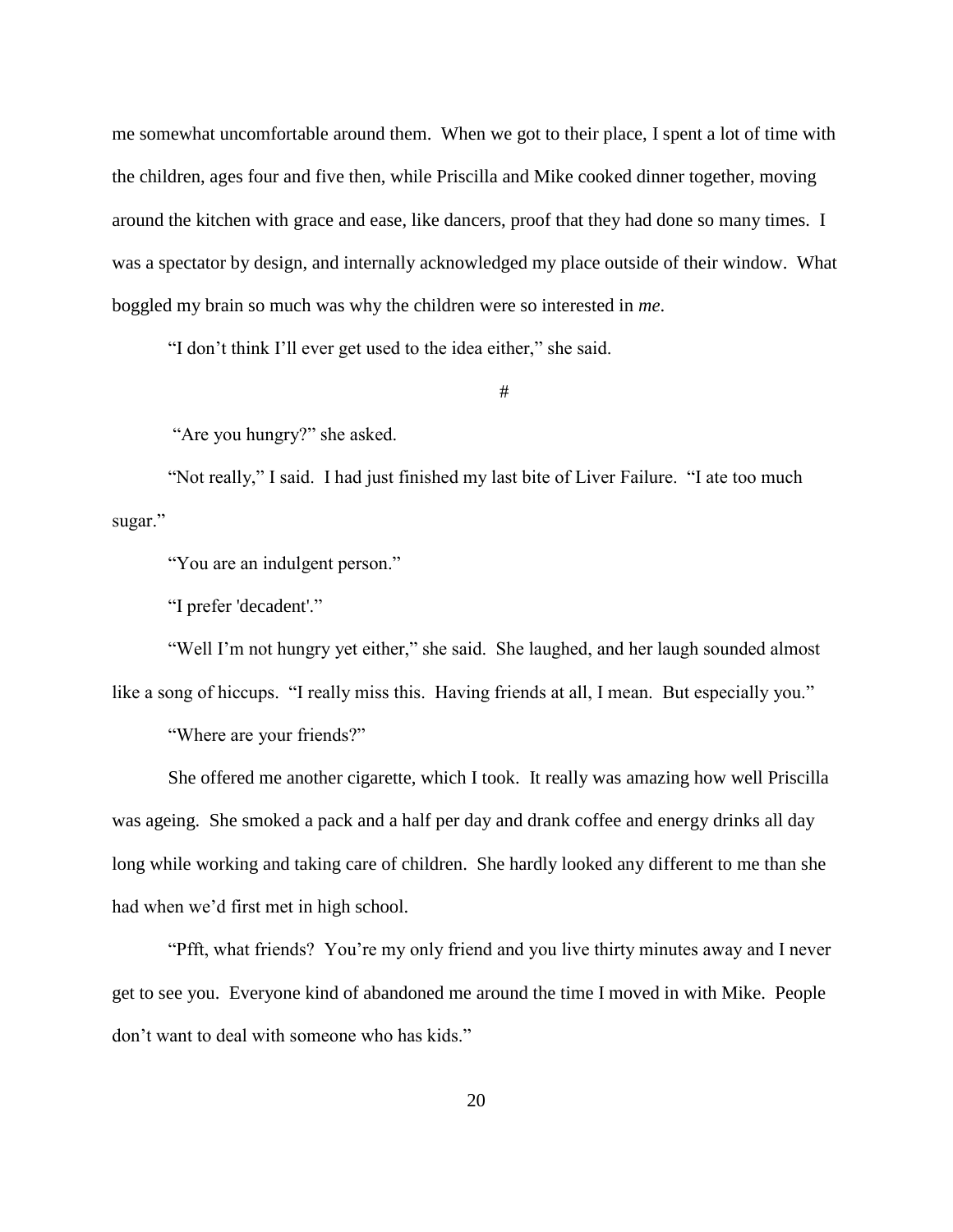me somewhat uncomfortable around them. When we got to their place, I spent a lot of time with the children, ages four and five then, while Priscilla and Mike cooked dinner together, moving around the kitchen with grace and ease, like dancers, proof that they had done so many times. I was a spectator by design, and internally acknowledged my place outside of their window. What boggled my brain so much was why the children were so interested in *me*.

"I don't think I'll ever get used to the idea either," she said.

#

"Are you hungry?" she asked.

"Not really," I said. I had just finished my last bite of Liver Failure. "I ate too much sugar."

"You are an indulgent person."

"I prefer 'decadent'."

"Well I'm not hungry yet either," she said. She laughed, and her laugh sounded almost like a song of hiccups. "I really miss this. Having friends at all, I mean. But especially you."

"Where are your friends?"

She offered me another cigarette, which I took. It really was amazing how well Priscilla was ageing. She smoked a pack and a half per day and drank coffee and energy drinks all day long while working and taking care of children. She hardly looked any different to me than she had when we'd first met in high school.

"Pfft, what friends? You're my only friend and you live thirty minutes away and I never get to see you. Everyone kind of abandoned me around the time I moved in with Mike. People don't want to deal with someone who has kids."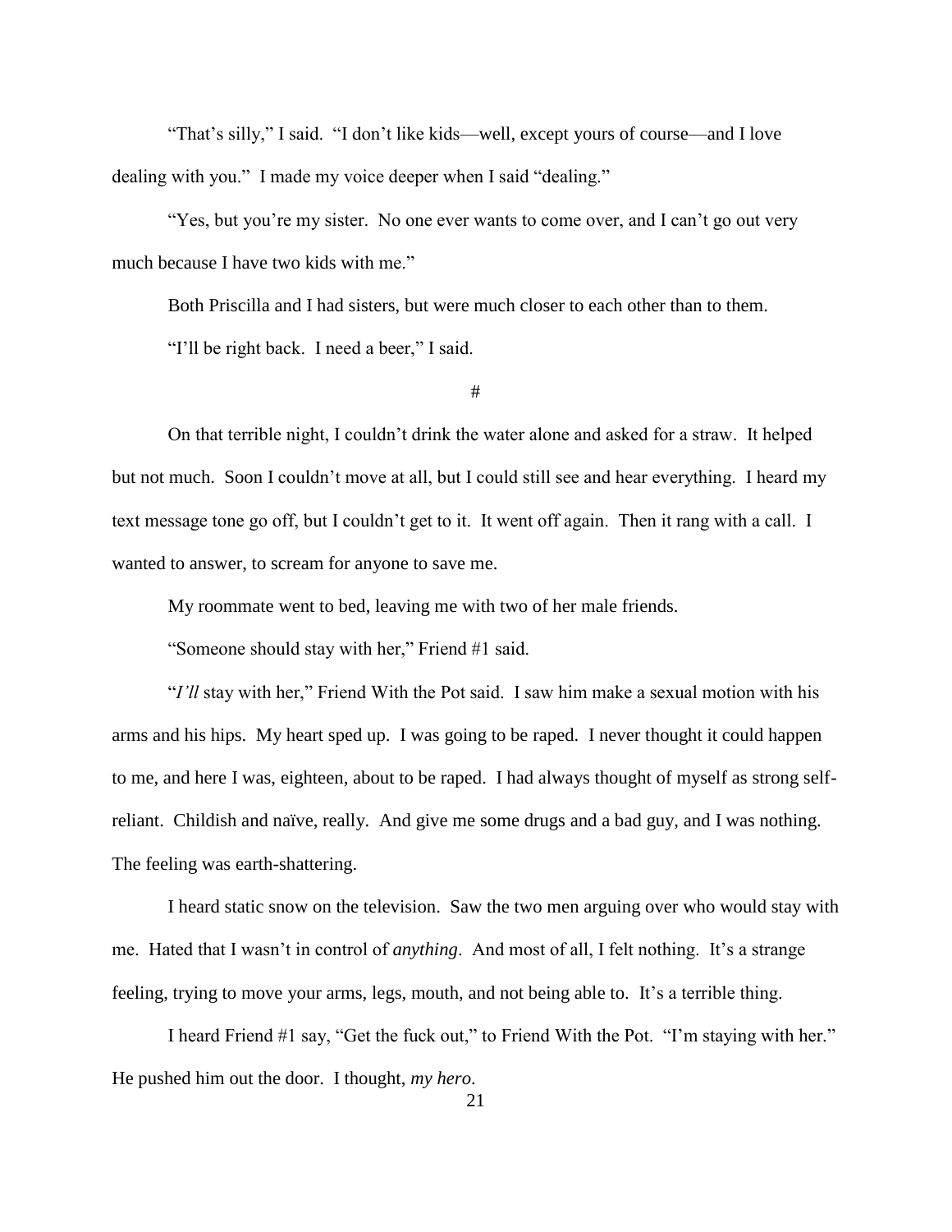"That's silly," I said. "I don't like kids—well, except yours of course—and I love dealing with you." I made my voice deeper when I said "dealing."

"Yes, but you're my sister. No one ever wants to come over, and I can't go out very much because I have two kids with me."

Both Priscilla and I had sisters, but were much closer to each other than to them.

"I'll be right back. I need a beer," I said.

#

On that terrible night, I couldn't drink the water alone and asked for a straw. It helped but not much. Soon I couldn't move at all, but I could still see and hear everything. I heard my text message tone go off, but I couldn't get to it. It went off again. Then it rang with a call. I wanted to answer, to scream for anyone to save me.

My roommate went to bed, leaving me with two of her male friends.

"Someone should stay with her," Friend #1 said.

"*I'll* stay with her," Friend With the Pot said. I saw him make a sexual motion with his arms and his hips. My heart sped up. I was going to be raped. I never thought it could happen to me, and here I was, eighteen, about to be raped. I had always thought of myself as strong self-reliant. Childish and naïve, really. And give me some drugs and a bad guy, and I was nothing. The feeling was earth-shattering.

I heard static snow on the television. Saw the two men arguing over who would stay with me. Hated that I wasn't in control of *anything*. And most of all, I felt nothing. It's a strange feeling, trying to move your arms, legs, mouth, and not being able to. It's a terrible thing.

I heard Friend #1 say, "Get the fuck out," to Friend With the Pot. "I'm staying with her." He pushed him out the door. I thought, *my hero*.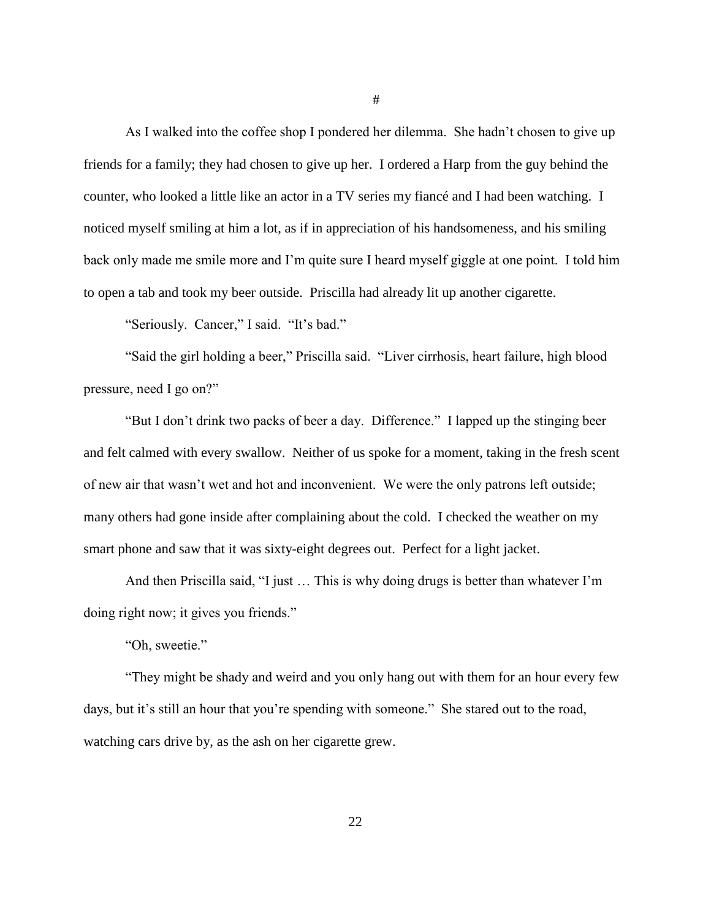#

As I walked into the coffee shop I pondered her dilemma. She hadn't chosen to give up friends for a family; they had chosen to give up her. I ordered a Harp from the guy behind the counter, who looked a little like an actor in a TV series my fiancé and I had been watching. I noticed myself smiling at him a lot, as if in appreciation of his handsomeness, and his smiling back only made me smile more and I'm quite sure I heard myself giggle at one point. I told him to open a tab and took my beer outside. Priscilla had already lit up another cigarette.

"Seriously. Cancer," I said. "It's bad."

"Said the girl holding a beer," Priscilla said. "Liver cirrhosis, heart failure, high blood pressure, need I go on?"

"But I don't drink two packs of beer a day. Difference." I lapped up the stinging beer and felt calmed with every swallow. Neither of us spoke for a moment, taking in the fresh scent of new air that wasn't wet and hot and inconvenient. We were the only patrons left outside; many others had gone inside after complaining about the cold. I checked the weather on my smart phone and saw that it was sixty-eight degrees out. Perfect for a light jacket.

And then Priscilla said, "I just … This is why doing drugs is better than whatever I'm doing right now; it gives you friends."

"Oh, sweetie."

"They might be shady and weird and you only hang out with them for an hour every few days, but it's still an hour that you're spending with someone." She stared out to the road, watching cars drive by, as the ash on her cigarette grew.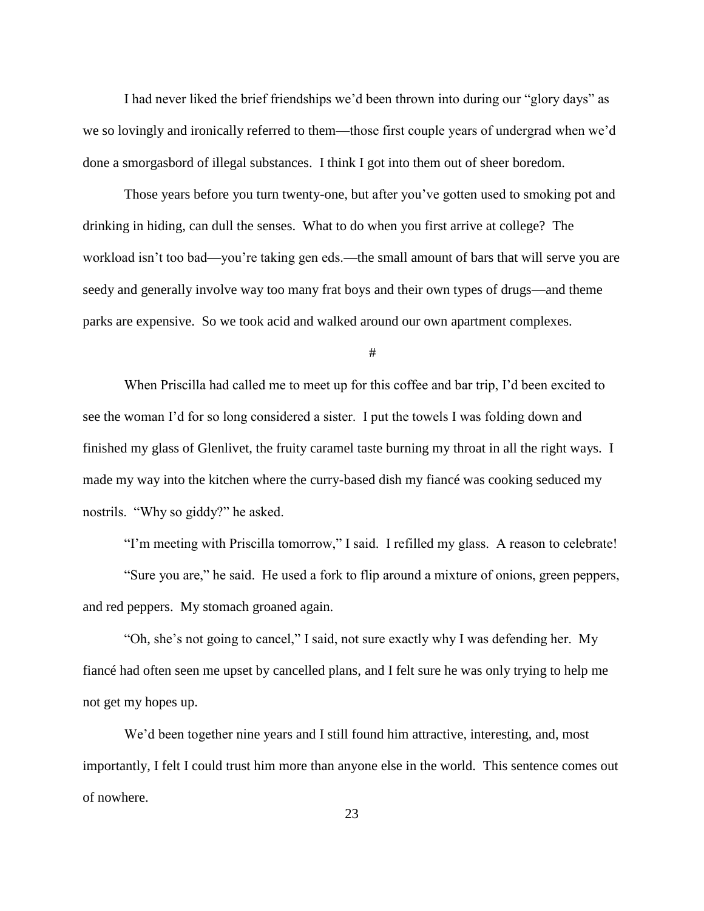I had never liked the brief friendships we'd been thrown into during our "glory days" as we so lovingly and ironically referred to them—those first couple years of undergrad when we'd done a smorgasbord of illegal substances. I think I got into them out of sheer boredom.

Those years before you turn twenty-one, but after you've gotten used to smoking pot and drinking in hiding, can dull the senses. What to do when you first arrive at college? The workload isn't too bad—you're taking gen eds.—the small amount of bars that will serve you are seedy and generally involve way too many frat boys and their own types of drugs—and theme parks are expensive. So we took acid and walked around our own apartment complexes.

#

When Priscilla had called me to meet up for this coffee and bar trip, I'd been excited to see the woman I'd for so long considered a sister. I put the towels I was folding down and finished my glass of Glenlivet, the fruity caramel taste burning my throat in all the right ways. I made my way into the kitchen where the curry-based dish my fiancé was cooking seduced my nostrils. "Why so giddy?" he asked.

"I'm meeting with Priscilla tomorrow," I said. I refilled my glass. A reason to celebrate!

"Sure you are," he said. He used a fork to flip around a mixture of onions, green peppers, and red peppers. My stomach groaned again.

"Oh, she's not going to cancel," I said, not sure exactly why I was defending her. My fiancé had often seen me upset by cancelled plans, and I felt sure he was only trying to help me not get my hopes up.

We'd been together nine years and I still found him attractive, interesting, and, most importantly, I felt I could trust him more than anyone else in the world. This sentence comes out of nowhere.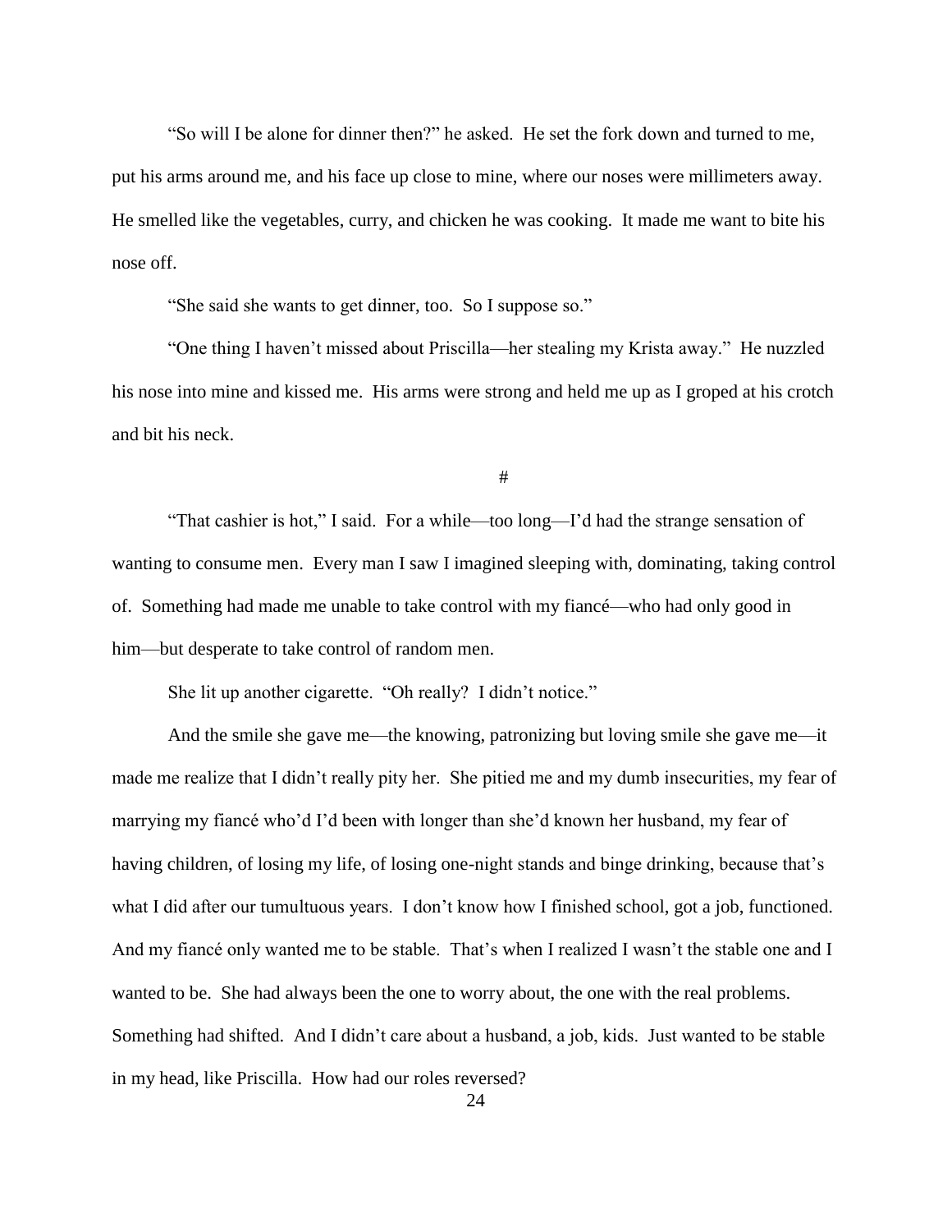"So will I be alone for dinner then?" he asked. He set the fork down and turned to me, put his arms around me, and his face up close to mine, where our noses were millimeters away. He smelled like the vegetables, curry, and chicken he was cooking. It made me want to bite his nose off.

"She said she wants to get dinner, too. So I suppose so."

"One thing I haven't missed about Priscilla—her stealing my Krista away." He nuzzled his nose into mine and kissed me. His arms were strong and held me up as I groped at his crotch and bit his neck.

#

"That cashier is hot," I said. For a while—too long—I'd had the strange sensation of wanting to consume men. Every man I saw I imagined sleeping with, dominating, taking control of. Something had made me unable to take control with my fiancé—who had only good in him—but desperate to take control of random men.

She lit up another cigarette. "Oh really? I didn't notice."

And the smile she gave me—the knowing, patronizing but loving smile she gave me—it made me realize that I didn't really pity her. She pitied me and my dumb insecurities, my fear of marrying my fiancé who'd I'd been with longer than she'd known her husband, my fear of having children, of losing my life, of losing one-night stands and binge drinking, because that's what I did after our tumultuous years. I don't know how I finished school, got a job, functioned. And my fiancé only wanted me to be stable. That's when I realized I wasn't the stable one and I wanted to be. She had always been the one to worry about, the one with the real problems. Something had shifted. And I didn't care about a husband, a job, kids. Just wanted to be stable in my head, like Priscilla. How had our roles reversed?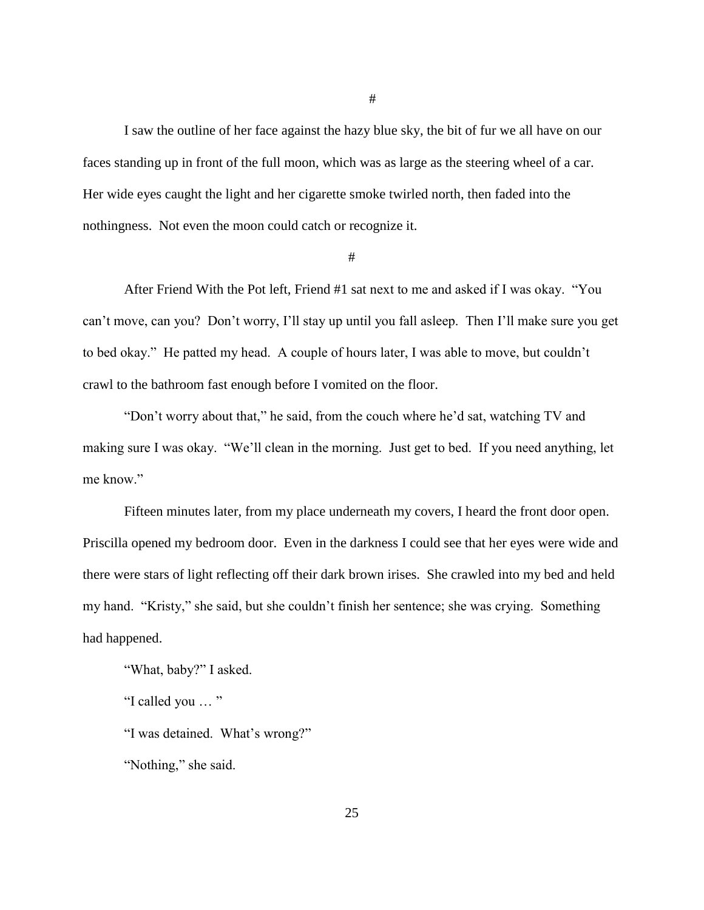#

I saw the outline of her face against the hazy blue sky, the bit of fur we all have on our faces standing up in front of the full moon, which was as large as the steering wheel of a car. Her wide eyes caught the light and her cigarette smoke twirled north, then faded into the nothingness. Not even the moon could catch or recognize it.

#

After Friend With the Pot left, Friend #1 sat next to me and asked if I was okay. "You can't move, can you? Don't worry, I'll stay up until you fall asleep. Then I'll make sure you get to bed okay." He patted my head. A couple of hours later, I was able to move, but couldn't crawl to the bathroom fast enough before I vomited on the floor.

"Don't worry about that," he said, from the couch where he'd sat, watching TV and making sure I was okay. "We'll clean in the morning. Just get to bed. If you need anything, let me know."

Fifteen minutes later, from my place underneath my covers, I heard the front door open. Priscilla opened my bedroom door. Even in the darkness I could see that her eyes were wide and there were stars of light reflecting off their dark brown irises. She crawled into my bed and held my hand. "Kristy," she said, but she couldn't finish her sentence; she was crying. Something had happened.

"What, baby?" I asked.

"I called you … "

"I was detained. What's wrong?"

"Nothing," she said.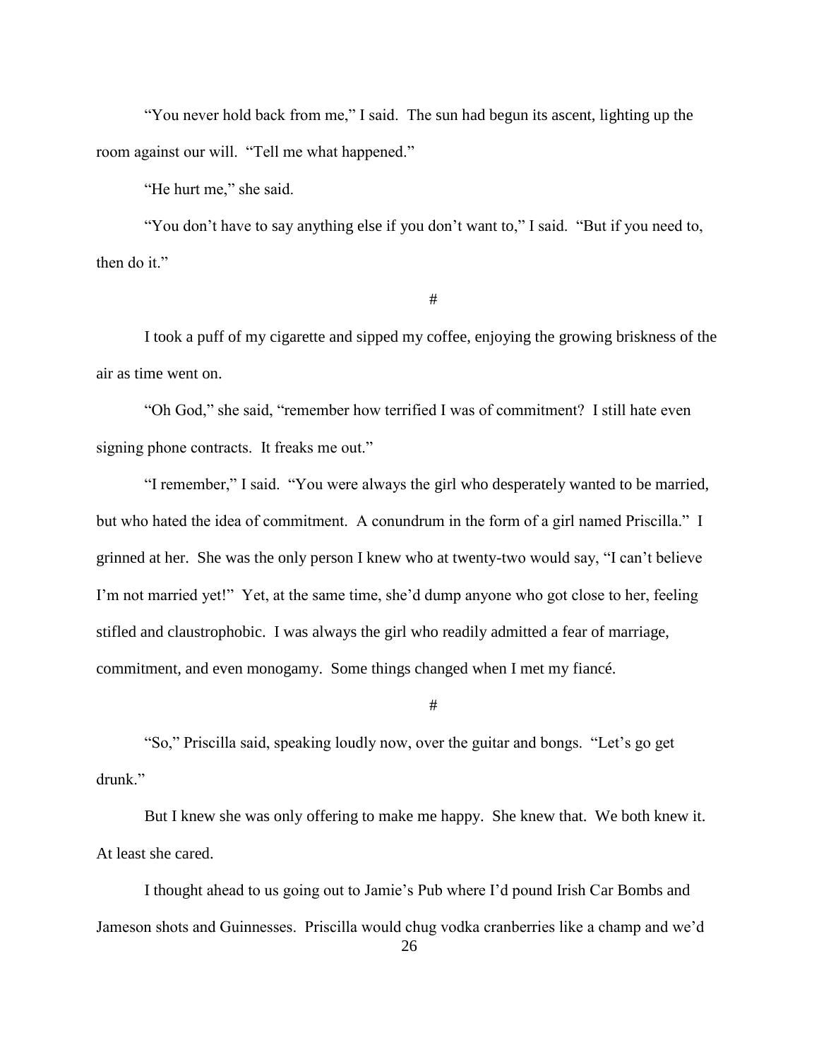"You never hold back from me," I said. The sun had begun its ascent, lighting up the room against our will. "Tell me what happened."

"He hurt me," she said.

"You don't have to say anything else if you don't want to," I said. "But if you need to, then do it."

#

I took a puff of my cigarette and sipped my coffee, enjoying the growing briskness of the air as time went on.

"Oh God," she said, "remember how terrified I was of commitment? I still hate even signing phone contracts. It freaks me out."

"I remember," I said. "You were always the girl who desperately wanted to be married, but who hated the idea of commitment. A conundrum in the form of a girl named Priscilla." I grinned at her. She was the only person I knew who at twenty-two would say, "I can't believe I'm not married yet!" Yet, at the same time, she'd dump anyone who got close to her, feeling stifled and claustrophobic. I was always the girl who readily admitted a fear of marriage, commitment, and even monogamy. Some things changed when I met my fiancé.

#

"So," Priscilla said, speaking loudly now, over the guitar and bongs. "Let's go get drunk."

But I knew she was only offering to make me happy. She knew that. We both knew it. At least she cared.

I thought ahead to us going out to Jamie's Pub where I'd pound Irish Car Bombs and Jameson shots and Guinnesses. Priscilla would chug vodka cranberries like a champ and we'd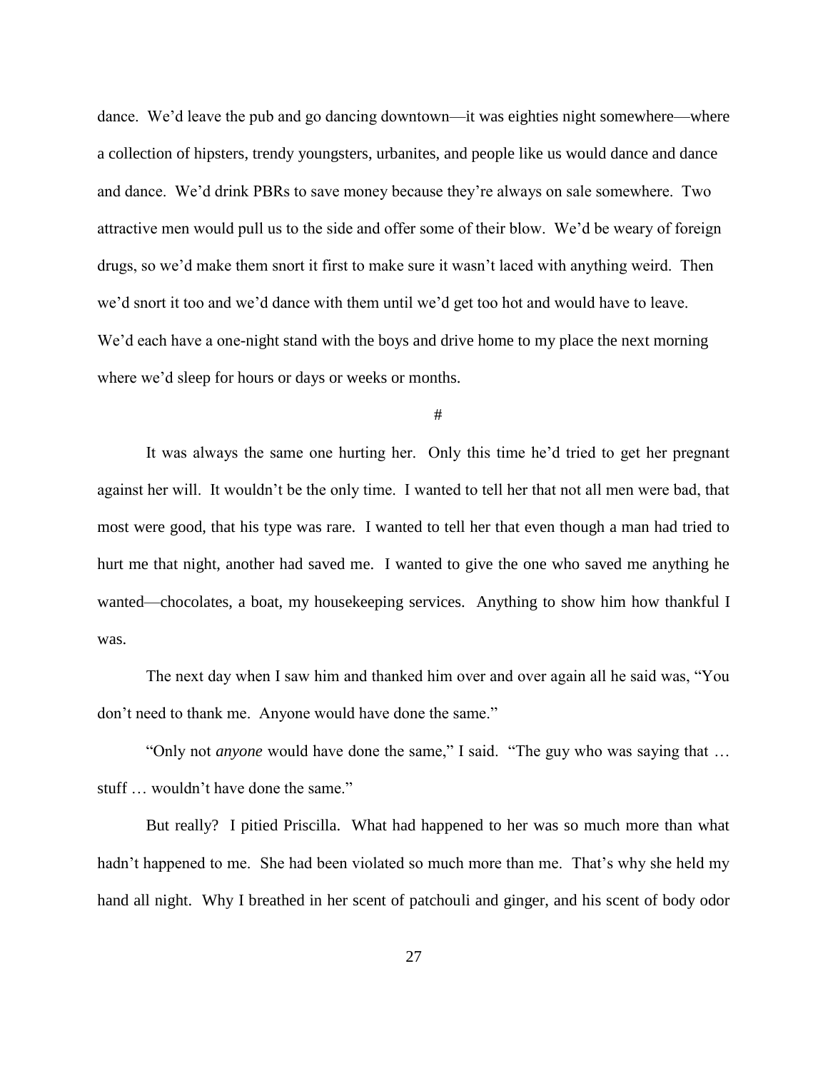dance. We'd leave the pub and go dancing downtown—it was eighties night somewhere—where a collection of hipsters, trendy youngsters, urbanites, and people like us would dance and dance and dance. We'd drink PBRs to save money because they're always on sale somewhere. Two attractive men would pull us to the side and offer some of their blow. We'd be weary of foreign drugs, so we'd make them snort it first to make sure it wasn't laced with anything weird. Then we'd snort it too and we'd dance with them until we'd get too hot and would have to leave. We'd each have a one-night stand with the boys and drive home to my place the next morning where we'd sleep for hours or days or weeks or months.

#

It was always the same one hurting her. Only this time he'd tried to get her pregnant against her will. It wouldn't be the only time. I wanted to tell her that not all men were bad, that most were good, that his type was rare. I wanted to tell her that even though a man had tried to hurt me that night, another had saved me. I wanted to give the one who saved me anything he wanted—chocolates, a boat, my housekeeping services. Anything to show him how thankful I was.

The next day when I saw him and thanked him over and over again all he said was, "You don't need to thank me. Anyone would have done the same."

"Only not *anyone* would have done the same," I said. "The guy who was saying that … stuff … wouldn't have done the same."

But really? I pitied Priscilla. What had happened to her was so much more than what hadn't happened to me. She had been violated so much more than me. That's why she held my hand all night. Why I breathed in her scent of patchouli and ginger, and his scent of body odor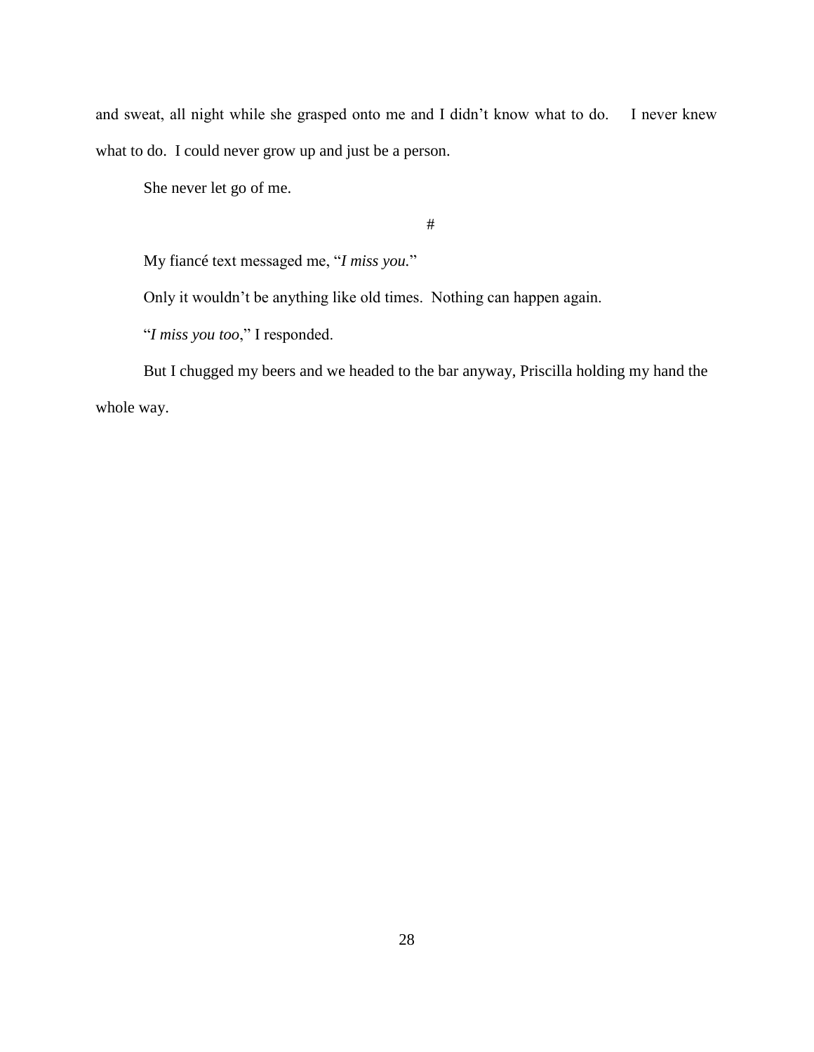and sweat, all night while she grasped onto me and I didn't know what to do. I never knew what to do. I could never grow up and just be a person.

She never let go of me.

#

My fiancé text messaged me, "*I miss you.*"

Only it wouldn't be anything like old times. Nothing can happen again.

"*I miss you too*," I responded.

But I chugged my beers and we headed to the bar anyway, Priscilla holding my hand the whole way.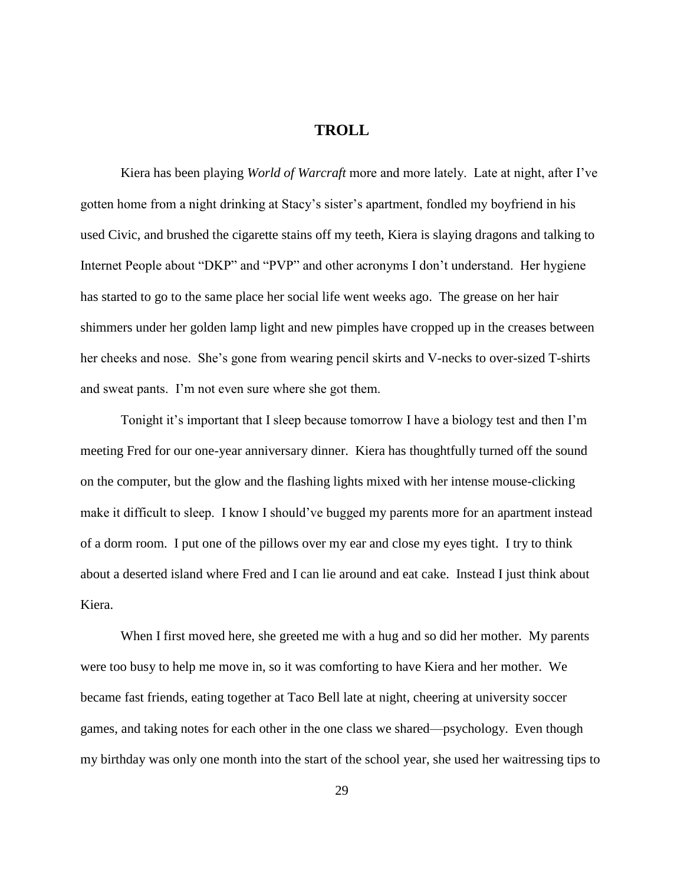# TROLL

Kiera has been playing *World of Warcraft* more and more lately. Late at night, after I've gotten home from a night drinking at Stacy's sister's apartment, fondled my boyfriend in his used Civic, and brushed the cigarette stains off my teeth, Kiera is slaying dragons and talking to Internet People about "DKP" and "PVP" and other acronyms I don't understand. Her hygiene has started to go to the same place her social life went weeks ago. The grease on her hair shimmers under her golden lamp light and new pimples have cropped up in the creases between her cheeks and nose. She's gone from wearing pencil skirts and V-necks to over-sized T-shirts and sweat pants. I'm not even sure where she got them.

Tonight it's important that I sleep because tomorrow I have a biology test and then I'm meeting Fred for our one-year anniversary dinner. Kiera has thoughtfully turned off the sound on the computer, but the glow and the flashing lights mixed with her intense mouse-clicking make it difficult to sleep. I know I should've bugged my parents more for an apartment instead of a dorm room. I put one of the pillows over my ear and close my eyes tight. I try to think about a deserted island where Fred and I can lie around and eat cake. Instead I just think about Kiera.

When I first moved here, she greeted me with a hug and so did her mother. My parents were too busy to help me move in, so it was comforting to have Kiera and her mother. We became fast friends, eating together at Taco Bell late at night, cheering at university soccer games, and taking notes for each other in the one class we shared—psychology. Even though my birthday was only one month into the start of the school year, she used her waitressing tips to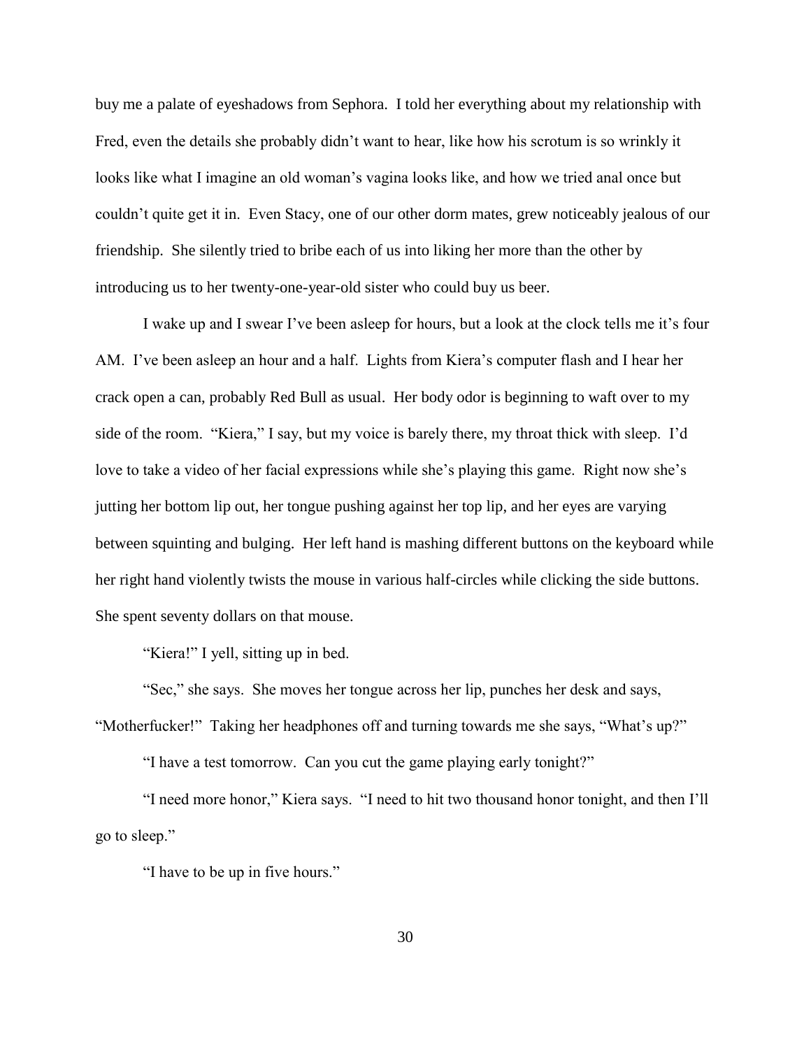buy me a palate of eyeshadows from Sephora. I told her everything about my relationship with Fred, even the details she probably didn't want to hear, like how his scrotum is so wrinkly it looks like what I imagine an old woman's vagina looks like, and how we tried anal once but couldn't quite get it in. Even Stacy, one of our other dorm mates, grew noticeably jealous of our friendship. She silently tried to bribe each of us into liking her more than the other by introducing us to her twenty-one-year-old sister who could buy us beer.

I wake up and I swear I've been asleep for hours, but a look at the clock tells me it's four AM. I've been asleep an hour and a half. Lights from Kiera's computer flash and I hear her crack open a can, probably Red Bull as usual. Her body odor is beginning to waft over to my side of the room. "Kiera," I say, but my voice is barely there, my throat thick with sleep. I'd love to take a video of her facial expressions while she's playing this game. Right now she's jutting her bottom lip out, her tongue pushing against her top lip, and her eyes are varying between squinting and bulging. Her left hand is mashing different buttons on the keyboard while her right hand violently twists the mouse in various half-circles while clicking the side buttons. She spent seventy dollars on that mouse.

"Kiera!" I yell, sitting up in bed.

"Sec," she says. She moves her tongue across her lip, punches her desk and says, "Motherfucker!" Taking her headphones off and turning towards me she says, "What's up?"

"I have a test tomorrow. Can you cut the game playing early tonight?"

"I need more honor," Kiera says. "I need to hit two thousand honor tonight, and then I'll go to sleep."

"I have to be up in five hours."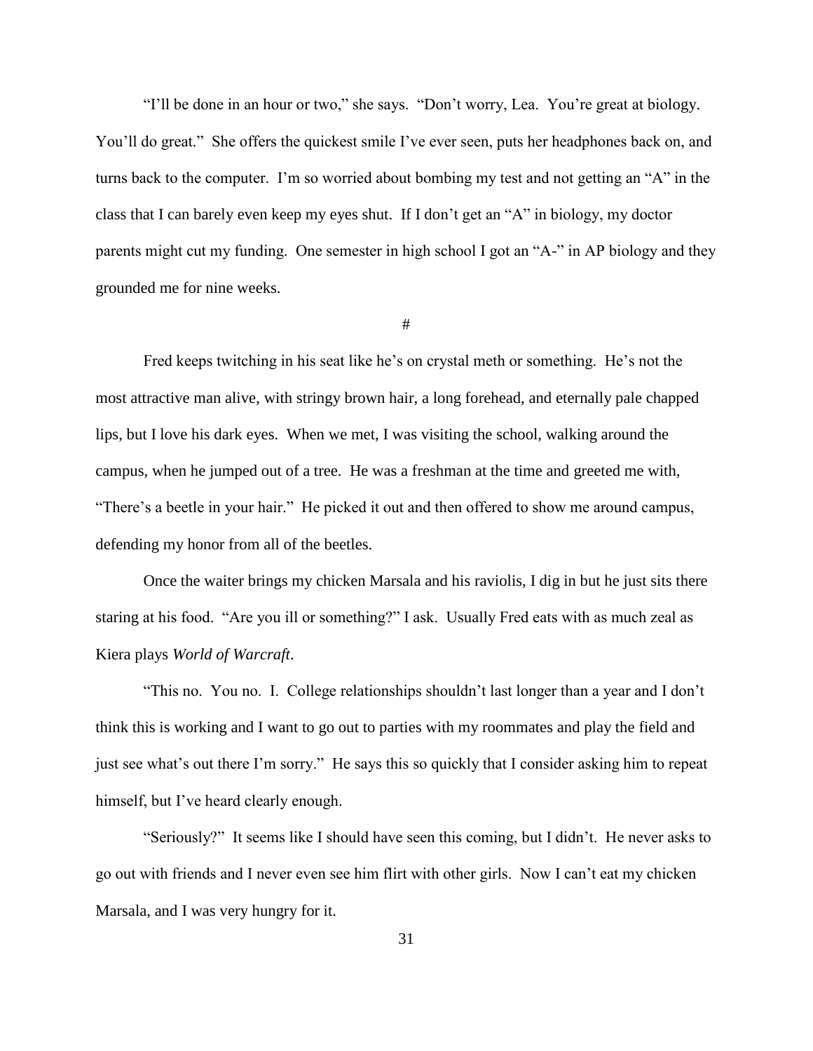"I'll be done in an hour or two," she says. "Don't worry, Lea. You're great at biology. You'll do great." She offers the quickest smile I've ever seen, puts her headphones back on, and turns back to the computer. I'm so worried about bombing my test and not getting an "A" in the class that I can barely even keep my eyes shut. If I don't get an "A" in biology, my doctor parents might cut my funding. One semester in high school I got an "A-" in AP biology and they grounded me for nine weeks.

#

Fred keeps twitching in his seat like he's on crystal meth or something. He's not the most attractive man alive, with stringy brown hair, a long forehead, and eternally pale chapped lips, but I love his dark eyes. When we met, I was visiting the school, walking around the campus, when he jumped out of a tree. He was a freshman at the time and greeted me with, "There's a beetle in your hair." He picked it out and then offered to show me around campus, defending my honor from all of the beetles.

Once the waiter brings my chicken Marsala and his raviolis, I dig in but he just sits there staring at his food. "Are you ill or something?" I ask. Usually Fred eats with as much zeal as Kiera plays *World of Warcraft*.

"This no. You no. I. College relationships shouldn't last longer than a year and I don't think this is working and I want to go out to parties with my roommates and play the field and just see what's out there I'm sorry." He says this so quickly that I consider asking him to repeat himself, but I've heard clearly enough.

"Seriously?" It seems like I should have seen this coming, but I didn't. He never asks to go out with friends and I never even see him flirt with other girls. Now I can't eat my chicken Marsala, and I was very hungry for it.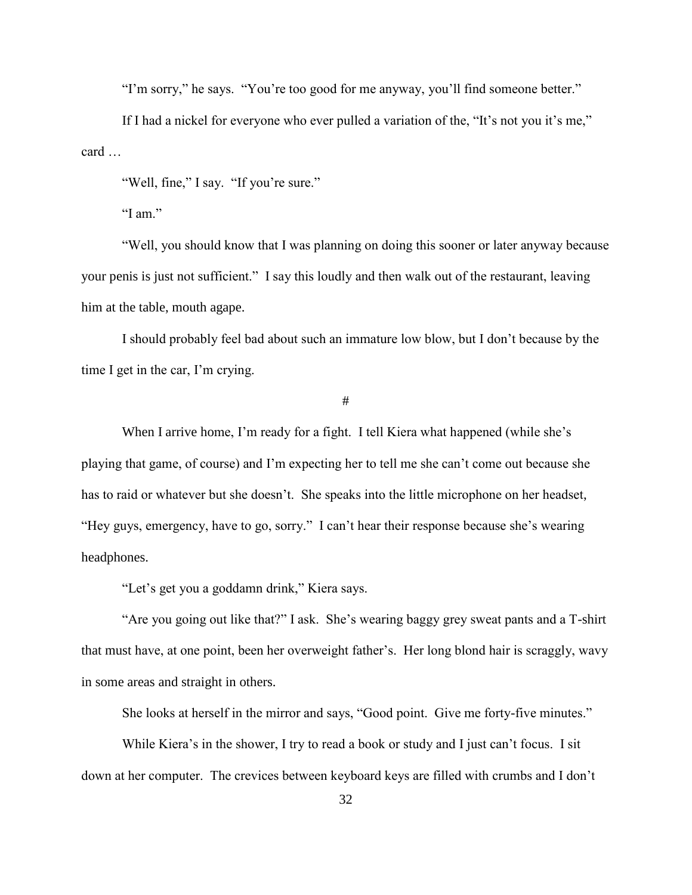"I'm sorry," he says. "You're too good for me anyway, you'll find someone better."

If I had a nickel for everyone who ever pulled a variation of the, "It's not you it's me," card …

"Well, fine," I say. "If you're sure."

"I am."

"Well, you should know that I was planning on doing this sooner or later anyway because your penis is just not sufficient." I say this loudly and then walk out of the restaurant, leaving him at the table, mouth agape.

I should probably feel bad about such an immature low blow, but I don't because by the time I get in the car, I'm crying.

#

When I arrive home, I'm ready for a fight. I tell Kiera what happened (while she's playing that game, of course) and I'm expecting her to tell me she can't come out because she has to raid or whatever but she doesn't. She speaks into the little microphone on her headset, "Hey guys, emergency, have to go, sorry." I can't hear their response because she's wearing headphones.

"Let's get you a goddamn drink," Kiera says.

"Are you going out like that?" I ask. She's wearing baggy grey sweat pants and a T-shirt that must have, at one point, been her overweight father's. Her long blond hair is scraggly, wavy in some areas and straight in others.

She looks at herself in the mirror and says, "Good point. Give me forty-five minutes."

While Kiera's in the shower, I try to read a book or study and I just can't focus. I sit down at her computer. The crevices between keyboard keys are filled with crumbs and I don't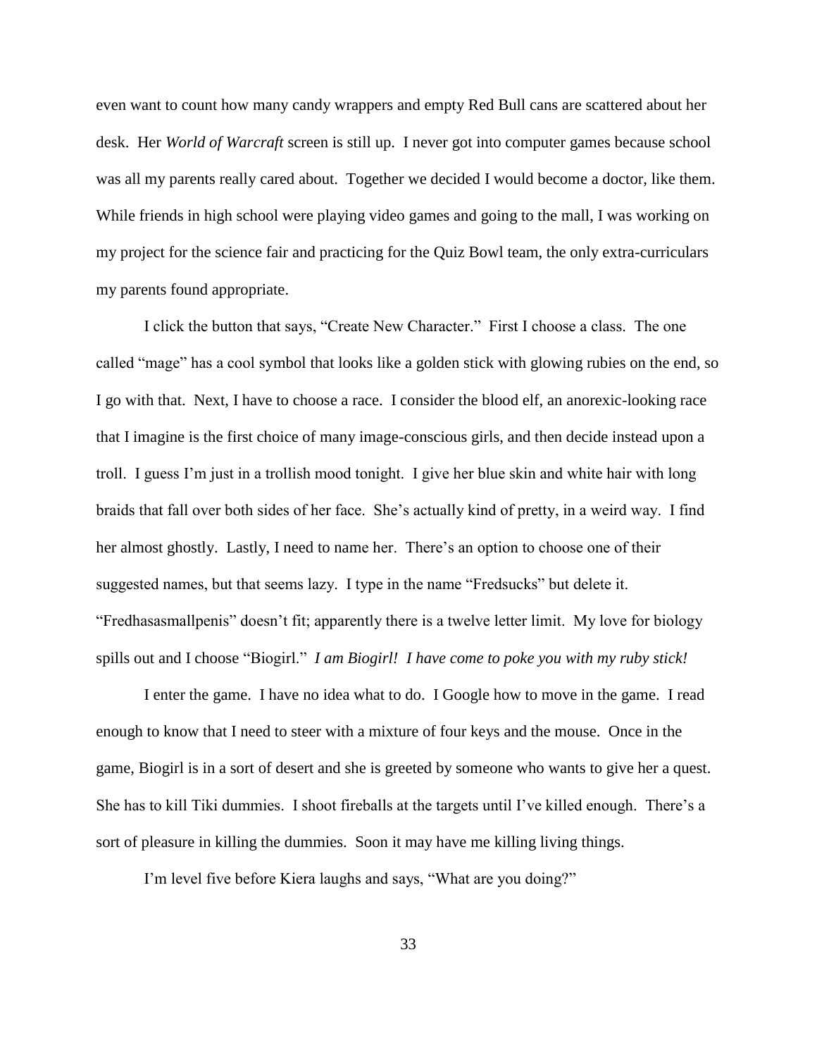even want to count how many candy wrappers and empty Red Bull cans are scattered about her desk. Her *World of Warcraft* screen is still up. I never got into computer games because school was all my parents really cared about. Together we decided I would become a doctor, like them. While friends in high school were playing video games and going to the mall, I was working on my project for the science fair and practicing for the Quiz Bowl team, the only extra-curriculars my parents found appropriate.

I click the button that says, "Create New Character." First I choose a class. The one called "mage" has a cool symbol that looks like a golden stick with glowing rubies on the end, so I go with that. Next, I have to choose a race. I consider the blood elf, an anorexic-looking race that I imagine is the first choice of many image-conscious girls, and then decide instead upon a troll. I guess I'm just in a trollish mood tonight. I give her blue skin and white hair with long braids that fall over both sides of her face. She's actually kind of pretty, in a weird way. I find her almost ghostly. Lastly, I need to name her. There's an option to choose one of their suggested names, but that seems lazy. I type in the name "Fredsucks" but delete it. "Fredhasasmallpenis" doesn't fit; apparently there is a twelve letter limit. My love for biology spills out and I choose "Biogirl." *I am Biogirl! I have come to poke you with my ruby stick!*

I enter the game. I have no idea what to do. I Google how to move in the game. I read enough to know that I need to steer with a mixture of four keys and the mouse. Once in the game, Biogirl is in a sort of desert and she is greeted by someone who wants to give her a quest. She has to kill Tiki dummies. I shoot fireballs at the targets until I've killed enough. There's a sort of pleasure in killing the dummies. Soon it may have me killing living things.

I'm level five before Kiera laughs and says, "What are you doing?"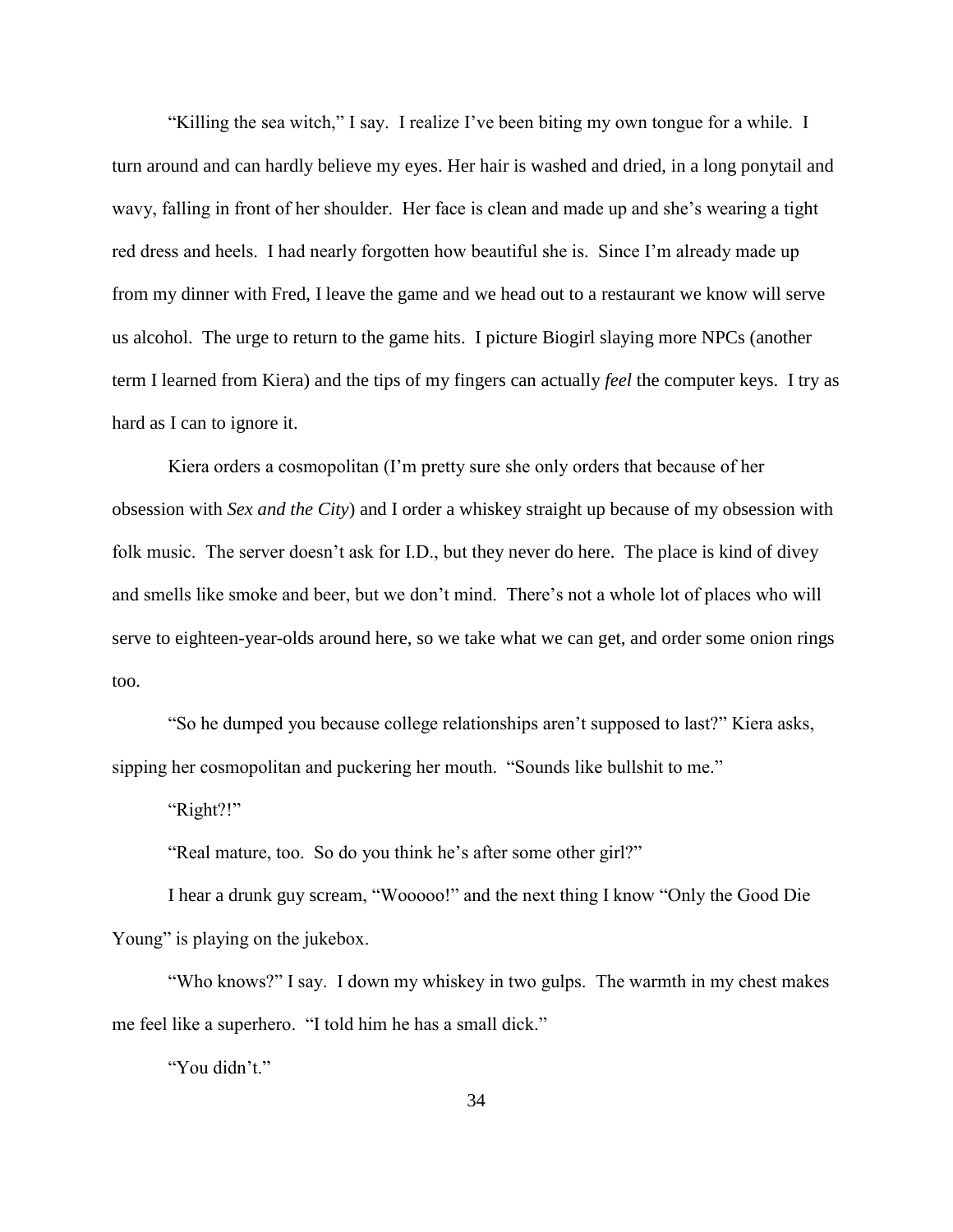"Killing the sea witch," I say. I realize I've been biting my own tongue for a while. I turn around and can hardly believe my eyes. Her hair is washed and dried, in a long ponytail and wavy, falling in front of her shoulder. Her face is clean and made up and she's wearing a tight red dress and heels. I had nearly forgotten how beautiful she is. Since I'm already made up from my dinner with Fred, I leave the game and we head out to a restaurant we know will serve us alcohol. The urge to return to the game hits. I picture Biogirl slaying more NPCs (another term I learned from Kiera) and the tips of my fingers can actually *feel* the computer keys. I try as hard as I can to ignore it.

Kiera orders a cosmopolitan (I'm pretty sure she only orders that because of her obsession with *Sex and the City*) and I order a whiskey straight up because of my obsession with folk music. The server doesn't ask for I.D., but they never do here. The place is kind of divey and smells like smoke and beer, but we don't mind. There's not a whole lot of places who will serve to eighteen-year-olds around here, so we take what we can get, and order some onion rings too.

"So he dumped you because college relationships aren't supposed to last?" Kiera asks, sipping her cosmopolitan and puckering her mouth. "Sounds like bullshit to me."

"Right?!"

"Real mature, too. So do you think he's after some other girl?"

I hear a drunk guy scream, "Wooooo!" and the next thing I know "Only the Good Die Young" is playing on the jukebox.

"Who knows?" I say. I down my whiskey in two gulps. The warmth in my chest makes me feel like a superhero. "I told him he has a small dick."

"You didn't."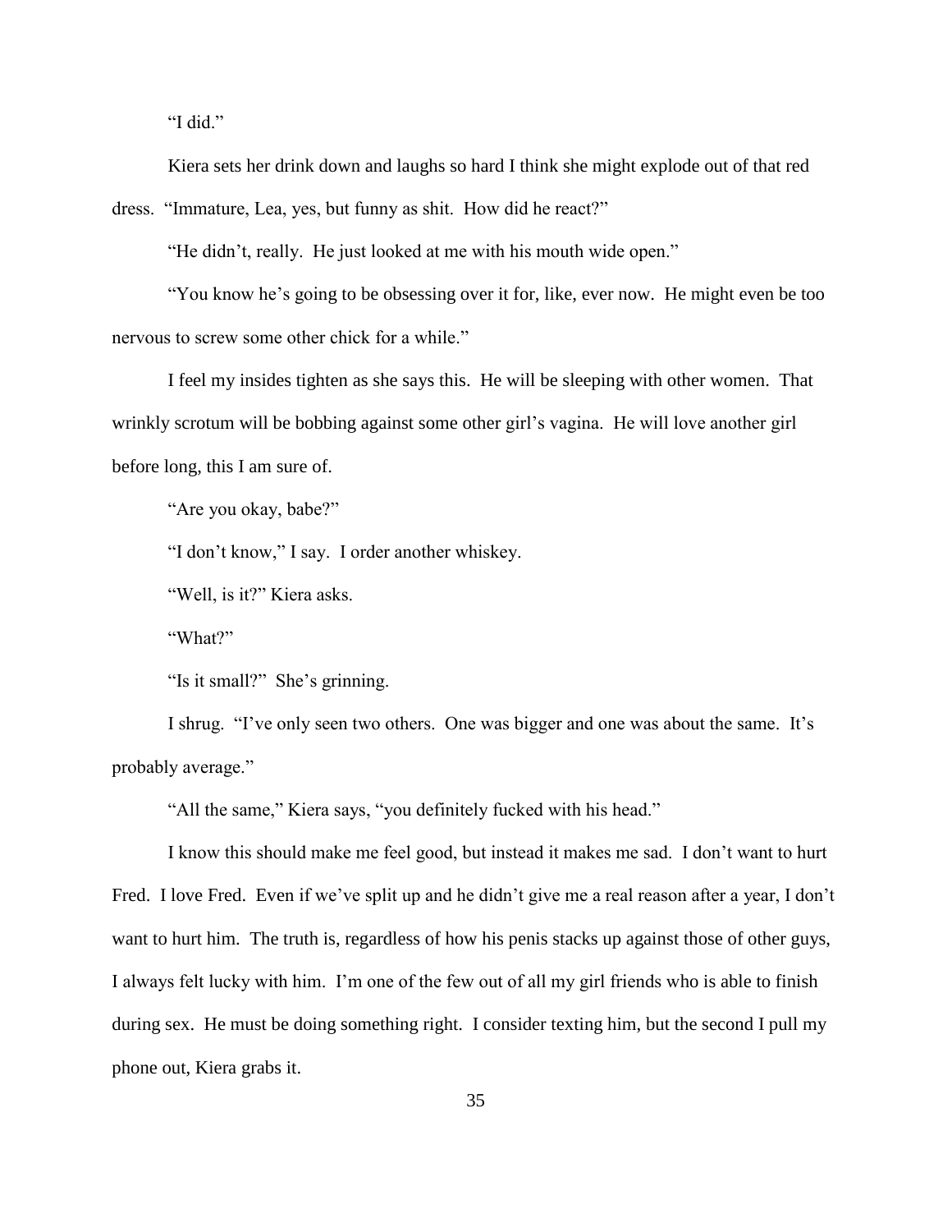"I did."

Kiera sets her drink down and laughs so hard I think she might explode out of that red dress. "Immature, Lea, yes, but funny as shit. How did he react?"

"He didn't, really. He just looked at me with his mouth wide open."

"You know he's going to be obsessing over it for, like, ever now. He might even be too nervous to screw some other chick for a while."

I feel my insides tighten as she says this. He will be sleeping with other women. That wrinkly scrotum will be bobbing against some other girl's vagina. He will love another girl before long, this I am sure of.

"Are you okay, babe?"

"I don't know," I say. I order another whiskey.

"Well, is it?" Kiera asks.

"What?"

"Is it small?" She's grinning.

I shrug. "I've only seen two others. One was bigger and one was about the same. It's probably average."

"All the same," Kiera says, "you definitely fucked with his head."

I know this should make me feel good, but instead it makes me sad. I don't want to hurt Fred. I love Fred. Even if we've split up and he didn't give me a real reason after a year, I don't want to hurt him. The truth is, regardless of how his penis stacks up against those of other guys, I always felt lucky with him. I'm one of the few out of all my girl friends who is able to finish during sex. He must be doing something right. I consider texting him, but the second I pull my phone out, Kiera grabs it.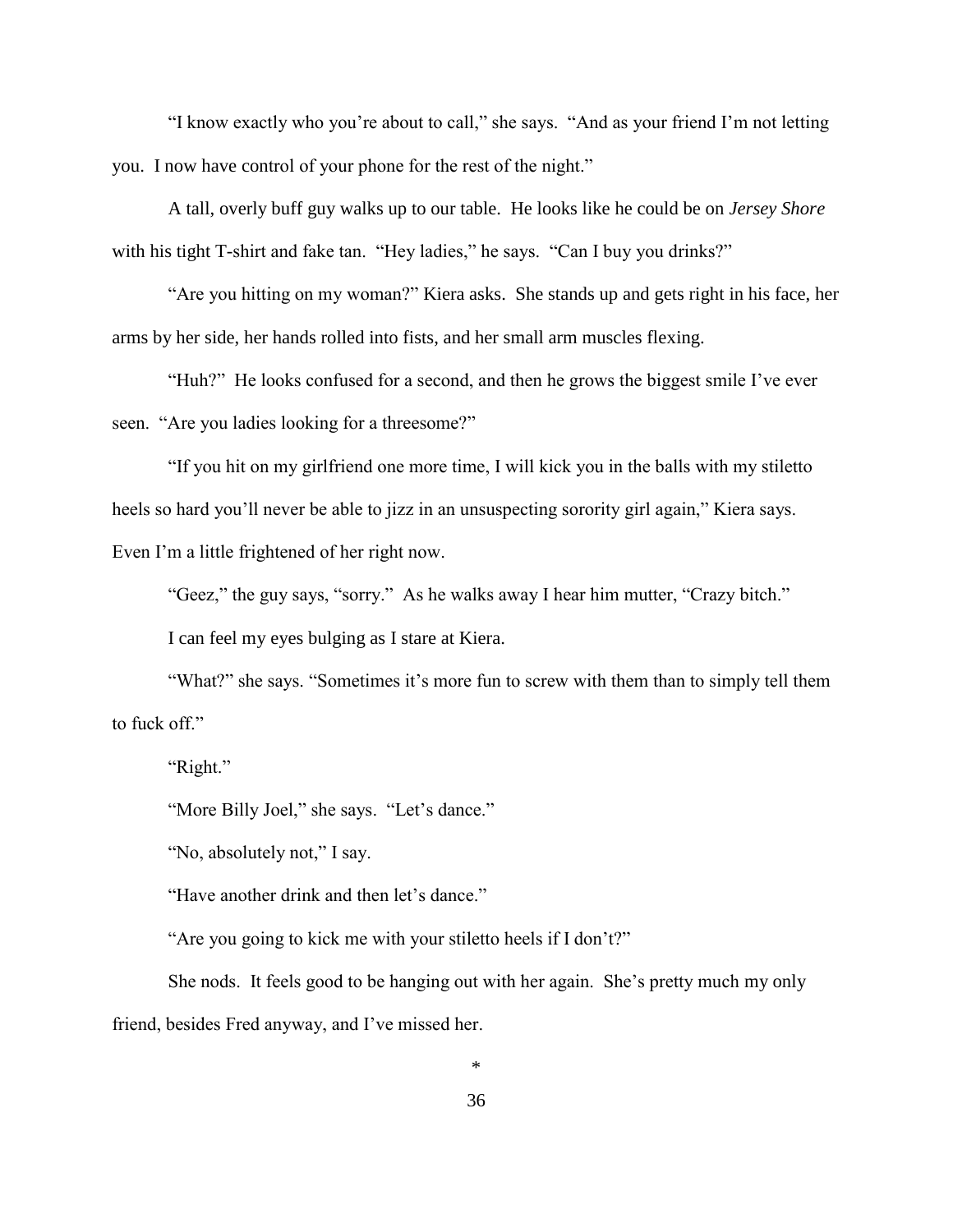"I know exactly who you're about to call," she says. "And as your friend I'm not letting you. I now have control of your phone for the rest of the night."

A tall, overly buff guy walks up to our table. He looks like he could be on *Jersey Shore* with his tight T-shirt and fake tan. "Hey ladies," he says. "Can I buy you drinks?"

"Are you hitting on my woman?" Kiera asks. She stands up and gets right in his face, her arms by her side, her hands rolled into fists, and her small arm muscles flexing.

"Huh?" He looks confused for a second, and then he grows the biggest smile I've ever seen. "Are you ladies looking for a threesome?"

"If you hit on my girlfriend one more time, I will kick you in the balls with my stiletto heels so hard you'll never be able to jizz in an unsuspecting sorority girl again," Kiera says. Even I'm a little frightened of her right now.

"Geez," the guy says, "sorry." As he walks away I hear him mutter, "Crazy bitch."

I can feel my eyes bulging as I stare at Kiera.

"What?" she says. "Sometimes it's more fun to screw with them than to simply tell them to fuck off."

"Right."

"More Billy Joel," she says. "Let's dance."

"No, absolutely not," I say.

"Have another drink and then let's dance."

"Are you going to kick me with your stiletto heels if I don't?"

She nods. It feels good to be hanging out with her again. She's pretty much my only friend, besides Fred anyway, and I've missed her.

*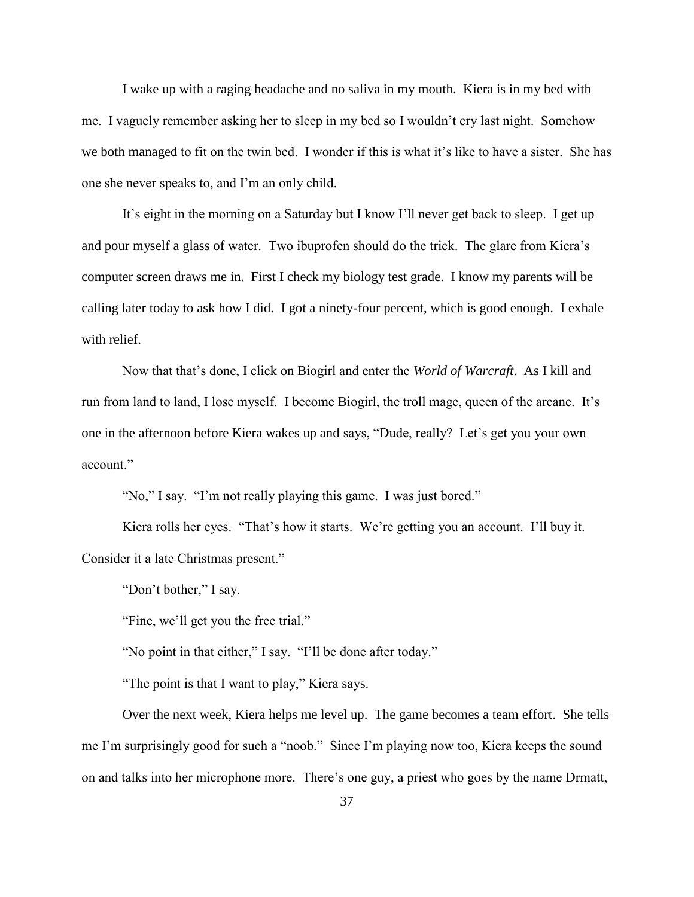I wake up with a raging headache and no saliva in my mouth. Kiera is in my bed with me. I vaguely remember asking her to sleep in my bed so I wouldn't cry last night. Somehow we both managed to fit on the twin bed. I wonder if this is what it's like to have a sister. She has one she never speaks to, and I'm an only child.

It's eight in the morning on a Saturday but I know I'll never get back to sleep. I get up and pour myself a glass of water. Two ibuprofen should do the trick. The glare from Kiera's computer screen draws me in. First I check my biology test grade. I know my parents will be calling later today to ask how I did. I got a ninety-four percent, which is good enough. I exhale with relief.

Now that that's done, I click on Biogirl and enter the *World of Warcraft*. As I kill and run from land to land, I lose myself. I become Biogirl, the troll mage, queen of the arcane. It's one in the afternoon before Kiera wakes up and says, "Dude, really? Let's get you your own account."

"No," I say. "I'm not really playing this game. I was just bored."

Kiera rolls her eyes. "That's how it starts. We're getting you an account. I'll buy it. Consider it a late Christmas present."

"Don't bother," I say.

"Fine, we'll get you the free trial."

"No point in that either," I say. "I'll be done after today."

"The point is that I want to play," Kiera says.

Over the next week, Kiera helps me level up. The game becomes a team effort. She tells me I'm surprisingly good for such a "noob." Since I'm playing now too, Kiera keeps the sound on and talks into her microphone more. There's one guy, a priest who goes by the name Drmatt,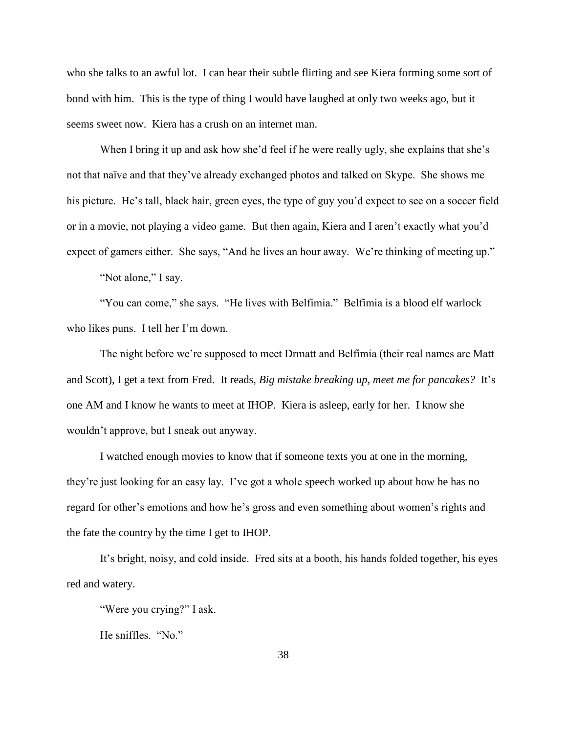who she talks to an awful lot. I can hear their subtle flirting and see Kiera forming some sort of bond with him. This is the type of thing I would have laughed at only two weeks ago, but it seems sweet now. Kiera has a crush on an internet man.

When I bring it up and ask how she'd feel if he were really ugly, she explains that she's not that naïve and that they've already exchanged photos and talked on Skype. She shows me his picture. He's tall, black hair, green eyes, the type of guy you'd expect to see on a soccer field or in a movie, not playing a video game. But then again, Kiera and I aren't exactly what you'd expect of gamers either. She says, "And he lives an hour away. We're thinking of meeting up."

"Not alone," I say.

"You can come," she says. "He lives with Belfimia." Belfimia is a blood elf warlock who likes puns. I tell her I'm down.

The night before we're supposed to meet Drmatt and Belfimia (their real names are Matt and Scott), I get a text from Fred. It reads, *Big mistake breaking up, meet me for pancakes?* It's one AM and I know he wants to meet at IHOP. Kiera is asleep, early for her. I know she wouldn't approve, but I sneak out anyway.

I watched enough movies to know that if someone texts you at one in the morning, they're just looking for an easy lay. I've got a whole speech worked up about how he has no regard for other's emotions and how he's gross and even something about women's rights and the fate the country by the time I get to IHOP.

It's bright, noisy, and cold inside. Fred sits at a booth, his hands folded together, his eyes red and watery.

"Were you crying?" I ask.

He sniffles. "No."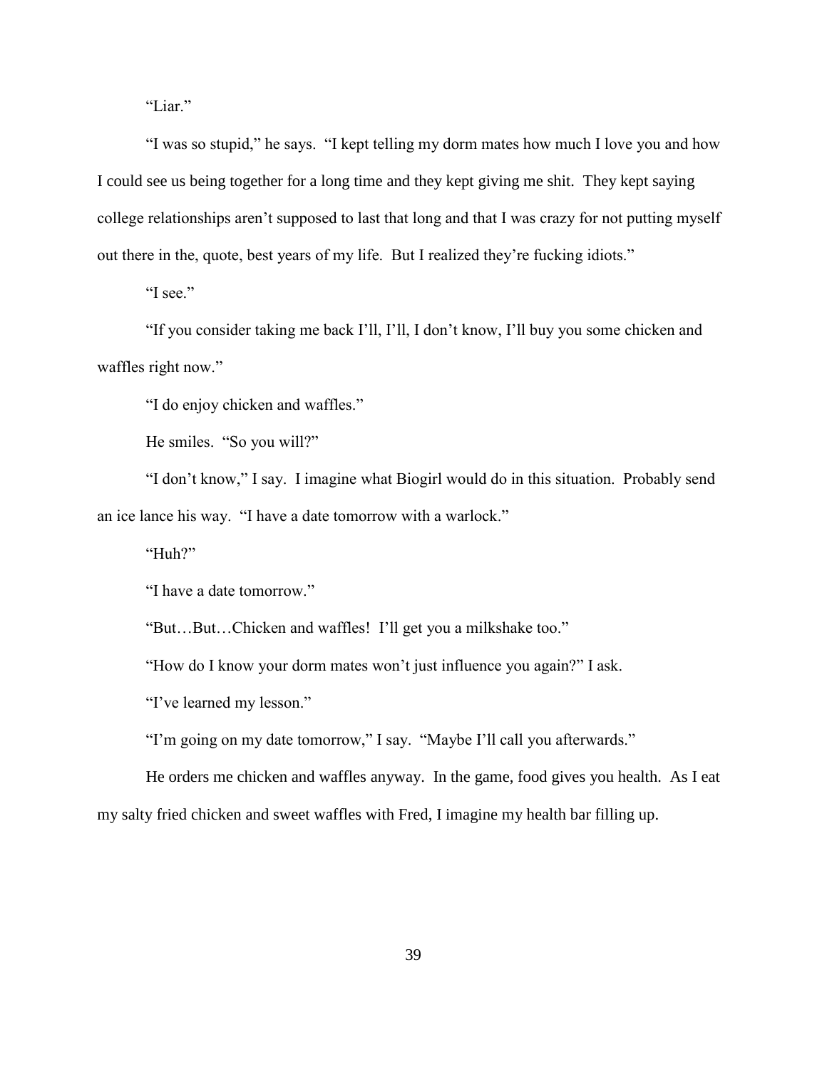"Liar."

"I was so stupid," he says. "I kept telling my dorm mates how much I love you and how I could see us being together for a long time and they kept giving me shit. They kept saying college relationships aren't supposed to last that long and that I was crazy for not putting myself out there in the, quote, best years of my life. But I realized they're fucking idiots."

"I see."

"If you consider taking me back I'll, I'll, I don't know, I'll buy you some chicken and waffles right now."

"I do enjoy chicken and waffles."

He smiles. "So you will?"

"I don't know," I say. I imagine what Biogirl would do in this situation. Probably send an ice lance his way. "I have a date tomorrow with a warlock."

"Huh?"

"I have a date tomorrow."

"But…But…Chicken and waffles! I'll get you a milkshake too."

"How do I know your dorm mates won't just influence you again?" I ask.

"I've learned my lesson."

"I'm going on my date tomorrow," I say. "Maybe I'll call you afterwards."

He orders me chicken and waffles anyway. In the game, food gives you health. As I eat my salty fried chicken and sweet waffles with Fred, I imagine my health bar filling up.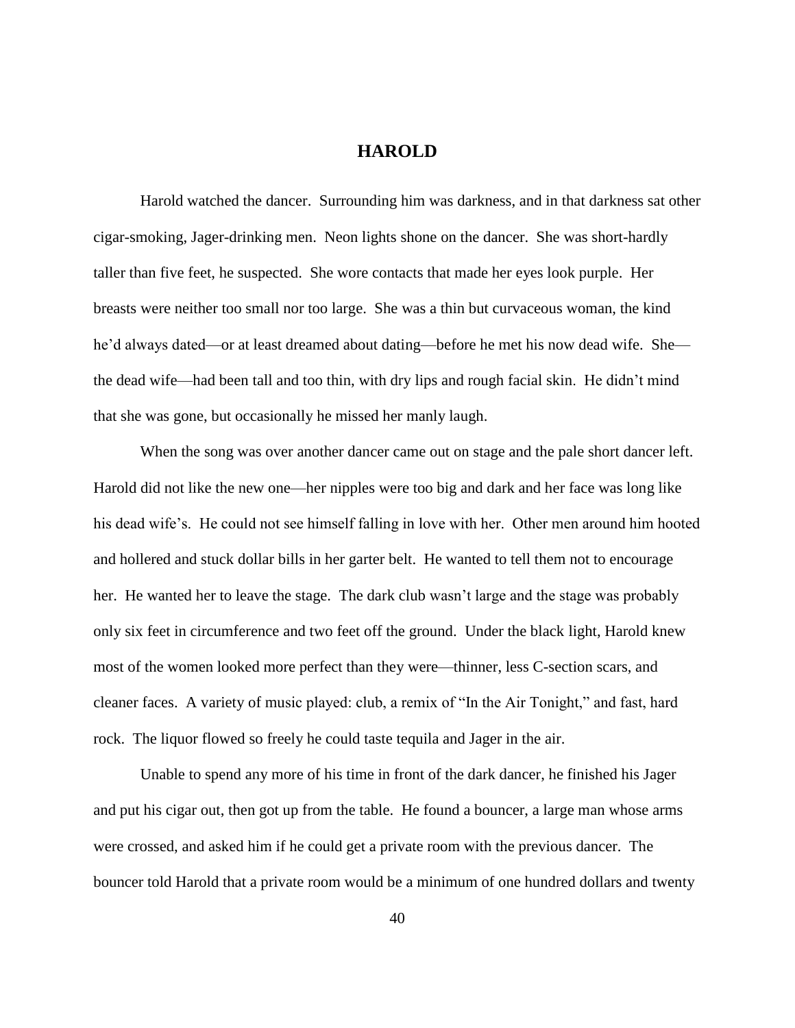# HAROLD

Harold watched the dancer. Surrounding him was darkness, and in that darkness sat other cigar-smoking, Jager-drinking men. Neon lights shone on the dancer. She was short-hardly taller than five feet, he suspected. She wore contacts that made her eyes look purple. Her breasts were neither too small nor too large. She was a thin but curvaceous woman, the kind he'd always dated—or at least dreamed about dating—before he met his now dead wife. She—the dead wife—had been tall and too thin, with dry lips and rough facial skin. He didn't mind that she was gone, but occasionally he missed her manly laugh.

When the song was over another dancer came out on stage and the pale short dancer left. Harold did not like the new one—her nipples were too big and dark and her face was long like his dead wife's. He could not see himself falling in love with her. Other men around him hooted and hollered and stuck dollar bills in her garter belt. He wanted to tell them not to encourage her. He wanted her to leave the stage. The dark club wasn't large and the stage was probably only six feet in circumference and two feet off the ground. Under the black light, Harold knew most of the women looked more perfect than they were—thinner, less C-section scars, and cleaner faces. A variety of music played: club, a remix of "In the Air Tonight," and fast, hard rock. The liquor flowed so freely he could taste tequila and Jager in the air.

Unable to spend any more of his time in front of the dark dancer, he finished his Jager and put his cigar out, then got up from the table. He found a bouncer, a large man whose arms were crossed, and asked him if he could get a private room with the previous dancer. The bouncer told Harold that a private room would be a minimum of one hundred dollars and twenty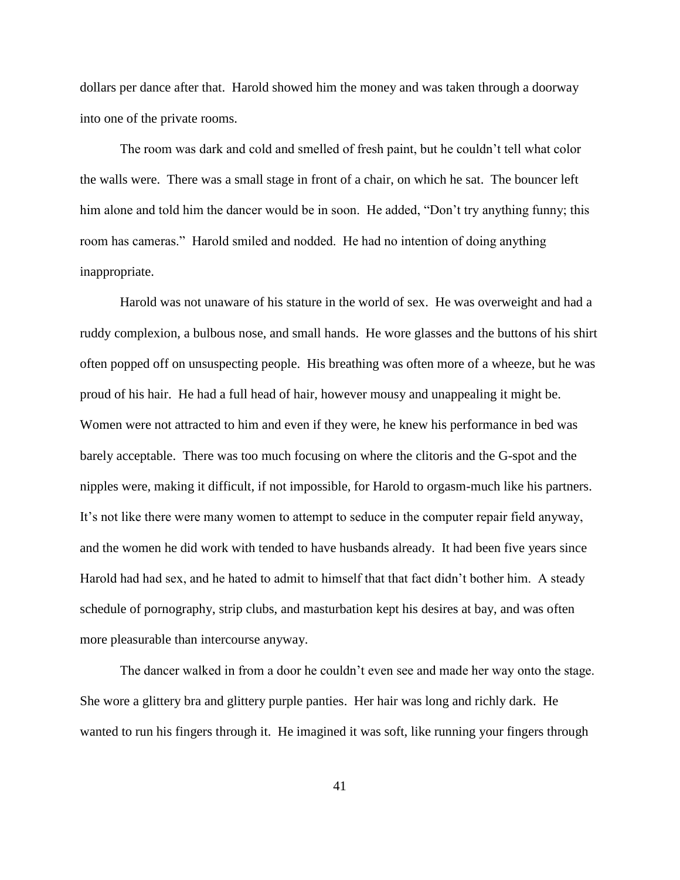dollars per dance after that. Harold showed him the money and was taken through a doorway into one of the private rooms.

The room was dark and cold and smelled of fresh paint, but he couldn't tell what color the walls were. There was a small stage in front of a chair, on which he sat. The bouncer left him alone and told him the dancer would be in soon. He added, "Don't try anything funny; this room has cameras." Harold smiled and nodded. He had no intention of doing anything inappropriate.

Harold was not unaware of his stature in the world of sex. He was overweight and had a ruddy complexion, a bulbous nose, and small hands. He wore glasses and the buttons of his shirt often popped off on unsuspecting people. His breathing was often more of a wheeze, but he was proud of his hair. He had a full head of hair, however mousy and unappealing it might be. Women were not attracted to him and even if they were, he knew his performance in bed was barely acceptable. There was too much focusing on where the clitoris and the G-spot and the nipples were, making it difficult, if not impossible, for Harold to orgasm-much like his partners. It's not like there were many women to attempt to seduce in the computer repair field anyway, and the women he did work with tended to have husbands already. It had been five years since Harold had had sex, and he hated to admit to himself that that fact didn't bother him. A steady schedule of pornography, strip clubs, and masturbation kept his desires at bay, and was often more pleasurable than intercourse anyway.

The dancer walked in from a door he couldn't even see and made her way onto the stage. She wore a glittery bra and glittery purple panties. Her hair was long and richly dark. He wanted to run his fingers through it. He imagined it was soft, like running your fingers through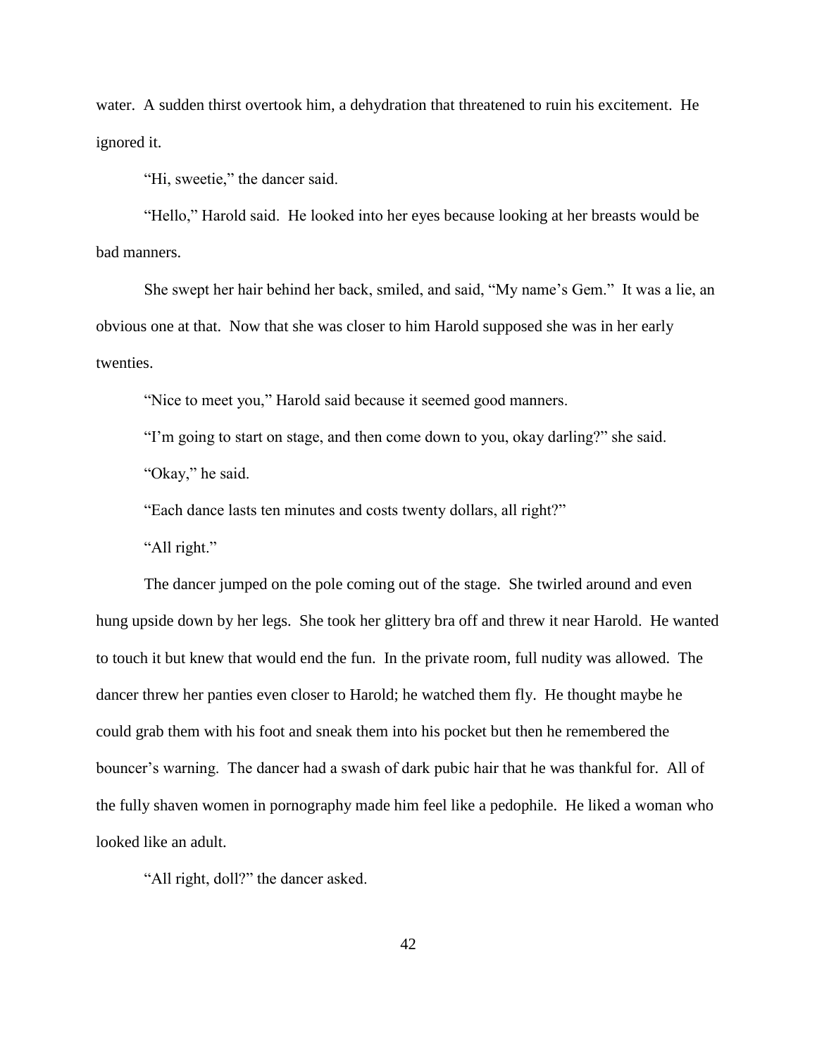water. A sudden thirst overtook him, a dehydration that threatened to ruin his excitement. He ignored it.

"Hi, sweetie," the dancer said.

"Hello," Harold said. He looked into her eyes because looking at her breasts would be bad manners.

She swept her hair behind her back, smiled, and said, "My name's Gem." It was a lie, an obvious one at that. Now that she was closer to him Harold supposed she was in her early twenties.

"Nice to meet you," Harold said because it seemed good manners.

"I'm going to start on stage, and then come down to you, okay darling?" she said.

"Okay," he said.

"Each dance lasts ten minutes and costs twenty dollars, all right?"

"All right."

The dancer jumped on the pole coming out of the stage. She twirled around and even hung upside down by her legs. She took her glittery bra off and threw it near Harold. He wanted to touch it but knew that would end the fun. In the private room, full nudity was allowed. The dancer threw her panties even closer to Harold; he watched them fly. He thought maybe he could grab them with his foot and sneak them into his pocket but then he remembered the bouncer's warning. The dancer had a swash of dark pubic hair that he was thankful for. All of the fully shaven women in pornography made him feel like a pedophile. He liked a woman who looked like an adult.

"All right, doll?" the dancer asked.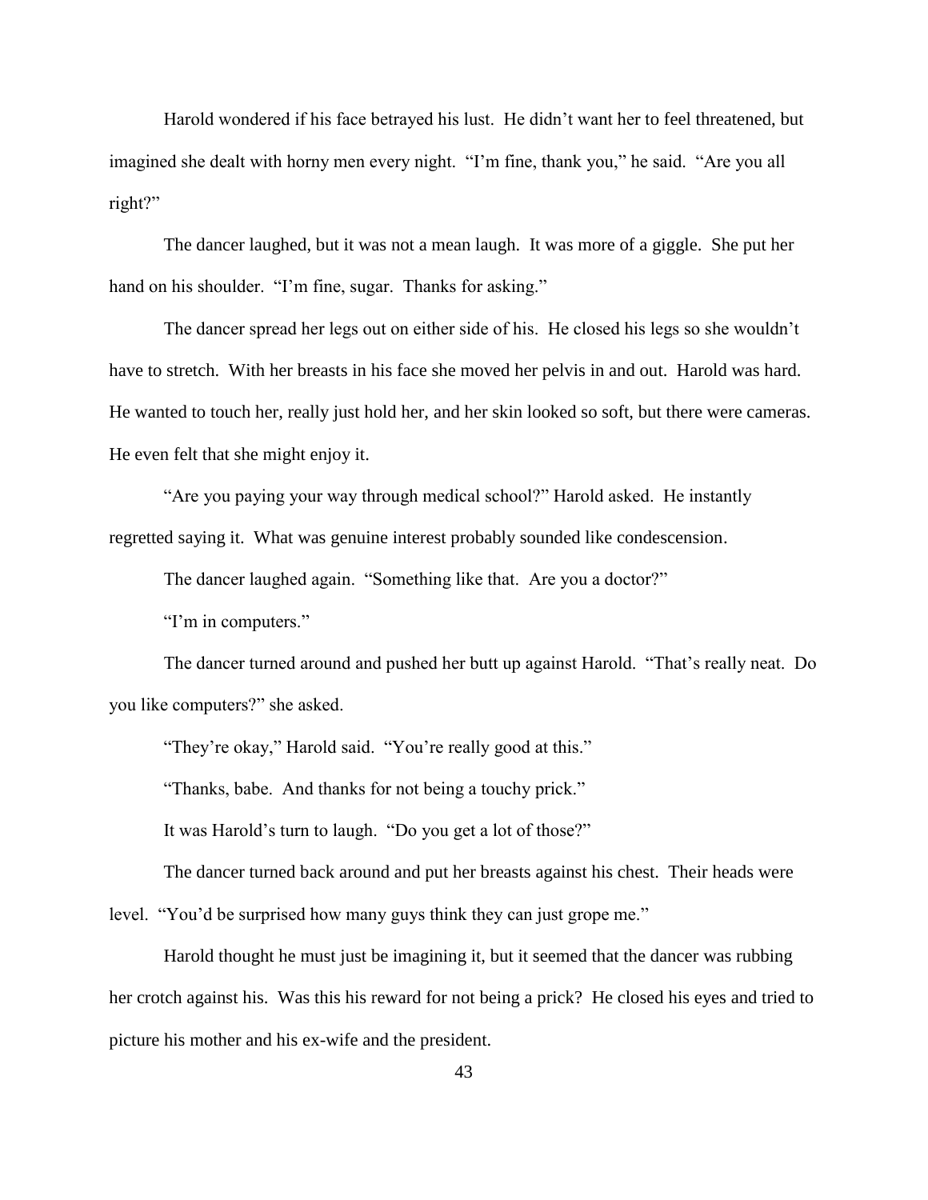Harold wondered if his face betrayed his lust. He didn't want her to feel threatened, but imagined she dealt with horny men every night. "I'm fine, thank you," he said. "Are you all right?"

The dancer laughed, but it was not a mean laugh. It was more of a giggle. She put her hand on his shoulder. "I'm fine, sugar. Thanks for asking."

The dancer spread her legs out on either side of his. He closed his legs so she wouldn't have to stretch. With her breasts in his face she moved her pelvis in and out. Harold was hard. He wanted to touch her, really just hold her, and her skin looked so soft, but there were cameras. He even felt that she might enjoy it.

"Are you paying your way through medical school?" Harold asked. He instantly regretted saying it. What was genuine interest probably sounded like condescension.

The dancer laughed again. "Something like that. Are you a doctor?"

"I'm in computers."

The dancer turned around and pushed her butt up against Harold. "That's really neat. Do you like computers?" she asked.

"They're okay," Harold said. "You're really good at this."

"Thanks, babe. And thanks for not being a touchy prick."

It was Harold's turn to laugh. "Do you get a lot of those?"

The dancer turned back around and put her breasts against his chest. Their heads were level. "You'd be surprised how many guys think they can just grope me."

Harold thought he must just be imagining it, but it seemed that the dancer was rubbing her crotch against his. Was this his reward for not being a prick? He closed his eyes and tried to picture his mother and his ex-wife and the president.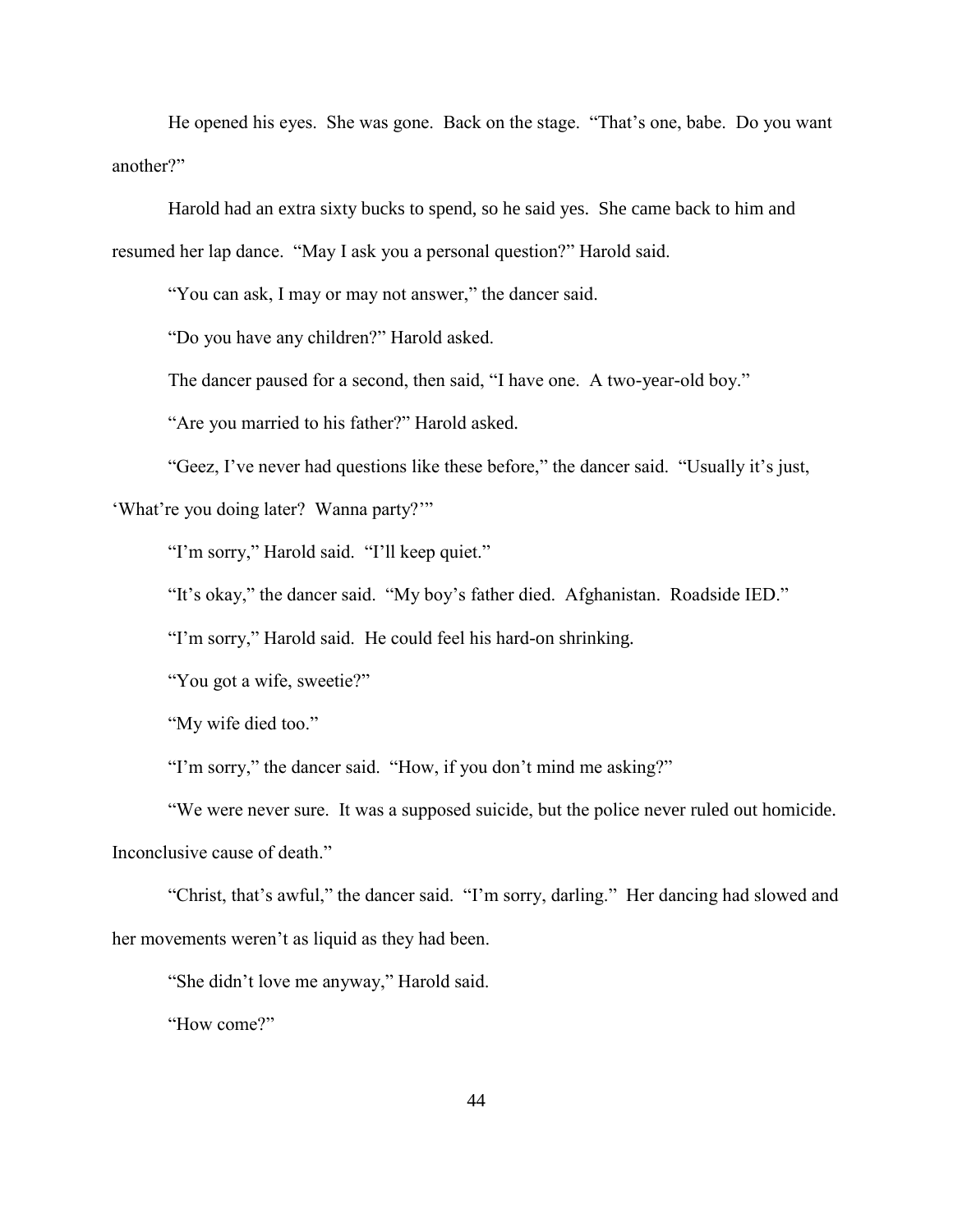He opened his eyes. She was gone. Back on the stage. "That's one, babe. Do you want another?"

Harold had an extra sixty bucks to spend, so he said yes. She came back to him and resumed her lap dance. "May I ask you a personal question?" Harold said.

"You can ask, I may or may not answer," the dancer said.

"Do you have any children?" Harold asked.

The dancer paused for a second, then said, "I have one. A two-year-old boy."

"Are you married to his father?" Harold asked.

"Geez, I've never had questions like these before," the dancer said. "Usually it's just, 'What're you doing later? Wanna party?'"

"I'm sorry," Harold said. "I'll keep quiet."

"It's okay," the dancer said. "My boy's father died. Afghanistan. Roadside IED."

"I'm sorry," Harold said. He could feel his hard-on shrinking.

"You got a wife, sweetie?"

"My wife died too."

"I'm sorry," the dancer said. "How, if you don't mind me asking?"

"We were never sure. It was a supposed suicide, but the police never ruled out homicide. Inconclusive cause of death."

"Christ, that's awful," the dancer said. "I'm sorry, darling." Her dancing had slowed and her movements weren't as liquid as they had been.

"She didn't love me anyway," Harold said.

"How come?"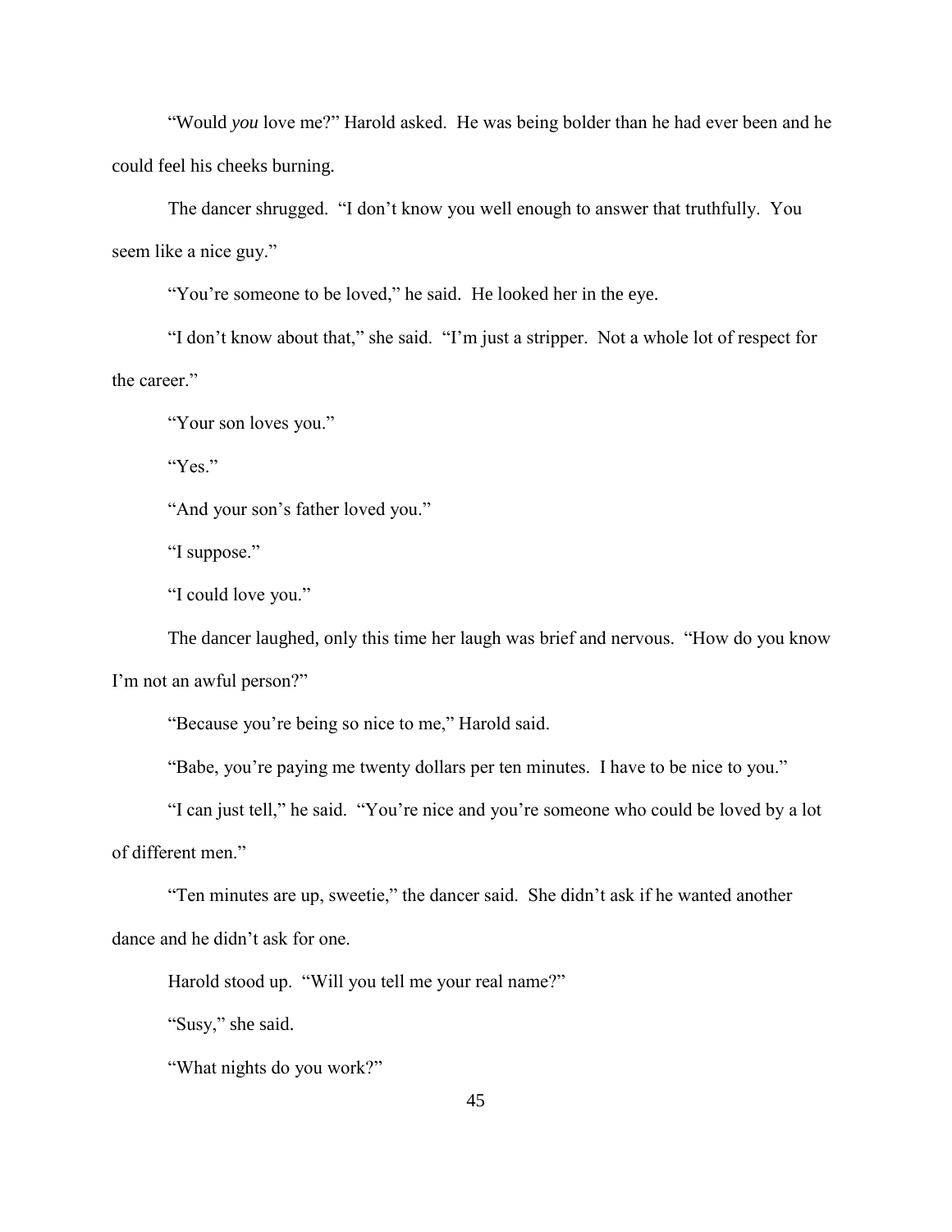"Would *you* love me?" Harold asked. He was being bolder than he had ever been and he could feel his cheeks burning.

The dancer shrugged. "I don't know you well enough to answer that truthfully. You seem like a nice guy."

"You're someone to be loved," he said. He looked her in the eye.

"I don't know about that," she said. "I'm just a stripper. Not a whole lot of respect for the career."

"Your son loves you."

"Yes."

"And your son's father loved you."

"I suppose."

"I could love you."

The dancer laughed, only this time her laugh was brief and nervous. "How do you know I'm not an awful person?"

"Because you're being so nice to me," Harold said.

"Babe, you're paying me twenty dollars per ten minutes. I have to be nice to you."

"I can just tell," he said. "You're nice and you're someone who could be loved by a lot of different men."

"Ten minutes are up, sweetie," the dancer said. She didn't ask if he wanted another dance and he didn't ask for one.

Harold stood up. "Will you tell me your real name?"

"Susy," she said.

"What nights do you work?"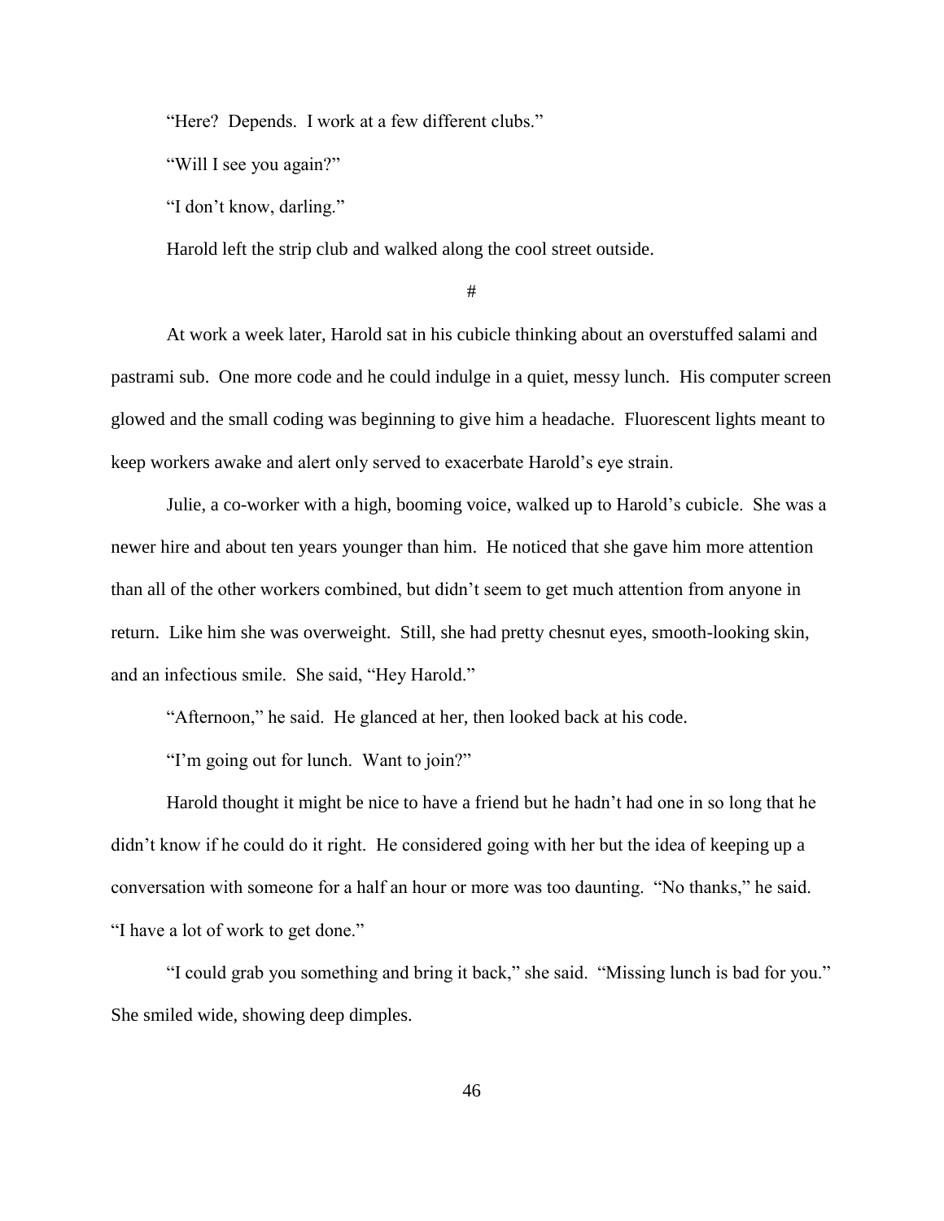"Here? Depends. I work at a few different clubs."

"Will I see you again?"

"I don't know, darling."

Harold left the strip club and walked along the cool street outside.

#

At work a week later, Harold sat in his cubicle thinking about an overstuffed salami and pastrami sub. One more code and he could indulge in a quiet, messy lunch. His computer screen glowed and the small coding was beginning to give him a headache. Fluorescent lights meant to keep workers awake and alert only served to exacerbate Harold's eye strain.

Julie, a co-worker with a high, booming voice, walked up to Harold's cubicle. She was a newer hire and about ten years younger than him. He noticed that she gave him more attention than all of the other workers combined, but didn't seem to get much attention from anyone in return. Like him she was overweight. Still, she had pretty chesnut eyes, smooth-looking skin, and an infectious smile. She said, "Hey Harold."

"Afternoon," he said. He glanced at her, then looked back at his code.

"I'm going out for lunch. Want to join?"

Harold thought it might be nice to have a friend but he hadn't had one in so long that he didn't know if he could do it right. He considered going with her but the idea of keeping up a conversation with someone for a half an hour or more was too daunting. "No thanks," he said. "I have a lot of work to get done."

"I could grab you something and bring it back," she said. "Missing lunch is bad for you." She smiled wide, showing deep dimples.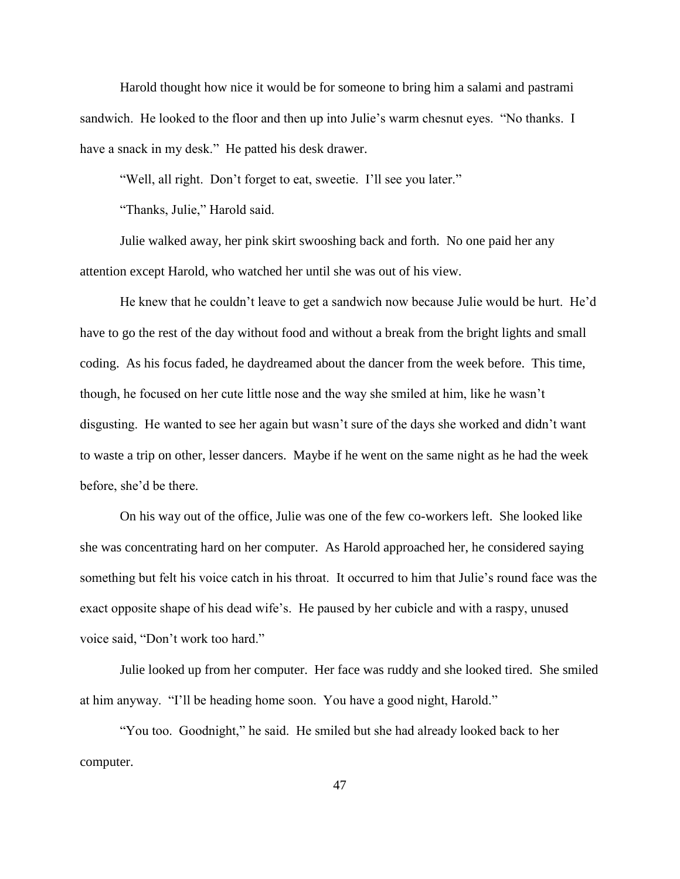Harold thought how nice it would be for someone to bring him a salami and pastrami sandwich. He looked to the floor and then up into Julie's warm chesnut eyes. "No thanks. I have a snack in my desk." He patted his desk drawer.

"Well, all right. Don't forget to eat, sweetie. I'll see you later."

"Thanks, Julie," Harold said.

Julie walked away, her pink skirt swooshing back and forth. No one paid her any attention except Harold, who watched her until she was out of his view.

He knew that he couldn't leave to get a sandwich now because Julie would be hurt. He'd have to go the rest of the day without food and without a break from the bright lights and small coding. As his focus faded, he daydreamed about the dancer from the week before. This time, though, he focused on her cute little nose and the way she smiled at him, like he wasn't disgusting. He wanted to see her again but wasn't sure of the days she worked and didn't want to waste a trip on other, lesser dancers. Maybe if he went on the same night as he had the week before, she'd be there.

On his way out of the office, Julie was one of the few co-workers left. She looked like she was concentrating hard on her computer. As Harold approached her, he considered saying something but felt his voice catch in his throat. It occurred to him that Julie's round face was the exact opposite shape of his dead wife's. He paused by her cubicle and with a raspy, unused voice said, "Don't work too hard."

Julie looked up from her computer. Her face was ruddy and she looked tired. She smiled at him anyway. "I'll be heading home soon. You have a good night, Harold."

"You too. Goodnight," he said. He smiled but she had already looked back to her computer.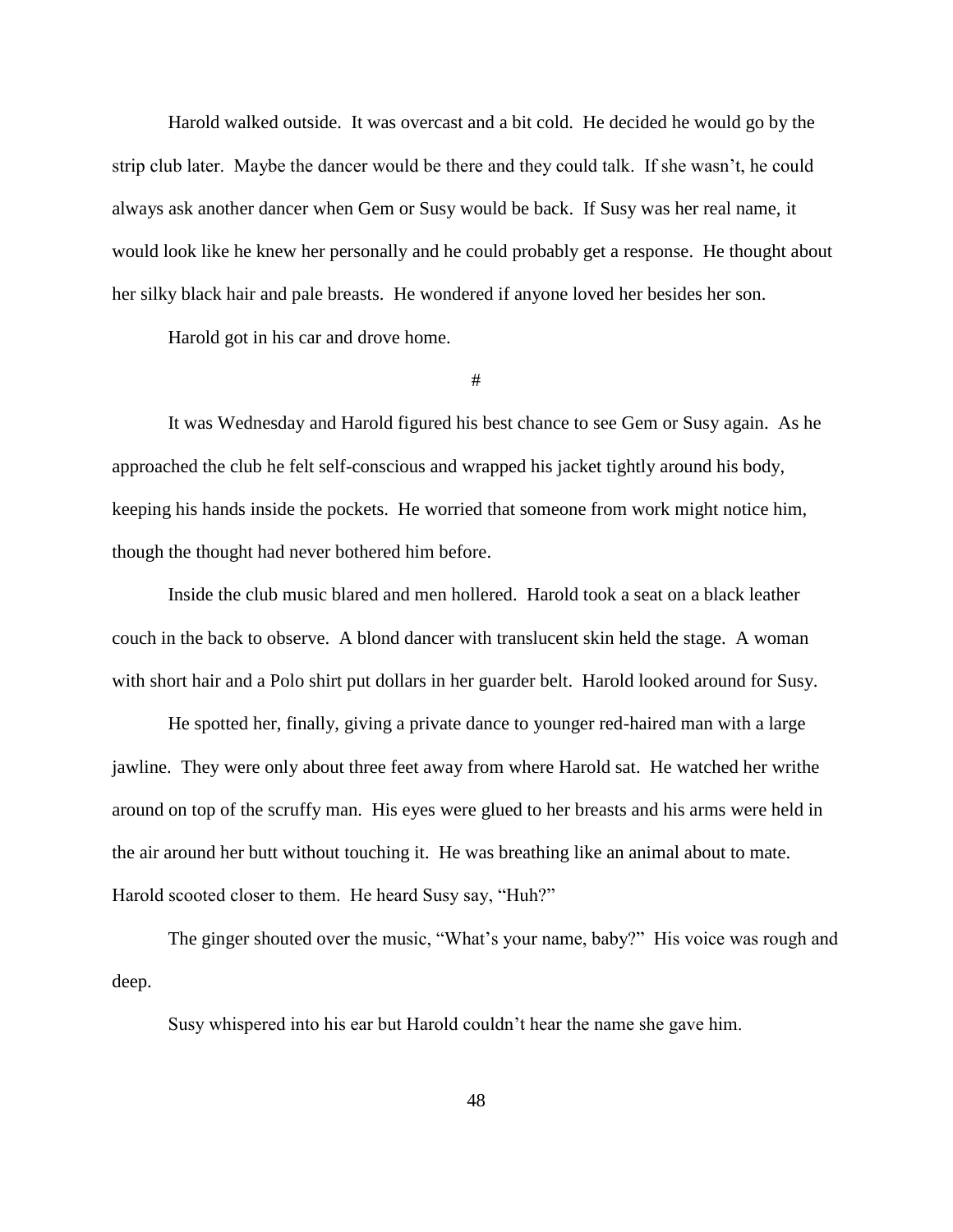Harold walked outside. It was overcast and a bit cold. He decided he would go by the strip club later. Maybe the dancer would be there and they could talk. If she wasn't, he could always ask another dancer when Gem or Susy would be back. If Susy was her real name, it would look like he knew her personally and he could probably get a response. He thought about her silky black hair and pale breasts. He wondered if anyone loved her besides her son.

Harold got in his car and drove home.

#

It was Wednesday and Harold figured his best chance to see Gem or Susy again. As he approached the club he felt self-conscious and wrapped his jacket tightly around his body, keeping his hands inside the pockets. He worried that someone from work might notice him, though the thought had never bothered him before.

Inside the club music blared and men hollered. Harold took a seat on a black leather couch in the back to observe. A blond dancer with translucent skin held the stage. A woman with short hair and a Polo shirt put dollars in her guarder belt. Harold looked around for Susy.

He spotted her, finally, giving a private dance to younger red-haired man with a large jawline. They were only about three feet away from where Harold sat. He watched her writhe around on top of the scruffy man. His eyes were glued to her breasts and his arms were held in the air around her butt without touching it. He was breathing like an animal about to mate. Harold scooted closer to them. He heard Susy say, "Huh?"

The ginger shouted over the music, "What's your name, baby?" His voice was rough and deep.

Susy whispered into his ear but Harold couldn't hear the name she gave him.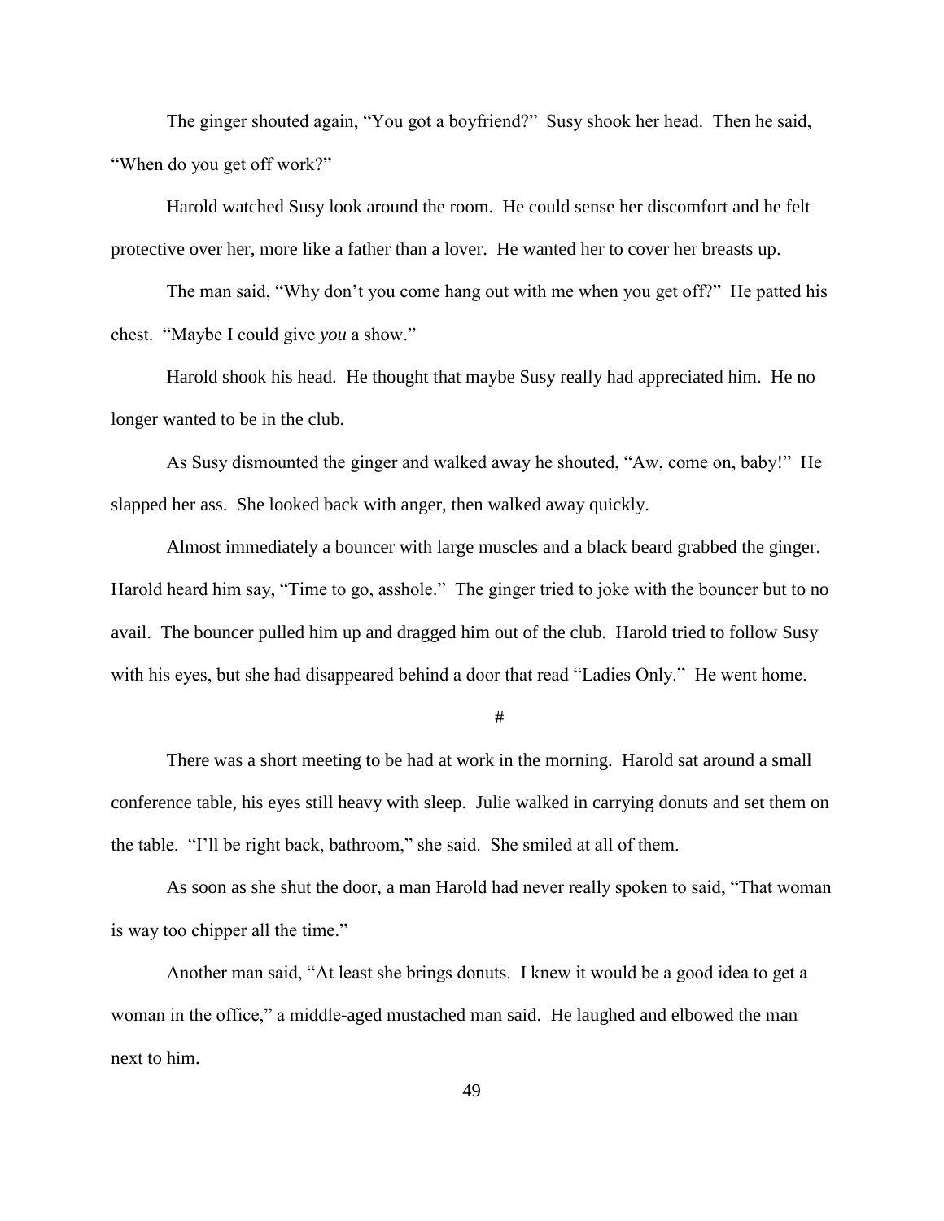The ginger shouted again, "You got a boyfriend?" Susy shook her head. Then he said, "When do you get off work?"

Harold watched Susy look around the room. He could sense her discomfort and he felt protective over her, more like a father than a lover. He wanted her to cover her breasts up.

The man said, "Why don't you come hang out with me when you get off?" He patted his chest. "Maybe I could give *you* a show."

Harold shook his head. He thought that maybe Susy really had appreciated him. He no longer wanted to be in the club.

As Susy dismounted the ginger and walked away he shouted, "Aw, come on, baby!" He slapped her ass. She looked back with anger, then walked away quickly.

Almost immediately a bouncer with large muscles and a black beard grabbed the ginger. Harold heard him say, "Time to go, asshole." The ginger tried to joke with the bouncer but to no avail. The bouncer pulled him up and dragged him out of the club. Harold tried to follow Susy with his eyes, but she had disappeared behind a door that read "Ladies Only." He went home.

#

There was a short meeting to be had at work in the morning. Harold sat around a small conference table, his eyes still heavy with sleep. Julie walked in carrying donuts and set them on the table. "I'll be right back, bathroom," she said. She smiled at all of them.

As soon as she shut the door, a man Harold had never really spoken to said, "That woman is way too chipper all the time."

Another man said, "At least she brings donuts. I knew it would be a good idea to get a woman in the office," a middle-aged mustached man said. He laughed and elbowed the man next to him.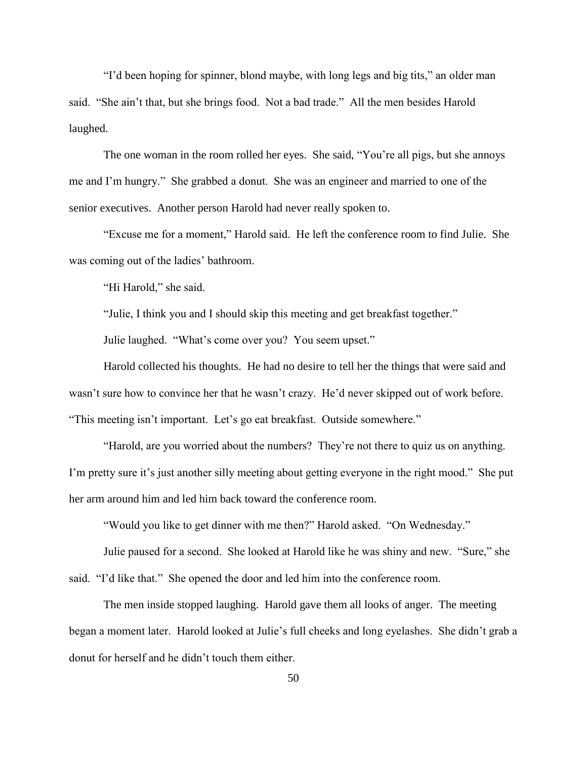"I'd been hoping for spinner, blond maybe, with long legs and big tits," an older man said. "She ain't that, but she brings food. Not a bad trade." All the men besides Harold laughed.

The one woman in the room rolled her eyes. She said, "You're all pigs, but she annoys me and I'm hungry." She grabbed a donut. She was an engineer and married to one of the senior executives. Another person Harold had never really spoken to.

"Excuse me for a moment," Harold said. He left the conference room to find Julie. She was coming out of the ladies' bathroom.

"Hi Harold," she said.

"Julie, I think you and I should skip this meeting and get breakfast together."

Julie laughed. "What's come over you? You seem upset."

Harold collected his thoughts. He had no desire to tell her the things that were said and wasn't sure how to convince her that he wasn't crazy. He'd never skipped out of work before. "This meeting isn't important. Let's go eat breakfast. Outside somewhere."

"Harold, are you worried about the numbers? They're not there to quiz us on anything. I'm pretty sure it's just another silly meeting about getting everyone in the right mood." She put her arm around him and led him back toward the conference room.

"Would you like to get dinner with me then?" Harold asked. "On Wednesday."

Julie paused for a second. She looked at Harold like he was shiny and new. "Sure," she said. "I'd like that." She opened the door and led him into the conference room.

The men inside stopped laughing. Harold gave them all looks of anger. The meeting began a moment later. Harold looked at Julie's full cheeks and long eyelashes. She didn't grab a donut for herself and he didn't touch them either.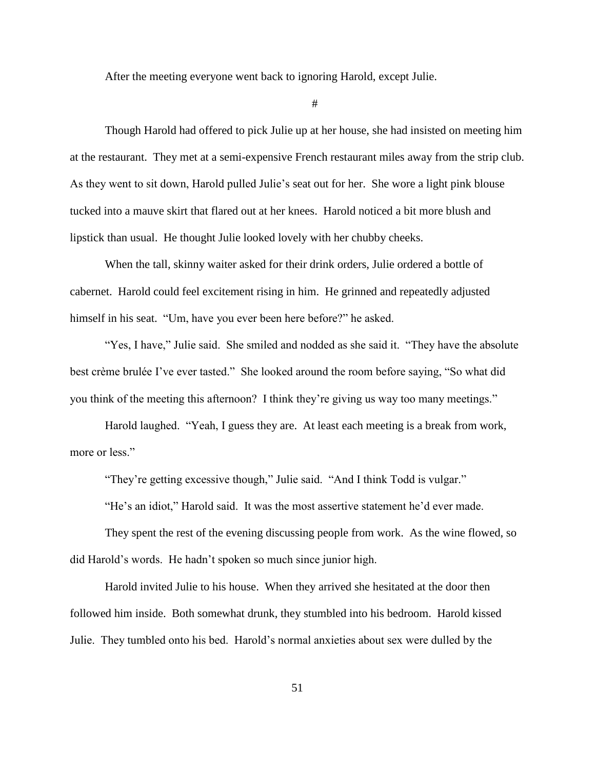After the meeting everyone went back to ignoring Harold, except Julie.

#

Though Harold had offered to pick Julie up at her house, she had insisted on meeting him at the restaurant. They met at a semi-expensive French restaurant miles away from the strip club. As they went to sit down, Harold pulled Julie's seat out for her. She wore a light pink blouse tucked into a mauve skirt that flared out at her knees. Harold noticed a bit more blush and lipstick than usual. He thought Julie looked lovely with her chubby cheeks.

When the tall, skinny waiter asked for their drink orders, Julie ordered a bottle of cabernet. Harold could feel excitement rising in him. He grinned and repeatedly adjusted himself in his seat. "Um, have you ever been here before?" he asked.

"Yes, I have," Julie said. She smiled and nodded as she said it. "They have the absolute best crème brulée I've ever tasted." She looked around the room before saying, "So what did you think of the meeting this afternoon? I think they're giving us way too many meetings."

Harold laughed. "Yeah, I guess they are. At least each meeting is a break from work, more or less."

"They're getting excessive though," Julie said. "And I think Todd is vulgar."

"He's an idiot," Harold said. It was the most assertive statement he'd ever made.

They spent the rest of the evening discussing people from work. As the wine flowed, so did Harold's words. He hadn't spoken so much since junior high.

Harold invited Julie to his house. When they arrived she hesitated at the door then followed him inside. Both somewhat drunk, they stumbled into his bedroom. Harold kissed Julie. They tumbled onto his bed. Harold's normal anxieties about sex were dulled by the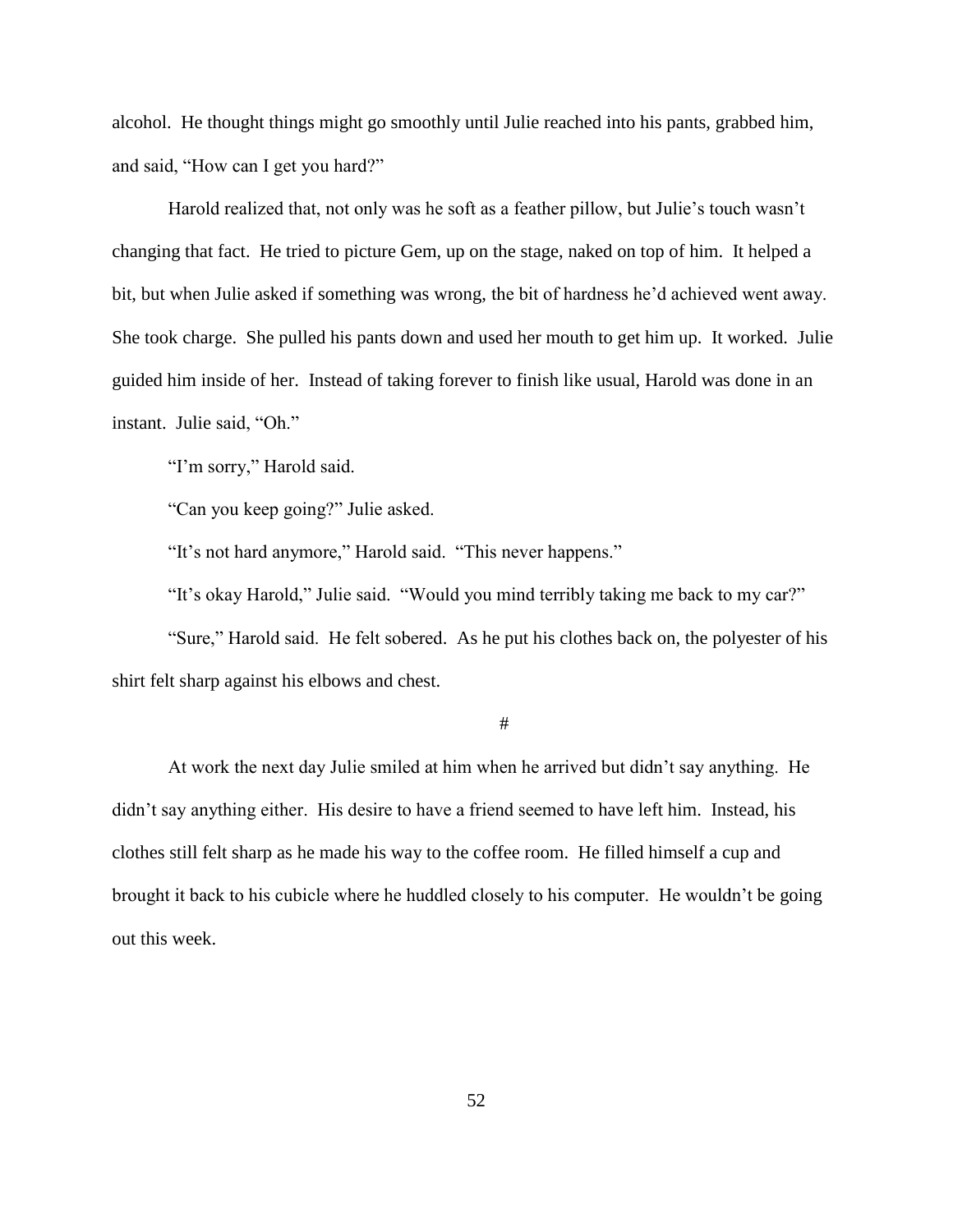alcohol. He thought things might go smoothly until Julie reached into his pants, grabbed him, and said, "How can I get you hard?"

Harold realized that, not only was he soft as a feather pillow, but Julie's touch wasn't changing that fact. He tried to picture Gem, up on the stage, naked on top of him. It helped a bit, but when Julie asked if something was wrong, the bit of hardness he'd achieved went away. She took charge. She pulled his pants down and used her mouth to get him up. It worked. Julie guided him inside of her. Instead of taking forever to finish like usual, Harold was done in an instant. Julie said, "Oh."

"I'm sorry," Harold said.

"Can you keep going?" Julie asked.

"It's not hard anymore," Harold said. "This never happens."

"It's okay Harold," Julie said. "Would you mind terribly taking me back to my car?"

"Sure," Harold said. He felt sobered. As he put his clothes back on, the polyester of his shirt felt sharp against his elbows and chest.

#

At work the next day Julie smiled at him when he arrived but didn't say anything. He didn't say anything either. His desire to have a friend seemed to have left him. Instead, his clothes still felt sharp as he made his way to the coffee room. He filled himself a cup and brought it back to his cubicle where he huddled closely to his computer. He wouldn't be going out this week.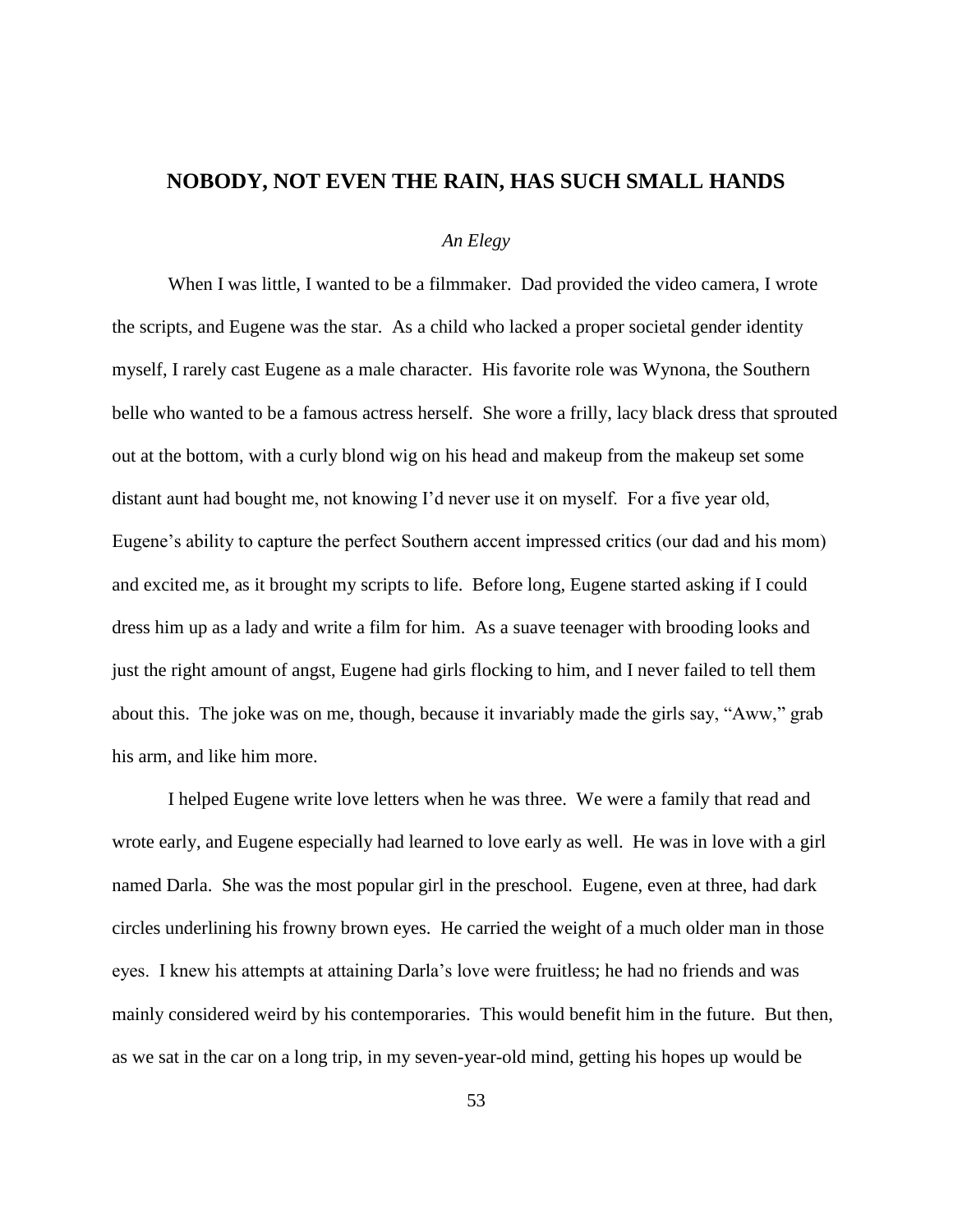## NOBODY, NOT EVEN THE RAIN, HAS SUCH SMALL HANDS

*An Elegy*

When I was little, I wanted to be a filmmaker. Dad provided the video camera, I wrote the scripts, and Eugene was the star. As a child who lacked a proper societal gender identity myself, I rarely cast Eugene as a male character. His favorite role was Wynona, the Southern belle who wanted to be a famous actress herself. She wore a frilly, lacy black dress that sprouted out at the bottom, with a curly blond wig on his head and makeup from the makeup set some distant aunt had bought me, not knowing I'd never use it on myself. For a five year old, Eugene's ability to capture the perfect Southern accent impressed critics (our dad and his mom) and excited me, as it brought my scripts to life. Before long, Eugene started asking if I could dress him up as a lady and write a film for him. As a suave teenager with brooding looks and just the right amount of angst, Eugene had girls flocking to him, and I never failed to tell them about this. The joke was on me, though, because it invariably made the girls say, "Aww," grab his arm, and like him more.

I helped Eugene write love letters when he was three. We were a family that read and wrote early, and Eugene especially had learned to love early as well. He was in love with a girl named Darla. She was the most popular girl in the preschool. Eugene, even at three, had dark circles underlining his frowny brown eyes. He carried the weight of a much older man in those eyes. I knew his attempts at attaining Darla's love were fruitless; he had no friends and was mainly considered weird by his contemporaries. This would benefit him in the future. But then, as we sat in the car on a long trip, in my seven-year-old mind, getting his hopes up would be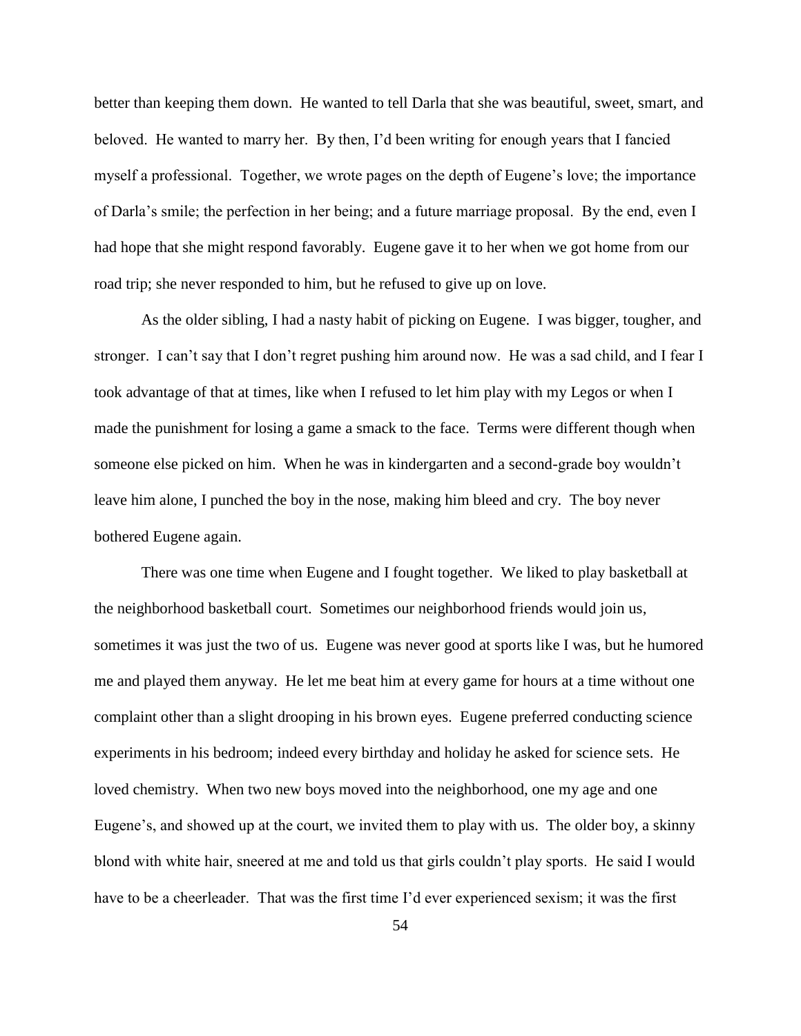better than keeping them down. He wanted to tell Darla that she was beautiful, sweet, smart, and beloved. He wanted to marry her. By then, I'd been writing for enough years that I fancied myself a professional. Together, we wrote pages on the depth of Eugene's love; the importance of Darla's smile; the perfection in her being; and a future marriage proposal. By the end, even I had hope that she might respond favorably. Eugene gave it to her when we got home from our road trip; she never responded to him, but he refused to give up on love.

As the older sibling, I had a nasty habit of picking on Eugene. I was bigger, tougher, and stronger. I can't say that I don't regret pushing him around now. He was a sad child, and I fear I took advantage of that at times, like when I refused to let him play with my Legos or when I made the punishment for losing a game a smack to the face. Terms were different though when someone else picked on him. When he was in kindergarten and a second-grade boy wouldn't leave him alone, I punched the boy in the nose, making him bleed and cry. The boy never bothered Eugene again.

There was one time when Eugene and I fought together. We liked to play basketball at the neighborhood basketball court. Sometimes our neighborhood friends would join us, sometimes it was just the two of us. Eugene was never good at sports like I was, but he humored me and played them anyway. He let me beat him at every game for hours at a time without one complaint other than a slight drooping in his brown eyes. Eugene preferred conducting science experiments in his bedroom; indeed every birthday and holiday he asked for science sets. He loved chemistry. When two new boys moved into the neighborhood, one my age and one Eugene's, and showed up at the court, we invited them to play with us. The older boy, a skinny blond with white hair, sneered at me and told us that girls couldn't play sports. He said I would have to be a cheerleader. That was the first time I'd ever experienced sexism; it was the first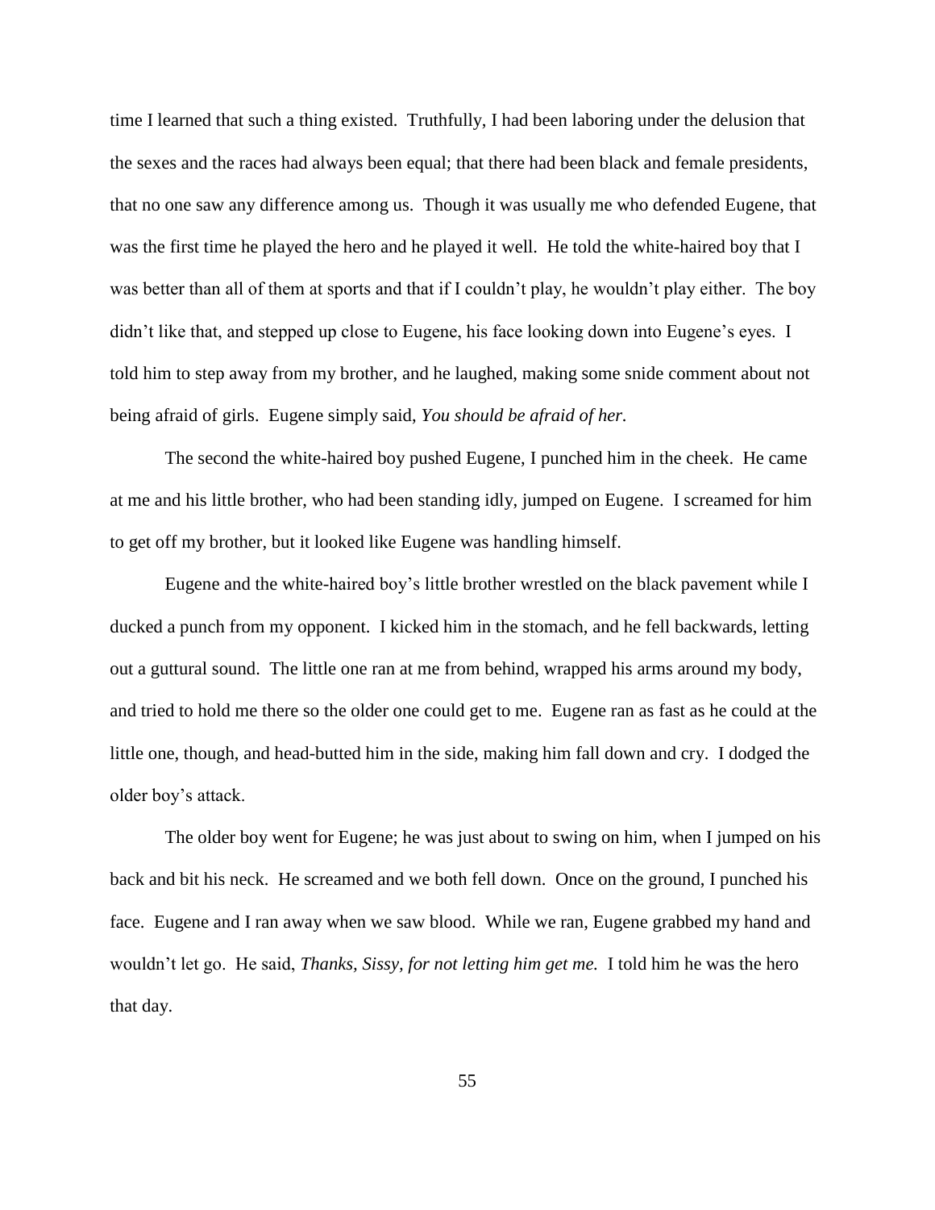time I learned that such a thing existed. Truthfully, I had been laboring under the delusion that the sexes and the races had always been equal; that there had been black and female presidents, that no one saw any difference among us. Though it was usually me who defended Eugene, that was the first time he played the hero and he played it well. He told the white-haired boy that I was better than all of them at sports and that if I couldn't play, he wouldn't play either. The boy didn't like that, and stepped up close to Eugene, his face looking down into Eugene's eyes. I told him to step away from my brother, and he laughed, making some snide comment about not being afraid of girls. Eugene simply said, *You should be afraid of her.*

The second the white-haired boy pushed Eugene, I punched him in the cheek. He came at me and his little brother, who had been standing idly, jumped on Eugene. I screamed for him to get off my brother, but it looked like Eugene was handling himself.

Eugene and the white-haired boy's little brother wrestled on the black pavement while I ducked a punch from my opponent. I kicked him in the stomach, and he fell backwards, letting out a guttural sound. The little one ran at me from behind, wrapped his arms around my body, and tried to hold me there so the older one could get to me. Eugene ran as fast as he could at the little one, though, and head-butted him in the side, making him fall down and cry. I dodged the older boy's attack.

The older boy went for Eugene; he was just about to swing on him, when I jumped on his back and bit his neck. He screamed and we both fell down. Once on the ground, I punched his face. Eugene and I ran away when we saw blood. While we ran, Eugene grabbed my hand and wouldn't let go. He said, *Thanks, Sissy, for not letting him get me.* I told him he was the hero that day.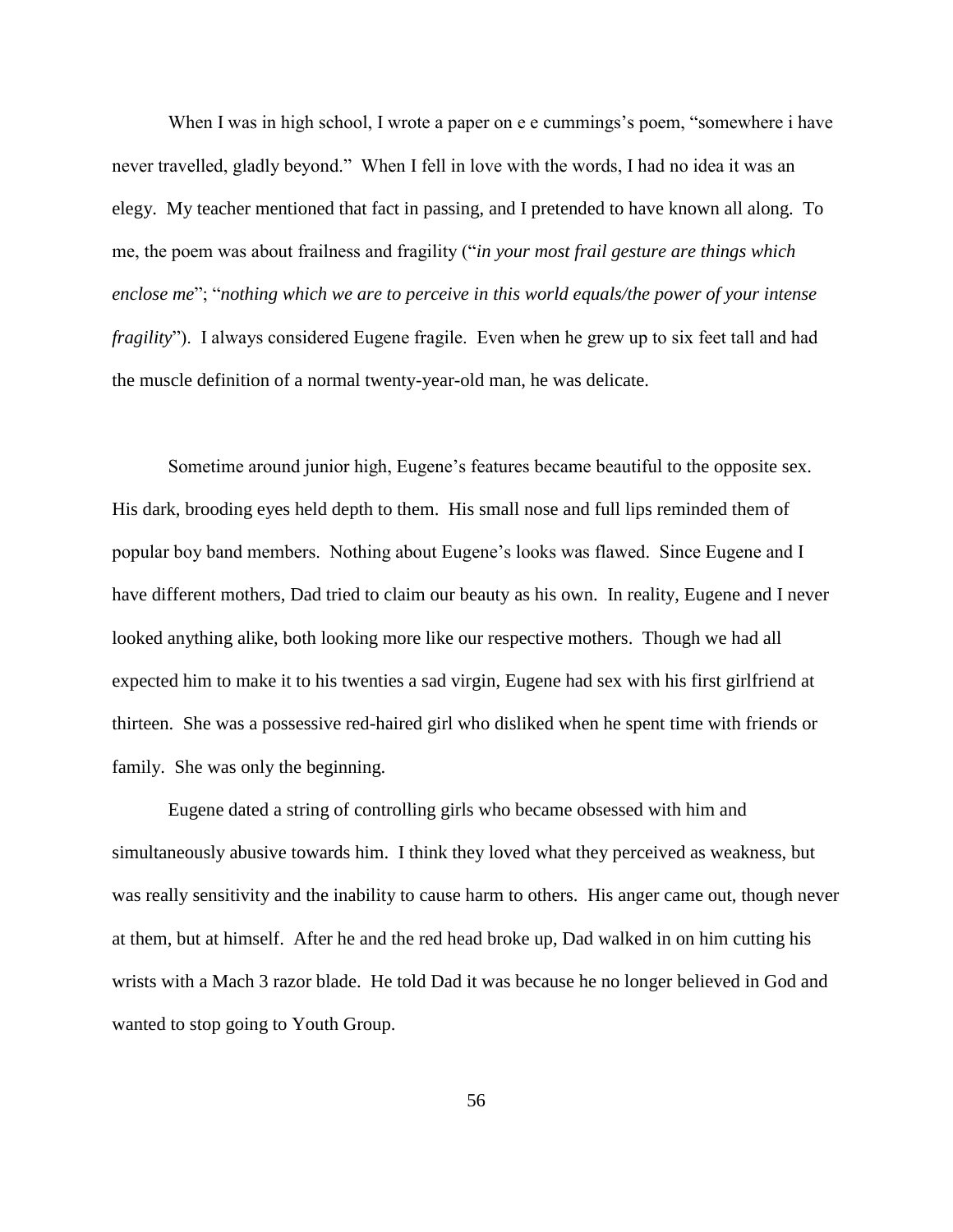When I was in high school, I wrote a paper on e e cummings's poem, "somewhere i have never travelled, gladly beyond." When I fell in love with the words, I had no idea it was an elegy. My teacher mentioned that fact in passing, and I pretended to have known all along. To me, the poem was about frailness and fragility ("*in your most frail gesture are things which enclose me*"; "*nothing which we are to perceive in this world equals/the power of your intense fragility*"). I always considered Eugene fragile. Even when he grew up to six feet tall and had the muscle definition of a normal twenty-year-old man, he was delicate.

Sometime around junior high, Eugene's features became beautiful to the opposite sex. His dark, brooding eyes held depth to them. His small nose and full lips reminded them of popular boy band members. Nothing about Eugene's looks was flawed. Since Eugene and I have different mothers, Dad tried to claim our beauty as his own. In reality, Eugene and I never looked anything alike, both looking more like our respective mothers. Though we had all expected him to make it to his twenties a sad virgin, Eugene had sex with his first girlfriend at thirteen. She was a possessive red-haired girl who disliked when he spent time with friends or family. She was only the beginning.

Eugene dated a string of controlling girls who became obsessed with him and simultaneously abusive towards him. I think they loved what they perceived as weakness, but was really sensitivity and the inability to cause harm to others. His anger came out, though never at them, but at himself. After he and the red head broke up, Dad walked in on him cutting his wrists with a Mach 3 razor blade. He told Dad it was because he no longer believed in God and wanted to stop going to Youth Group.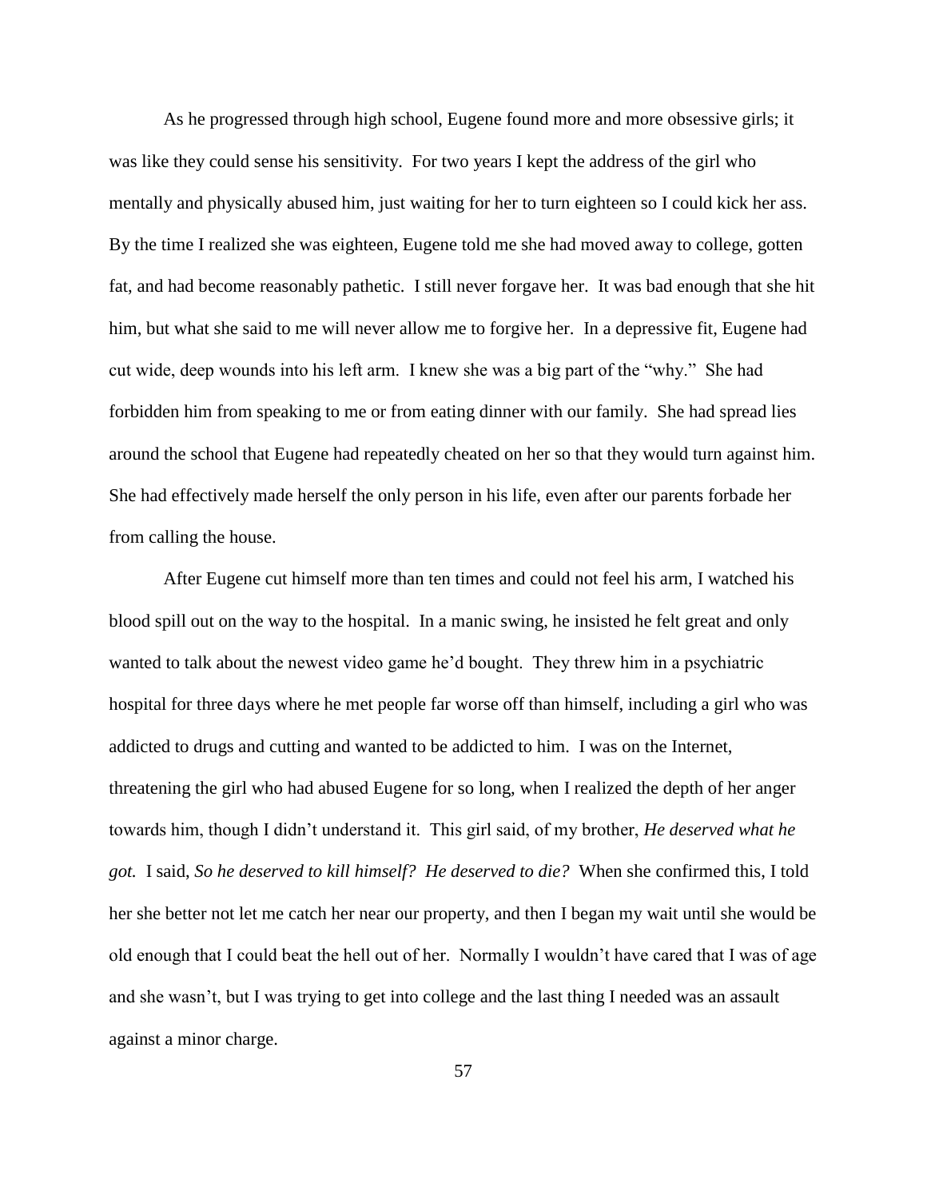As he progressed through high school, Eugene found more and more obsessive girls; it was like they could sense his sensitivity. For two years I kept the address of the girl who mentally and physically abused him, just waiting for her to turn eighteen so I could kick her ass. By the time I realized she was eighteen, Eugene told me she had moved away to college, gotten fat, and had become reasonably pathetic. I still never forgave her. It was bad enough that she hit him, but what she said to me will never allow me to forgive her. In a depressive fit, Eugene had cut wide, deep wounds into his left arm. I knew she was a big part of the "why." She had forbidden him from speaking to me or from eating dinner with our family. She had spread lies around the school that Eugene had repeatedly cheated on her so that they would turn against him. She had effectively made herself the only person in his life, even after our parents forbade her from calling the house.

After Eugene cut himself more than ten times and could not feel his arm, I watched his blood spill out on the way to the hospital. In a manic swing, he insisted he felt great and only wanted to talk about the newest video game he'd bought. They threw him in a psychiatric hospital for three days where he met people far worse off than himself, including a girl who was addicted to drugs and cutting and wanted to be addicted to him. I was on the Internet, threatening the girl who had abused Eugene for so long, when I realized the depth of her anger towards him, though I didn't understand it. This girl said, of my brother, *He deserved what he got.* I said, *So he deserved to kill himself? He deserved to die?* When she confirmed this, I told her she better not let me catch her near our property, and then I began my wait until she would be old enough that I could beat the hell out of her. Normally I wouldn't have cared that I was of age and she wasn't, but I was trying to get into college and the last thing I needed was an assault against a minor charge.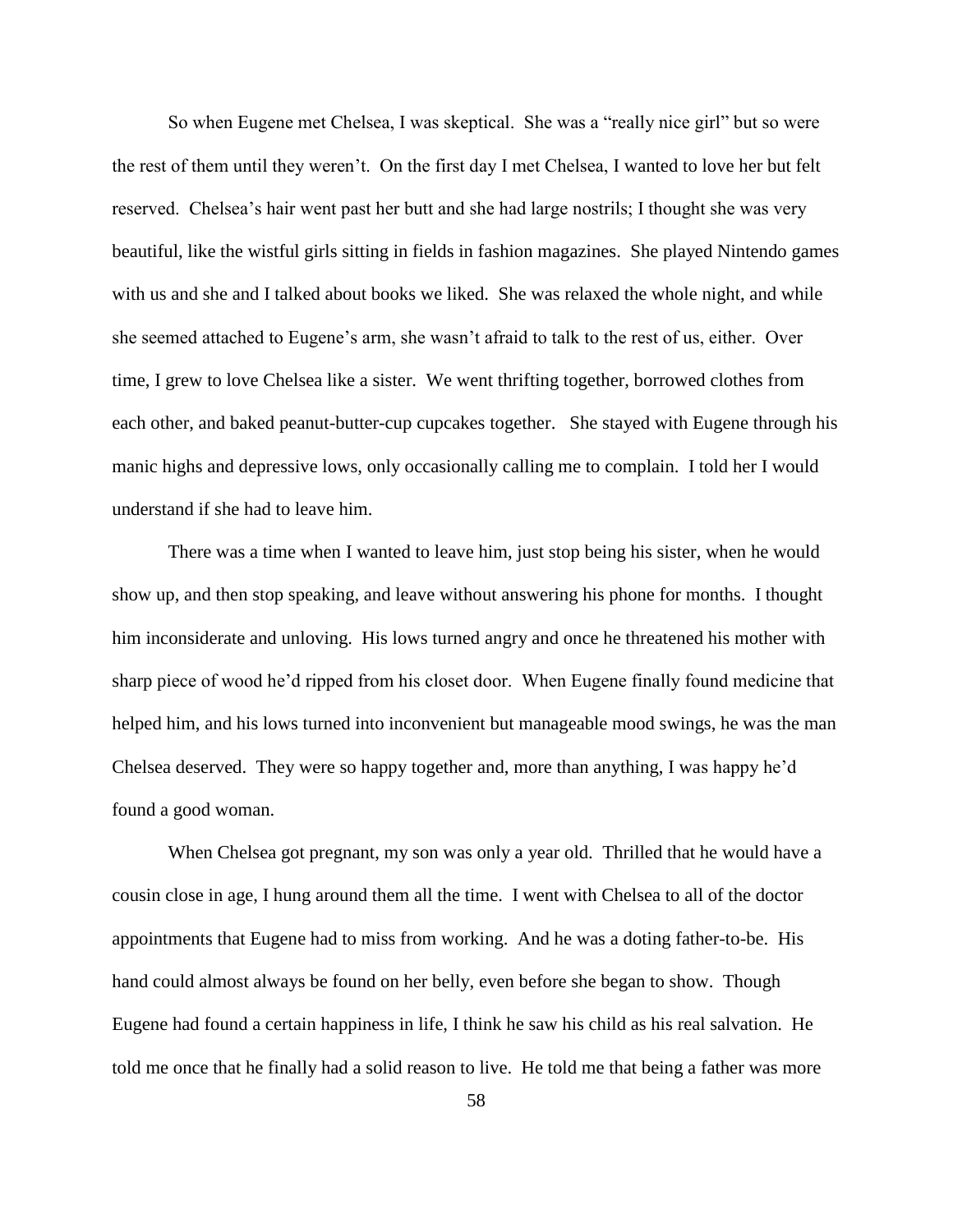So when Eugene met Chelsea, I was skeptical. She was a "really nice girl" but so were the rest of them until they weren't. On the first day I met Chelsea, I wanted to love her but felt reserved. Chelsea's hair went past her butt and she had large nostrils; I thought she was very beautiful, like the wistful girls sitting in fields in fashion magazines. She played Nintendo games with us and she and I talked about books we liked. She was relaxed the whole night, and while she seemed attached to Eugene's arm, she wasn't afraid to talk to the rest of us, either. Over time, I grew to love Chelsea like a sister. We went thrifting together, borrowed clothes from each other, and baked peanut-butter-cup cupcakes together. She stayed with Eugene through his manic highs and depressive lows, only occasionally calling me to complain. I told her I would understand if she had to leave him.

There was a time when I wanted to leave him, just stop being his sister, when he would show up, and then stop speaking, and leave without answering his phone for months. I thought him inconsiderate and unloving. His lows turned angry and once he threatened his mother with sharp piece of wood he'd ripped from his closet door. When Eugene finally found medicine that helped him, and his lows turned into inconvenient but manageable mood swings, he was the man Chelsea deserved. They were so happy together and, more than anything, I was happy he'd found a good woman.

When Chelsea got pregnant, my son was only a year old. Thrilled that he would have a cousin close in age, I hung around them all the time. I went with Chelsea to all of the doctor appointments that Eugene had to miss from working. And he was a doting father-to-be. His hand could almost always be found on her belly, even before she began to show. Though Eugene had found a certain happiness in life, I think he saw his child as his real salvation. He told me once that he finally had a solid reason to live. He told me that being a father was more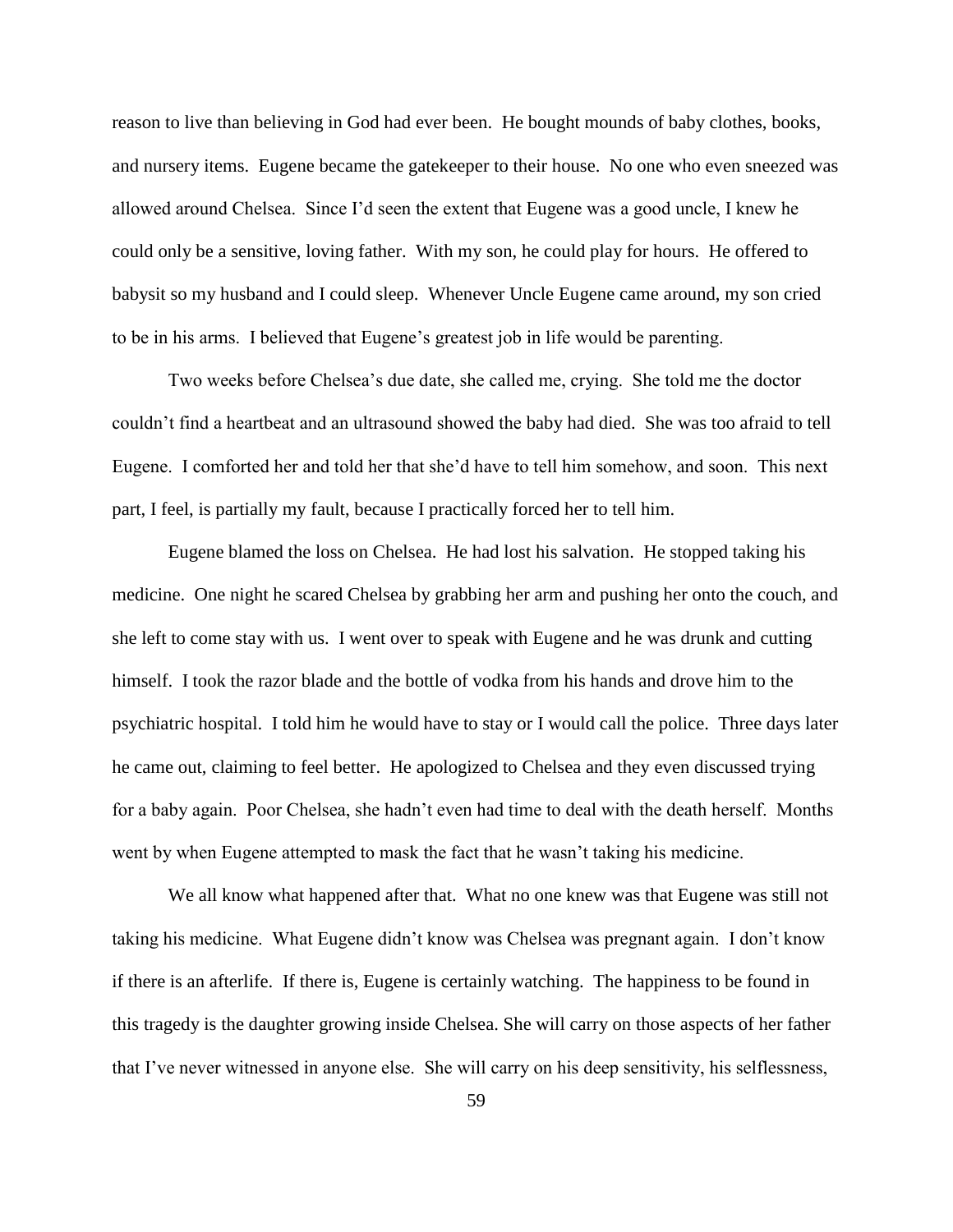reason to live than believing in God had ever been. He bought mounds of baby clothes, books, and nursery items. Eugene became the gatekeeper to their house. No one who even sneezed was allowed around Chelsea. Since I'd seen the extent that Eugene was a good uncle, I knew he could only be a sensitive, loving father. With my son, he could play for hours. He offered to babysit so my husband and I could sleep. Whenever Uncle Eugene came around, my son cried to be in his arms. I believed that Eugene's greatest job in life would be parenting.

Two weeks before Chelsea's due date, she called me, crying. She told me the doctor couldn't find a heartbeat and an ultrasound showed the baby had died. She was too afraid to tell Eugene. I comforted her and told her that she'd have to tell him somehow, and soon. This next part, I feel, is partially my fault, because I practically forced her to tell him.

Eugene blamed the loss on Chelsea. He had lost his salvation. He stopped taking his medicine. One night he scared Chelsea by grabbing her arm and pushing her onto the couch, and she left to come stay with us. I went over to speak with Eugene and he was drunk and cutting himself. I took the razor blade and the bottle of vodka from his hands and drove him to the psychiatric hospital. I told him he would have to stay or I would call the police. Three days later he came out, claiming to feel better. He apologized to Chelsea and they even discussed trying for a baby again. Poor Chelsea, she hadn't even had time to deal with the death herself. Months went by when Eugene attempted to mask the fact that he wasn't taking his medicine.

We all know what happened after that. What no one knew was that Eugene was still not taking his medicine. What Eugene didn't know was Chelsea was pregnant again. I don't know if there is an afterlife. If there is, Eugene is certainly watching. The happiness to be found in this tragedy is the daughter growing inside Chelsea. She will carry on those aspects of her father that I've never witnessed in anyone else. She will carry on his deep sensitivity, his selflessness,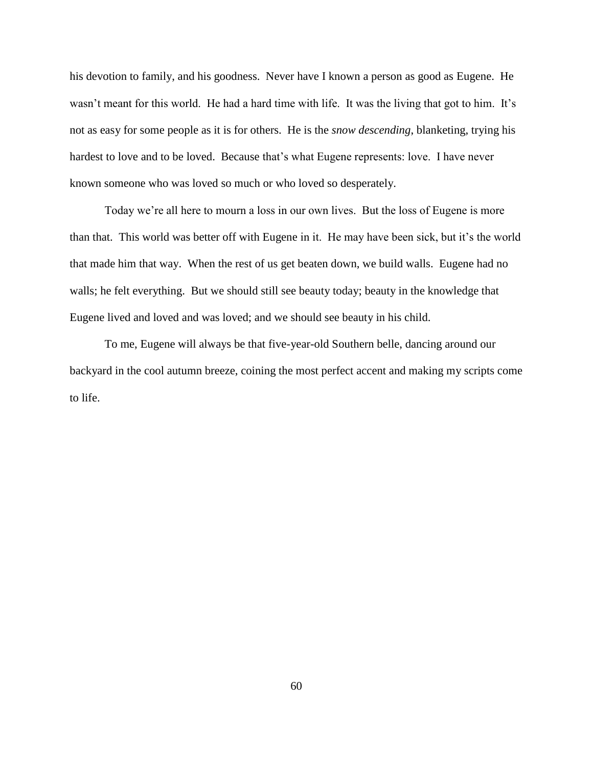his devotion to family, and his goodness. Never have I known a person as good as Eugene. He wasn't meant for this world. He had a hard time with life. It was the living that got to him. It's not as easy for some people as it is for others. He is the *snow descending*, blanketing, trying his hardest to love and to be loved. Because that's what Eugene represents: love. I have never known someone who was loved so much or who loved so desperately.

Today we're all here to mourn a loss in our own lives. But the loss of Eugene is more than that. This world was better off with Eugene in it. He may have been sick, but it's the world that made him that way. When the rest of us get beaten down, we build walls. Eugene had no walls; he felt everything. But we should still see beauty today; beauty in the knowledge that Eugene lived and loved and was loved; and we should see beauty in his child.

To me, Eugene will always be that five-year-old Southern belle, dancing around our backyard in the cool autumn breeze, coining the most perfect accent and making my scripts come to life.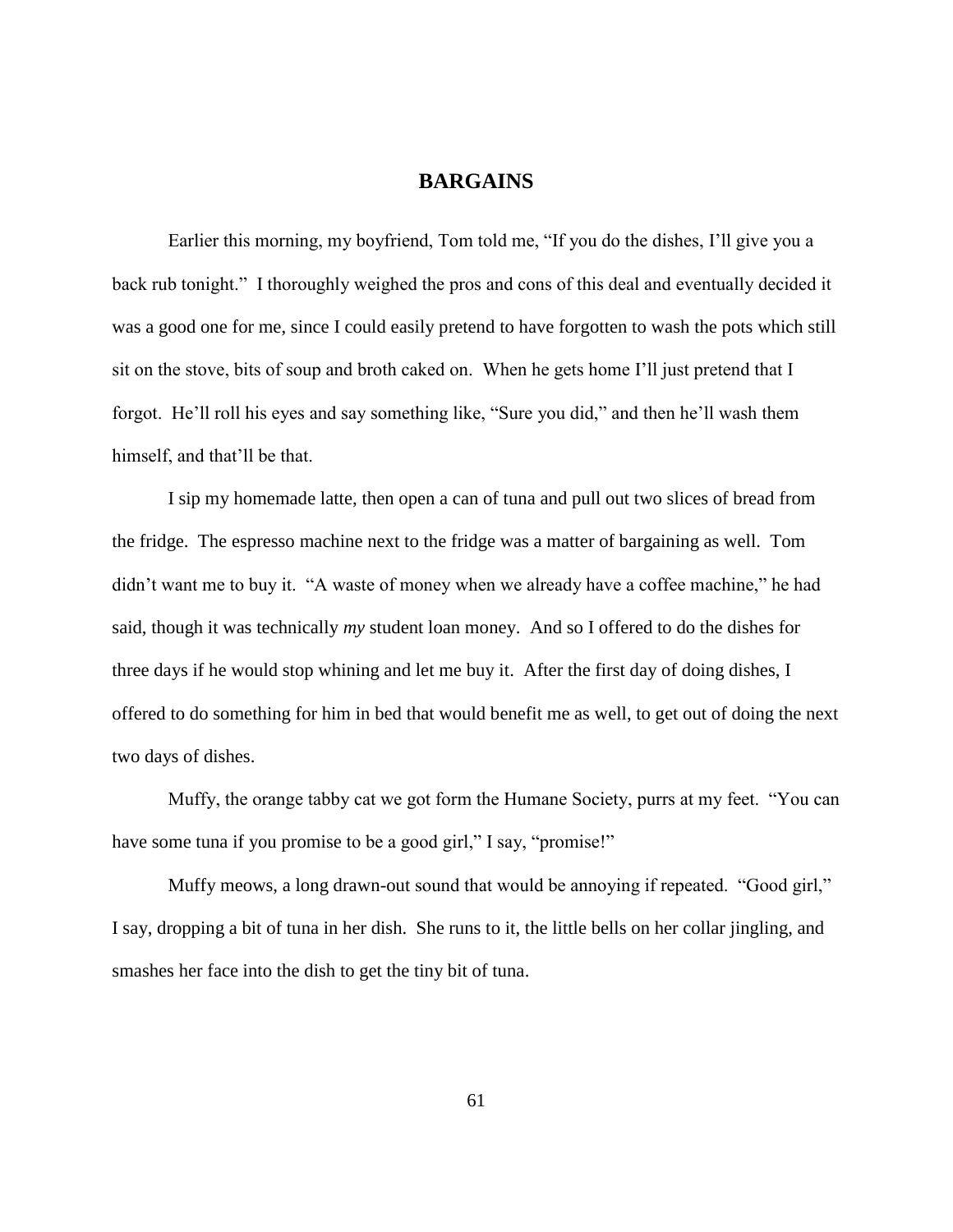# BARGAINS

Earlier this morning, my boyfriend, Tom told me, "If you do the dishes, I'll give you a back rub tonight." I thoroughly weighed the pros and cons of this deal and eventually decided it was a good one for me, since I could easily pretend to have forgotten to wash the pots which still sit on the stove, bits of soup and broth caked on. When he gets home I'll just pretend that I forgot. He'll roll his eyes and say something like, "Sure you did," and then he'll wash them himself, and that'll be that.

I sip my homemade latte, then open a can of tuna and pull out two slices of bread from the fridge. The espresso machine next to the fridge was a matter of bargaining as well. Tom didn't want me to buy it. "A waste of money when we already have a coffee machine," he had said, though it was technically *my* student loan money. And so I offered to do the dishes for three days if he would stop whining and let me buy it. After the first day of doing dishes, I offered to do something for him in bed that would benefit me as well, to get out of doing the next two days of dishes.

Muffy, the orange tabby cat we got form the Humane Society, purrs at my feet. "You can have some tuna if you promise to be a good girl," I say, "promise!"

Muffy meows, a long drawn-out sound that would be annoying if repeated. "Good girl," I say, dropping a bit of tuna in her dish. She runs to it, the little bells on her collar jingling, and smashes her face into the dish to get the tiny bit of tuna.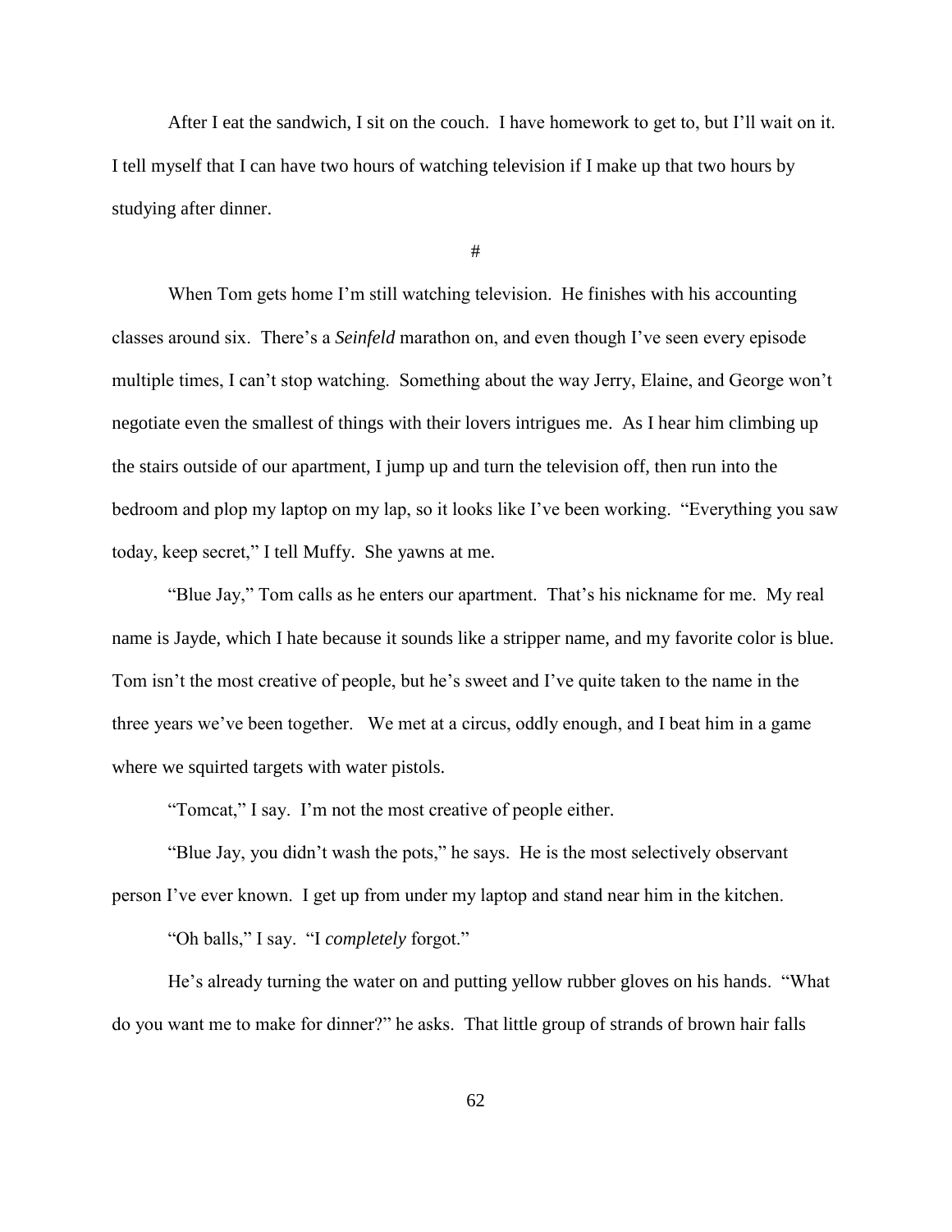After I eat the sandwich, I sit on the couch. I have homework to get to, but I'll wait on it. I tell myself that I can have two hours of watching television if I make up that two hours by studying after dinner.

#

When Tom gets home I'm still watching television. He finishes with his accounting classes around six. There's a *Seinfeld* marathon on, and even though I've seen every episode multiple times, I can't stop watching. Something about the way Jerry, Elaine, and George won't negotiate even the smallest of things with their lovers intrigues me. As I hear him climbing up the stairs outside of our apartment, I jump up and turn the television off, then run into the bedroom and plop my laptop on my lap, so it looks like I've been working. "Everything you saw today, keep secret," I tell Muffy. She yawns at me.

"Blue Jay," Tom calls as he enters our apartment. That's his nickname for me. My real name is Jayde, which I hate because it sounds like a stripper name, and my favorite color is blue. Tom isn't the most creative of people, but he's sweet and I've quite taken to the name in the three years we've been together. We met at a circus, oddly enough, and I beat him in a game where we squirted targets with water pistols.

"Tomcat," I say. I'm not the most creative of people either.

"Blue Jay, you didn't wash the pots," he says. He is the most selectively observant person I've ever known. I get up from under my laptop and stand near him in the kitchen.

"Oh balls," I say. "I *completely* forgot."

He's already turning the water on and putting yellow rubber gloves on his hands. "What do you want me to make for dinner?" he asks. That little group of strands of brown hair falls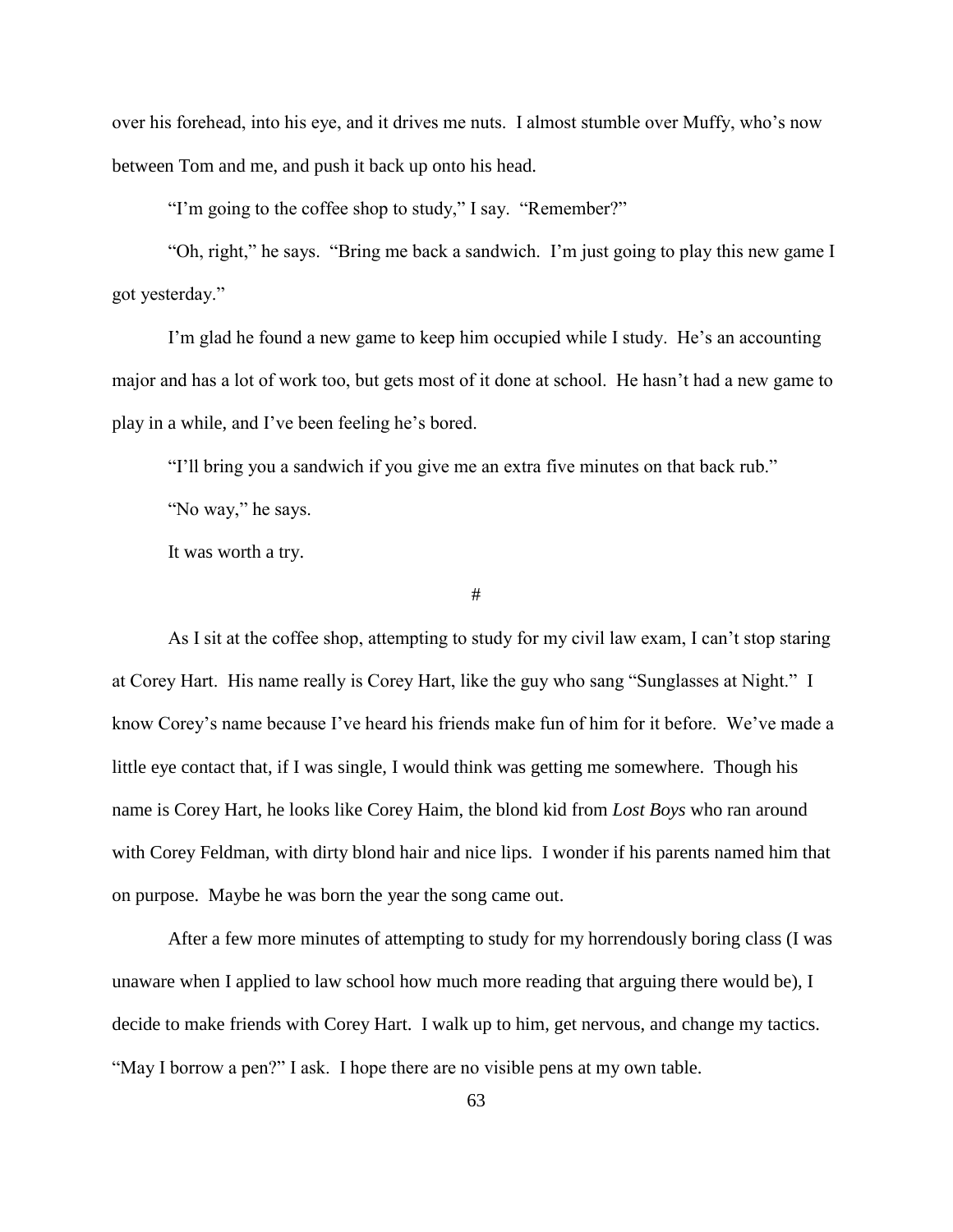over his forehead, into his eye, and it drives me nuts. I almost stumble over Muffy, who's now between Tom and me, and push it back up onto his head.

"I'm going to the coffee shop to study," I say. "Remember?"

"Oh, right," he says. "Bring me back a sandwich. I'm just going to play this new game I got yesterday."

I'm glad he found a new game to keep him occupied while I study. He's an accounting major and has a lot of work too, but gets most of it done at school. He hasn't had a new game to play in a while, and I've been feeling he's bored.

"I'll bring you a sandwich if you give me an extra five minutes on that back rub."

"No way," he says.

It was worth a try.

#

As I sit at the coffee shop, attempting to study for my civil law exam, I can't stop staring at Corey Hart. His name really is Corey Hart, like the guy who sang "Sunglasses at Night." I know Corey's name because I've heard his friends make fun of him for it before. We've made a little eye contact that, if I was single, I would think was getting me somewhere. Though his name is Corey Hart, he looks like Corey Haim, the blond kid from *Lost Boys* who ran around with Corey Feldman, with dirty blond hair and nice lips. I wonder if his parents named him that on purpose. Maybe he was born the year the song came out.

After a few more minutes of attempting to study for my horrendously boring class (I was unaware when I applied to law school how much more reading that arguing there would be), I decide to make friends with Corey Hart. I walk up to him, get nervous, and change my tactics. "May I borrow a pen?" I ask. I hope there are no visible pens at my own table.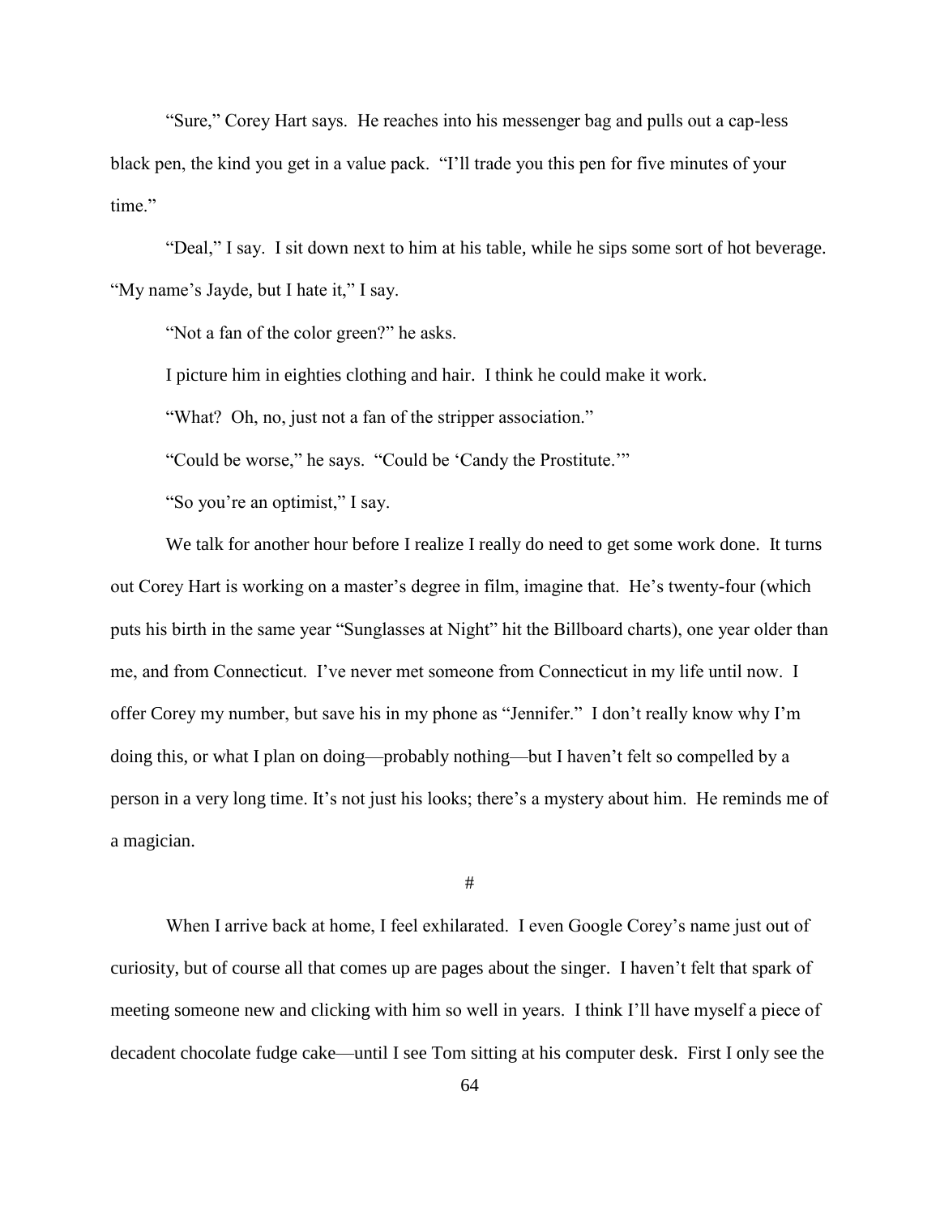"Sure," Corey Hart says. He reaches into his messenger bag and pulls out a cap-less black pen, the kind you get in a value pack. "I'll trade you this pen for five minutes of your time."

"Deal," I say. I sit down next to him at his table, while he sips some sort of hot beverage. "My name's Jayde, but I hate it," I say.

"Not a fan of the color green?" he asks.

I picture him in eighties clothing and hair. I think he could make it work.

"What? Oh, no, just not a fan of the stripper association."

"Could be worse," he says. "Could be 'Candy the Prostitute.'"

"So you're an optimist," I say.

We talk for another hour before I realize I really do need to get some work done. It turns out Corey Hart is working on a master's degree in film, imagine that. He's twenty-four (which puts his birth in the same year "Sunglasses at Night" hit the Billboard charts), one year older than me, and from Connecticut. I've never met someone from Connecticut in my life until now. I offer Corey my number, but save his in my phone as "Jennifer." I don't really know why I'm doing this, or what I plan on doing—probably nothing—but I haven't felt so compelled by a person in a very long time. It's not just his looks; there's a mystery about him. He reminds me of a magician.

#

When I arrive back at home, I feel exhilarated. I even Google Corey's name just out of curiosity, but of course all that comes up are pages about the singer. I haven't felt that spark of meeting someone new and clicking with him so well in years. I think I'll have myself a piece of decadent chocolate fudge cake—until I see Tom sitting at his computer desk. First I only see the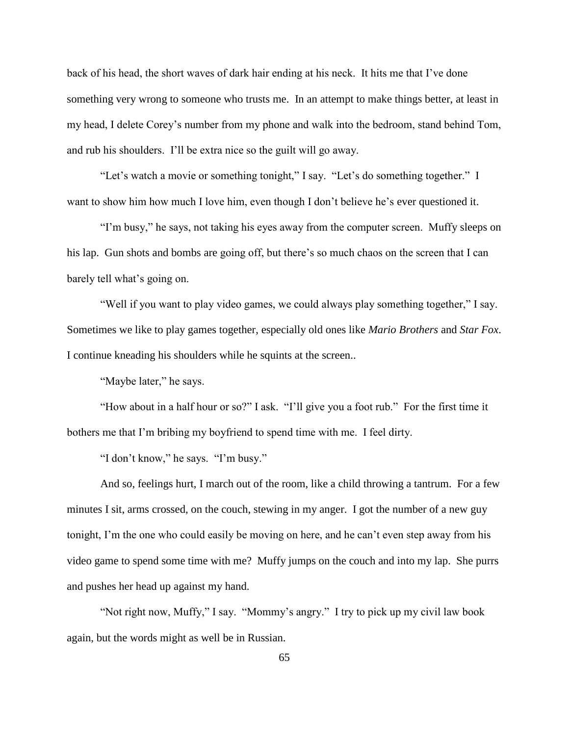back of his head, the short waves of dark hair ending at his neck. It hits me that I've done something very wrong to someone who trusts me. In an attempt to make things better, at least in my head, I delete Corey's number from my phone and walk into the bedroom, stand behind Tom, and rub his shoulders. I'll be extra nice so the guilt will go away.

"Let's watch a movie or something tonight," I say. "Let's do something together." I want to show him how much I love him, even though I don't believe he's ever questioned it.

"I'm busy," he says, not taking his eyes away from the computer screen. Muffy sleeps on his lap. Gun shots and bombs are going off, but there's so much chaos on the screen that I can barely tell what's going on.

"Well if you want to play video games, we could always play something together," I say. Sometimes we like to play games together, especially old ones like *Mario Brothers* and *Star Fox*. I continue kneading his shoulders while he squints at the screen..

"Maybe later," he says.

"How about in a half hour or so?" I ask. "I'll give you a foot rub." For the first time it bothers me that I'm bribing my boyfriend to spend time with me. I feel dirty.

"I don't know," he says. "I'm busy."

And so, feelings hurt, I march out of the room, like a child throwing a tantrum. For a few minutes I sit, arms crossed, on the couch, stewing in my anger. I got the number of a new guy tonight, I'm the one who could easily be moving on here, and he can't even step away from his video game to spend some time with me? Muffy jumps on the couch and into my lap. She purrs and pushes her head up against my hand.

"Not right now, Muffy," I say. "Mommy's angry." I try to pick up my civil law book again, but the words might as well be in Russian.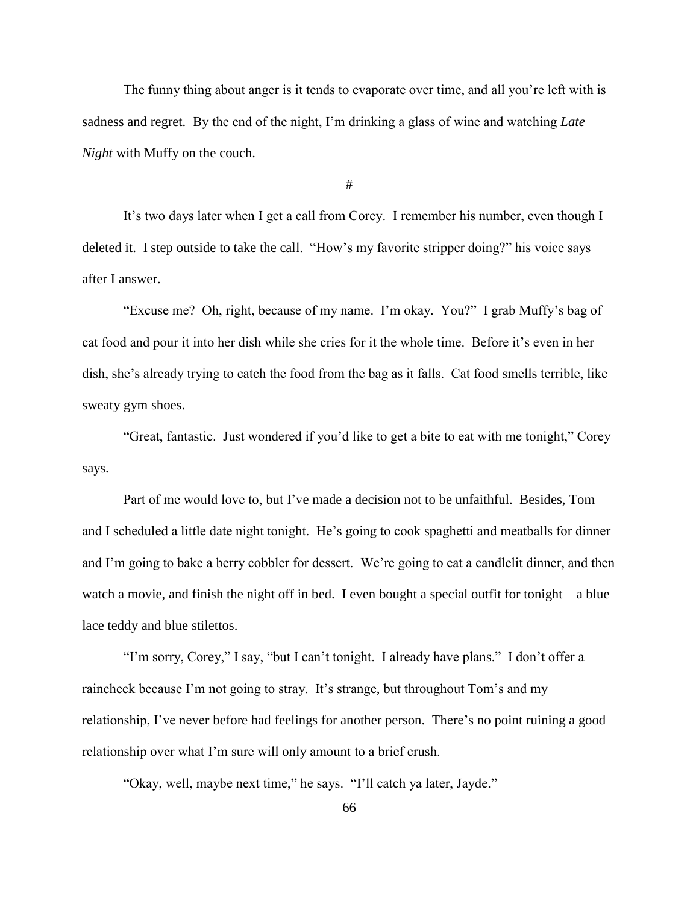The funny thing about anger is it tends to evaporate over time, and all you're left with is sadness and regret. By the end of the night, I'm drinking a glass of wine and watching *Late Night* with Muffy on the couch.

#

It's two days later when I get a call from Corey. I remember his number, even though I deleted it. I step outside to take the call. "How's my favorite stripper doing?" his voice says after I answer.

"Excuse me? Oh, right, because of my name. I'm okay. You?" I grab Muffy's bag of cat food and pour it into her dish while she cries for it the whole time. Before it's even in her dish, she's already trying to catch the food from the bag as it falls. Cat food smells terrible, like sweaty gym shoes.

"Great, fantastic. Just wondered if you'd like to get a bite to eat with me tonight," Corey says.

Part of me would love to, but I've made a decision not to be unfaithful. Besides, Tom and I scheduled a little date night tonight. He's going to cook spaghetti and meatballs for dinner and I'm going to bake a berry cobbler for dessert. We're going to eat a candlelit dinner, and then watch a movie, and finish the night off in bed. I even bought a special outfit for tonight—a blue lace teddy and blue stilettos.

"I'm sorry, Corey," I say, "but I can't tonight. I already have plans." I don't offer a raincheck because I'm not going to stray. It's strange, but throughout Tom's and my relationship, I've never before had feelings for another person. There's no point ruining a good relationship over what I'm sure will only amount to a brief crush.

"Okay, well, maybe next time," he says. "I'll catch ya later, Jayde."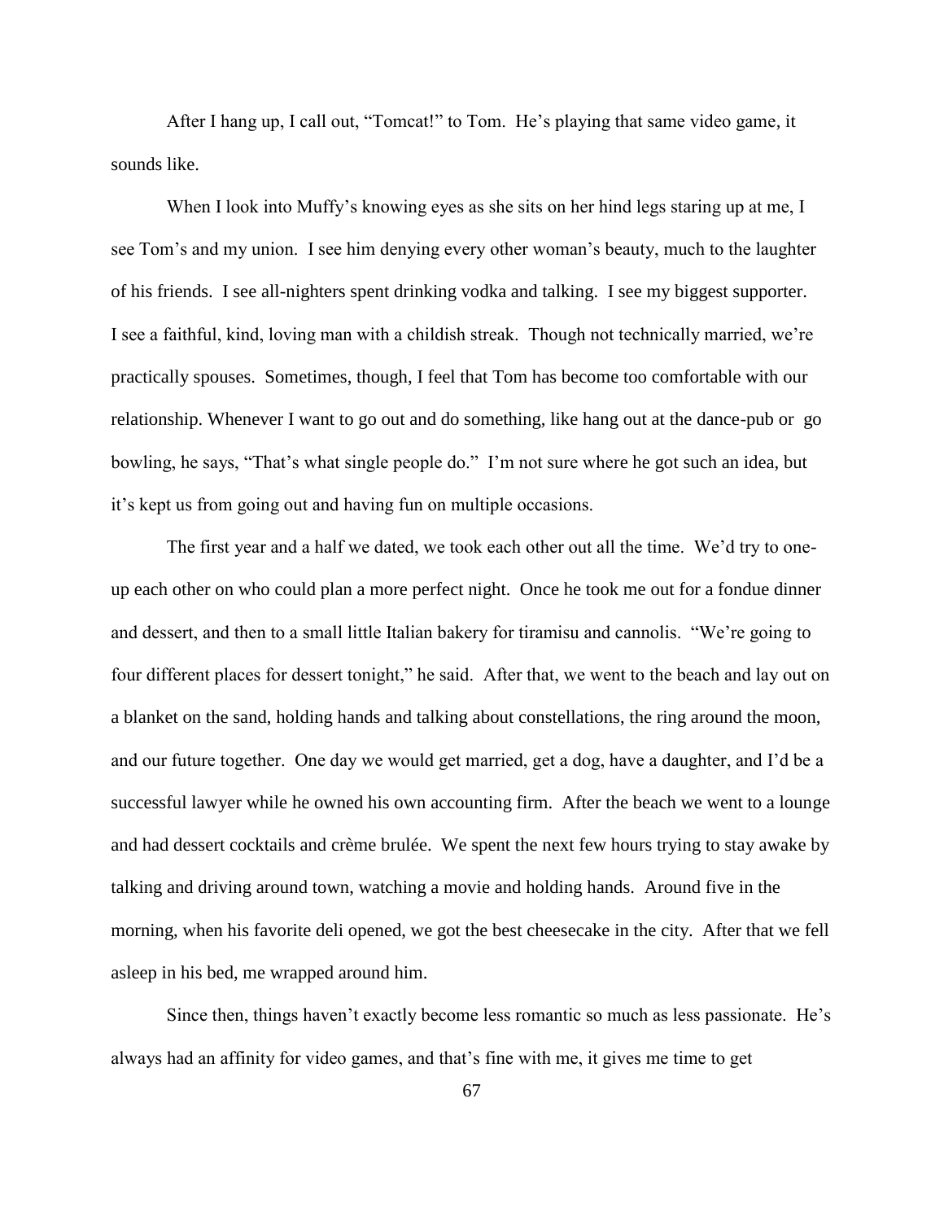After I hang up, I call out, "Tomcat!" to Tom. He's playing that same video game, it sounds like.

When I look into Muffy's knowing eyes as she sits on her hind legs staring up at me, I see Tom's and my union. I see him denying every other woman's beauty, much to the laughter of his friends. I see all-nighters spent drinking vodka and talking. I see my biggest supporter. I see a faithful, kind, loving man with a childish streak. Though not technically married, we're practically spouses. Sometimes, though, I feel that Tom has become too comfortable with our relationship. Whenever I want to go out and do something, like hang out at the dance-pub or go bowling, he says, "That's what single people do." I'm not sure where he got such an idea, but it's kept us from going out and having fun on multiple occasions.

The first year and a half we dated, we took each other out all the time. We'd try to one-up each other on who could plan a more perfect night. Once he took me out for a fondue dinner and dessert, and then to a small little Italian bakery for tiramisu and cannolis. "We're going to four different places for dessert tonight," he said. After that, we went to the beach and lay out on a blanket on the sand, holding hands and talking about constellations, the ring around the moon, and our future together. One day we would get married, get a dog, have a daughter, and I'd be a successful lawyer while he owned his own accounting firm. After the beach we went to a lounge and had dessert cocktails and crème brulée. We spent the next few hours trying to stay awake by talking and driving around town, watching a movie and holding hands. Around five in the morning, when his favorite deli opened, we got the best cheesecake in the city. After that we fell asleep in his bed, me wrapped around him.

Since then, things haven't exactly become less romantic so much as less passionate. He's always had an affinity for video games, and that's fine with me, it gives me time to get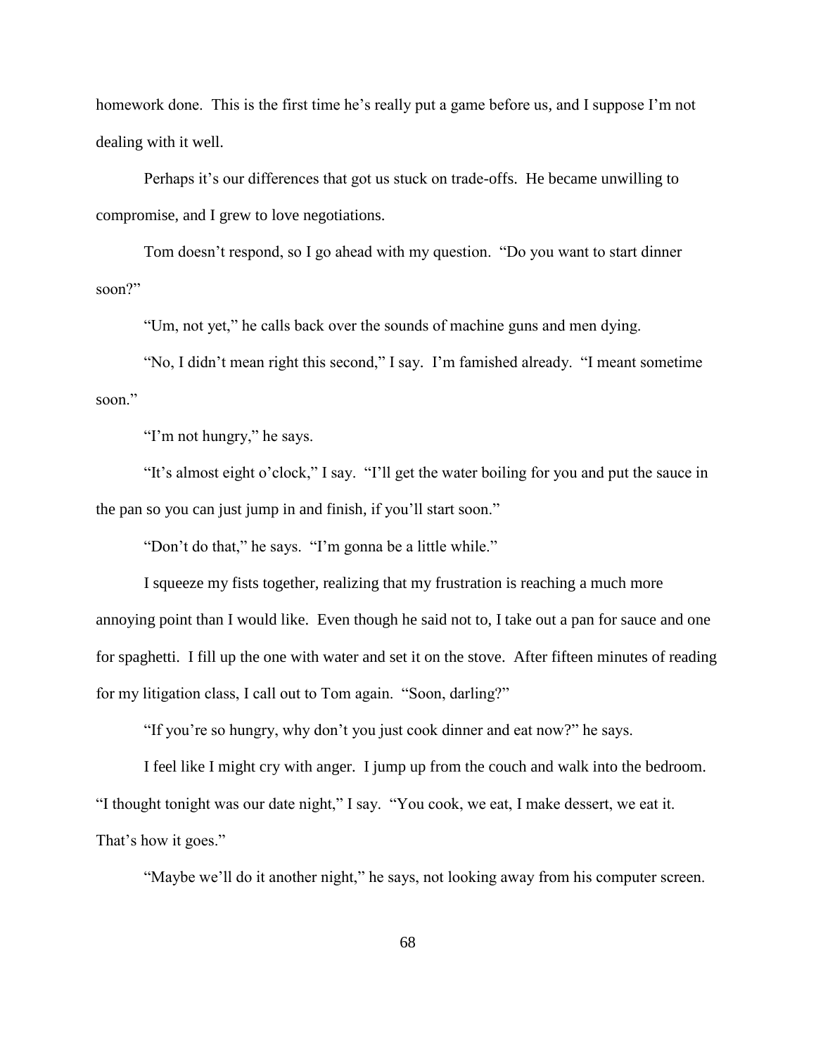homework done. This is the first time he's really put a game before us, and I suppose I'm not dealing with it well.

Perhaps it's our differences that got us stuck on trade-offs. He became unwilling to compromise, and I grew to love negotiations.

Tom doesn't respond, so I go ahead with my question. "Do you want to start dinner soon?"

"Um, not yet," he calls back over the sounds of machine guns and men dying.

"No, I didn't mean right this second," I say. I'm famished already. "I meant sometime soon."

"I'm not hungry," he says.

"It's almost eight o'clock," I say. "I'll get the water boiling for you and put the sauce in the pan so you can just jump in and finish, if you'll start soon."

"Don't do that," he says. "I'm gonna be a little while."

I squeeze my fists together, realizing that my frustration is reaching a much more annoying point than I would like. Even though he said not to, I take out a pan for sauce and one for spaghetti. I fill up the one with water and set it on the stove. After fifteen minutes of reading for my litigation class, I call out to Tom again. "Soon, darling?"

"If you're so hungry, why don't you just cook dinner and eat now?" he says.

I feel like I might cry with anger. I jump up from the couch and walk into the bedroom. "I thought tonight was our date night," I say. "You cook, we eat, I make dessert, we eat it. That's how it goes."

"Maybe we'll do it another night," he says, not looking away from his computer screen.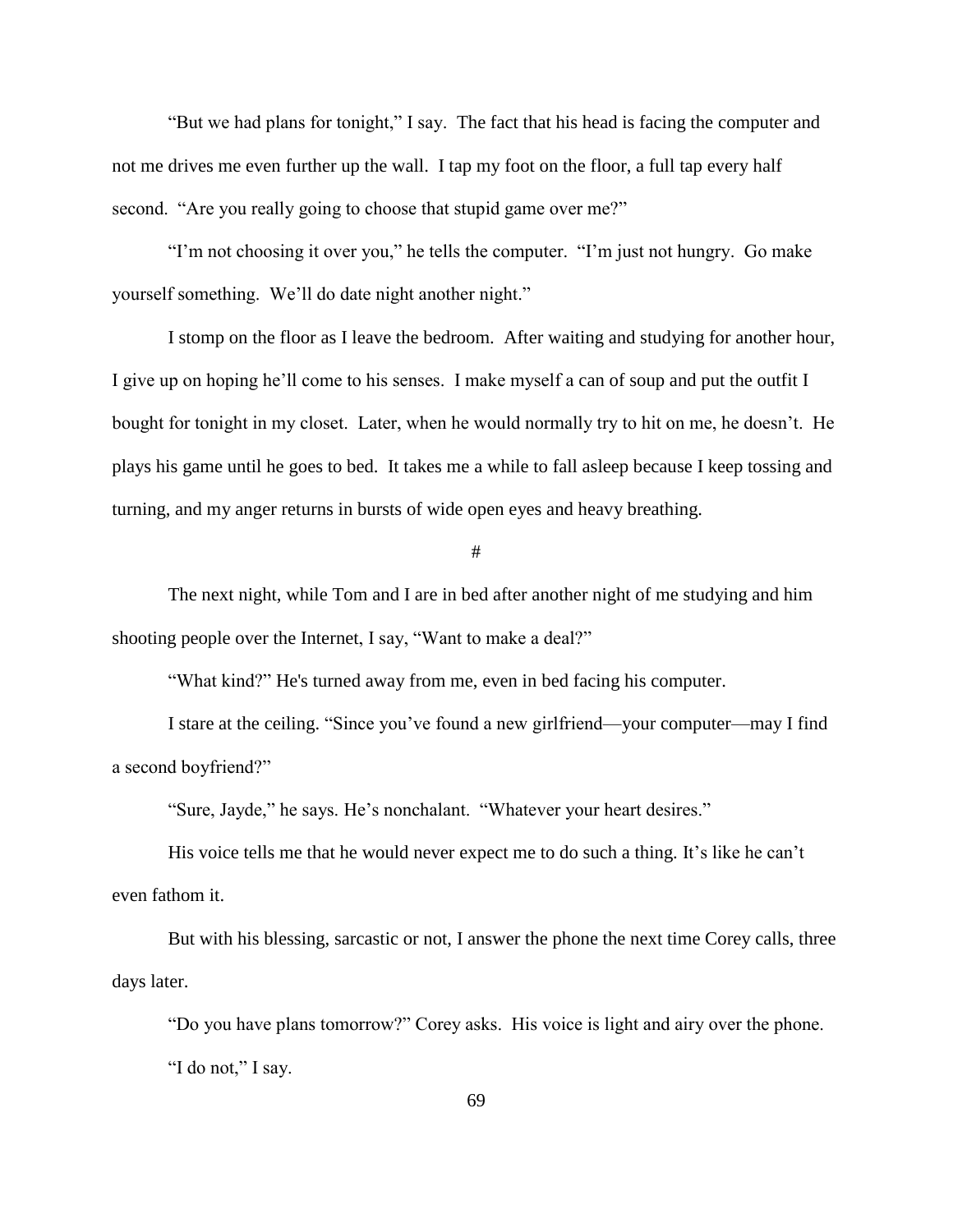"But we had plans for tonight," I say. The fact that his head is facing the computer and not me drives me even further up the wall. I tap my foot on the floor, a full tap every half second. "Are you really going to choose that stupid game over me?"

"I'm not choosing it over you," he tells the computer. "I'm just not hungry. Go make yourself something. We'll do date night another night."

I stomp on the floor as I leave the bedroom. After waiting and studying for another hour, I give up on hoping he'll come to his senses. I make myself a can of soup and put the outfit I bought for tonight in my closet. Later, when he would normally try to hit on me, he doesn't. He plays his game until he goes to bed. It takes me a while to fall asleep because I keep tossing and turning, and my anger returns in bursts of wide open eyes and heavy breathing.

#

The next night, while Tom and I are in bed after another night of me studying and him shooting people over the Internet, I say, "Want to make a deal?"

"What kind?" He's turned away from me, even in bed facing his computer.

I stare at the ceiling. "Since you've found a new girlfriend—your computer—may I find a second boyfriend?"

"Sure, Jayde," he says. He's nonchalant. "Whatever your heart desires."

His voice tells me that he would never expect me to do such a thing. It's like he can't even fathom it.

But with his blessing, sarcastic or not, I answer the phone the next time Corey calls, three days later.

"Do you have plans tomorrow?" Corey asks. His voice is light and airy over the phone.

"I do not," I say.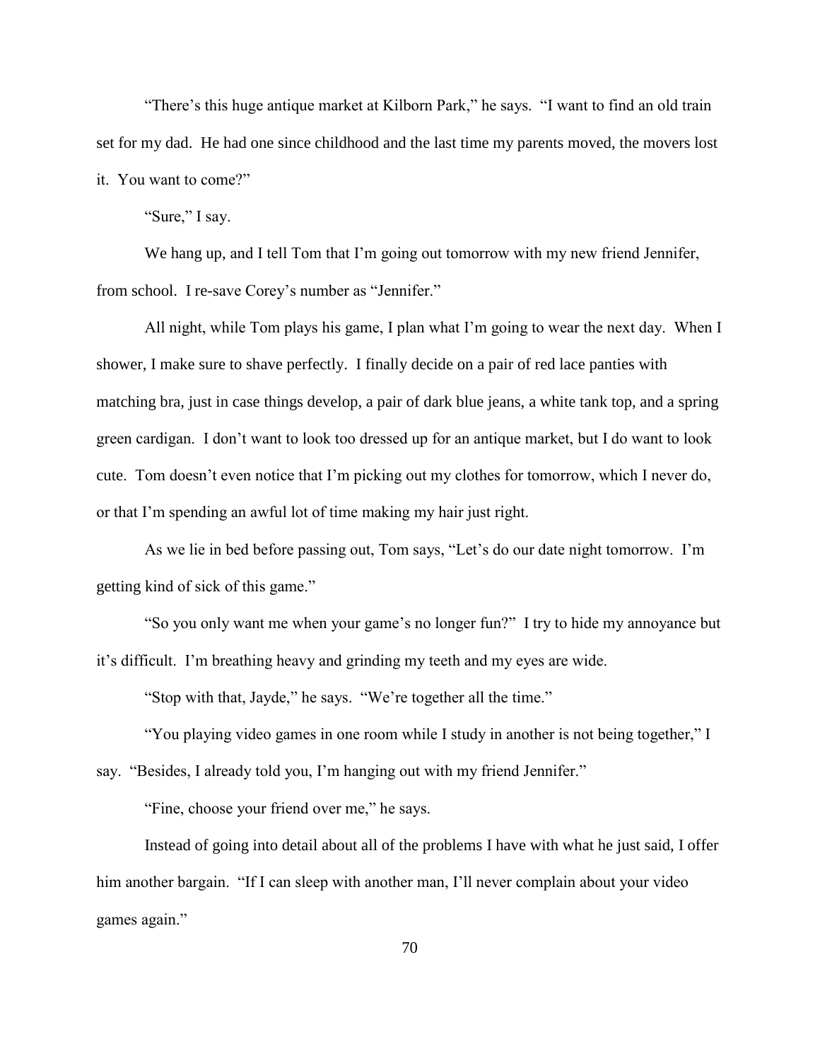"There's this huge antique market at Kilborn Park," he says. "I want to find an old train set for my dad. He had one since childhood and the last time my parents moved, the movers lost it. You want to come?"

"Sure," I say.

We hang up, and I tell Tom that I'm going out tomorrow with my new friend Jennifer, from school. I re-save Corey's number as "Jennifer."

All night, while Tom plays his game, I plan what I'm going to wear the next day. When I shower, I make sure to shave perfectly. I finally decide on a pair of red lace panties with matching bra, just in case things develop, a pair of dark blue jeans, a white tank top, and a spring green cardigan. I don't want to look too dressed up for an antique market, but I do want to look cute. Tom doesn't even notice that I'm picking out my clothes for tomorrow, which I never do, or that I'm spending an awful lot of time making my hair just right.

As we lie in bed before passing out, Tom says, "Let's do our date night tomorrow. I'm getting kind of sick of this game."

"So you only want me when your game's no longer fun?" I try to hide my annoyance but it's difficult. I'm breathing heavy and grinding my teeth and my eyes are wide.

"Stop with that, Jayde," he says. "We're together all the time."

"You playing video games in one room while I study in another is not being together," I say. "Besides, I already told you, I'm hanging out with my friend Jennifer."

"Fine, choose your friend over me," he says.

Instead of going into detail about all of the problems I have with what he just said, I offer him another bargain. "If I can sleep with another man, I'll never complain about your video games again."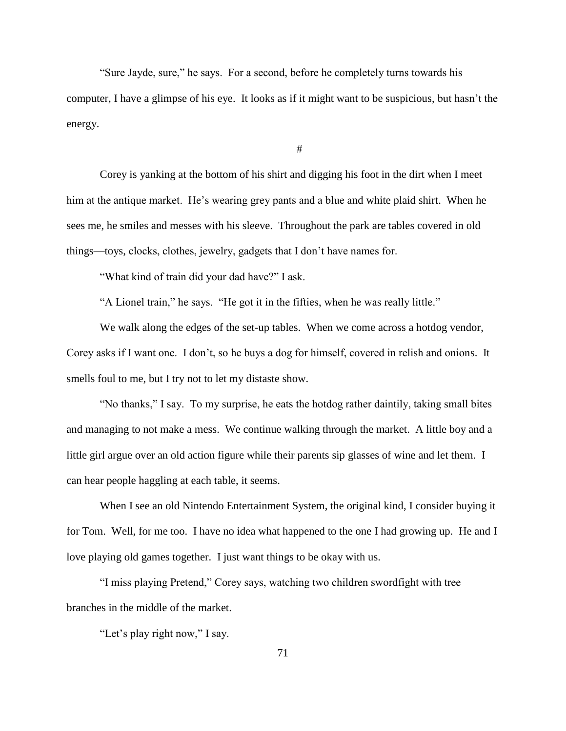"Sure Jayde, sure," he says. For a second, before he completely turns towards his computer, I have a glimpse of his eye. It looks as if it might want to be suspicious, but hasn't the energy.

#

Corey is yanking at the bottom of his shirt and digging his foot in the dirt when I meet him at the antique market. He's wearing grey pants and a blue and white plaid shirt. When he sees me, he smiles and messes with his sleeve. Throughout the park are tables covered in old things—toys, clocks, clothes, jewelry, gadgets that I don't have names for.

"What kind of train did your dad have?" I ask.

"A Lionel train," he says. "He got it in the fifties, when he was really little."

We walk along the edges of the set-up tables. When we come across a hotdog vendor, Corey asks if I want one. I don't, so he buys a dog for himself, covered in relish and onions. It smells foul to me, but I try not to let my distaste show.

"No thanks," I say. To my surprise, he eats the hotdog rather daintily, taking small bites and managing to not make a mess. We continue walking through the market. A little boy and a little girl argue over an old action figure while their parents sip glasses of wine and let them. I can hear people haggling at each table, it seems.

When I see an old Nintendo Entertainment System, the original kind, I consider buying it for Tom. Well, for me too. I have no idea what happened to the one I had growing up. He and I love playing old games together. I just want things to be okay with us.

"I miss playing Pretend," Corey says, watching two children swordfight with tree branches in the middle of the market.

"Let's play right now," I say.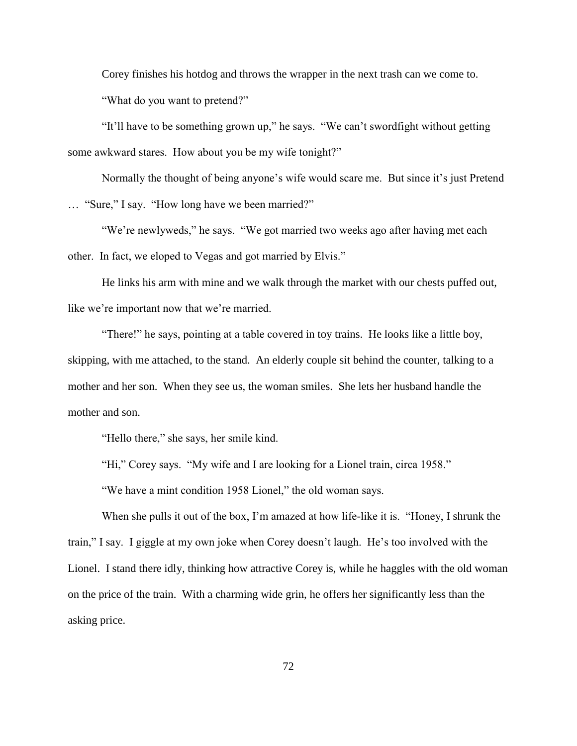Corey finishes his hotdog and throws the wrapper in the next trash can we come to.

"What do you want to pretend?"

"It'll have to be something grown up," he says. "We can't swordfight without getting some awkward stares. How about you be my wife tonight?"

Normally the thought of being anyone's wife would scare me. But since it's just Pretend … "Sure," I say. "How long have we been married?"

"We're newlyweds," he says. "We got married two weeks ago after having met each other. In fact, we eloped to Vegas and got married by Elvis."

He links his arm with mine and we walk through the market with our chests puffed out, like we're important now that we're married.

"There!" he says, pointing at a table covered in toy trains. He looks like a little boy, skipping, with me attached, to the stand. An elderly couple sit behind the counter, talking to a mother and her son. When they see us, the woman smiles. She lets her husband handle the mother and son.

"Hello there," she says, her smile kind.

"Hi," Corey says. "My wife and I are looking for a Lionel train, circa 1958."

"We have a mint condition 1958 Lionel," the old woman says.

When she pulls it out of the box, I'm amazed at how life-like it is. "Honey, I shrunk the train," I say. I giggle at my own joke when Corey doesn't laugh. He's too involved with the Lionel. I stand there idly, thinking how attractive Corey is, while he haggles with the old woman on the price of the train. With a charming wide grin, he offers her significantly less than the asking price.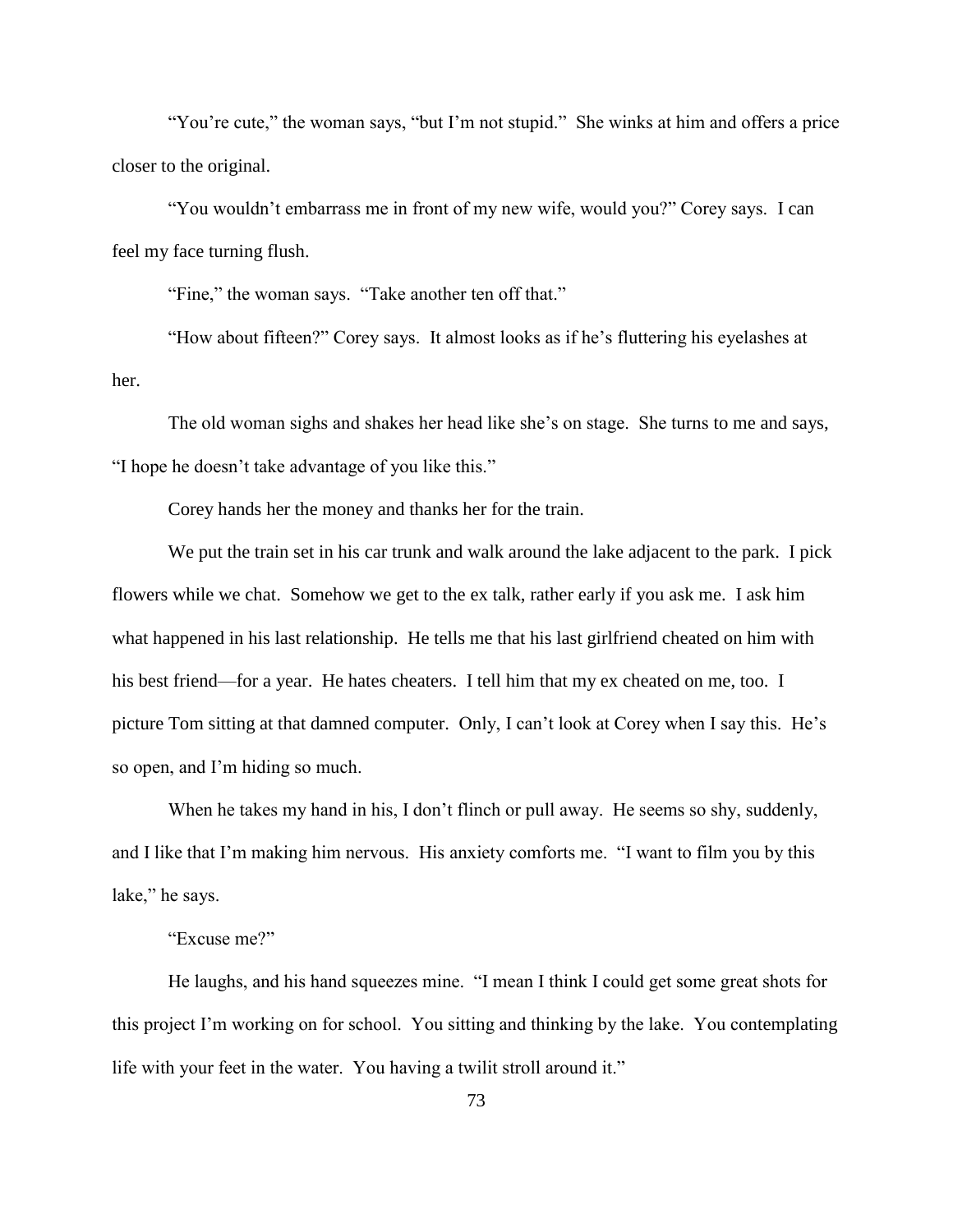"You're cute," the woman says, "but I'm not stupid." She winks at him and offers a price closer to the original.

"You wouldn't embarrass me in front of my new wife, would you?" Corey says. I can feel my face turning flush.

"Fine," the woman says. "Take another ten off that."

"How about fifteen?" Corey says. It almost looks as if he's fluttering his eyelashes at her.

The old woman sighs and shakes her head like she's on stage. She turns to me and says, "I hope he doesn't take advantage of you like this."

Corey hands her the money and thanks her for the train.

We put the train set in his car trunk and walk around the lake adjacent to the park. I pick flowers while we chat. Somehow we get to the ex talk, rather early if you ask me. I ask him what happened in his last relationship. He tells me that his last girlfriend cheated on him with his best friend—for a year. He hates cheaters. I tell him that my ex cheated on me, too. I picture Tom sitting at that damned computer. Only, I can't look at Corey when I say this. He's so open, and I'm hiding so much.

When he takes my hand in his, I don't flinch or pull away. He seems so shy, suddenly, and I like that I'm making him nervous. His anxiety comforts me. "I want to film you by this lake," he says.

"Excuse me?"

He laughs, and his hand squeezes mine. "I mean I think I could get some great shots for this project I'm working on for school. You sitting and thinking by the lake. You contemplating life with your feet in the water. You having a twilit stroll around it."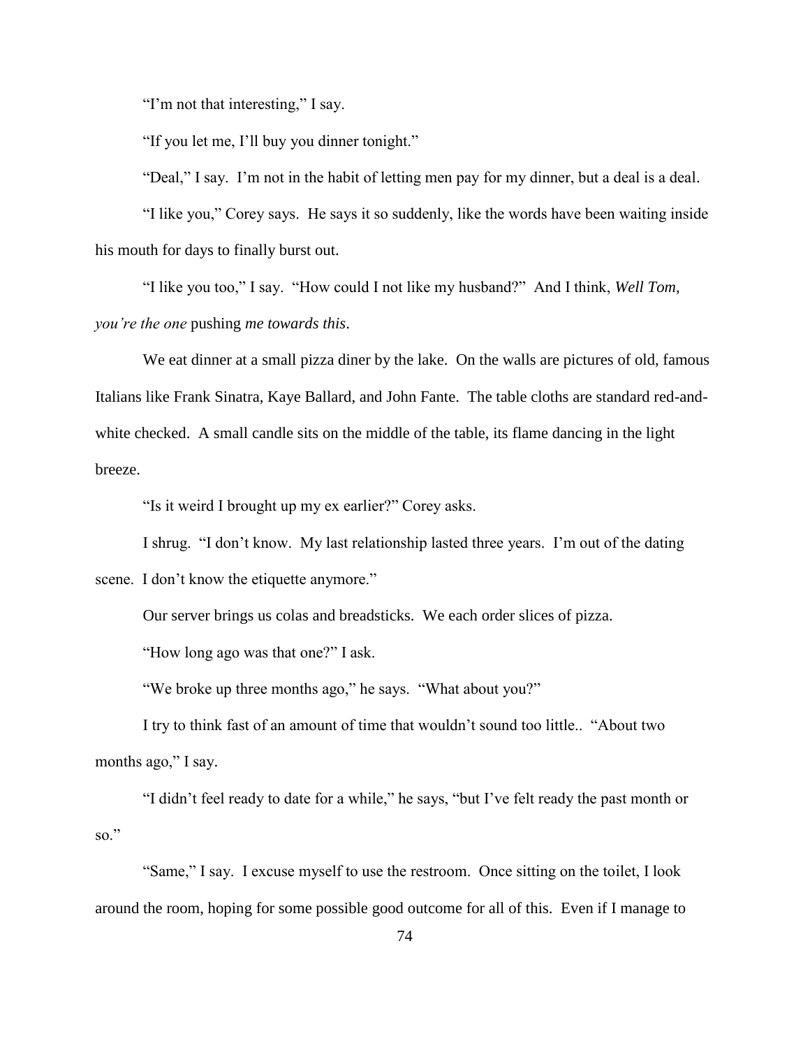"I'm not that interesting," I say.

"If you let me, I'll buy you dinner tonight."

"Deal," I say. I'm not in the habit of letting men pay for my dinner, but a deal is a deal.

"I like you," Corey says. He says it so suddenly, like the words have been waiting inside his mouth for days to finally burst out.

"I like you too," I say. "How could I not like my husband?" And I think, *Well Tom, you're the one* pushing *me towards this*.

We eat dinner at a small pizza diner by the lake. On the walls are pictures of old, famous Italians like Frank Sinatra, Kaye Ballard, and John Fante. The table cloths are standard red-and-white checked. A small candle sits on the middle of the table, its flame dancing in the light breeze.

"Is it weird I brought up my ex earlier?" Corey asks.

I shrug. "I don't know. My last relationship lasted three years. I'm out of the dating scene. I don't know the etiquette anymore."

Our server brings us colas and breadsticks. We each order slices of pizza.

"How long ago was that one?" I ask.

"We broke up three months ago," he says. "What about you?"

I try to think fast of an amount of time that wouldn't sound too little.. "About two months ago," I say.

"I didn't feel ready to date for a while," he says, "but I've felt ready the past month or so."

"Same," I say. I excuse myself to use the restroom. Once sitting on the toilet, I look around the room, hoping for some possible good outcome for all of this. Even if I manage to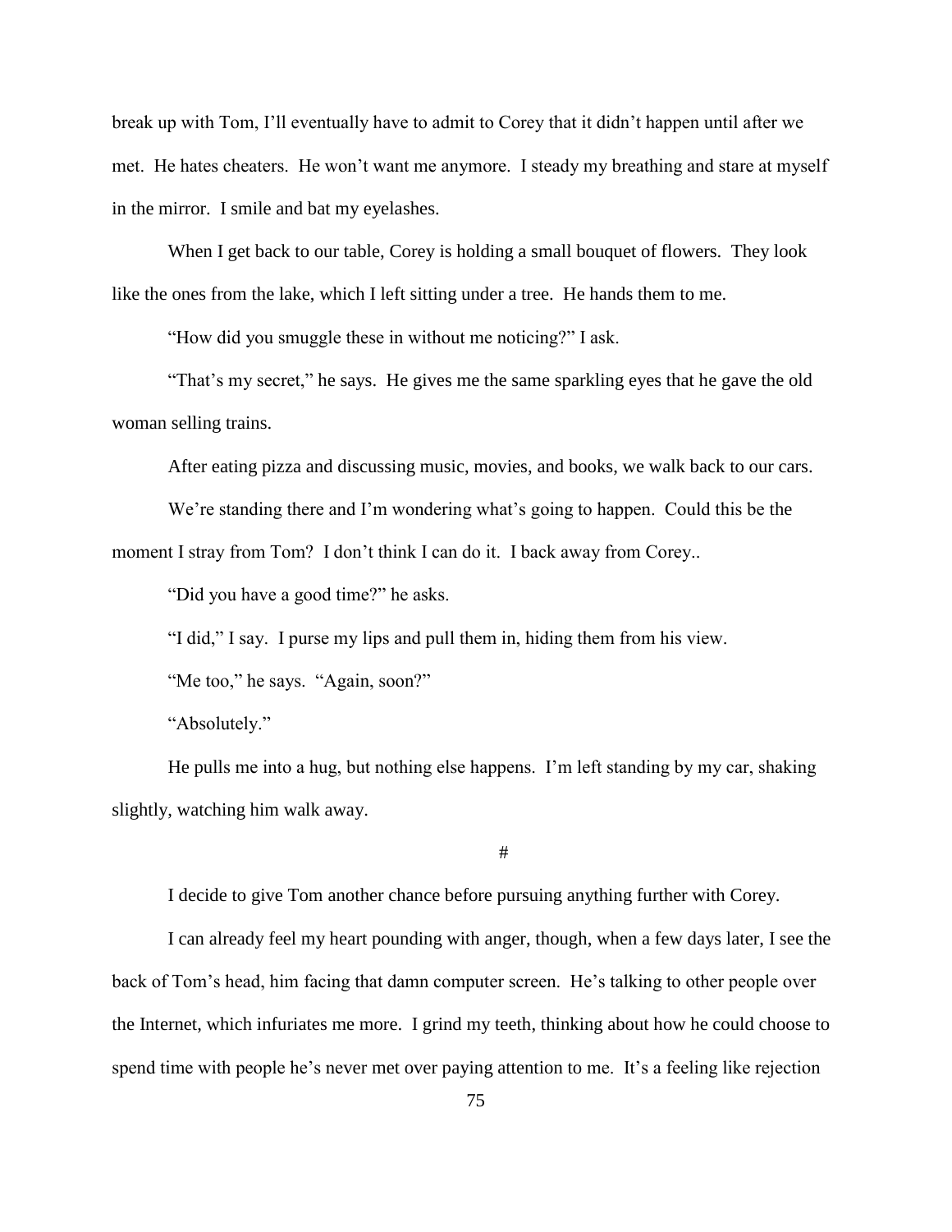break up with Tom, I'll eventually have to admit to Corey that it didn't happen until after we met. He hates cheaters. He won't want me anymore. I steady my breathing and stare at myself in the mirror. I smile and bat my eyelashes.

When I get back to our table, Corey is holding a small bouquet of flowers. They look like the ones from the lake, which I left sitting under a tree. He hands them to me.

"How did you smuggle these in without me noticing?" I ask.

"That's my secret," he says. He gives me the same sparkling eyes that he gave the old woman selling trains.

After eating pizza and discussing music, movies, and books, we walk back to our cars.

We're standing there and I'm wondering what's going to happen. Could this be the moment I stray from Tom? I don't think I can do it. I back away from Corey..

"Did you have a good time?" he asks.

"I did," I say. I purse my lips and pull them in, hiding them from his view.

"Me too," he says. "Again, soon?"

"Absolutely."

He pulls me into a hug, but nothing else happens. I'm left standing by my car, shaking slightly, watching him walk away.

#

I decide to give Tom another chance before pursuing anything further with Corey.

I can already feel my heart pounding with anger, though, when a few days later, I see the back of Tom's head, him facing that damn computer screen. He's talking to other people over the Internet, which infuriates me more. I grind my teeth, thinking about how he could choose to spend time with people he's never met over paying attention to me. It's a feeling like rejection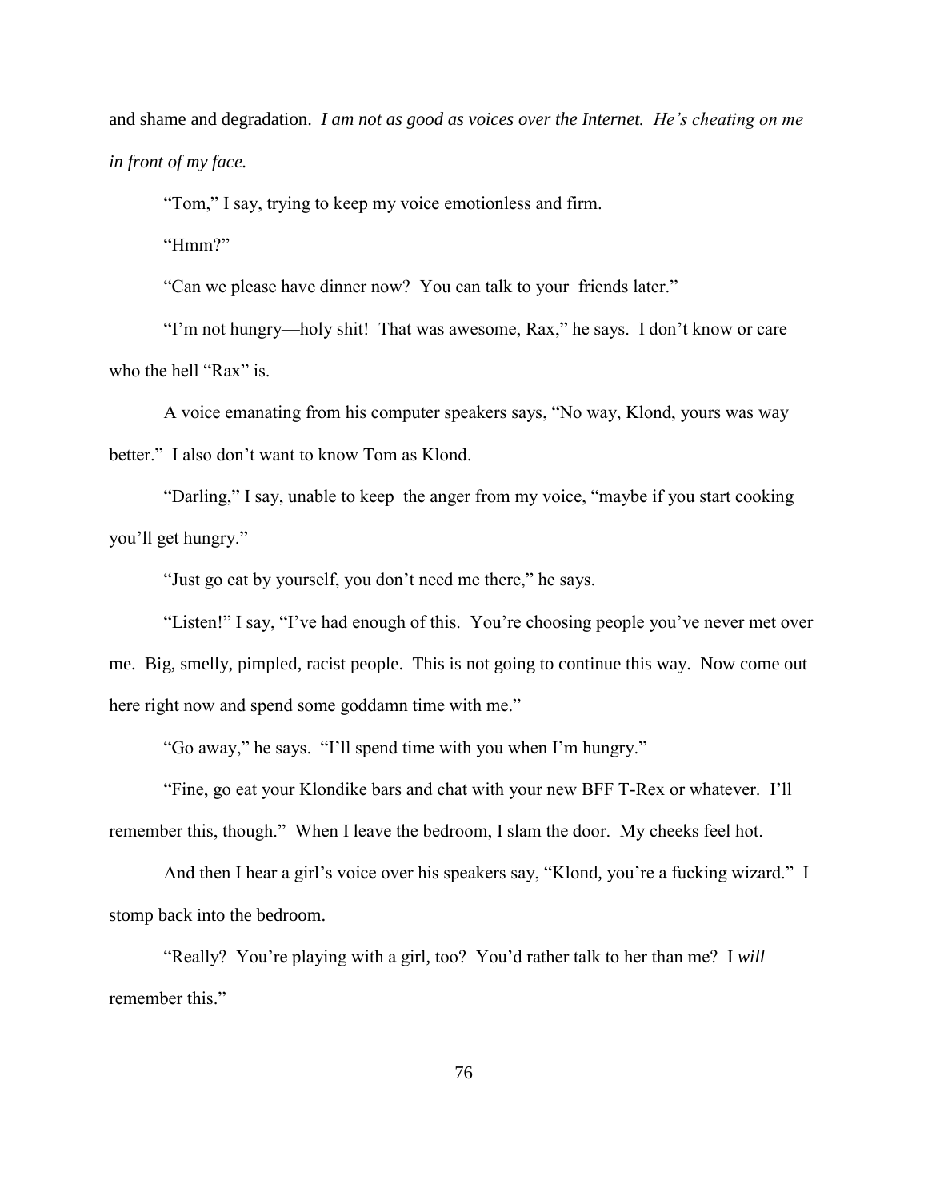and shame and degradation. *I am not as good as voices over the Internet. He's cheating on me in front of my face.*

"Tom," I say, trying to keep my voice emotionless and firm.

"Hmm?"

"Can we please have dinner now? You can talk to your friends later."

"I'm not hungry—holy shit! That was awesome, Rax," he says. I don't know or care who the hell "Rax" is.

A voice emanating from his computer speakers says, "No way, Klond, yours was way better." I also don't want to know Tom as Klond.

"Darling," I say, unable to keep the anger from my voice, "maybe if you start cooking you'll get hungry."

"Just go eat by yourself, you don't need me there," he says.

"Listen!" I say, "I've had enough of this. You're choosing people you've never met over me. Big, smelly, pimpled, racist people. This is not going to continue this way. Now come out here right now and spend some goddamn time with me."

"Go away," he says. "I'll spend time with you when I'm hungry."

"Fine, go eat your Klondike bars and chat with your new BFF T-Rex or whatever. I'll remember this, though." When I leave the bedroom, I slam the door. My cheeks feel hot.

And then I hear a girl's voice over his speakers say, "Klond, you're a fucking wizard." I stomp back into the bedroom.

"Really? You're playing with a girl, too? You'd rather talk to her than me? I *will* remember this."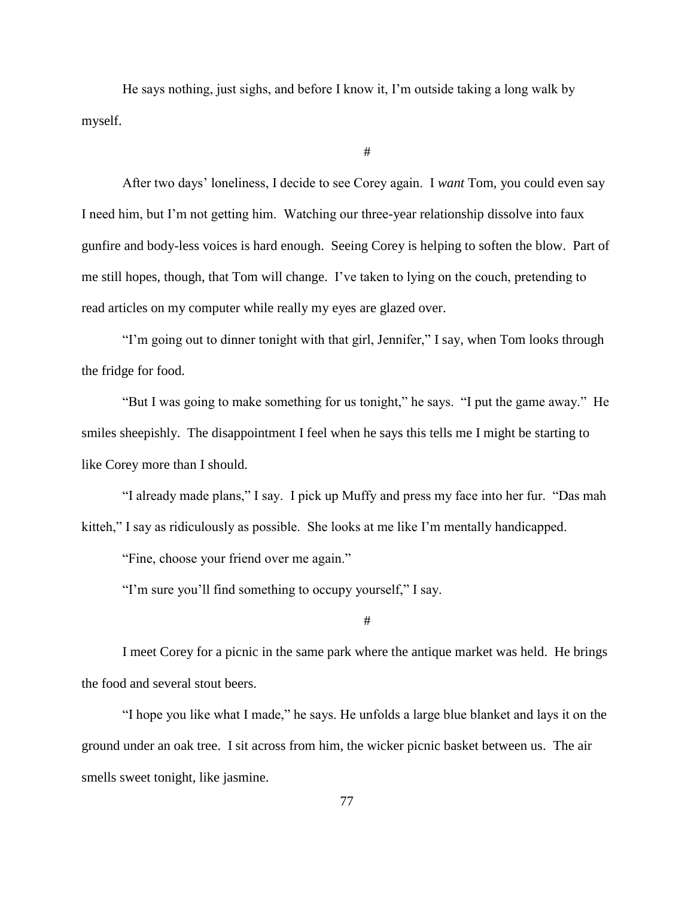He says nothing, just sighs, and before I know it, I'm outside taking a long walk by myself.

#

After two days' loneliness, I decide to see Corey again. I *want* Tom, you could even say I need him, but I'm not getting him. Watching our three-year relationship dissolve into faux gunfire and body-less voices is hard enough. Seeing Corey is helping to soften the blow. Part of me still hopes, though, that Tom will change. I've taken to lying on the couch, pretending to read articles on my computer while really my eyes are glazed over.

"I'm going out to dinner tonight with that girl, Jennifer," I say, when Tom looks through the fridge for food.

"But I was going to make something for us tonight," he says. "I put the game away." He smiles sheepishly. The disappointment I feel when he says this tells me I might be starting to like Corey more than I should.

"I already made plans," I say. I pick up Muffy and press my face into her fur. "Das mah kitteh," I say as ridiculously as possible. She looks at me like I'm mentally handicapped.

"Fine, choose your friend over me again."

"I'm sure you'll find something to occupy yourself," I say.

#

I meet Corey for a picnic in the same park where the antique market was held. He brings the food and several stout beers.

"I hope you like what I made," he says. He unfolds a large blue blanket and lays it on the ground under an oak tree. I sit across from him, the wicker picnic basket between us. The air smells sweet tonight, like jasmine.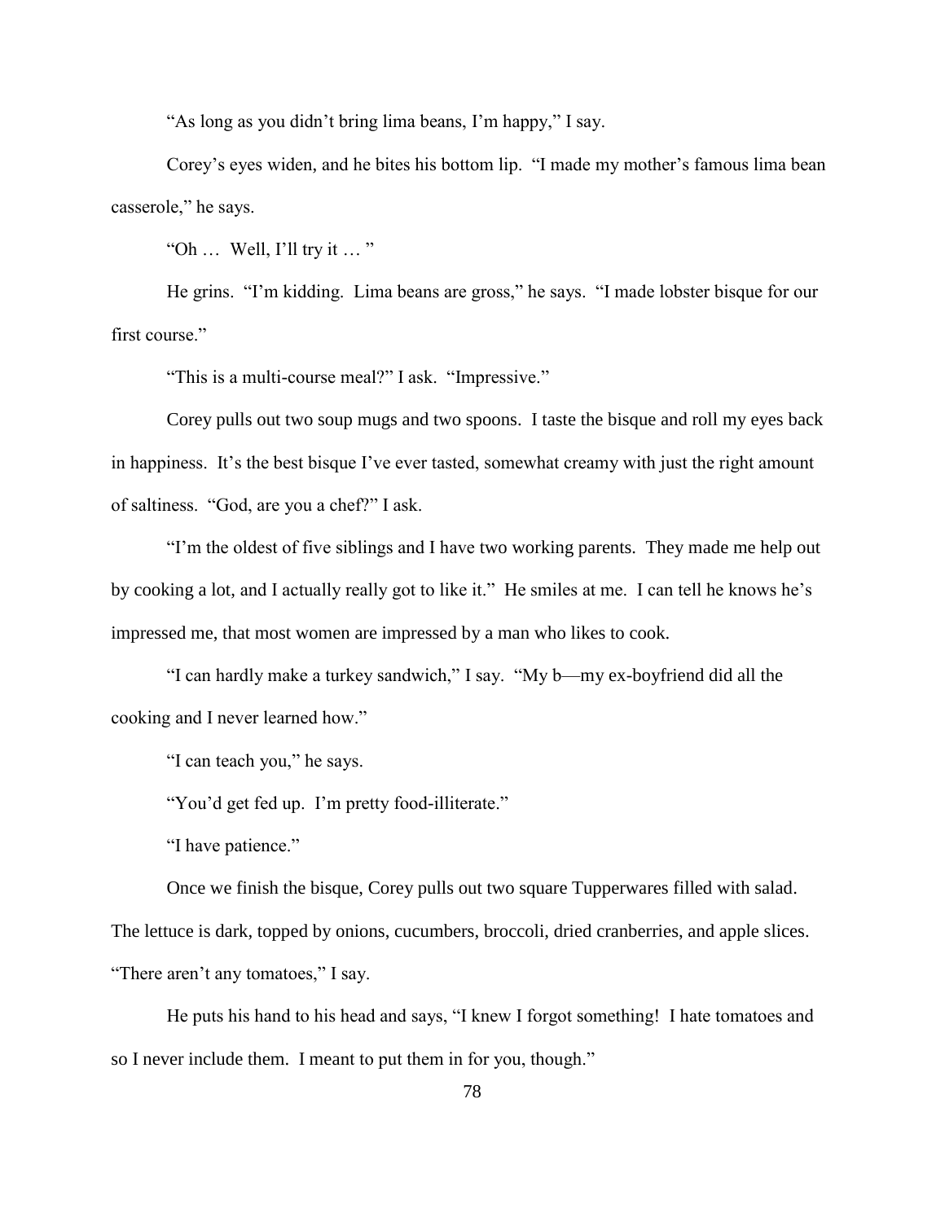"As long as you didn't bring lima beans, I'm happy," I say.

Corey's eyes widen, and he bites his bottom lip. "I made my mother's famous lima bean casserole," he says.

"Oh … Well, I'll try it … "

He grins. "I'm kidding. Lima beans are gross," he says. "I made lobster bisque for our first course."

"This is a multi-course meal?" I ask. "Impressive."

Corey pulls out two soup mugs and two spoons. I taste the bisque and roll my eyes back in happiness. It's the best bisque I've ever tasted, somewhat creamy with just the right amount of saltiness. "God, are you a chef?" I ask.

"I'm the oldest of five siblings and I have two working parents. They made me help out by cooking a lot, and I actually really got to like it." He smiles at me. I can tell he knows he's impressed me, that most women are impressed by a man who likes to cook.

"I can hardly make a turkey sandwich," I say. "My b—my ex-boyfriend did all the cooking and I never learned how."

"I can teach you," he says.

"You'd get fed up. I'm pretty food-illiterate."

"I have patience."

Once we finish the bisque, Corey pulls out two square Tupperwares filled with salad. The lettuce is dark, topped by onions, cucumbers, broccoli, dried cranberries, and apple slices. "There aren't any tomatoes," I say.

He puts his hand to his head and says, "I knew I forgot something! I hate tomatoes and so I never include them. I meant to put them in for you, though."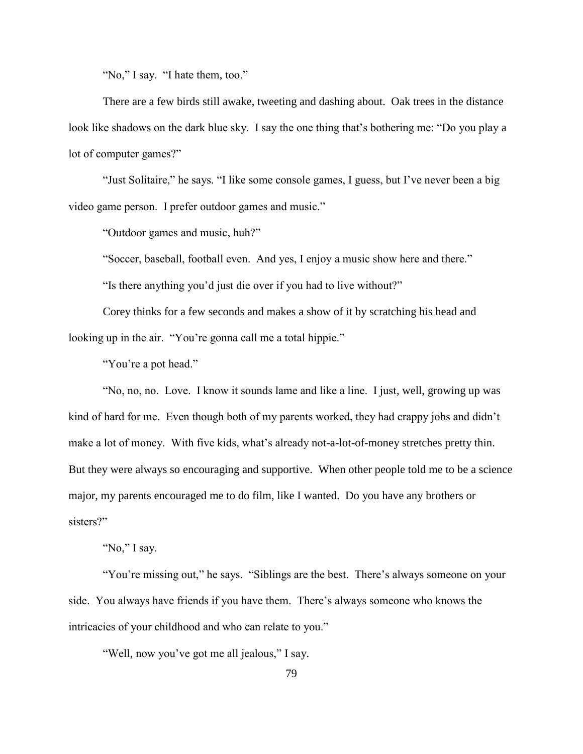"No," I say. "I hate them, too."

There are a few birds still awake, tweeting and dashing about. Oak trees in the distance look like shadows on the dark blue sky. I say the one thing that's bothering me: "Do you play a lot of computer games?"

"Just Solitaire," he says. "I like some console games, I guess, but I've never been a big video game person. I prefer outdoor games and music."

"Outdoor games and music, huh?"

"Soccer, baseball, football even. And yes, I enjoy a music show here and there."

"Is there anything you'd just die over if you had to live without?"

Corey thinks for a few seconds and makes a show of it by scratching his head and looking up in the air. "You're gonna call me a total hippie."

"You're a pot head."

"No, no, no. Love. I know it sounds lame and like a line. I just, well, growing up was kind of hard for me. Even though both of my parents worked, they had crappy jobs and didn't make a lot of money. With five kids, what's already not-a-lot-of-money stretches pretty thin. But they were always so encouraging and supportive. When other people told me to be a science major, my parents encouraged me to do film, like I wanted. Do you have any brothers or sisters?"

"No," I say.

"You're missing out," he says. "Siblings are the best. There's always someone on your side. You always have friends if you have them. There's always someone who knows the intricacies of your childhood and who can relate to you."

"Well, now you've got me all jealous," I say.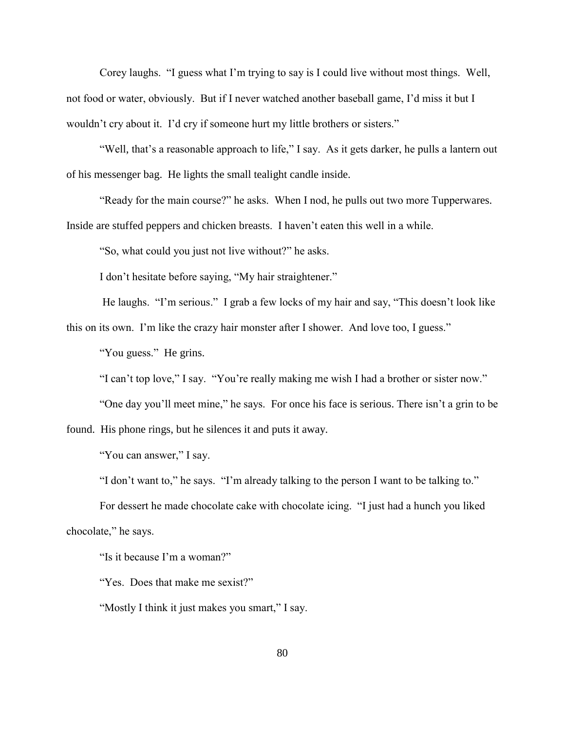Corey laughs. "I guess what I'm trying to say is I could live without most things. Well, not food or water, obviously. But if I never watched another baseball game, I'd miss it but I wouldn't cry about it. I'd cry if someone hurt my little brothers or sisters."

"Well, that's a reasonable approach to life," I say. As it gets darker, he pulls a lantern out of his messenger bag. He lights the small tealight candle inside.

"Ready for the main course?" he asks. When I nod, he pulls out two more Tupperwares. Inside are stuffed peppers and chicken breasts. I haven't eaten this well in a while.

"So, what could you just not live without?" he asks.

I don't hesitate before saying, "My hair straightener."

He laughs. "I'm serious." I grab a few locks of my hair and say, "This doesn't look like this on its own. I'm like the crazy hair monster after I shower. And love too, I guess."

"You guess." He grins.

"I can't top love," I say. "You're really making me wish I had a brother or sister now."

"One day you'll meet mine," he says. For once his face is serious. There isn't a grin to be found. His phone rings, but he silences it and puts it away.

"You can answer," I say.

"I don't want to," he says. "I'm already talking to the person I want to be talking to."

For dessert he made chocolate cake with chocolate icing. "I just had a hunch you liked chocolate," he says.

"Is it because I'm a woman?"

"Yes. Does that make me sexist?"

"Mostly I think it just makes you smart," I say.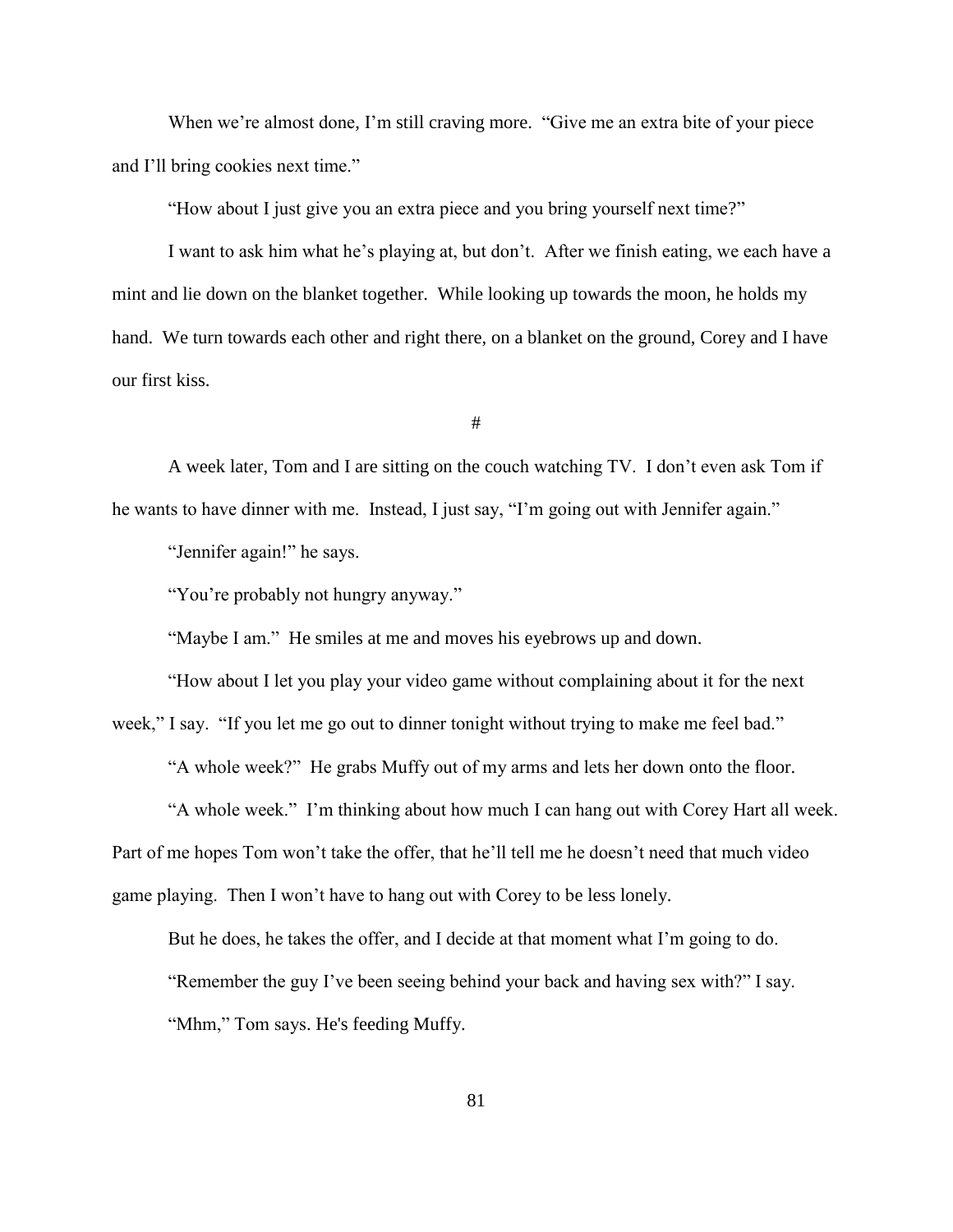When we're almost done, I'm still craving more. "Give me an extra bite of your piece and I'll bring cookies next time."

"How about I just give you an extra piece and you bring yourself next time?"

I want to ask him what he's playing at, but don't. After we finish eating, we each have a mint and lie down on the blanket together. While looking up towards the moon, he holds my hand. We turn towards each other and right there, on a blanket on the ground, Corey and I have our first kiss.

#

A week later, Tom and I are sitting on the couch watching TV. I don't even ask Tom if he wants to have dinner with me. Instead, I just say, "I'm going out with Jennifer again."

"Jennifer again!" he says.

"You're probably not hungry anyway."

"Maybe I am." He smiles at me and moves his eyebrows up and down.

"How about I let you play your video game without complaining about it for the next week," I say. "If you let me go out to dinner tonight without trying to make me feel bad."

"A whole week?" He grabs Muffy out of my arms and lets her down onto the floor.

"A whole week." I'm thinking about how much I can hang out with Corey Hart all week. Part of me hopes Tom won't take the offer, that he'll tell me he doesn't need that much video game playing. Then I won't have to hang out with Corey to be less lonely.

But he does, he takes the offer, and I decide at that moment what I'm going to do.

"Remember the guy I've been seeing behind your back and having sex with?" I say.

"Mhm," Tom says. He's feeding Muffy.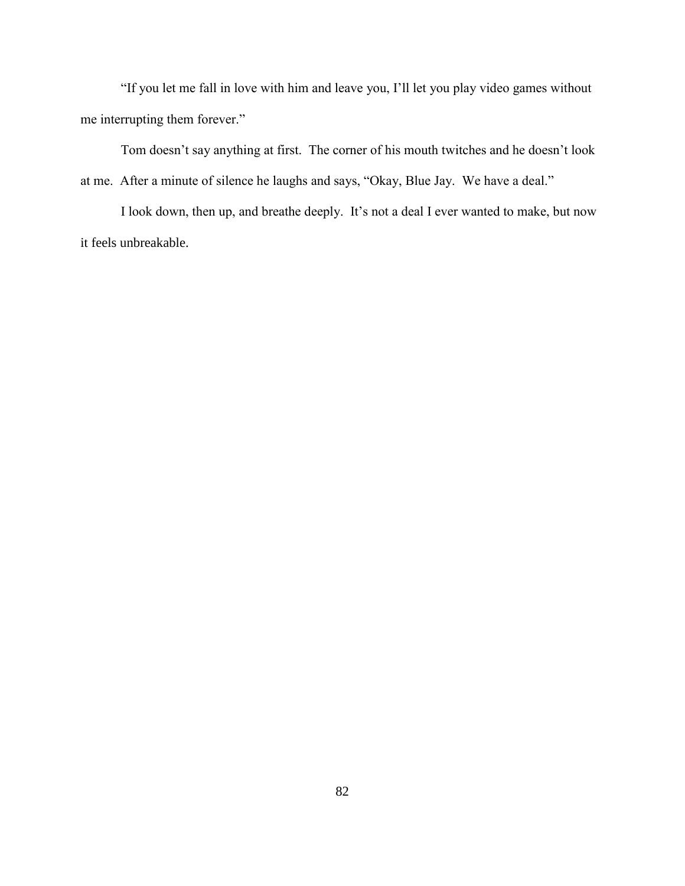"If you let me fall in love with him and leave you, I'll let you play video games without me interrupting them forever."

Tom doesn't say anything at first. The corner of his mouth twitches and he doesn't look at me. After a minute of silence he laughs and says, "Okay, Blue Jay. We have a deal."

I look down, then up, and breathe deeply. It's not a deal I ever wanted to make, but now it feels unbreakable.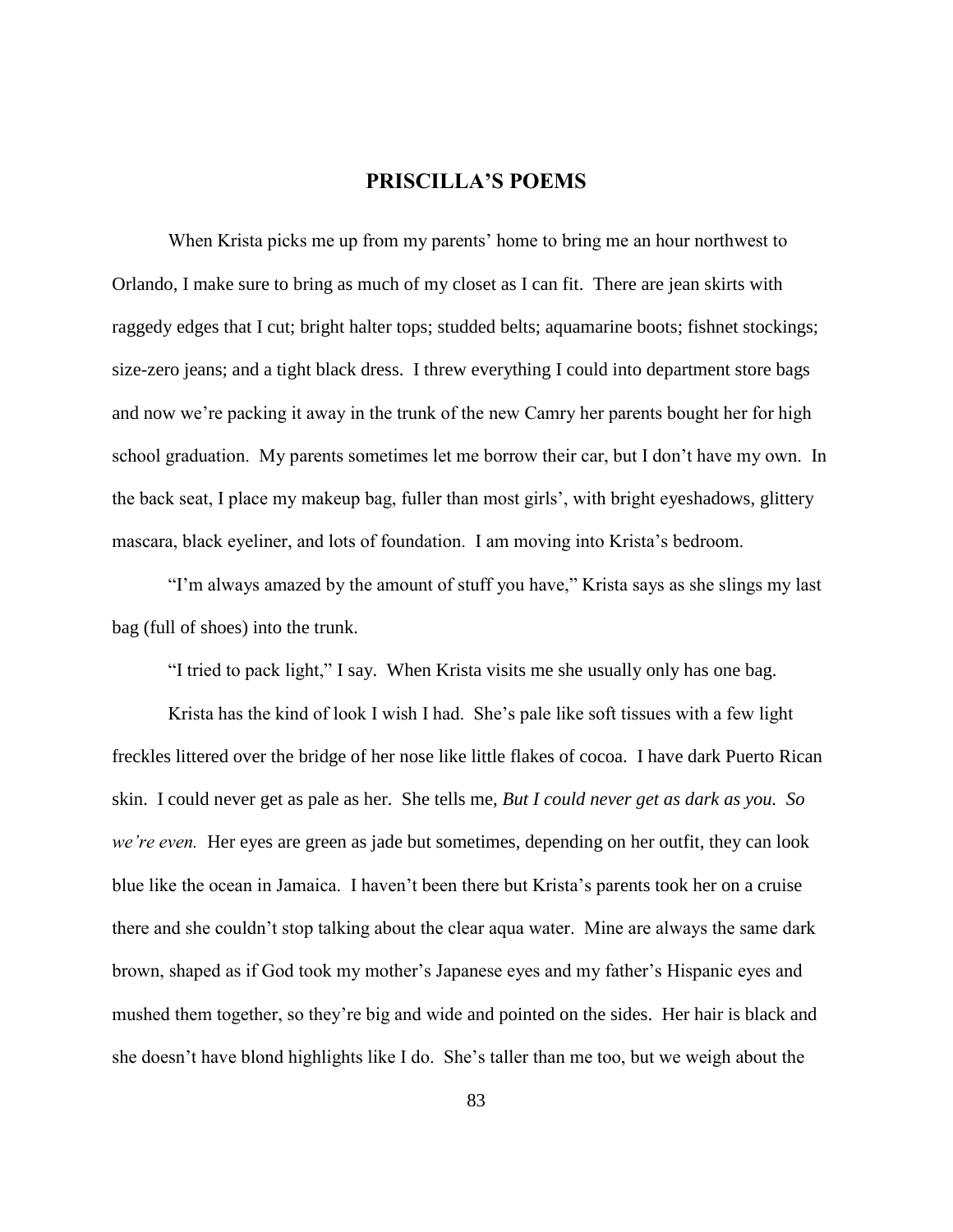## PRISCILLA'S POEMS

When Krista picks me up from my parents' home to bring me an hour northwest to Orlando, I make sure to bring as much of my closet as I can fit. There are jean skirts with raggedy edges that I cut; bright halter tops; studded belts; aquamarine boots; fishnet stockings; size-zero jeans; and a tight black dress. I threw everything I could into department store bags and now we're packing it away in the trunk of the new Camry her parents bought her for high school graduation. My parents sometimes let me borrow their car, but I don't have my own. In the back seat, I place my makeup bag, fuller than most girls', with bright eyeshadows, glittery mascara, black eyeliner, and lots of foundation. I am moving into Krista's bedroom.

"I'm always amazed by the amount of stuff you have," Krista says as she slings my last bag (full of shoes) into the trunk.

"I tried to pack light," I say. When Krista visits me she usually only has one bag.

Krista has the kind of look I wish I had. She's pale like soft tissues with a few light freckles littered over the bridge of her nose like little flakes of cocoa. I have dark Puerto Rican skin. I could never get as pale as her. She tells me, *But I could never get as dark as you. So we're even.* Her eyes are green as jade but sometimes, depending on her outfit, they can look blue like the ocean in Jamaica. I haven't been there but Krista's parents took her on a cruise there and she couldn't stop talking about the clear aqua water. Mine are always the same dark brown, shaped as if God took my mother's Japanese eyes and my father's Hispanic eyes and mushed them together, so they're big and wide and pointed on the sides. Her hair is black and she doesn't have blond highlights like I do. She's taller than me too, but we weigh about the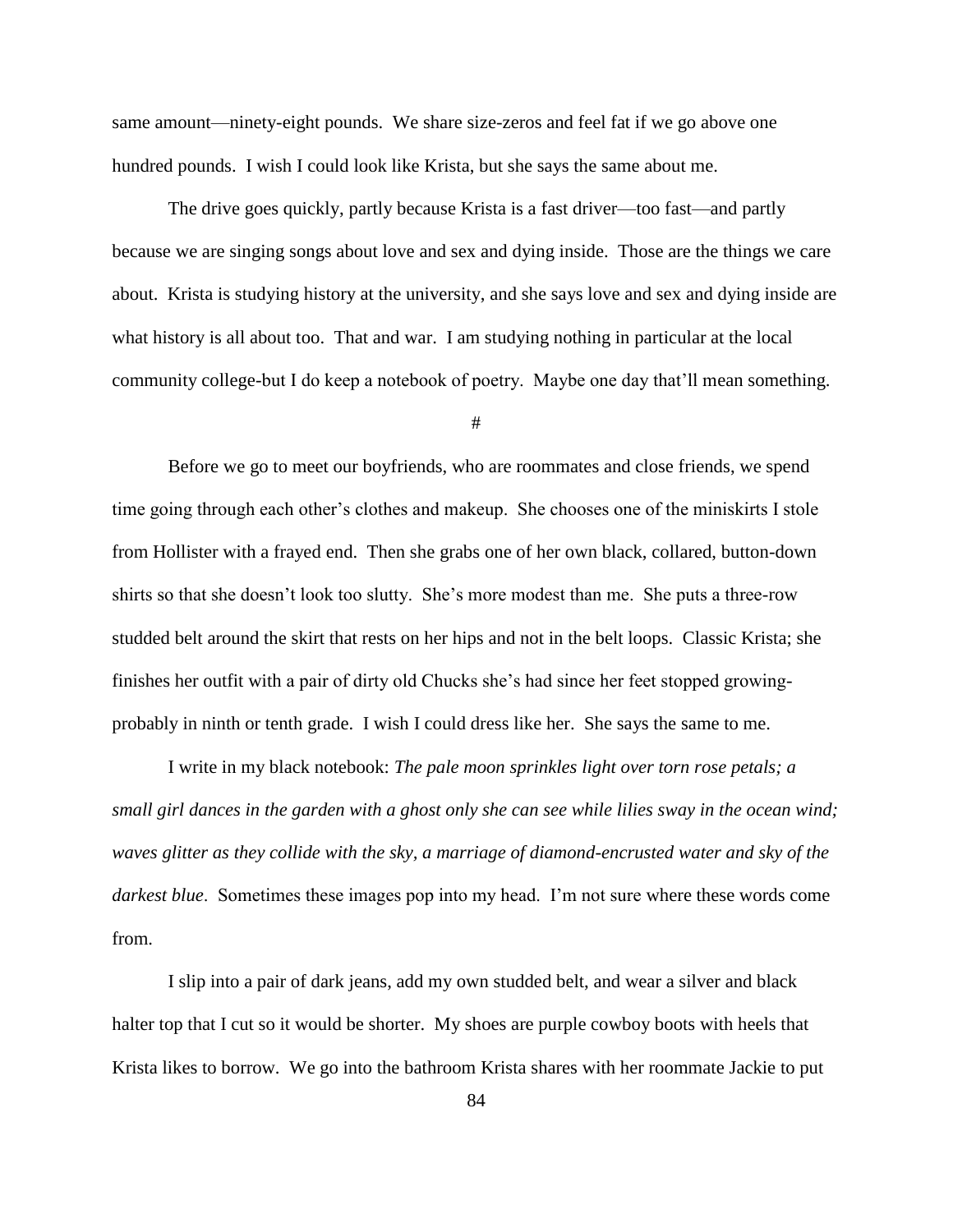same amount—ninety-eight pounds. We share size-zeros and feel fat if we go above one hundred pounds. I wish I could look like Krista, but she says the same about me.

The drive goes quickly, partly because Krista is a fast driver—too fast—and partly because we are singing songs about love and sex and dying inside. Those are the things we care about. Krista is studying history at the university, and she says love and sex and dying inside are what history is all about too. That and war. I am studying nothing in particular at the local community college-but I do keep a notebook of poetry. Maybe one day that'll mean something.

#

Before we go to meet our boyfriends, who are roommates and close friends, we spend time going through each other's clothes and makeup. She chooses one of the miniskirts I stole from Hollister with a frayed end. Then she grabs one of her own black, collared, button-down shirts so that she doesn't look too slutty. She's more modest than me. She puts a three-row studded belt around the skirt that rests on her hips and not in the belt loops. Classic Krista; she finishes her outfit with a pair of dirty old Chucks she's had since her feet stopped growing-probably in ninth or tenth grade. I wish I could dress like her. She says the same to me.

I write in my black notebook: *The pale moon sprinkles light over torn rose petals; a small girl dances in the garden with a ghost only she can see while lilies sway in the ocean wind; waves glitter as they collide with the sky, a marriage of diamond-encrusted water and sky of the darkest blue*. Sometimes these images pop into my head. I'm not sure where these words come from.

I slip into a pair of dark jeans, add my own studded belt, and wear a silver and black halter top that I cut so it would be shorter. My shoes are purple cowboy boots with heels that Krista likes to borrow. We go into the bathroom Krista shares with her roommate Jackie to put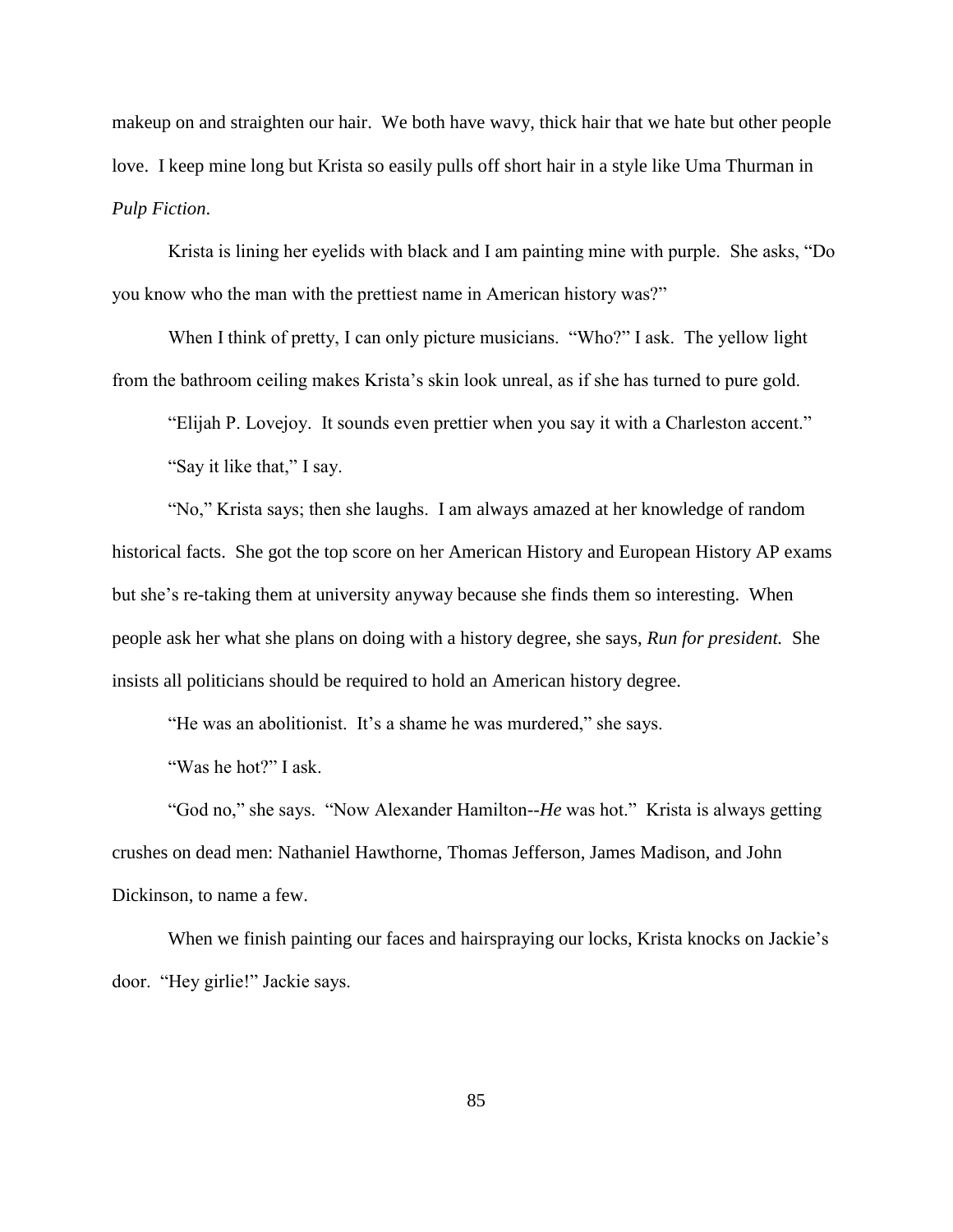makeup on and straighten our hair. We both have wavy, thick hair that we hate but other people love. I keep mine long but Krista so easily pulls off short hair in a style like Uma Thurman in *Pulp Fiction.*

Krista is lining her eyelids with black and I am painting mine with purple. She asks, "Do you know who the man with the prettiest name in American history was?"

When I think of pretty, I can only picture musicians. "Who?" I ask. The yellow light from the bathroom ceiling makes Krista's skin look unreal, as if she has turned to pure gold.

"Elijah P. Lovejoy. It sounds even prettier when you say it with a Charleston accent."

"Say it like that," I say.

"No," Krista says; then she laughs. I am always amazed at her knowledge of random historical facts. She got the top score on her American History and European History AP exams but she's re-taking them at university anyway because she finds them so interesting. When people ask her what she plans on doing with a history degree, she says, *Run for president.* She insists all politicians should be required to hold an American history degree.

"He was an abolitionist. It's a shame he was murdered," she says.

"Was he hot?" I ask.

"God no," she says. "Now Alexander Hamilton--*He* was hot." Krista is always getting crushes on dead men: Nathaniel Hawthorne, Thomas Jefferson, James Madison, and John Dickinson, to name a few.

When we finish painting our faces and hairspraying our locks, Krista knocks on Jackie's door. "Hey girlie!" Jackie says.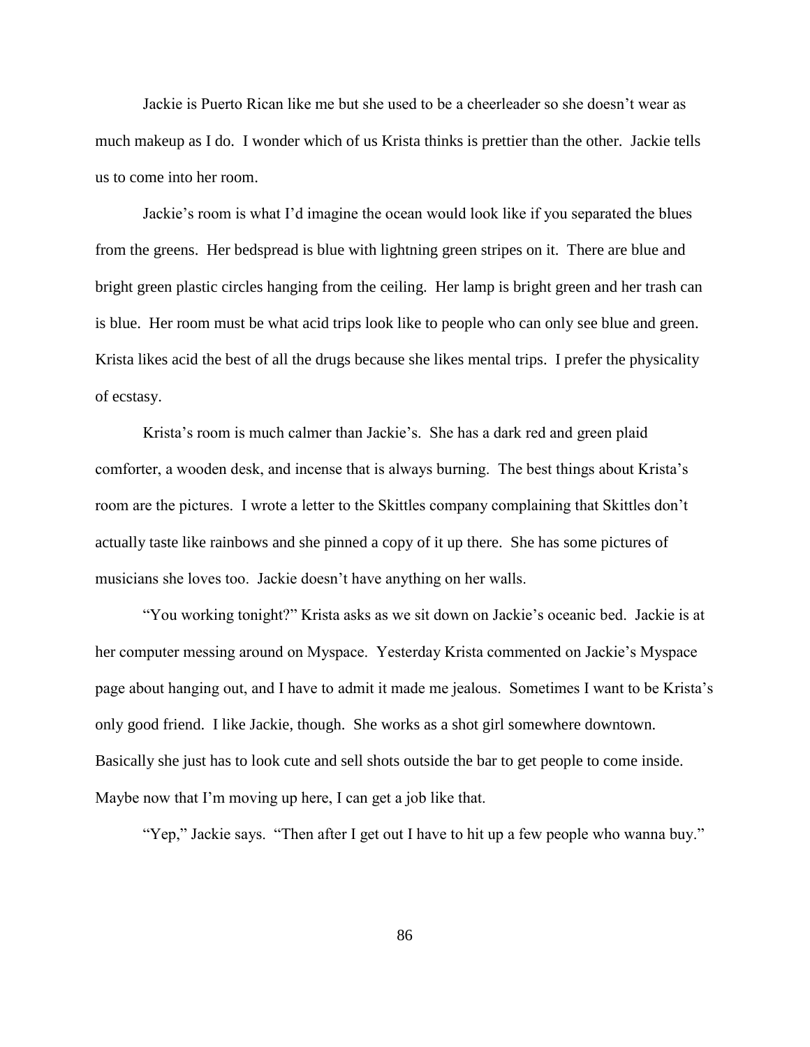Jackie is Puerto Rican like me but she used to be a cheerleader so she doesn't wear as much makeup as I do. I wonder which of us Krista thinks is prettier than the other. Jackie tells us to come into her room.

Jackie's room is what I'd imagine the ocean would look like if you separated the blues from the greens. Her bedspread is blue with lightning green stripes on it. There are blue and bright green plastic circles hanging from the ceiling. Her lamp is bright green and her trash can is blue. Her room must be what acid trips look like to people who can only see blue and green. Krista likes acid the best of all the drugs because she likes mental trips. I prefer the physicality of ecstasy.

Krista's room is much calmer than Jackie's. She has a dark red and green plaid comforter, a wooden desk, and incense that is always burning. The best things about Krista's room are the pictures. I wrote a letter to the Skittles company complaining that Skittles don't actually taste like rainbows and she pinned a copy of it up there. She has some pictures of musicians she loves too. Jackie doesn't have anything on her walls.

"You working tonight?" Krista asks as we sit down on Jackie's oceanic bed. Jackie is at her computer messing around on Myspace. Yesterday Krista commented on Jackie's Myspace page about hanging out, and I have to admit it made me jealous. Sometimes I want to be Krista's only good friend. I like Jackie, though. She works as a shot girl somewhere downtown. Basically she just has to look cute and sell shots outside the bar to get people to come inside. Maybe now that I'm moving up here, I can get a job like that.

"Yep," Jackie says. "Then after I get out I have to hit up a few people who wanna buy."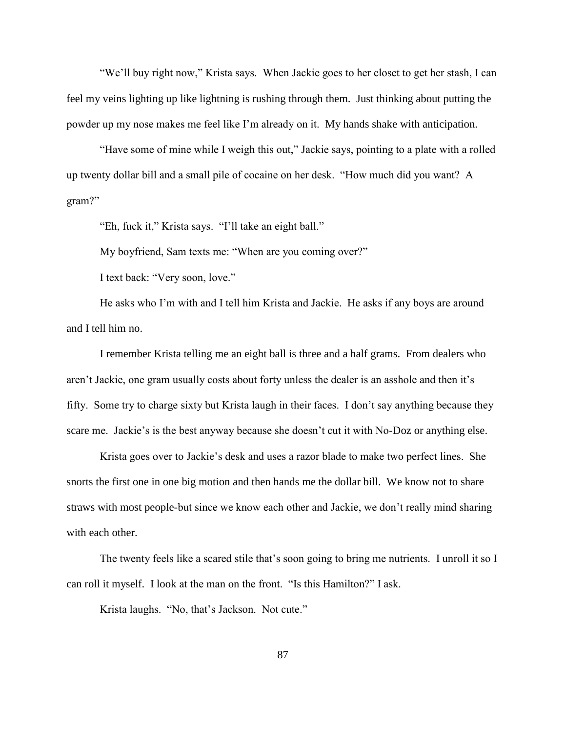"We'll buy right now," Krista says. When Jackie goes to her closet to get her stash, I can feel my veins lighting up like lightning is rushing through them. Just thinking about putting the powder up my nose makes me feel like I'm already on it. My hands shake with anticipation.

"Have some of mine while I weigh this out," Jackie says, pointing to a plate with a rolled up twenty dollar bill and a small pile of cocaine on her desk. "How much did you want? A gram?"

"Eh, fuck it," Krista says. "I'll take an eight ball."

My boyfriend, Sam texts me: "When are you coming over?"

I text back: "Very soon, love."

He asks who I'm with and I tell him Krista and Jackie. He asks if any boys are around and I tell him no.

I remember Krista telling me an eight ball is three and a half grams. From dealers who aren't Jackie, one gram usually costs about forty unless the dealer is an asshole and then it's fifty. Some try to charge sixty but Krista laugh in their faces. I don't say anything because they scare me. Jackie's is the best anyway because she doesn't cut it with No-Doz or anything else.

Krista goes over to Jackie's desk and uses a razor blade to make two perfect lines. She snorts the first one in one big motion and then hands me the dollar bill. We know not to share straws with most people-but since we know each other and Jackie, we don't really mind sharing with each other.

The twenty feels like a scared stile that's soon going to bring me nutrients. I unroll it so I can roll it myself. I look at the man on the front. "Is this Hamilton?" I ask.

Krista laughs. "No, that's Jackson. Not cute."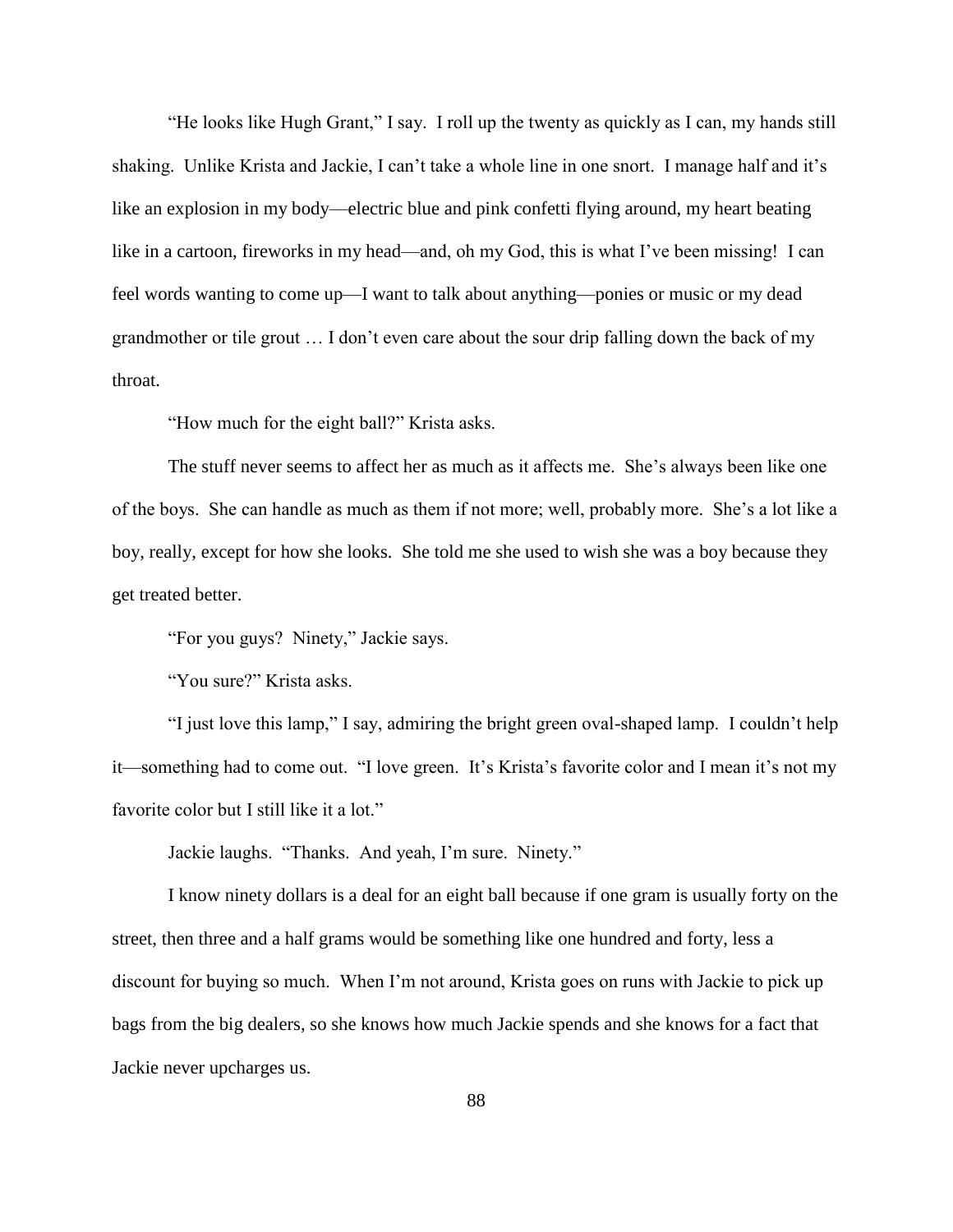"He looks like Hugh Grant," I say. I roll up the twenty as quickly as I can, my hands still shaking. Unlike Krista and Jackie, I can't take a whole line in one snort. I manage half and it's like an explosion in my body—electric blue and pink confetti flying around, my heart beating like in a cartoon, fireworks in my head—and, oh my God, this is what I've been missing! I can feel words wanting to come up—I want to talk about anything—ponies or music or my dead grandmother or tile grout … I don't even care about the sour drip falling down the back of my throat.

"How much for the eight ball?" Krista asks.

The stuff never seems to affect her as much as it affects me. She's always been like one of the boys. She can handle as much as them if not more; well, probably more. She's a lot like a boy, really, except for how she looks. She told me she used to wish she was a boy because they get treated better.

"For you guys? Ninety," Jackie says.

"You sure?" Krista asks.

"I just love this lamp," I say, admiring the bright green oval-shaped lamp. I couldn't help it—something had to come out. "I love green. It's Krista's favorite color and I mean it's not my favorite color but I still like it a lot."

Jackie laughs. "Thanks. And yeah, I'm sure. Ninety."

I know ninety dollars is a deal for an eight ball because if one gram is usually forty on the street, then three and a half grams would be something like one hundred and forty, less a discount for buying so much. When I'm not around, Krista goes on runs with Jackie to pick up bags from the big dealers, so she knows how much Jackie spends and she knows for a fact that Jackie never upcharges us.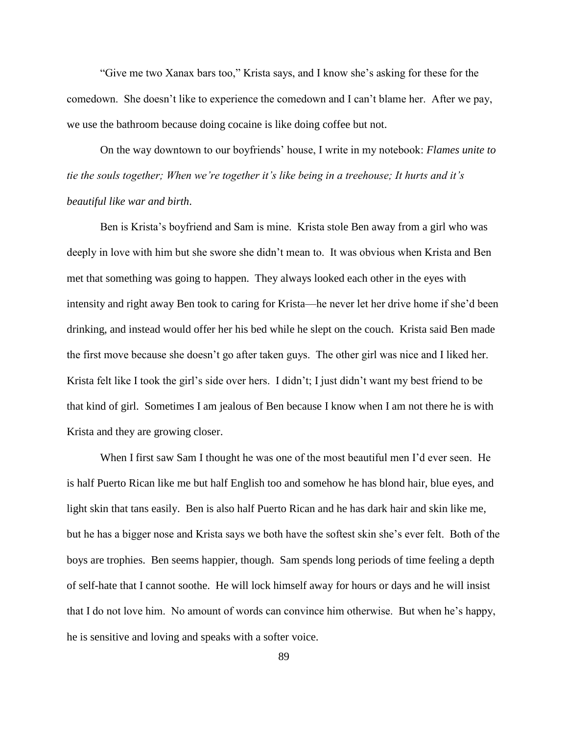"Give me two Xanax bars too," Krista says, and I know she's asking for these for the comedown. She doesn't like to experience the comedown and I can't blame her. After we pay, we use the bathroom because doing cocaine is like doing coffee but not.

On the way downtown to our boyfriends' house, I write in my notebook: *Flames unite to tie the souls together; When we're together it's like being in a treehouse; It hurts and it's beautiful like war and birth*.

Ben is Krista's boyfriend and Sam is mine. Krista stole Ben away from a girl who was deeply in love with him but she swore she didn't mean to. It was obvious when Krista and Ben met that something was going to happen. They always looked each other in the eyes with intensity and right away Ben took to caring for Krista—he never let her drive home if she'd been drinking, and instead would offer her his bed while he slept on the couch. Krista said Ben made the first move because she doesn't go after taken guys. The other girl was nice and I liked her. Krista felt like I took the girl's side over hers. I didn't; I just didn't want my best friend to be that kind of girl. Sometimes I am jealous of Ben because I know when I am not there he is with Krista and they are growing closer.

When I first saw Sam I thought he was one of the most beautiful men I'd ever seen. He is half Puerto Rican like me but half English too and somehow he has blond hair, blue eyes, and light skin that tans easily. Ben is also half Puerto Rican and he has dark hair and skin like me, but he has a bigger nose and Krista says we both have the softest skin she's ever felt. Both of the boys are trophies. Ben seems happier, though. Sam spends long periods of time feeling a depth of self-hate that I cannot soothe. He will lock himself away for hours or days and he will insist that I do not love him. No amount of words can convince him otherwise. But when he's happy, he is sensitive and loving and speaks with a softer voice.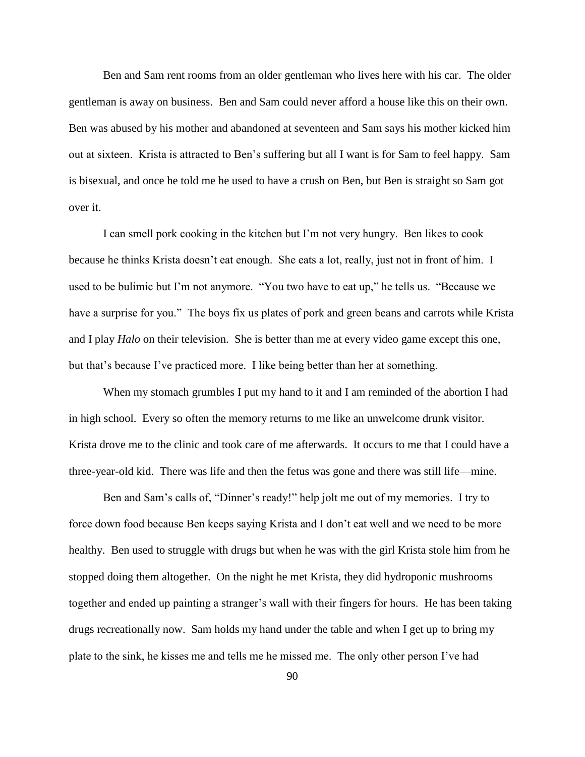Ben and Sam rent rooms from an older gentleman who lives here with his car. The older gentleman is away on business. Ben and Sam could never afford a house like this on their own. Ben was abused by his mother and abandoned at seventeen and Sam says his mother kicked him out at sixteen. Krista is attracted to Ben's suffering but all I want is for Sam to feel happy. Sam is bisexual, and once he told me he used to have a crush on Ben, but Ben is straight so Sam got over it.

I can smell pork cooking in the kitchen but I'm not very hungry. Ben likes to cook because he thinks Krista doesn't eat enough. She eats a lot, really, just not in front of him. I used to be bulimic but I'm not anymore. "You two have to eat up," he tells us. "Because we have a surprise for you." The boys fix us plates of pork and green beans and carrots while Krista and I play *Halo* on their television. She is better than me at every video game except this one, but that's because I've practiced more. I like being better than her at something.

When my stomach grumbles I put my hand to it and I am reminded of the abortion I had in high school. Every so often the memory returns to me like an unwelcome drunk visitor. Krista drove me to the clinic and took care of me afterwards. It occurs to me that I could have a three-year-old kid. There was life and then the fetus was gone and there was still life—mine.

Ben and Sam's calls of, "Dinner's ready!" help jolt me out of my memories. I try to force down food because Ben keeps saying Krista and I don't eat well and we need to be more healthy. Ben used to struggle with drugs but when he was with the girl Krista stole him from he stopped doing them altogether. On the night he met Krista, they did hydroponic mushrooms together and ended up painting a stranger's wall with their fingers for hours. He has been taking drugs recreationally now. Sam holds my hand under the table and when I get up to bring my plate to the sink, he kisses me and tells me he missed me. The only other person I've had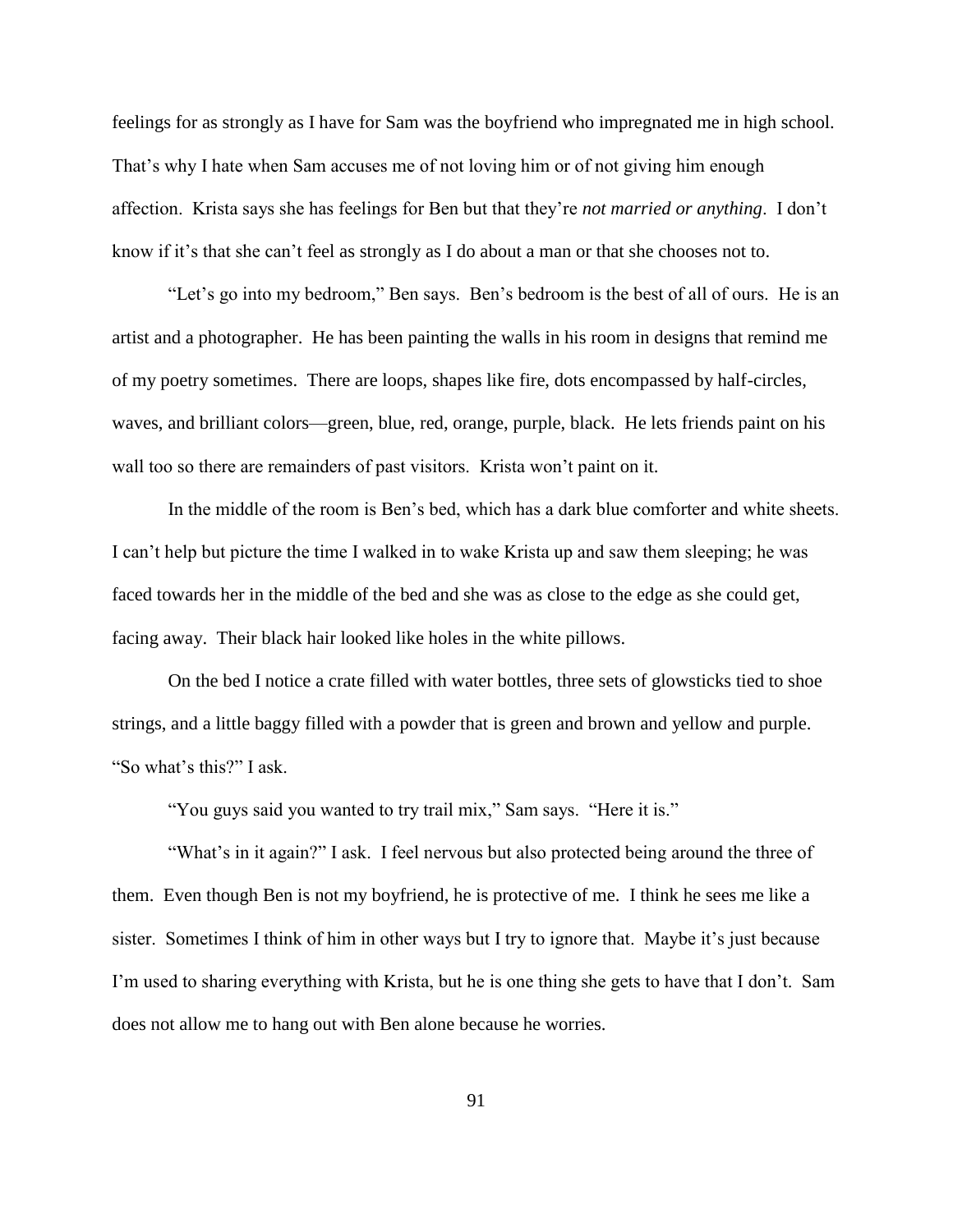feelings for as strongly as I have for Sam was the boyfriend who impregnated me in high school. That's why I hate when Sam accuses me of not loving him or of not giving him enough affection. Krista says she has feelings for Ben but that they're *not married or anything*. I don't know if it's that she can't feel as strongly as I do about a man or that she chooses not to.

"Let's go into my bedroom," Ben says. Ben's bedroom is the best of all of ours. He is an artist and a photographer. He has been painting the walls in his room in designs that remind me of my poetry sometimes. There are loops, shapes like fire, dots encompassed by half-circles, waves, and brilliant colors—green, blue, red, orange, purple, black. He lets friends paint on his wall too so there are remainders of past visitors. Krista won't paint on it.

In the middle of the room is Ben's bed, which has a dark blue comforter and white sheets. I can't help but picture the time I walked in to wake Krista up and saw them sleeping; he was faced towards her in the middle of the bed and she was as close to the edge as she could get, facing away. Their black hair looked like holes in the white pillows.

On the bed I notice a crate filled with water bottles, three sets of glowsticks tied to shoe strings, and a little baggy filled with a powder that is green and brown and yellow and purple. "So what's this?" I ask.

"You guys said you wanted to try trail mix," Sam says. "Here it is."

"What's in it again?" I ask. I feel nervous but also protected being around the three of them. Even though Ben is not my boyfriend, he is protective of me. I think he sees me like a sister. Sometimes I think of him in other ways but I try to ignore that. Maybe it's just because I'm used to sharing everything with Krista, but he is one thing she gets to have that I don't. Sam does not allow me to hang out with Ben alone because he worries.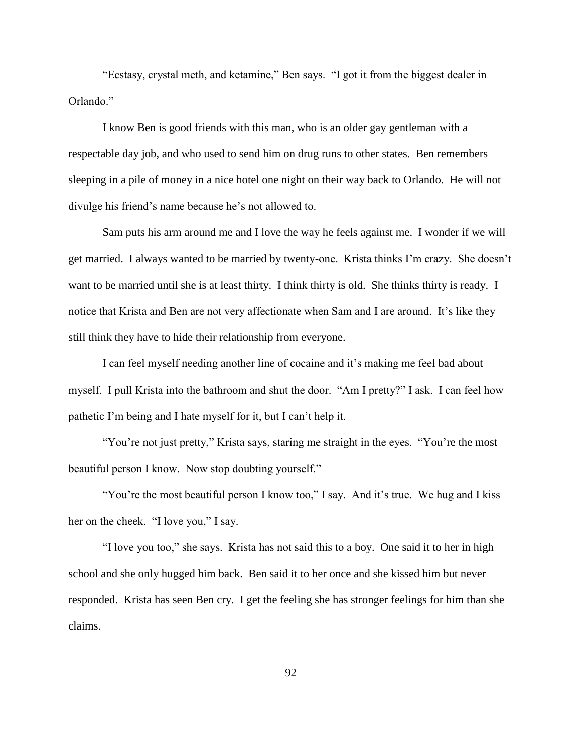"Ecstasy, crystal meth, and ketamine," Ben says. "I got it from the biggest dealer in Orlando."

I know Ben is good friends with this man, who is an older gay gentleman with a respectable day job, and who used to send him on drug runs to other states. Ben remembers sleeping in a pile of money in a nice hotel one night on their way back to Orlando. He will not divulge his friend's name because he's not allowed to.

Sam puts his arm around me and I love the way he feels against me. I wonder if we will get married. I always wanted to be married by twenty-one. Krista thinks I'm crazy. She doesn't want to be married until she is at least thirty. I think thirty is old. She thinks thirty is ready. I notice that Krista and Ben are not very affectionate when Sam and I are around. It's like they still think they have to hide their relationship from everyone.

I can feel myself needing another line of cocaine and it's making me feel bad about myself. I pull Krista into the bathroom and shut the door. "Am I pretty?" I ask. I can feel how pathetic I'm being and I hate myself for it, but I can't help it.

"You're not just pretty," Krista says, staring me straight in the eyes. "You're the most beautiful person I know. Now stop doubting yourself."

"You're the most beautiful person I know too," I say. And it's true. We hug and I kiss her on the cheek. "I love you," I say.

"I love you too," she says. Krista has not said this to a boy. One said it to her in high school and she only hugged him back. Ben said it to her once and she kissed him but never responded. Krista has seen Ben cry. I get the feeling she has stronger feelings for him than she claims.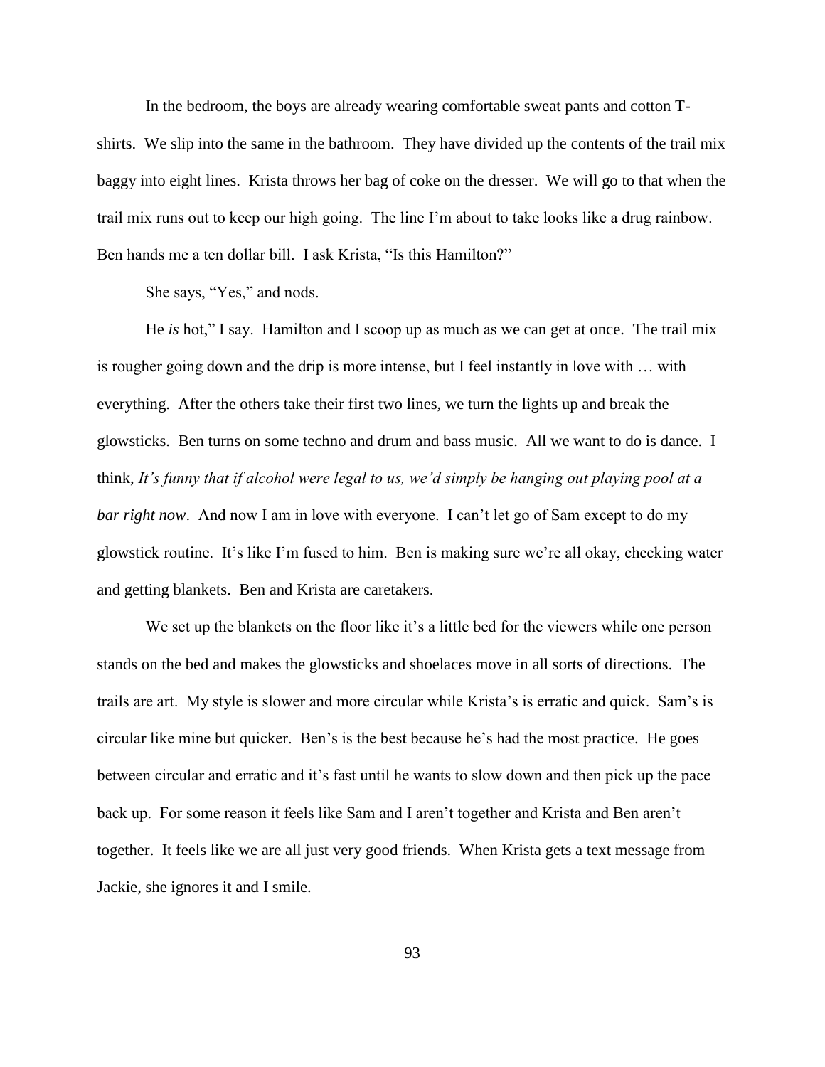In the bedroom, the boys are already wearing comfortable sweat pants and cotton T-shirts. We slip into the same in the bathroom. They have divided up the contents of the trail mix baggy into eight lines. Krista throws her bag of coke on the dresser. We will go to that when the trail mix runs out to keep our high going. The line I'm about to take looks like a drug rainbow. Ben hands me a ten dollar bill. I ask Krista, "Is this Hamilton?"

She says, "Yes," and nods.

He *is* hot," I say. Hamilton and I scoop up as much as we can get at once. The trail mix is rougher going down and the drip is more intense, but I feel instantly in love with … with everything. After the others take their first two lines, we turn the lights up and break the glowsticks. Ben turns on some techno and drum and bass music. All we want to do is dance. I think, *It's funny that if alcohol were legal to us, we'd simply be hanging out playing pool at a bar right now*. And now I am in love with everyone. I can't let go of Sam except to do my glowstick routine. It's like I'm fused to him. Ben is making sure we're all okay, checking water and getting blankets. Ben and Krista are caretakers.

We set up the blankets on the floor like it's a little bed for the viewers while one person stands on the bed and makes the glowsticks and shoelaces move in all sorts of directions. The trails are art. My style is slower and more circular while Krista's is erratic and quick. Sam's is circular like mine but quicker. Ben's is the best because he's had the most practice. He goes between circular and erratic and it's fast until he wants to slow down and then pick up the pace back up. For some reason it feels like Sam and I aren't together and Krista and Ben aren't together. It feels like we are all just very good friends. When Krista gets a text message from Jackie, she ignores it and I smile.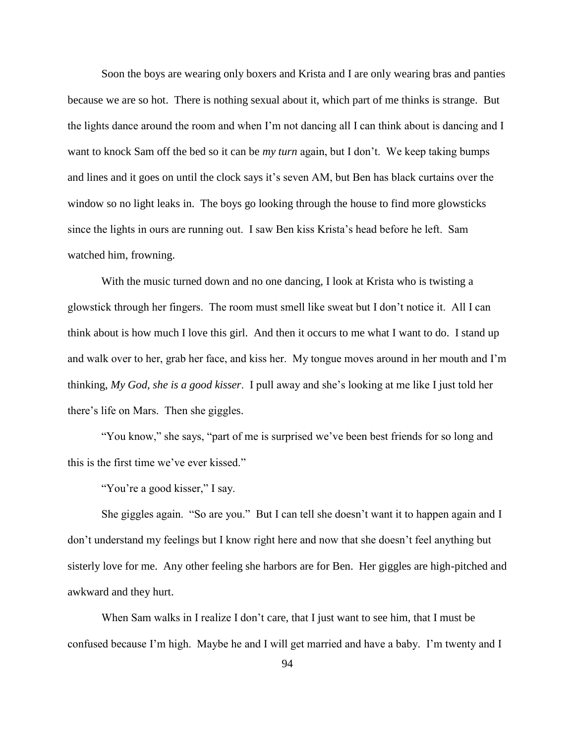Soon the boys are wearing only boxers and Krista and I are only wearing bras and panties because we are so hot. There is nothing sexual about it, which part of me thinks is strange. But the lights dance around the room and when I'm not dancing all I can think about is dancing and I want to knock Sam off the bed so it can be *my turn* again, but I don't. We keep taking bumps and lines and it goes on until the clock says it's seven AM, but Ben has black curtains over the window so no light leaks in. The boys go looking through the house to find more glowsticks since the lights in ours are running out. I saw Ben kiss Krista's head before he left. Sam watched him, frowning.

With the music turned down and no one dancing, I look at Krista who is twisting a glowstick through her fingers. The room must smell like sweat but I don't notice it. All I can think about is how much I love this girl. And then it occurs to me what I want to do. I stand up and walk over to her, grab her face, and kiss her. My tongue moves around in her mouth and I'm thinking, *My God, she is a good kisser*. I pull away and she's looking at me like I just told her there's life on Mars. Then she giggles.

"You know," she says, "part of me is surprised we've been best friends for so long and this is the first time we've ever kissed."

"You're a good kisser," I say.

She giggles again. "So are you." But I can tell she doesn't want it to happen again and I don't understand my feelings but I know right here and now that she doesn't feel anything but sisterly love for me. Any other feeling she harbors are for Ben. Her giggles are high-pitched and awkward and they hurt.

When Sam walks in I realize I don't care, that I just want to see him, that I must be confused because I'm high. Maybe he and I will get married and have a baby. I'm twenty and I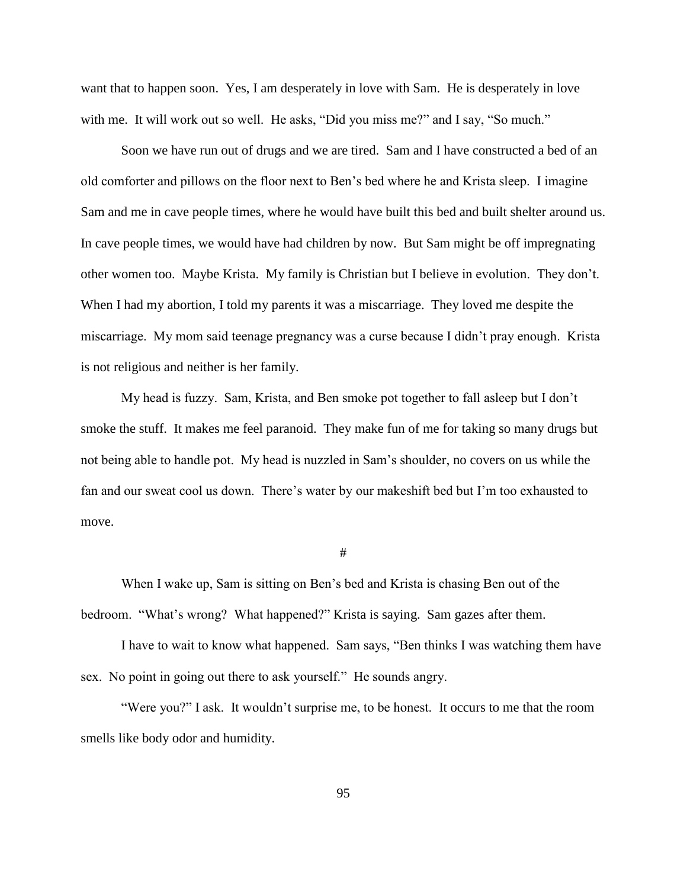want that to happen soon. Yes, I am desperately in love with Sam. He is desperately in love with me. It will work out so well. He asks, "Did you miss me?" and I say, "So much."

Soon we have run out of drugs and we are tired. Sam and I have constructed a bed of an old comforter and pillows on the floor next to Ben's bed where he and Krista sleep. I imagine Sam and me in cave people times, where he would have built this bed and built shelter around us. In cave people times, we would have had children by now. But Sam might be off impregnating other women too. Maybe Krista. My family is Christian but I believe in evolution. They don't. When I had my abortion, I told my parents it was a miscarriage. They loved me despite the miscarriage. My mom said teenage pregnancy was a curse because I didn't pray enough. Krista is not religious and neither is her family.

My head is fuzzy. Sam, Krista, and Ben smoke pot together to fall asleep but I don't smoke the stuff. It makes me feel paranoid. They make fun of me for taking so many drugs but not being able to handle pot. My head is nuzzled in Sam's shoulder, no covers on us while the fan and our sweat cool us down. There's water by our makeshift bed but I'm too exhausted to move.

#

When I wake up, Sam is sitting on Ben's bed and Krista is chasing Ben out of the bedroom. "What's wrong? What happened?" Krista is saying. Sam gazes after them.

I have to wait to know what happened. Sam says, "Ben thinks I was watching them have sex. No point in going out there to ask yourself." He sounds angry.

"Were you?" I ask. It wouldn't surprise me, to be honest. It occurs to me that the room smells like body odor and humidity.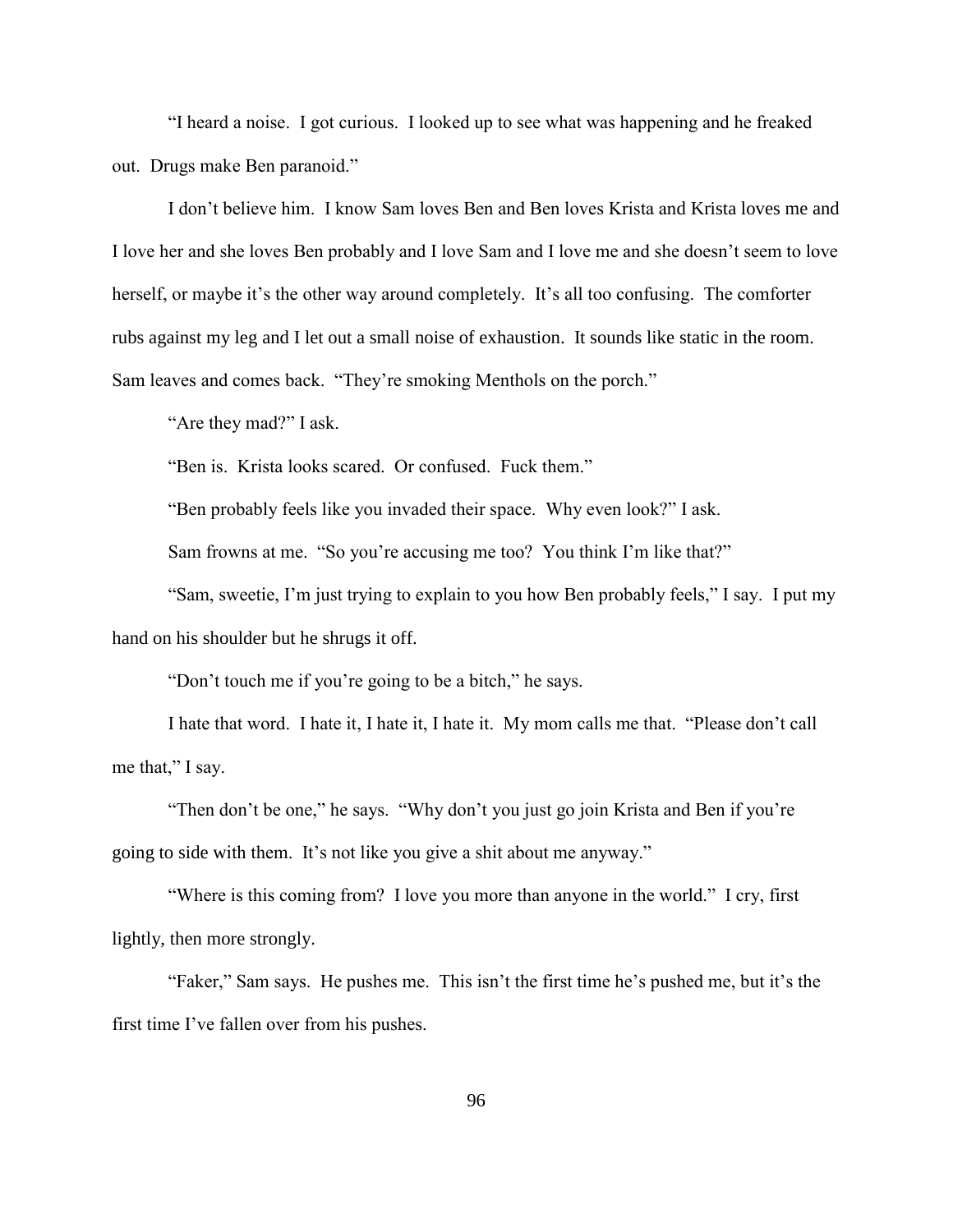"I heard a noise. I got curious. I looked up to see what was happening and he freaked out. Drugs make Ben paranoid."

I don't believe him. I know Sam loves Ben and Ben loves Krista and Krista loves me and I love her and she loves Ben probably and I love Sam and I love me and she doesn't seem to love herself, or maybe it's the other way around completely. It's all too confusing. The comforter rubs against my leg and I let out a small noise of exhaustion. It sounds like static in the room. Sam leaves and comes back. "They're smoking Menthols on the porch."

"Are they mad?" I ask.

"Ben is. Krista looks scared. Or confused. Fuck them."

"Ben probably feels like you invaded their space. Why even look?" I ask.

Sam frowns at me. "So you're accusing me too? You think I'm like that?"

"Sam, sweetie, I'm just trying to explain to you how Ben probably feels," I say. I put my hand on his shoulder but he shrugs it off.

"Don't touch me if you're going to be a bitch," he says.

I hate that word. I hate it, I hate it, I hate it. My mom calls me that. "Please don't call me that," I say.

"Then don't be one," he says. "Why don't you just go join Krista and Ben if you're going to side with them. It's not like you give a shit about me anyway."

"Where is this coming from? I love you more than anyone in the world." I cry, first lightly, then more strongly.

"Faker," Sam says. He pushes me. This isn't the first time he's pushed me, but it's the first time I've fallen over from his pushes.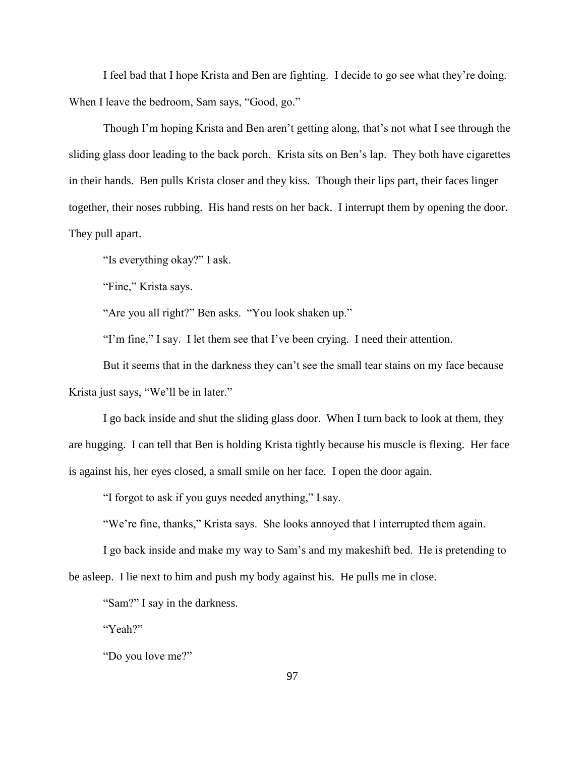I feel bad that I hope Krista and Ben are fighting. I decide to go see what they're doing. When I leave the bedroom, Sam says, "Good, go."

Though I'm hoping Krista and Ben aren't getting along, that's not what I see through the sliding glass door leading to the back porch. Krista sits on Ben's lap. They both have cigarettes in their hands. Ben pulls Krista closer and they kiss. Though their lips part, their faces linger together, their noses rubbing. His hand rests on her back. I interrupt them by opening the door. They pull apart.

"Is everything okay?" I ask.

"Fine," Krista says.

"Are you all right?" Ben asks. "You look shaken up."

"I'm fine," I say. I let them see that I've been crying. I need their attention.

But it seems that in the darkness they can't see the small tear stains on my face because Krista just says, "We'll be in later."

I go back inside and shut the sliding glass door. When I turn back to look at them, they are hugging. I can tell that Ben is holding Krista tightly because his muscle is flexing. Her face is against his, her eyes closed, a small smile on her face. I open the door again.

"I forgot to ask if you guys needed anything," I say.

"We're fine, thanks," Krista says. She looks annoyed that I interrupted them again.

I go back inside and make my way to Sam's and my makeshift bed. He is pretending to be asleep. I lie next to him and push my body against his. He pulls me in close.

"Sam?" I say in the darkness.

"Yeah?"

"Do you love me?"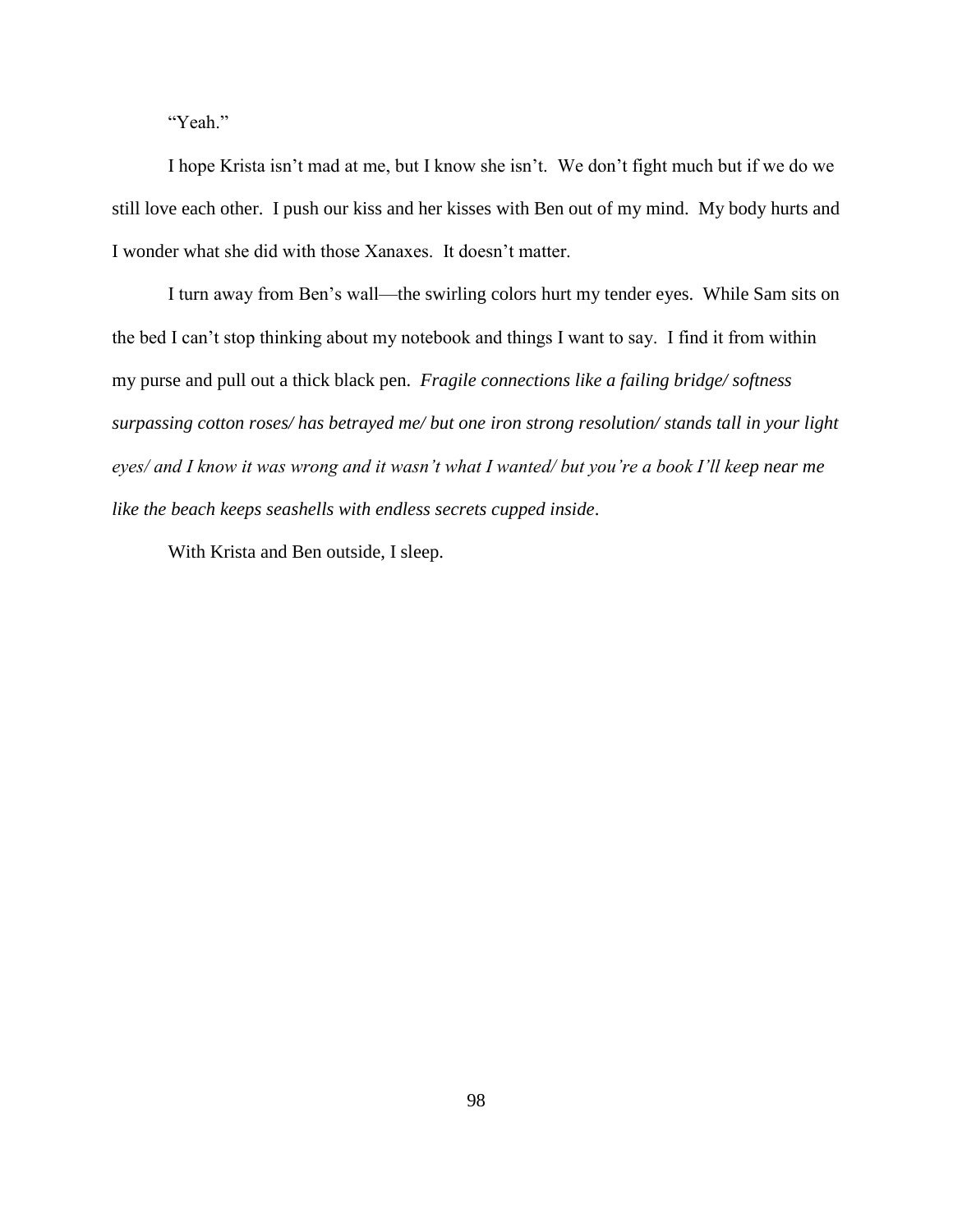"Yeah."

I hope Krista isn't mad at me, but I know she isn't. We don't fight much but if we do we still love each other. I push our kiss and her kisses with Ben out of my mind. My body hurts and I wonder what she did with those Xanaxes. It doesn't matter.

I turn away from Ben's wall—the swirling colors hurt my tender eyes. While Sam sits on the bed I can't stop thinking about my notebook and things I want to say. I find it from within my purse and pull out a thick black pen. *Fragile connections like a failing bridge/ softness surpassing cotton roses/ has betrayed me/ but one iron strong resolution/ stands tall in your light eyes/ and I know it was wrong and it wasn't what I wanted/ but you're a book I'll keep near me like the beach keeps seashells with endless secrets cupped inside*.

With Krista and Ben outside, I sleep.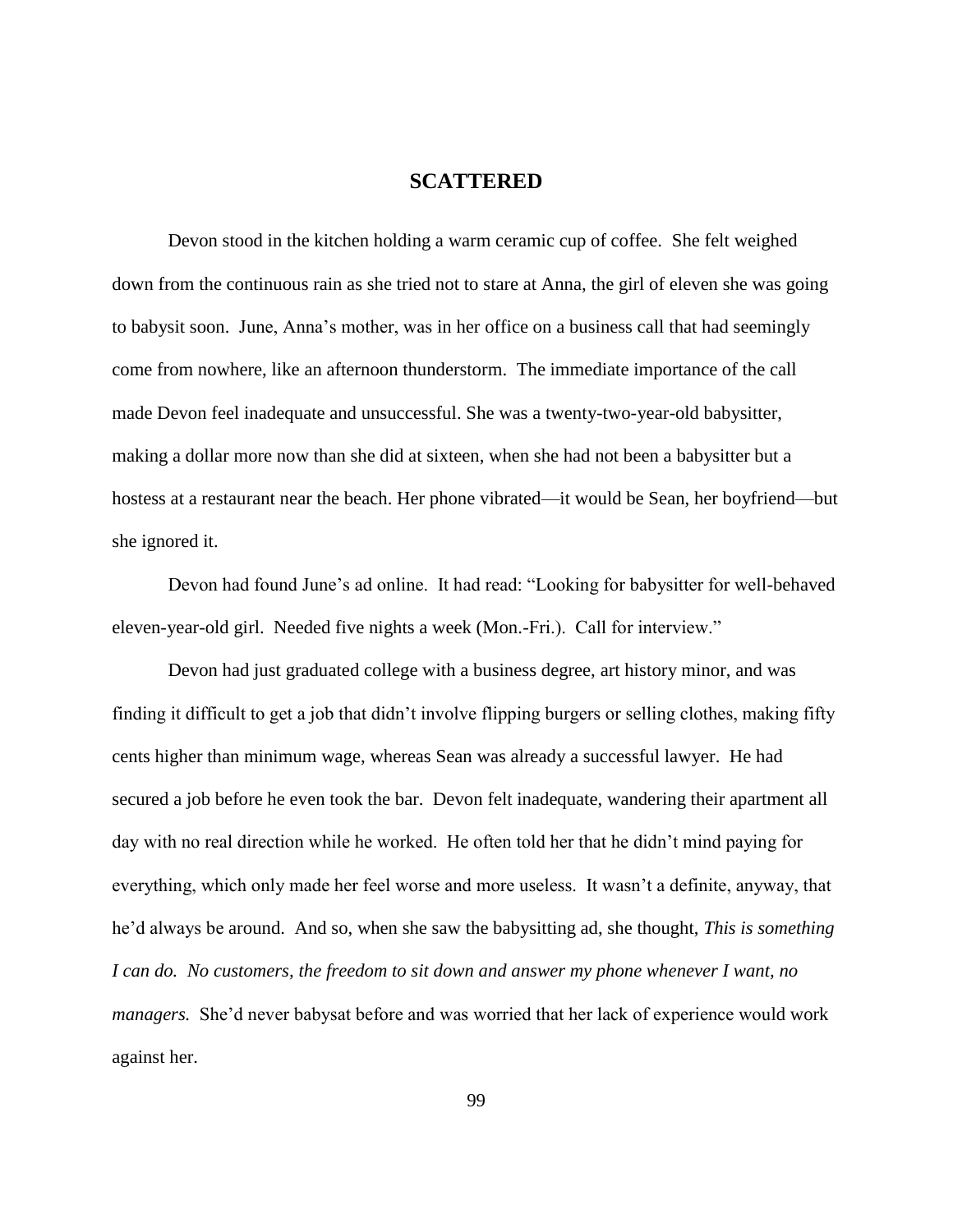# SCATTERED

Devon stood in the kitchen holding a warm ceramic cup of coffee. She felt weighed down from the continuous rain as she tried not to stare at Anna, the girl of eleven she was going to babysit soon. June, Anna's mother, was in her office on a business call that had seemingly come from nowhere, like an afternoon thunderstorm. The immediate importance of the call made Devon feel inadequate and unsuccessful. She was a twenty-two-year-old babysitter, making a dollar more now than she did at sixteen, when she had not been a babysitter but a hostess at a restaurant near the beach. Her phone vibrated—it would be Sean, her boyfriend—but she ignored it.

Devon had found June's ad online. It had read: "Looking for babysitter for well-behaved eleven-year-old girl. Needed five nights a week (Mon.-Fri.). Call for interview."

Devon had just graduated college with a business degree, art history minor, and was finding it difficult to get a job that didn't involve flipping burgers or selling clothes, making fifty cents higher than minimum wage, whereas Sean was already a successful lawyer. He had secured a job before he even took the bar. Devon felt inadequate, wandering their apartment all day with no real direction while he worked. He often told her that he didn't mind paying for everything, which only made her feel worse and more useless. It wasn't a definite, anyway, that he'd always be around. And so, when she saw the babysitting ad, she thought, *This is something I can do. No customers, the freedom to sit down and answer my phone whenever I want, no managers.* She'd never babysat before and was worried that her lack of experience would work against her.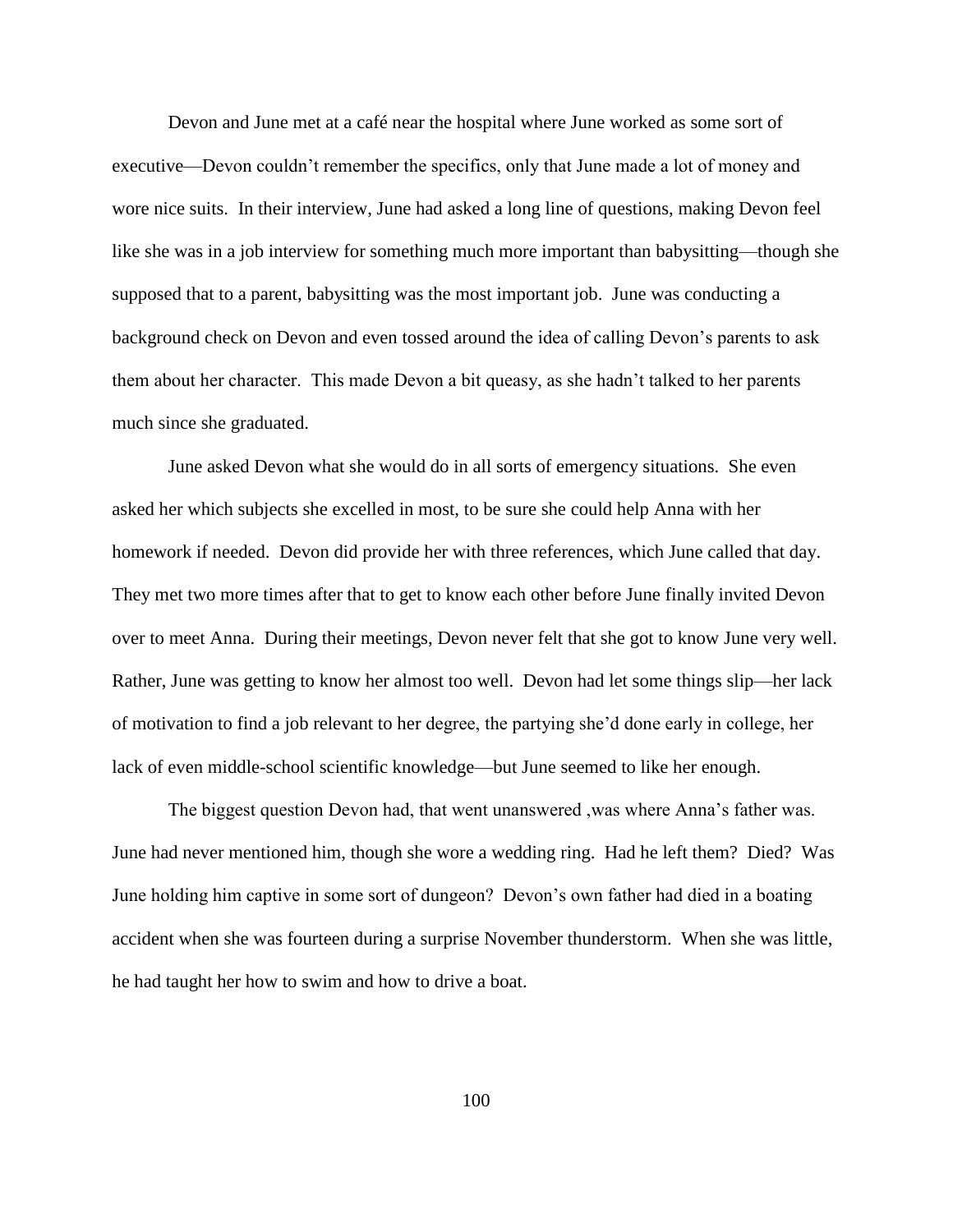Devon and June met at a café near the hospital where June worked as some sort of executive—Devon couldn't remember the specifics, only that June made a lot of money and wore nice suits. In their interview, June had asked a long line of questions, making Devon feel like she was in a job interview for something much more important than babysitting—though she supposed that to a parent, babysitting was the most important job. June was conducting a background check on Devon and even tossed around the idea of calling Devon's parents to ask them about her character. This made Devon a bit queasy, as she hadn't talked to her parents much since she graduated.

June asked Devon what she would do in all sorts of emergency situations. She even asked her which subjects she excelled in most, to be sure she could help Anna with her homework if needed. Devon did provide her with three references, which June called that day. They met two more times after that to get to know each other before June finally invited Devon over to meet Anna. During their meetings, Devon never felt that she got to know June very well. Rather, June was getting to know her almost too well. Devon had let some things slip—her lack of motivation to find a job relevant to her degree, the partying she'd done early in college, her lack of even middle-school scientific knowledge—but June seemed to like her enough.

The biggest question Devon had, that went unanswered ,was where Anna's father was. June had never mentioned him, though she wore a wedding ring. Had he left them? Died? Was June holding him captive in some sort of dungeon? Devon's own father had died in a boating accident when she was fourteen during a surprise November thunderstorm. When she was little, he had taught her how to swim and how to drive a boat.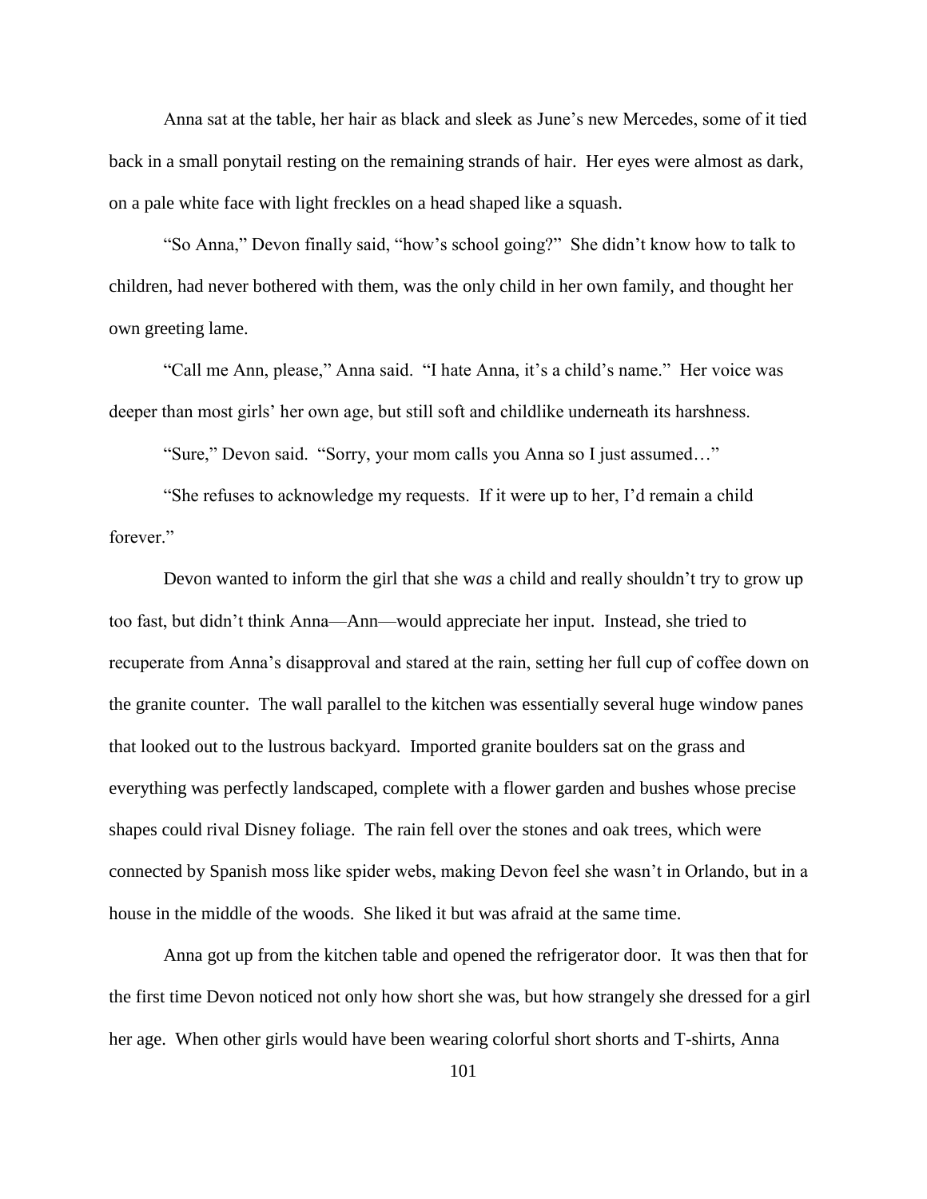Anna sat at the table, her hair as black and sleek as June's new Mercedes, some of it tied back in a small ponytail resting on the remaining strands of hair. Her eyes were almost as dark, on a pale white face with light freckles on a head shaped like a squash.

"So Anna," Devon finally said, "how's school going?" She didn't know how to talk to children, had never bothered with them, was the only child in her own family, and thought her own greeting lame.

"Call me Ann, please," Anna said. "I hate Anna, it's a child's name." Her voice was deeper than most girls' her own age, but still soft and childlike underneath its harshness.

"Sure," Devon said. "Sorry, your mom calls you Anna so I just assumed…"

"She refuses to acknowledge my requests. If it were up to her, I'd remain a child forever."

Devon wanted to inform the girl that she w*as* a child and really shouldn't try to grow up too fast, but didn't think Anna—Ann—would appreciate her input. Instead, she tried to recuperate from Anna's disapproval and stared at the rain, setting her full cup of coffee down on the granite counter. The wall parallel to the kitchen was essentially several huge window panes that looked out to the lustrous backyard. Imported granite boulders sat on the grass and everything was perfectly landscaped, complete with a flower garden and bushes whose precise shapes could rival Disney foliage. The rain fell over the stones and oak trees, which were connected by Spanish moss like spider webs, making Devon feel she wasn't in Orlando, but in a house in the middle of the woods. She liked it but was afraid at the same time.

Anna got up from the kitchen table and opened the refrigerator door. It was then that for the first time Devon noticed not only how short she was, but how strangely she dressed for a girl her age. When other girls would have been wearing colorful short shorts and T-shirts, Anna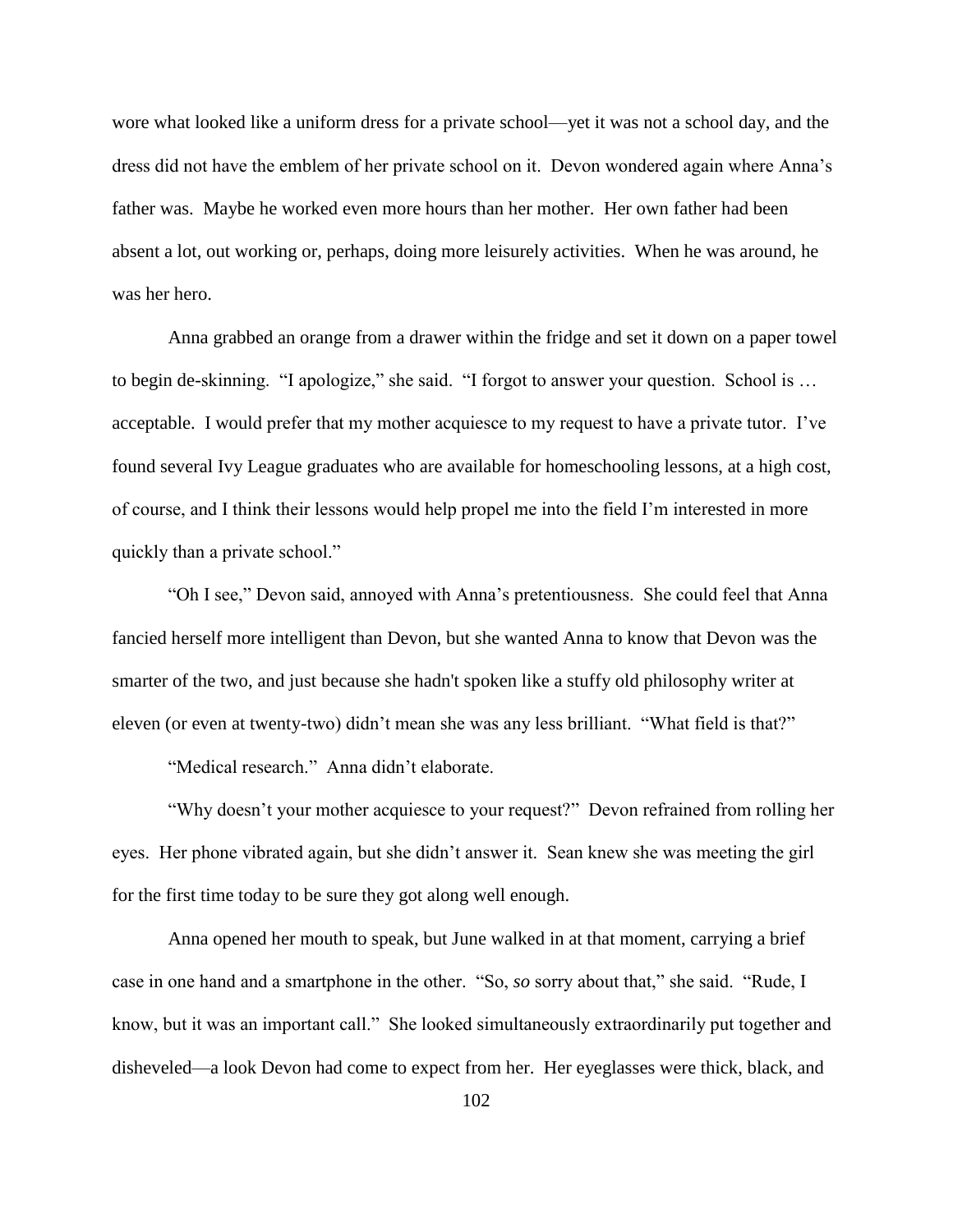wore what looked like a uniform dress for a private school—yet it was not a school day, and the dress did not have the emblem of her private school on it. Devon wondered again where Anna's father was. Maybe he worked even more hours than her mother. Her own father had been absent a lot, out working or, perhaps, doing more leisurely activities. When he was around, he was her hero.

Anna grabbed an orange from a drawer within the fridge and set it down on a paper towel to begin de-skinning. "I apologize," she said. "I forgot to answer your question. School is … acceptable. I would prefer that my mother acquiesce to my request to have a private tutor. I've found several Ivy League graduates who are available for homeschooling lessons, at a high cost, of course, and I think their lessons would help propel me into the field I'm interested in more quickly than a private school."

"Oh I see," Devon said, annoyed with Anna's pretentiousness. She could feel that Anna fancied herself more intelligent than Devon, but she wanted Anna to know that Devon was the smarter of the two, and just because she hadn't spoken like a stuffy old philosophy writer at eleven (or even at twenty-two) didn't mean she was any less brilliant. "What field is that?"

"Medical research." Anna didn't elaborate.

"Why doesn't your mother acquiesce to your request?" Devon refrained from rolling her eyes. Her phone vibrated again, but she didn't answer it. Sean knew she was meeting the girl for the first time today to be sure they got along well enough.

Anna opened her mouth to speak, but June walked in at that moment, carrying a brief case in one hand and a smartphone in the other. "So, *so* sorry about that," she said. "Rude, I know, but it was an important call." She looked simultaneously extraordinarily put together and disheveled—a look Devon had come to expect from her. Her eyeglasses were thick, black, and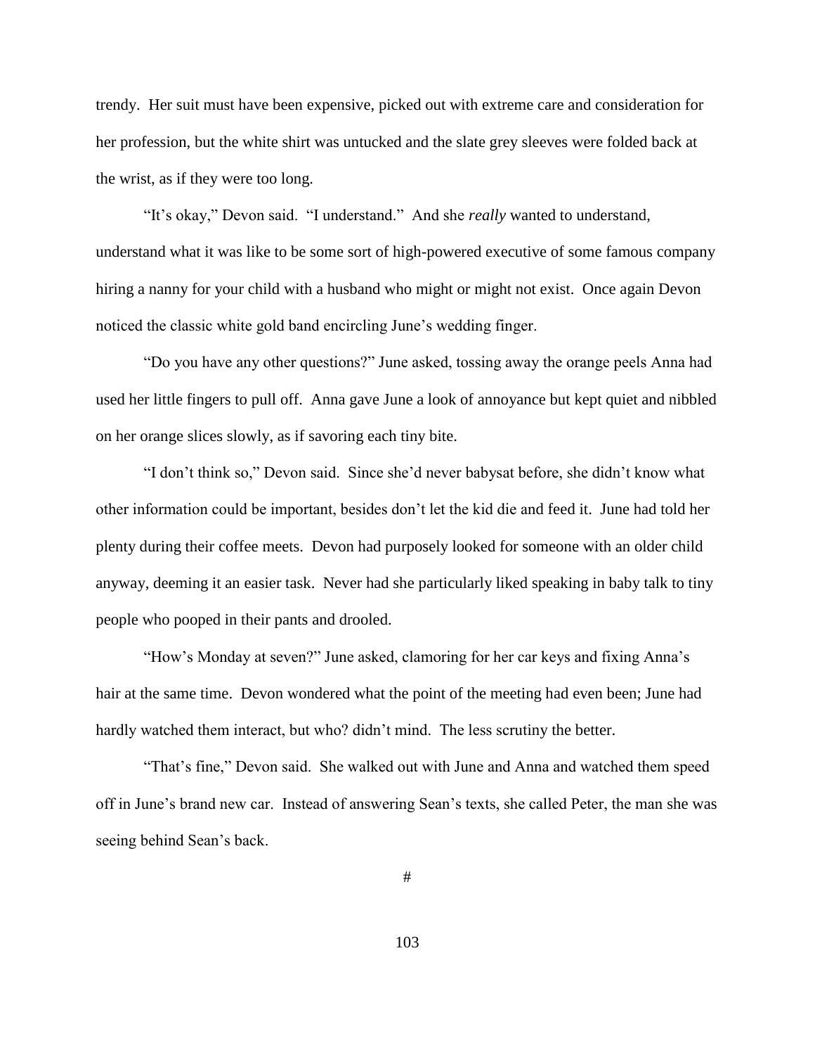trendy. Her suit must have been expensive, picked out with extreme care and consideration for her profession, but the white shirt was untucked and the slate grey sleeves were folded back at the wrist, as if they were too long.

"It's okay," Devon said. "I understand." And she *really* wanted to understand, understand what it was like to be some sort of high-powered executive of some famous company hiring a nanny for your child with a husband who might or might not exist. Once again Devon noticed the classic white gold band encircling June's wedding finger.

"Do you have any other questions?" June asked, tossing away the orange peels Anna had used her little fingers to pull off. Anna gave June a look of annoyance but kept quiet and nibbled on her orange slices slowly, as if savoring each tiny bite.

"I don't think so," Devon said. Since she'd never babysat before, she didn't know what other information could be important, besides don't let the kid die and feed it. June had told her plenty during their coffee meets. Devon had purposely looked for someone with an older child anyway, deeming it an easier task. Never had she particularly liked speaking in baby talk to tiny people who pooped in their pants and drooled.

"How's Monday at seven?" June asked, clamoring for her car keys and fixing Anna's hair at the same time. Devon wondered what the point of the meeting had even been; June had hardly watched them interact, but who? didn't mind. The less scrutiny the better.

"That's fine," Devon said. She walked out with June and Anna and watched them speed off in June's brand new car. Instead of answering Sean's texts, she called Peter, the man she was seeing behind Sean's back.

#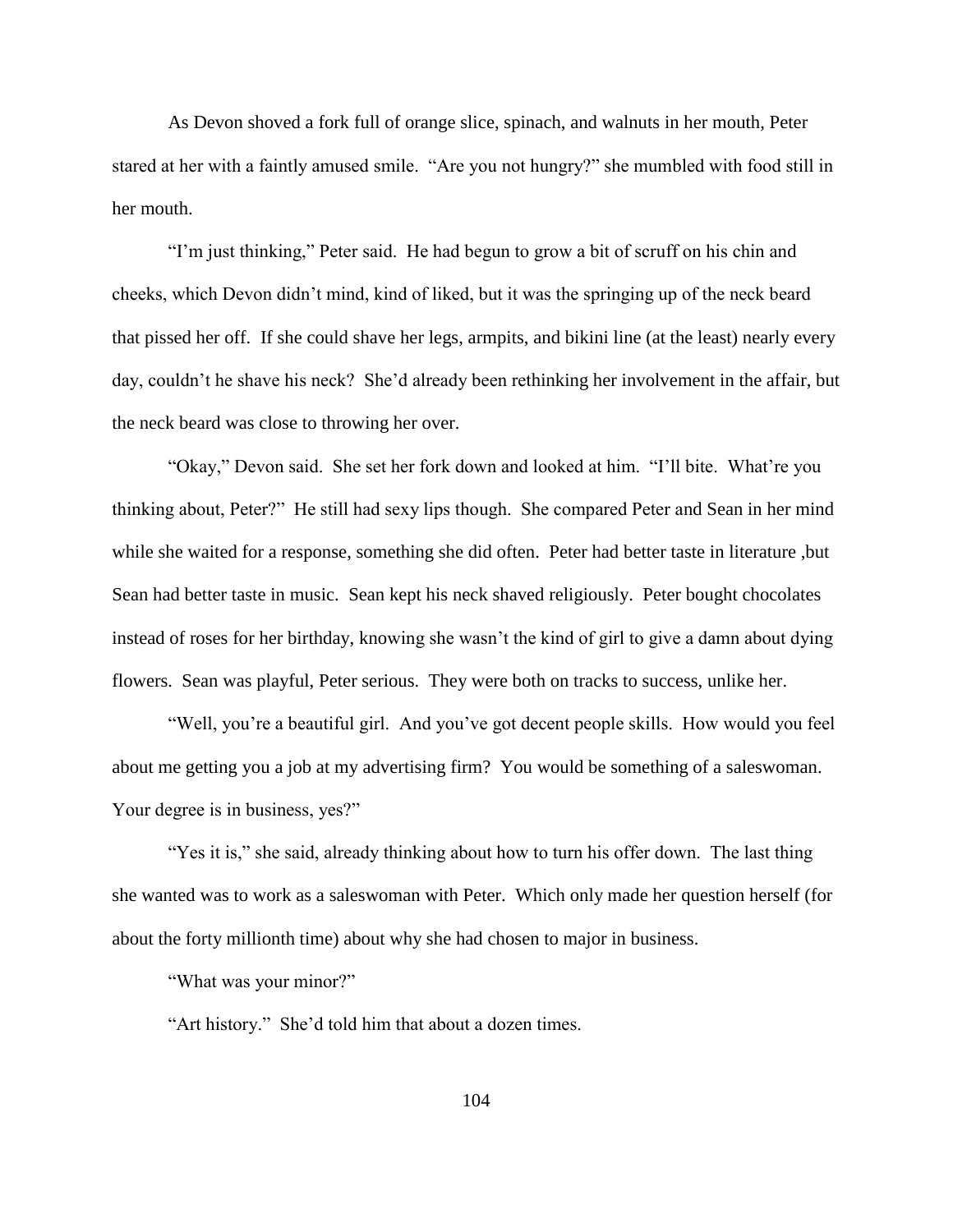As Devon shoved a fork full of orange slice, spinach, and walnuts in her mouth, Peter stared at her with a faintly amused smile. "Are you not hungry?" she mumbled with food still in her mouth.

"I'm just thinking," Peter said. He had begun to grow a bit of scruff on his chin and cheeks, which Devon didn't mind, kind of liked, but it was the springing up of the neck beard that pissed her off. If she could shave her legs, armpits, and bikini line (at the least) nearly every day, couldn't he shave his neck? She'd already been rethinking her involvement in the affair, but the neck beard was close to throwing her over.

"Okay," Devon said. She set her fork down and looked at him. "I'll bite. What're you thinking about, Peter?" He still had sexy lips though. She compared Peter and Sean in her mind while she waited for a response, something she did often. Peter had better taste in literature ,but Sean had better taste in music. Sean kept his neck shaved religiously. Peter bought chocolates instead of roses for her birthday, knowing she wasn't the kind of girl to give a damn about dying flowers. Sean was playful, Peter serious. They were both on tracks to success, unlike her.

"Well, you're a beautiful girl. And you've got decent people skills. How would you feel about me getting you a job at my advertising firm? You would be something of a saleswoman. Your degree is in business, yes?"

"Yes it is," she said, already thinking about how to turn his offer down. The last thing she wanted was to work as a saleswoman with Peter. Which only made her question herself (for about the forty millionth time) about why she had chosen to major in business.

"What was your minor?"

"Art history." She'd told him that about a dozen times.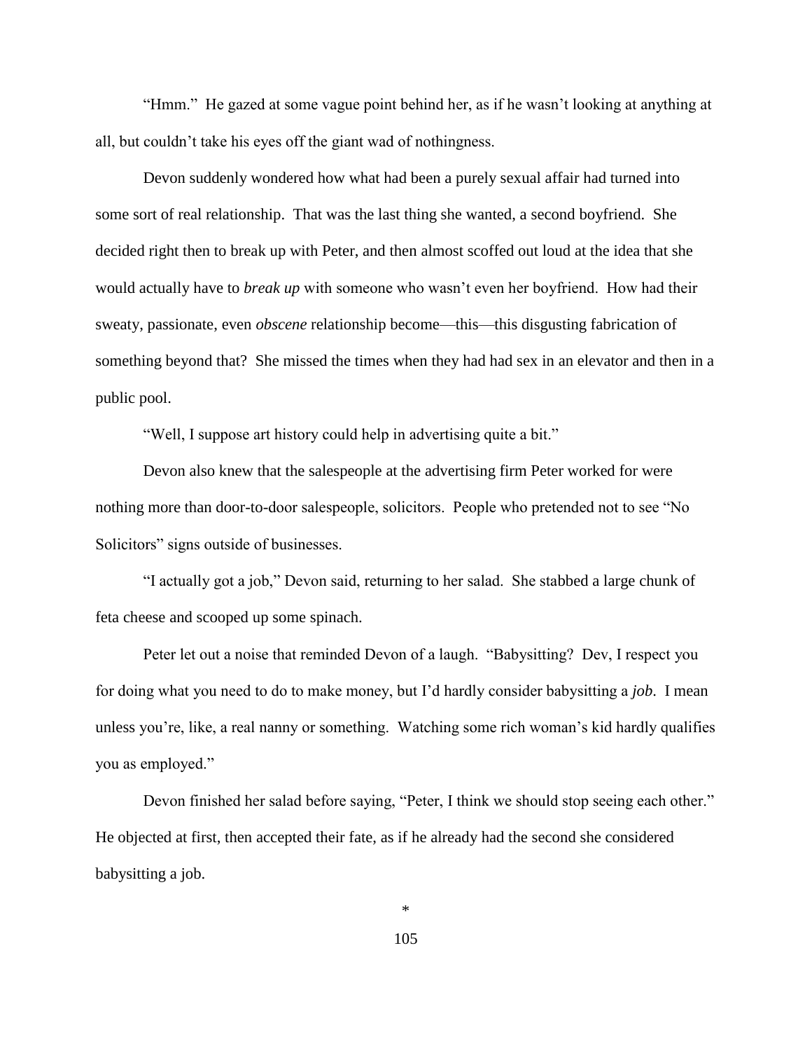"Hmm." He gazed at some vague point behind her, as if he wasn't looking at anything at all, but couldn't take his eyes off the giant wad of nothingness.

Devon suddenly wondered how what had been a purely sexual affair had turned into some sort of real relationship. That was the last thing she wanted, a second boyfriend. She decided right then to break up with Peter, and then almost scoffed out loud at the idea that she would actually have to *break up* with someone who wasn't even her boyfriend. How had their sweaty, passionate, even *obscene* relationship become—this—this disgusting fabrication of something beyond that? She missed the times when they had had sex in an elevator and then in a public pool.

"Well, I suppose art history could help in advertising quite a bit."

Devon also knew that the salespeople at the advertising firm Peter worked for were nothing more than door-to-door salespeople, solicitors. People who pretended not to see "No Solicitors" signs outside of businesses.

"I actually got a job," Devon said, returning to her salad. She stabbed a large chunk of feta cheese and scooped up some spinach.

Peter let out a noise that reminded Devon of a laugh. "Babysitting? Dev, I respect you for doing what you need to do to make money, but I'd hardly consider babysitting a *job*. I mean unless you're, like, a real nanny or something. Watching some rich woman's kid hardly qualifies you as employed."

Devon finished her salad before saying, "Peter, I think we should stop seeing each other." He objected at first, then accepted their fate, as if he already had the second she considered babysitting a job.

*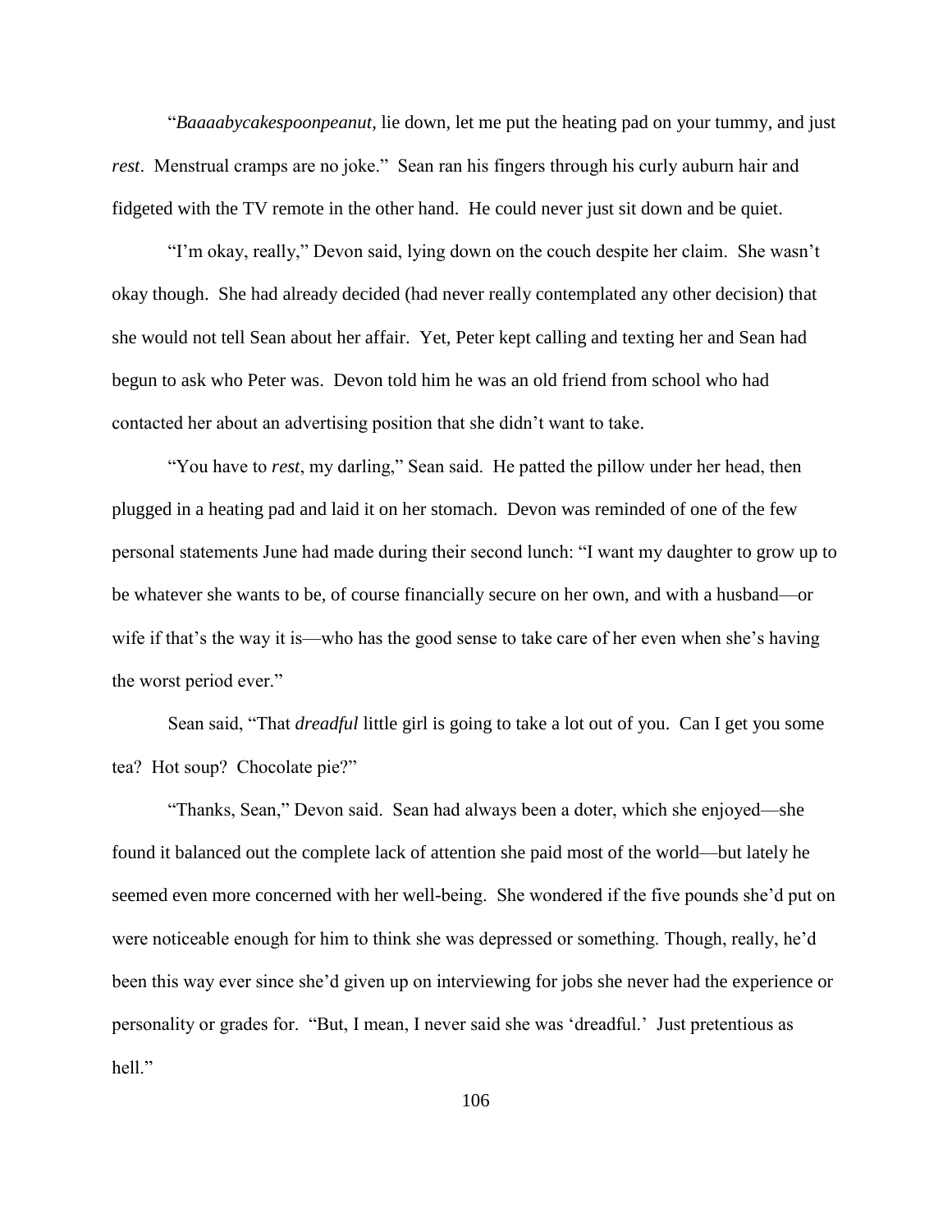"*Baaaabycakespoonpeanut*, lie down, let me put the heating pad on your tummy, and just *rest*. Menstrual cramps are no joke." Sean ran his fingers through his curly auburn hair and fidgeted with the TV remote in the other hand. He could never just sit down and be quiet.

"I'm okay, really," Devon said, lying down on the couch despite her claim. She wasn't okay though. She had already decided (had never really contemplated any other decision) that she would not tell Sean about her affair. Yet, Peter kept calling and texting her and Sean had begun to ask who Peter was. Devon told him he was an old friend from school who had contacted her about an advertising position that she didn't want to take.

"You have to *rest*, my darling," Sean said. He patted the pillow under her head, then plugged in a heating pad and laid it on her stomach. Devon was reminded of one of the few personal statements June had made during their second lunch: "I want my daughter to grow up to be whatever she wants to be, of course financially secure on her own, and with a husband—or wife if that's the way it is—who has the good sense to take care of her even when she's having the worst period ever."

Sean said, "That *dreadful* little girl is going to take a lot out of you. Can I get you some tea? Hot soup? Chocolate pie?"

"Thanks, Sean," Devon said. Sean had always been a doter, which she enjoyed—she found it balanced out the complete lack of attention she paid most of the world—but lately he seemed even more concerned with her well-being. She wondered if the five pounds she'd put on were noticeable enough for him to think she was depressed or something. Though, really, he'd been this way ever since she'd given up on interviewing for jobs she never had the experience or personality or grades for. "But, I mean, I never said she was 'dreadful.' Just pretentious as hell."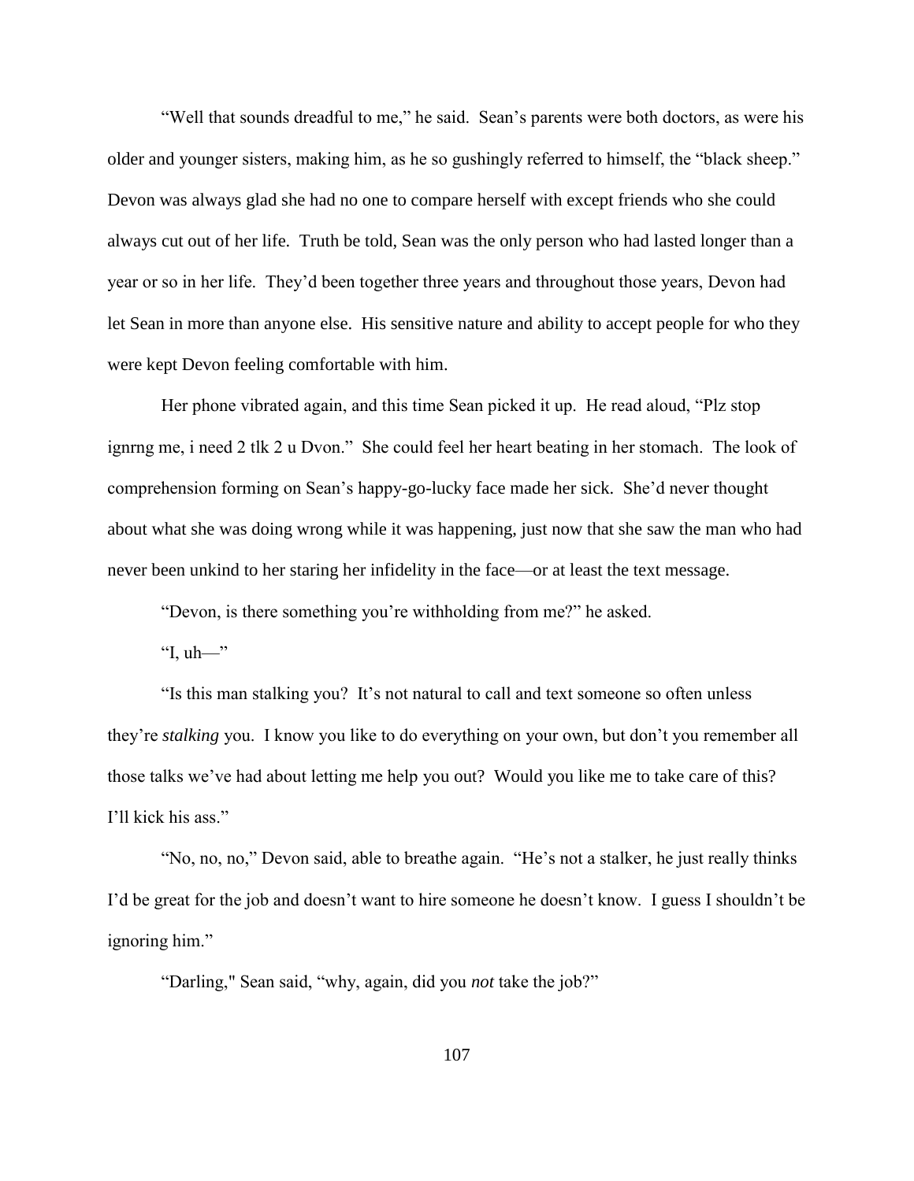"Well that sounds dreadful to me," he said. Sean's parents were both doctors, as were his older and younger sisters, making him, as he so gushingly referred to himself, the "black sheep." Devon was always glad she had no one to compare herself with except friends who she could always cut out of her life. Truth be told, Sean was the only person who had lasted longer than a year or so in her life. They'd been together three years and throughout those years, Devon had let Sean in more than anyone else. His sensitive nature and ability to accept people for who they were kept Devon feeling comfortable with him.

Her phone vibrated again, and this time Sean picked it up. He read aloud, "Plz stop ignrng me, i need 2 tlk 2 u Dvon." She could feel her heart beating in her stomach. The look of comprehension forming on Sean's happy-go-lucky face made her sick. She'd never thought about what she was doing wrong while it was happening, just now that she saw the man who had never been unkind to her staring her infidelity in the face—or at least the text message.

"Devon, is there something you're withholding from me?" he asked.

"I, uh—"

"Is this man stalking you? It's not natural to call and text someone so often unless they're *stalking* you. I know you like to do everything on your own, but don't you remember all those talks we've had about letting me help you out? Would you like me to take care of this? I'll kick his ass."

"No, no, no," Devon said, able to breathe again. "He's not a stalker, he just really thinks I'd be great for the job and doesn't want to hire someone he doesn't know. I guess I shouldn't be ignoring him."

"Darling," Sean said, "why, again, did you *not* take the job?"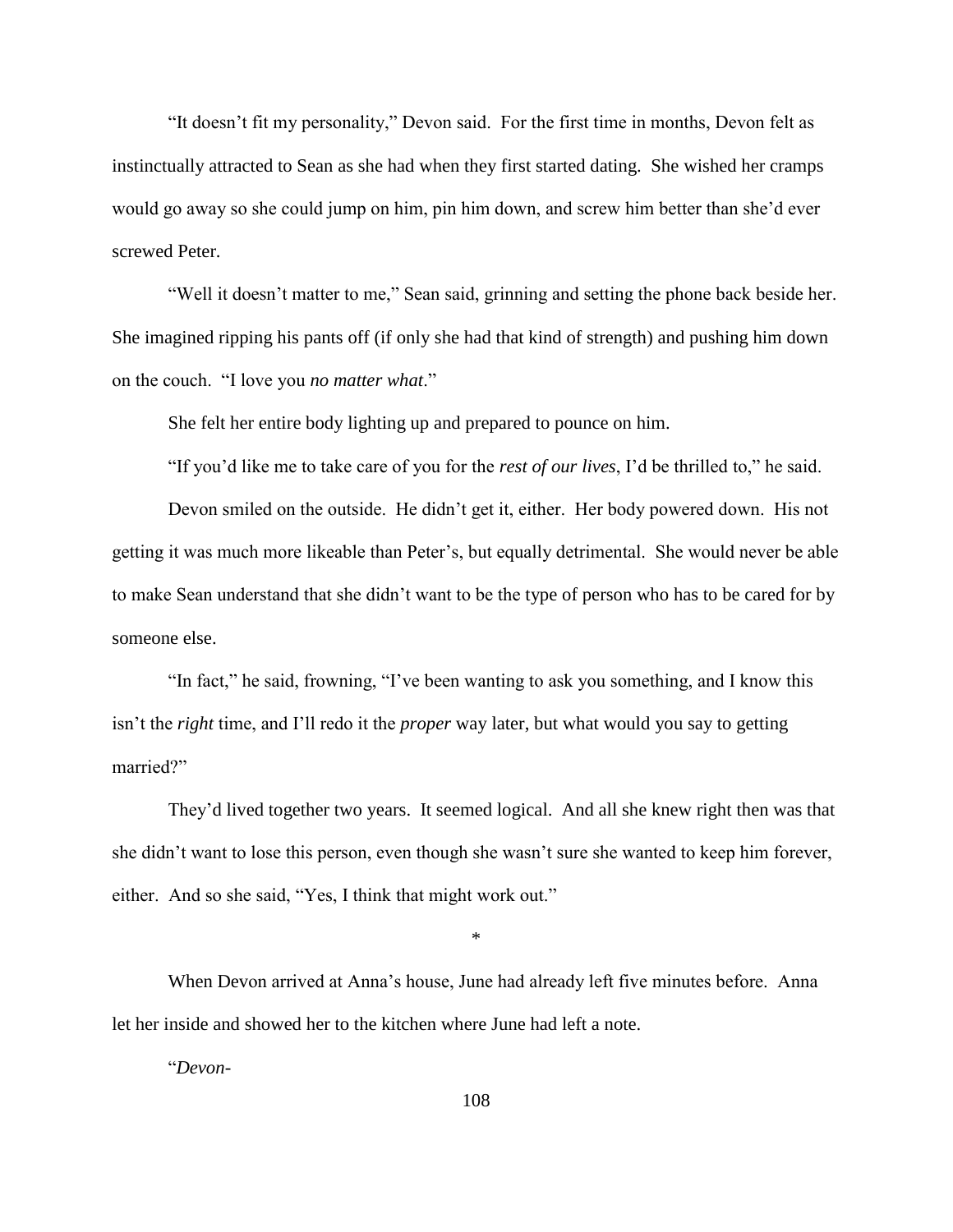"It doesn't fit my personality," Devon said. For the first time in months, Devon felt as instinctually attracted to Sean as she had when they first started dating. She wished her cramps would go away so she could jump on him, pin him down, and screw him better than she'd ever screwed Peter.

"Well it doesn't matter to me," Sean said, grinning and setting the phone back beside her. She imagined ripping his pants off (if only she had that kind of strength) and pushing him down on the couch. "I love you *no matter what*."

She felt her entire body lighting up and prepared to pounce on him.

"If you'd like me to take care of you for the *rest of our lives*, I'd be thrilled to," he said.

Devon smiled on the outside. He didn't get it, either. Her body powered down. His not getting it was much more likeable than Peter's, but equally detrimental. She would never be able to make Sean understand that she didn't want to be the type of person who has to be cared for by someone else.

"In fact," he said, frowning, "I've been wanting to ask you something, and I know this isn't the *right* time, and I'll redo it the *proper* way later, but what would you say to getting married?"

They'd lived together two years. It seemed logical. And all she knew right then was that she didn't want to lose this person, even though she wasn't sure she wanted to keep him forever, either. And so she said, "Yes, I think that might work out."

*

When Devon arrived at Anna's house, June had already left five minutes before. Anna let her inside and showed her to the kitchen where June had left a note.

"*Devon-*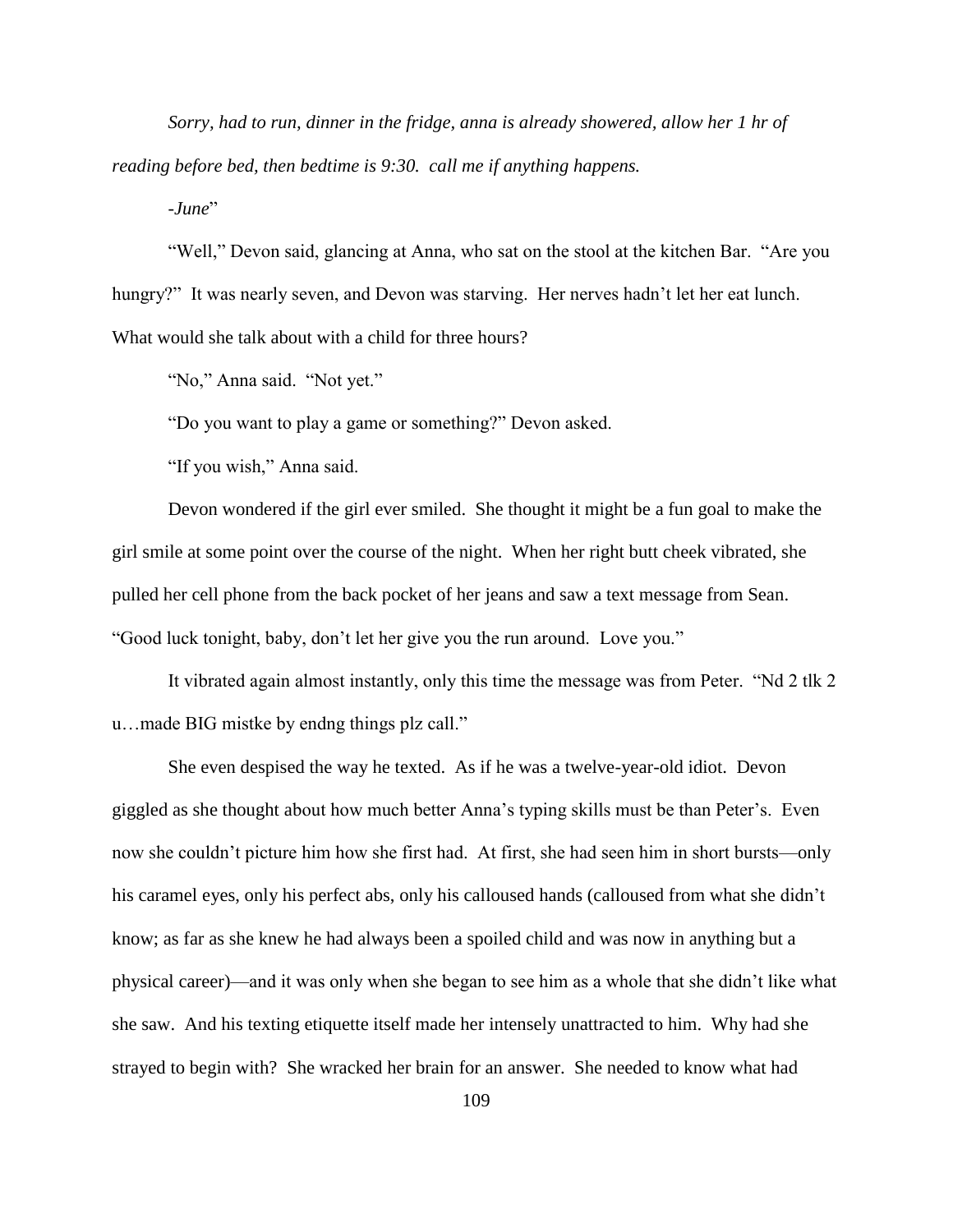*Sorry, had to run, dinner in the fridge, anna is already showered, allow her 1 hr of reading before bed, then bedtime is 9:30. call me if anything happens.*

*-June*"

"Well," Devon said, glancing at Anna, who sat on the stool at the kitchen Bar. "Are you hungry?" It was nearly seven, and Devon was starving. Her nerves hadn't let her eat lunch. What would she talk about with a child for three hours?

"No," Anna said. "Not yet."

"Do you want to play a game or something?" Devon asked.

"If you wish," Anna said.

Devon wondered if the girl ever smiled. She thought it might be a fun goal to make the girl smile at some point over the course of the night. When her right butt cheek vibrated, she pulled her cell phone from the back pocket of her jeans and saw a text message from Sean. "Good luck tonight, baby, don't let her give you the run around. Love you."

It vibrated again almost instantly, only this time the message was from Peter. "Nd 2 tlk 2 u…made BIG mistke by endng things plz call."

She even despised the way he texted. As if he was a twelve-year-old idiot. Devon giggled as she thought about how much better Anna's typing skills must be than Peter's. Even now she couldn't picture him how she first had. At first, she had seen him in short bursts—only his caramel eyes, only his perfect abs, only his calloused hands (calloused from what she didn't know; as far as she knew he had always been a spoiled child and was now in anything but a physical career)—and it was only when she began to see him as a whole that she didn't like what she saw. And his texting etiquette itself made her intensely unattracted to him. Why had she strayed to begin with? She wracked her brain for an answer. She needed to know what had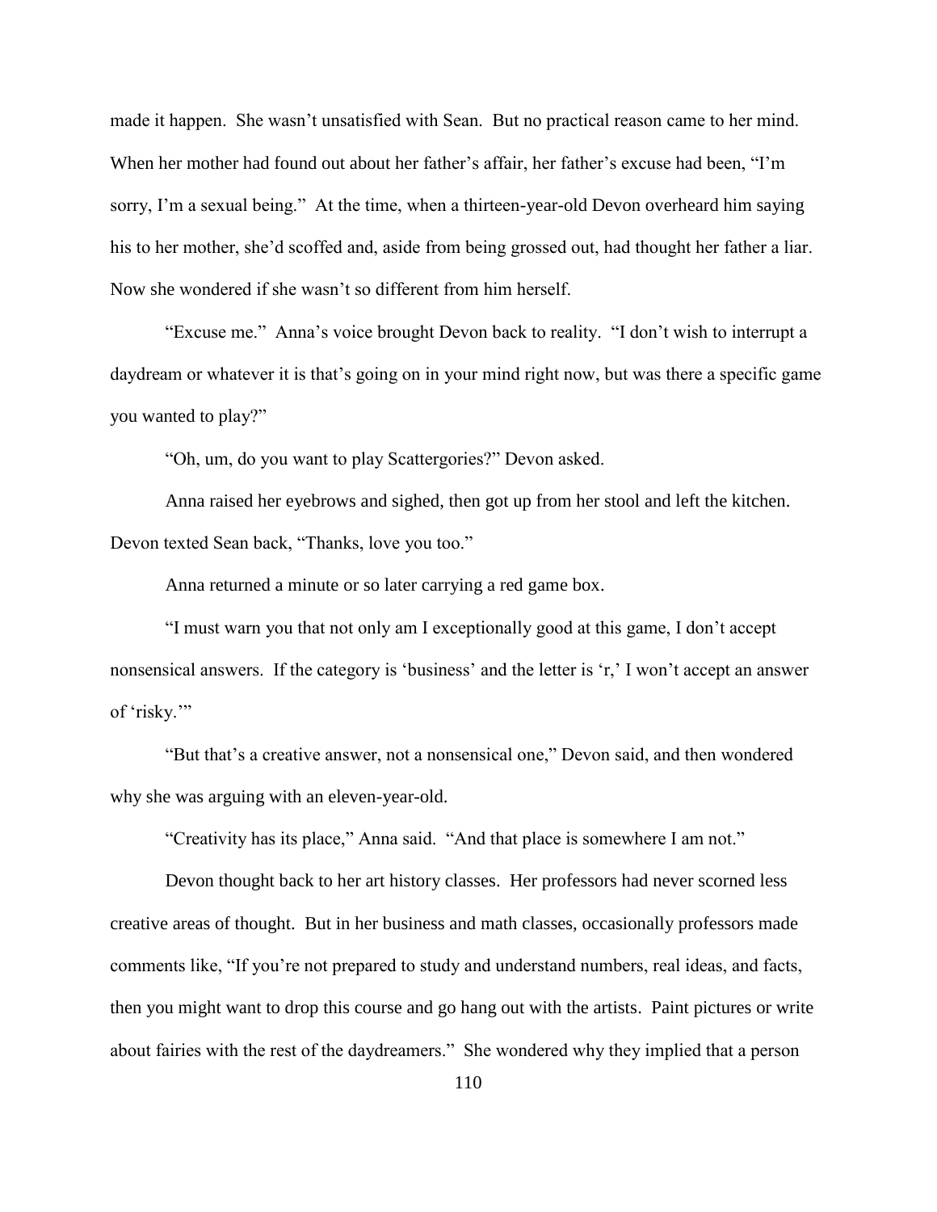made it happen. She wasn't unsatisfied with Sean. But no practical reason came to her mind. When her mother had found out about her father's affair, her father's excuse had been, "I'm sorry, I'm a sexual being." At the time, when a thirteen-year-old Devon overheard him saying his to her mother, she'd scoffed and, aside from being grossed out, had thought her father a liar. Now she wondered if she wasn't so different from him herself.

"Excuse me." Anna's voice brought Devon back to reality. "I don't wish to interrupt a daydream or whatever it is that's going on in your mind right now, but was there a specific game you wanted to play?"

"Oh, um, do you want to play Scattergories?" Devon asked.

Anna raised her eyebrows and sighed, then got up from her stool and left the kitchen. Devon texted Sean back, "Thanks, love you too."

Anna returned a minute or so later carrying a red game box.

"I must warn you that not only am I exceptionally good at this game, I don't accept nonsensical answers. If the category is 'business' and the letter is 'r,' I won't accept an answer of 'risky.'"

"But that's a creative answer, not a nonsensical one," Devon said, and then wondered why she was arguing with an eleven-year-old.

"Creativity has its place," Anna said. "And that place is somewhere I am not."

Devon thought back to her art history classes. Her professors had never scorned less creative areas of thought. But in her business and math classes, occasionally professors made comments like, "If you're not prepared to study and understand numbers, real ideas, and facts, then you might want to drop this course and go hang out with the artists. Paint pictures or write about fairies with the rest of the daydreamers." She wondered why they implied that a person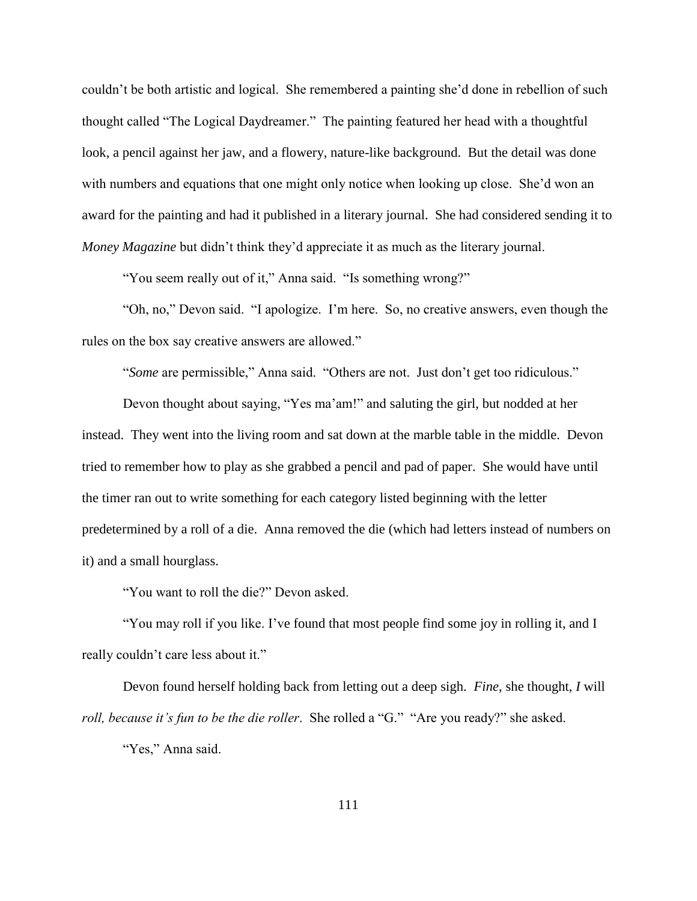couldn't be both artistic and logical. She remembered a painting she'd done in rebellion of such thought called "The Logical Daydreamer." The painting featured her head with a thoughtful look, a pencil against her jaw, and a flowery, nature-like background. But the detail was done with numbers and equations that one might only notice when looking up close. She'd won an award for the painting and had it published in a literary journal. She had considered sending it to *Money Magazine* but didn't think they'd appreciate it as much as the literary journal.

"You seem really out of it," Anna said. "Is something wrong?"

"Oh, no," Devon said. "I apologize. I'm here. So, no creative answers, even though the rules on the box say creative answers are allowed."

"*Some* are permissible," Anna said. "Others are not. Just don't get too ridiculous."

Devon thought about saying, "Yes ma'am!" and saluting the girl, but nodded at her instead. They went into the living room and sat down at the marble table in the middle. Devon tried to remember how to play as she grabbed a pencil and pad of paper. She would have until the timer ran out to write something for each category listed beginning with the letter predetermined by a roll of a die. Anna removed the die (which had letters instead of numbers on it) and a small hourglass.

"You want to roll the die?" Devon asked.

"You may roll if you like. I've found that most people find some joy in rolling it, and I really couldn't care less about it."

Devon found herself holding back from letting out a deep sigh. *Fine*, she thought, *I will roll, because it's fun to be the die roller*. She rolled a "G." "Are you ready?" she asked.

"Yes," Anna said.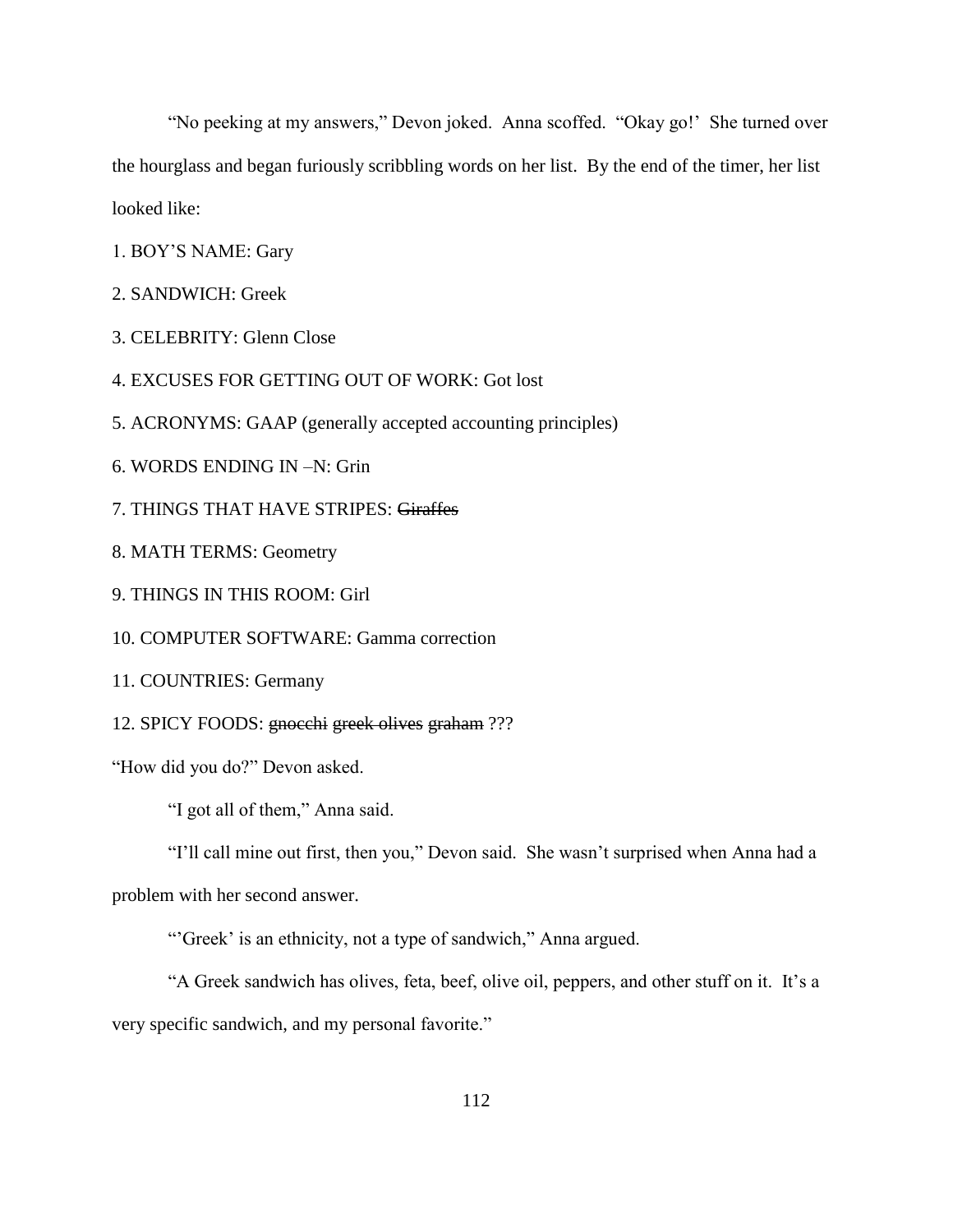"No peeking at my answers," Devon joked. Anna scoffed. "Okay go!' She turned over the hourglass and began furiously scribbling words on her list. By the end of the timer, her list looked like:

1. BOY'S NAME: Gary

2. SANDWICH: Greek

3. CELEBRITY: Glenn Close

4. EXCUSES FOR GETTING OUT OF WORK: Got lost

5. ACRONYMS: GAAP (generally accepted accounting principles)

6. WORDS ENDING IN –N: Grin

7. THINGS THAT HAVE STRIPES: ~~Giraffes~~

8. MATH TERMS: Geometry

9. THINGS IN THIS ROOM: Girl

10. COMPUTER SOFTWARE: Gamma correction

11. COUNTRIES: Germany

12. SPICY FOODS: ~~gnocchi~~ ~~greek olives~~ ~~graham~~ ???

"How did you do?" Devon asked.

"I got all of them," Anna said.

"I'll call mine out first, then you," Devon said. She wasn't surprised when Anna had a problem with her second answer.

"'Greek' is an ethnicity, not a type of sandwich," Anna argued.

"A Greek sandwich has olives, feta, beef, olive oil, peppers, and other stuff on it. It's a very specific sandwich, and my personal favorite."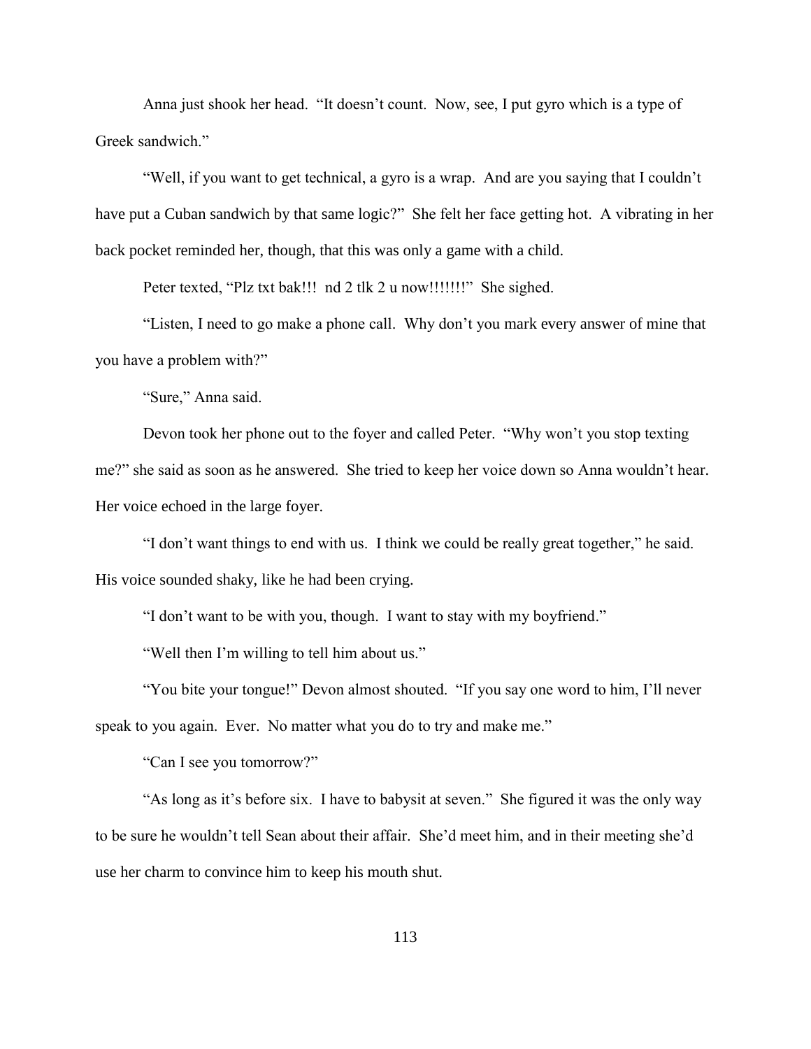Anna just shook her head. "It doesn't count. Now, see, I put gyro which is a type of Greek sandwich."

"Well, if you want to get technical, a gyro is a wrap. And are you saying that I couldn't have put a Cuban sandwich by that same logic?" She felt her face getting hot. A vibrating in her back pocket reminded her, though, that this was only a game with a child.

Peter texted, "Plz txt bak!!! nd 2 tlk 2 u now!!!!!!!" She sighed.

"Listen, I need to go make a phone call. Why don't you mark every answer of mine that you have a problem with?"

"Sure," Anna said.

Devon took her phone out to the foyer and called Peter. "Why won't you stop texting me?" she said as soon as he answered. She tried to keep her voice down so Anna wouldn't hear. Her voice echoed in the large foyer.

"I don't want things to end with us. I think we could be really great together," he said. His voice sounded shaky, like he had been crying.

"I don't want to be with you, though. I want to stay with my boyfriend."

"Well then I'm willing to tell him about us."

"You bite your tongue!" Devon almost shouted. "If you say one word to him, I'll never speak to you again. Ever. No matter what you do to try and make me."

"Can I see you tomorrow?"

"As long as it's before six. I have to babysit at seven." She figured it was the only way to be sure he wouldn't tell Sean about their affair. She'd meet him, and in their meeting she'd use her charm to convince him to keep his mouth shut.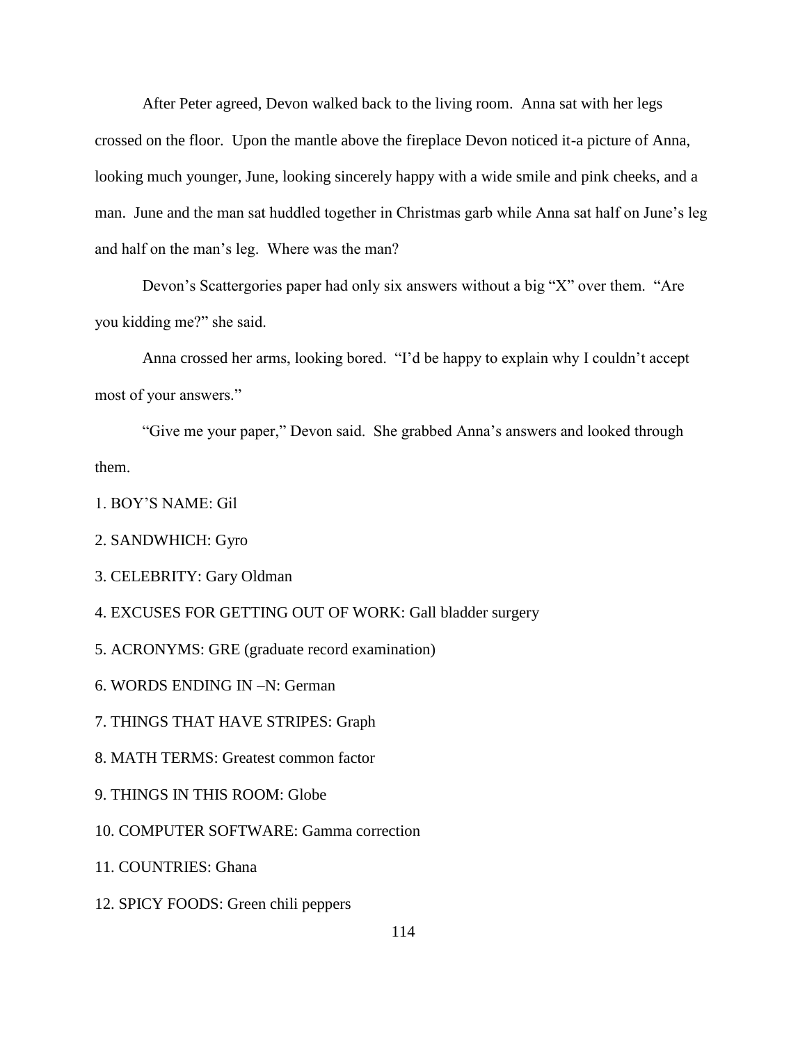After Peter agreed, Devon walked back to the living room. Anna sat with her legs crossed on the floor. Upon the mantle above the fireplace Devon noticed it-a picture of Anna, looking much younger, June, looking sincerely happy with a wide smile and pink cheeks, and a man. June and the man sat huddled together in Christmas garb while Anna sat half on June's leg and half on the man's leg. Where was the man?

Devon's Scattergories paper had only six answers without a big "X" over them. "Are you kidding me?" she said.

Anna crossed her arms, looking bored. "I'd be happy to explain why I couldn't accept most of your answers."

"Give me your paper," Devon said. She grabbed Anna's answers and looked through them.

1. BOY'S NAME: Gil
2. SANDWHICH: Gyro
3. CELEBRITY: Gary Oldman
4. EXCUSES FOR GETTING OUT OF WORK: Gall bladder surgery
5. ACRONYMS: GRE (graduate record examination)
6. WORDS ENDING IN –N: German
7. THINGS THAT HAVE STRIPES: Graph
8. MATH TERMS: Greatest common factor
9. THINGS IN THIS ROOM: Globe
10. COMPUTER SOFTWARE: Gamma correction
11. COUNTRIES: Ghana
12. SPICY FOODS: Green chili peppers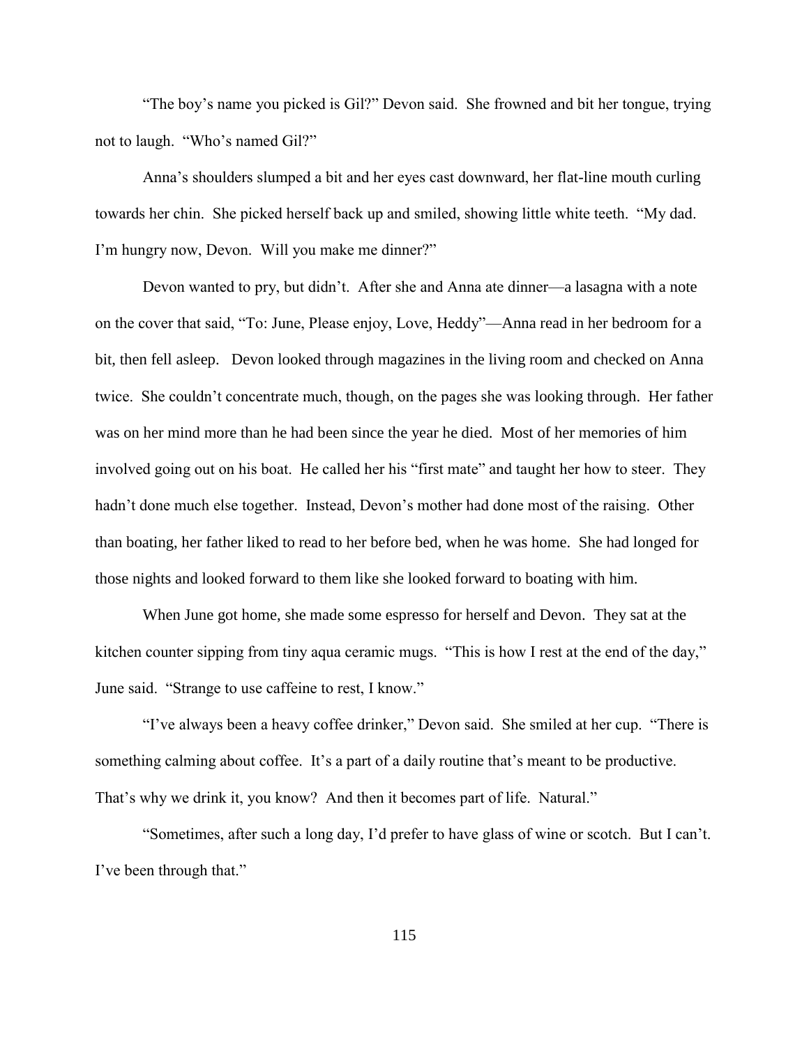"The boy's name you picked is Gil?" Devon said. She frowned and bit her tongue, trying not to laugh. "Who's named Gil?"

Anna's shoulders slumped a bit and her eyes cast downward, her flat-line mouth curling towards her chin. She picked herself back up and smiled, showing little white teeth. "My dad. I'm hungry now, Devon. Will you make me dinner?"

Devon wanted to pry, but didn't. After she and Anna ate dinner—a lasagna with a note on the cover that said, "To: June, Please enjoy, Love, Heddy"—Anna read in her bedroom for a bit, then fell asleep. Devon looked through magazines in the living room and checked on Anna twice. She couldn't concentrate much, though, on the pages she was looking through. Her father was on her mind more than he had been since the year he died. Most of her memories of him involved going out on his boat. He called her his "first mate" and taught her how to steer. They hadn't done much else together. Instead, Devon's mother had done most of the raising. Other than boating, her father liked to read to her before bed, when he was home. She had longed for those nights and looked forward to them like she looked forward to boating with him.

When June got home, she made some espresso for herself and Devon. They sat at the kitchen counter sipping from tiny aqua ceramic mugs. "This is how I rest at the end of the day," June said. "Strange to use caffeine to rest, I know."

"I've always been a heavy coffee drinker," Devon said. She smiled at her cup. "There is something calming about coffee. It's a part of a daily routine that's meant to be productive. That's why we drink it, you know? And then it becomes part of life. Natural."

"Sometimes, after such a long day, I'd prefer to have glass of wine or scotch. But I can't. I've been through that."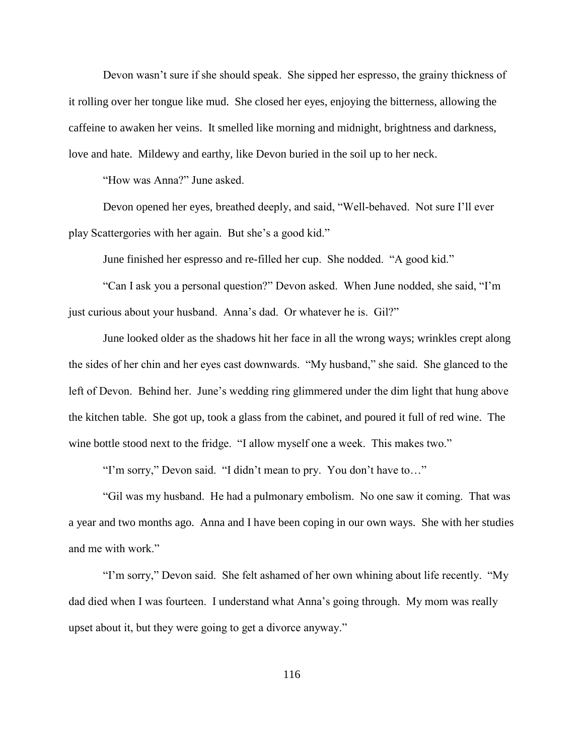Devon wasn't sure if she should speak. She sipped her espresso, the grainy thickness of it rolling over her tongue like mud. She closed her eyes, enjoying the bitterness, allowing the caffeine to awaken her veins. It smelled like morning and midnight, brightness and darkness, love and hate. Mildewy and earthy, like Devon buried in the soil up to her neck.

"How was Anna?" June asked.

Devon opened her eyes, breathed deeply, and said, "Well-behaved. Not sure I'll ever play Scattergories with her again. But she's a good kid."

June finished her espresso and re-filled her cup. She nodded. "A good kid."

"Can I ask you a personal question?" Devon asked. When June nodded, she said, "I'm just curious about your husband. Anna's dad. Or whatever he is. Gil?"

June looked older as the shadows hit her face in all the wrong ways; wrinkles crept along the sides of her chin and her eyes cast downwards. "My husband," she said. She glanced to the left of Devon. Behind her. June's wedding ring glimmered under the dim light that hung above the kitchen table. She got up, took a glass from the cabinet, and poured it full of red wine. The wine bottle stood next to the fridge. "I allow myself one a week. This makes two."

"I'm sorry," Devon said. "I didn't mean to pry. You don't have to…"

"Gil was my husband. He had a pulmonary embolism. No one saw it coming. That was a year and two months ago. Anna and I have been coping in our own ways. She with her studies and me with work."

"I'm sorry," Devon said. She felt ashamed of her own whining about life recently. "My dad died when I was fourteen. I understand what Anna's going through. My mom was really upset about it, but they were going to get a divorce anyway."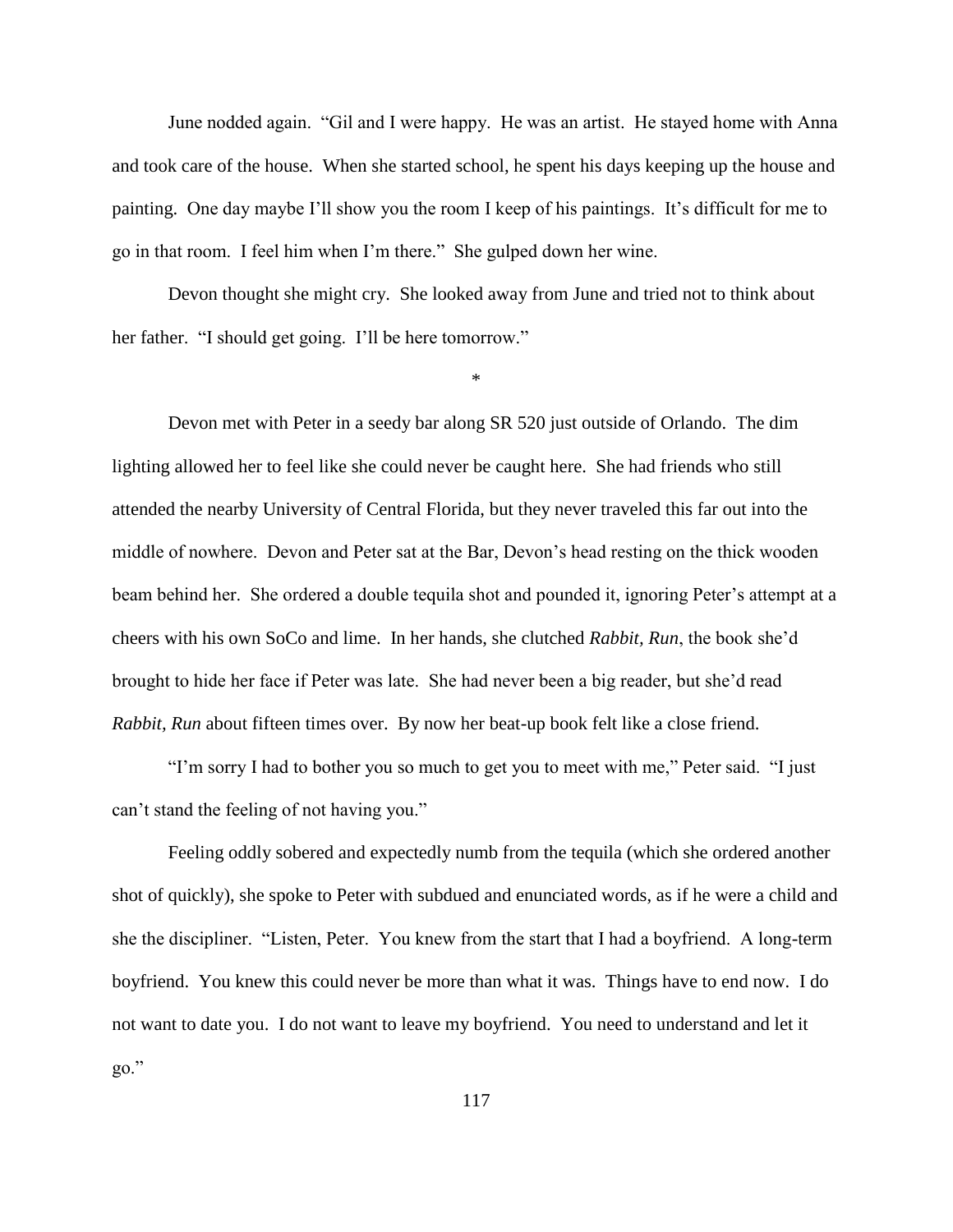June nodded again. "Gil and I were happy. He was an artist. He stayed home with Anna and took care of the house. When she started school, he spent his days keeping up the house and painting. One day maybe I'll show you the room I keep of his paintings. It's difficult for me to go in that room. I feel him when I'm there." She gulped down her wine.

Devon thought she might cry. She looked away from June and tried not to think about her father. "I should get going. I'll be here tomorrow."

*

Devon met with Peter in a seedy bar along SR 520 just outside of Orlando. The dim lighting allowed her to feel like she could never be caught here. She had friends who still attended the nearby University of Central Florida, but they never traveled this far out into the middle of nowhere. Devon and Peter sat at the Bar, Devon's head resting on the thick wooden beam behind her. She ordered a double tequila shot and pounded it, ignoring Peter's attempt at a cheers with his own SoCo and lime. In her hands, she clutched *Rabbit, Run*, the book she'd brought to hide her face if Peter was late. She had never been a big reader, but she'd read *Rabbit, Run* about fifteen times over. By now her beat-up book felt like a close friend.

"I'm sorry I had to bother you so much to get you to meet with me," Peter said. "I just can't stand the feeling of not having you."

Feeling oddly sobered and expectedly numb from the tequila (which she ordered another shot of quickly), she spoke to Peter with subdued and enunciated words, as if he were a child and she the discipliner. "Listen, Peter. You knew from the start that I had a boyfriend. A long-term boyfriend. You knew this could never be more than what it was. Things have to end now. I do not want to date you. I do not want to leave my boyfriend. You need to understand and let it go."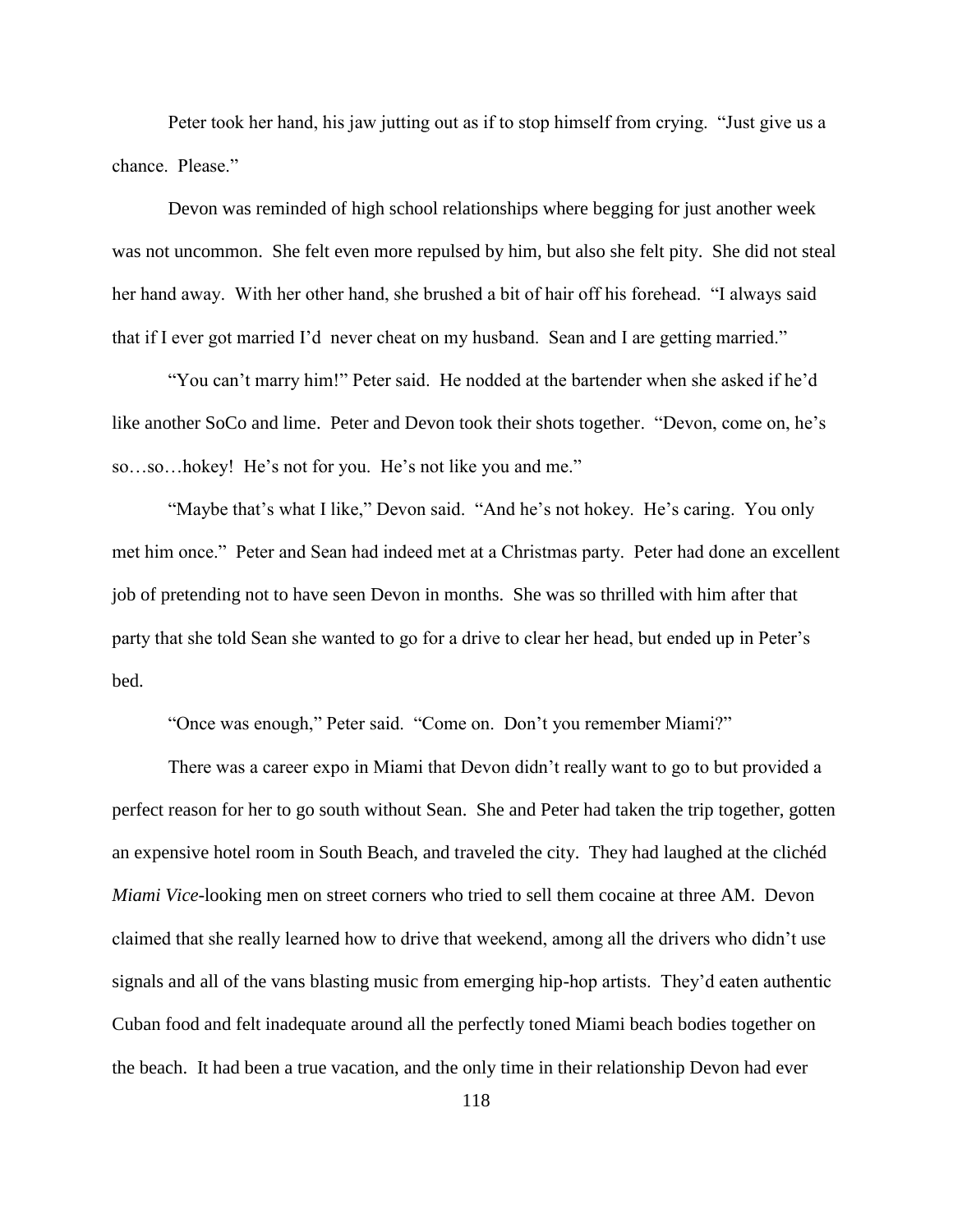Peter took her hand, his jaw jutting out as if to stop himself from crying. "Just give us a chance. Please."

Devon was reminded of high school relationships where begging for just another week was not uncommon. She felt even more repulsed by him, but also she felt pity. She did not steal her hand away. With her other hand, she brushed a bit of hair off his forehead. "I always said that if I ever got married I'd never cheat on my husband. Sean and I are getting married."

"You can't marry him!" Peter said. He nodded at the bartender when she asked if he'd like another SoCo and lime. Peter and Devon took their shots together. "Devon, come on, he's so…so…hokey! He's not for you. He's not like you and me."

"Maybe that's what I like," Devon said. "And he's not hokey. He's caring. You only met him once." Peter and Sean had indeed met at a Christmas party. Peter had done an excellent job of pretending not to have seen Devon in months. She was so thrilled with him after that party that she told Sean she wanted to go for a drive to clear her head, but ended up in Peter's bed.

"Once was enough," Peter said. "Come on. Don't you remember Miami?"

There was a career expo in Miami that Devon didn't really want to go to but provided a perfect reason for her to go south without Sean. She and Peter had taken the trip together, gotten an expensive hotel room in South Beach, and traveled the city. They had laughed at the clichéd *Miami Vice*-looking men on street corners who tried to sell them cocaine at three AM. Devon claimed that she really learned how to drive that weekend, among all the drivers who didn't use signals and all of the vans blasting music from emerging hip-hop artists. They'd eaten authentic Cuban food and felt inadequate around all the perfectly toned Miami beach bodies together on the beach. It had been a true vacation, and the only time in their relationship Devon had ever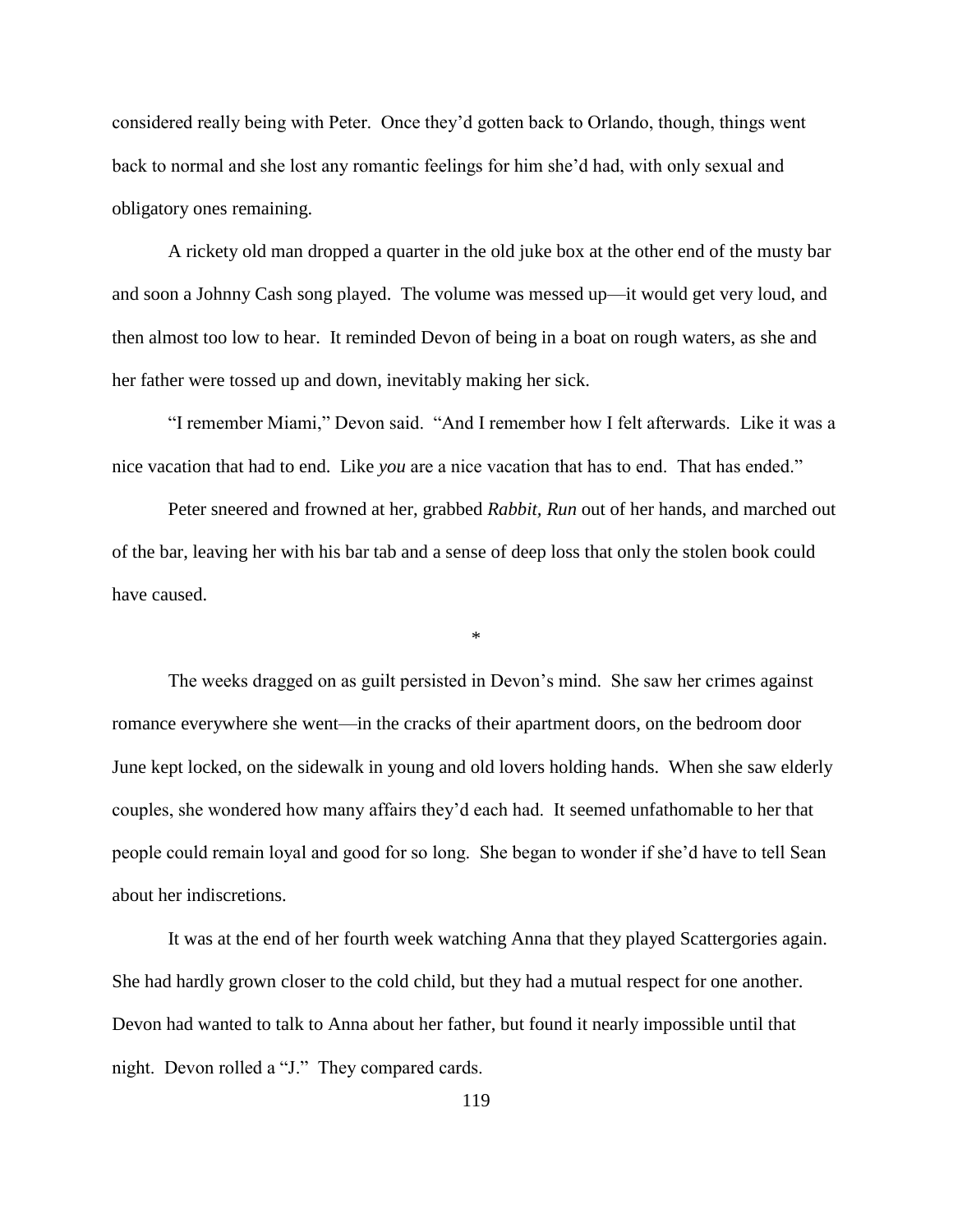considered really being with Peter. Once they'd gotten back to Orlando, though, things went back to normal and she lost any romantic feelings for him she'd had, with only sexual and obligatory ones remaining.

A rickety old man dropped a quarter in the old juke box at the other end of the musty bar and soon a Johnny Cash song played. The volume was messed up—it would get very loud, and then almost too low to hear. It reminded Devon of being in a boat on rough waters, as she and her father were tossed up and down, inevitably making her sick.

"I remember Miami," Devon said. "And I remember how I felt afterwards. Like it was a nice vacation that had to end. Like *you* are a nice vacation that has to end. That has ended."

Peter sneered and frowned at her, grabbed *Rabbit, Run* out of her hands, and marched out of the bar, leaving her with his bar tab and a sense of deep loss that only the stolen book could have caused.

*

The weeks dragged on as guilt persisted in Devon's mind. She saw her crimes against romance everywhere she went—in the cracks of their apartment doors, on the bedroom door June kept locked, on the sidewalk in young and old lovers holding hands. When she saw elderly couples, she wondered how many affairs they'd each had. It seemed unfathomable to her that people could remain loyal and good for so long. She began to wonder if she'd have to tell Sean about her indiscretions.

It was at the end of her fourth week watching Anna that they played Scattergories again. She had hardly grown closer to the cold child, but they had a mutual respect for one another. Devon had wanted to talk to Anna about her father, but found it nearly impossible until that night. Devon rolled a "J." They compared cards.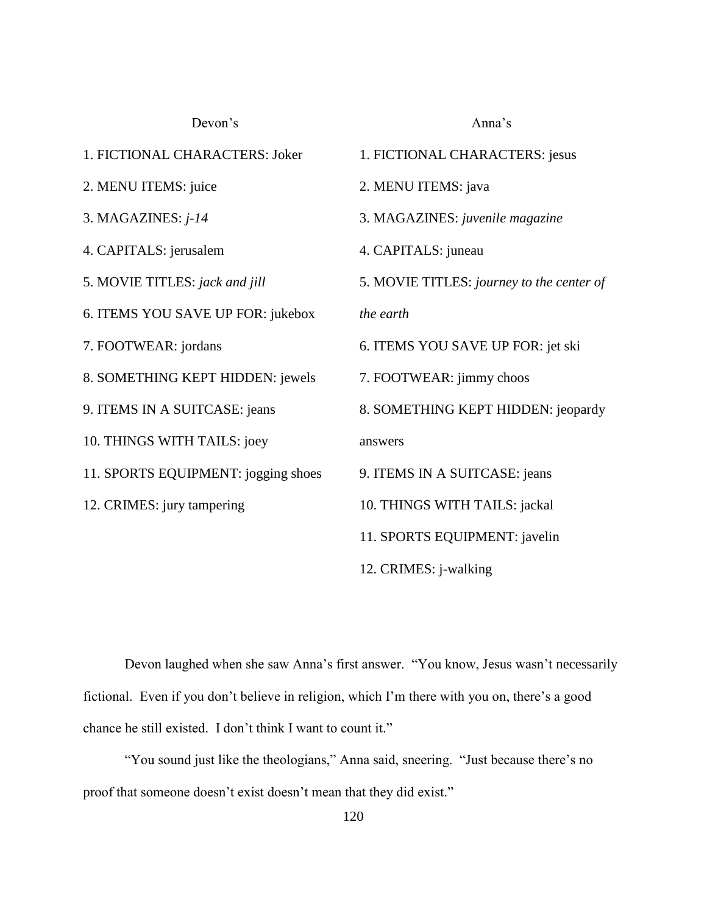Devon's

1. FICTIONAL CHARACTERS: Joker
2. MENU ITEMS: juice
3. MAGAZINES: *j-14*
4. CAPITALS: jerusalem
5. MOVIE TITLES: *jack and jill*
6. ITEMS YOU SAVE UP FOR: jukebox
7. FOOTWEAR: jordans
8. SOMETHING KEPT HIDDEN: jewels
9. ITEMS IN A SUITCASE: jeans
10. THINGS WITH TAILS: joey
11. SPORTS EQUIPMENT: jogging shoes
12. CRIMES: jury tampering

Anna's

1. FICTIONAL CHARACTERS: jesus
2. MENU ITEMS: java
3. MAGAZINES: *juvenile magazine*
4. CAPITALS: juneau
5. MOVIE TITLES: *journey to the center of the earth*
6. ITEMS YOU SAVE UP FOR: jet ski
7. FOOTWEAR: jimmy choos
8. SOMETHING KEPT HIDDEN: jeopardy answers
9. ITEMS IN A SUITCASE: jeans
10. THINGS WITH TAILS: jackal
11. SPORTS EQUIPMENT: javelin
12. CRIMES: j-walking

Devon laughed when she saw Anna's first answer. "You know, Jesus wasn't necessarily fictional. Even if you don't believe in religion, which I'm there with you on, there's a good chance he still existed. I don't think I want to count it."

"You sound just like the theologians," Anna said, sneering. "Just because there's no proof that someone doesn't exist doesn't mean that they did exist."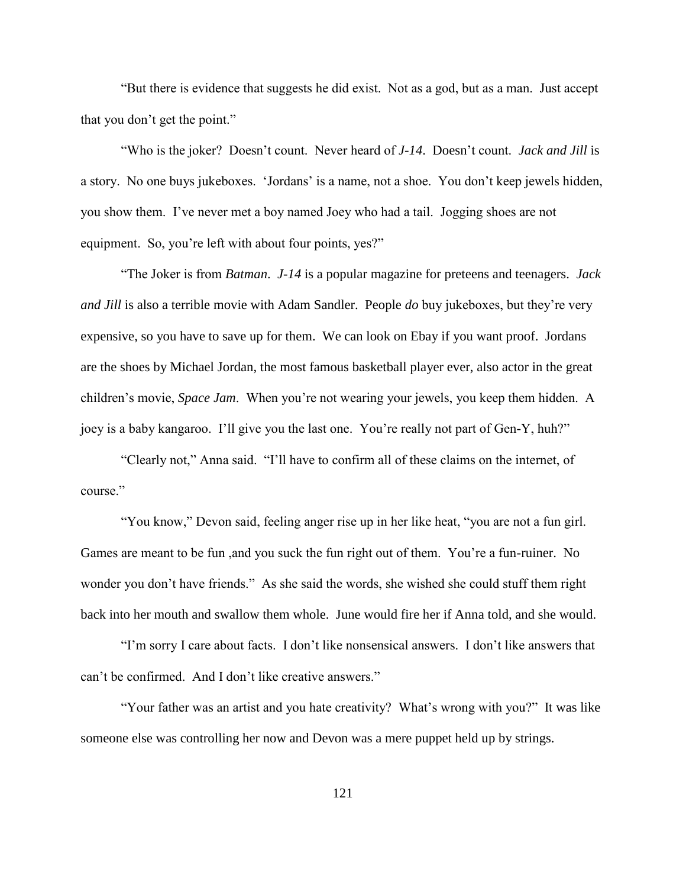"But there is evidence that suggests he did exist. Not as a god, but as a man. Just accept that you don't get the point."

"Who is the joker? Doesn't count. Never heard of *J-14*. Doesn't count. *Jack and Jill* is a story. No one buys jukeboxes. 'Jordans' is a name, not a shoe. You don't keep jewels hidden, you show them. I've never met a boy named Joey who had a tail. Jogging shoes are not equipment. So, you're left with about four points, yes?"

"The Joker is from *Batman*. *J-14* is a popular magazine for preteens and teenagers. *Jack and Jill* is also a terrible movie with Adam Sandler. People *do* buy jukeboxes, but they're very expensive, so you have to save up for them. We can look on Ebay if you want proof. Jordans are the shoes by Michael Jordan, the most famous basketball player ever, also actor in the great children's movie, *Space Jam*. When you're not wearing your jewels, you keep them hidden. A joey is a baby kangaroo. I'll give you the last one. You're really not part of Gen-Y, huh?"

"Clearly not," Anna said. "I'll have to confirm all of these claims on the internet, of course."

"You know," Devon said, feeling anger rise up in her like heat, "you are not a fun girl. Games are meant to be fun ,and you suck the fun right out of them. You're a fun-ruiner. No wonder you don't have friends." As she said the words, she wished she could stuff them right back into her mouth and swallow them whole. June would fire her if Anna told, and she would.

"I'm sorry I care about facts. I don't like nonsensical answers. I don't like answers that can't be confirmed. And I don't like creative answers."

"Your father was an artist and you hate creativity? What's wrong with you?" It was like someone else was controlling her now and Devon was a mere puppet held up by strings.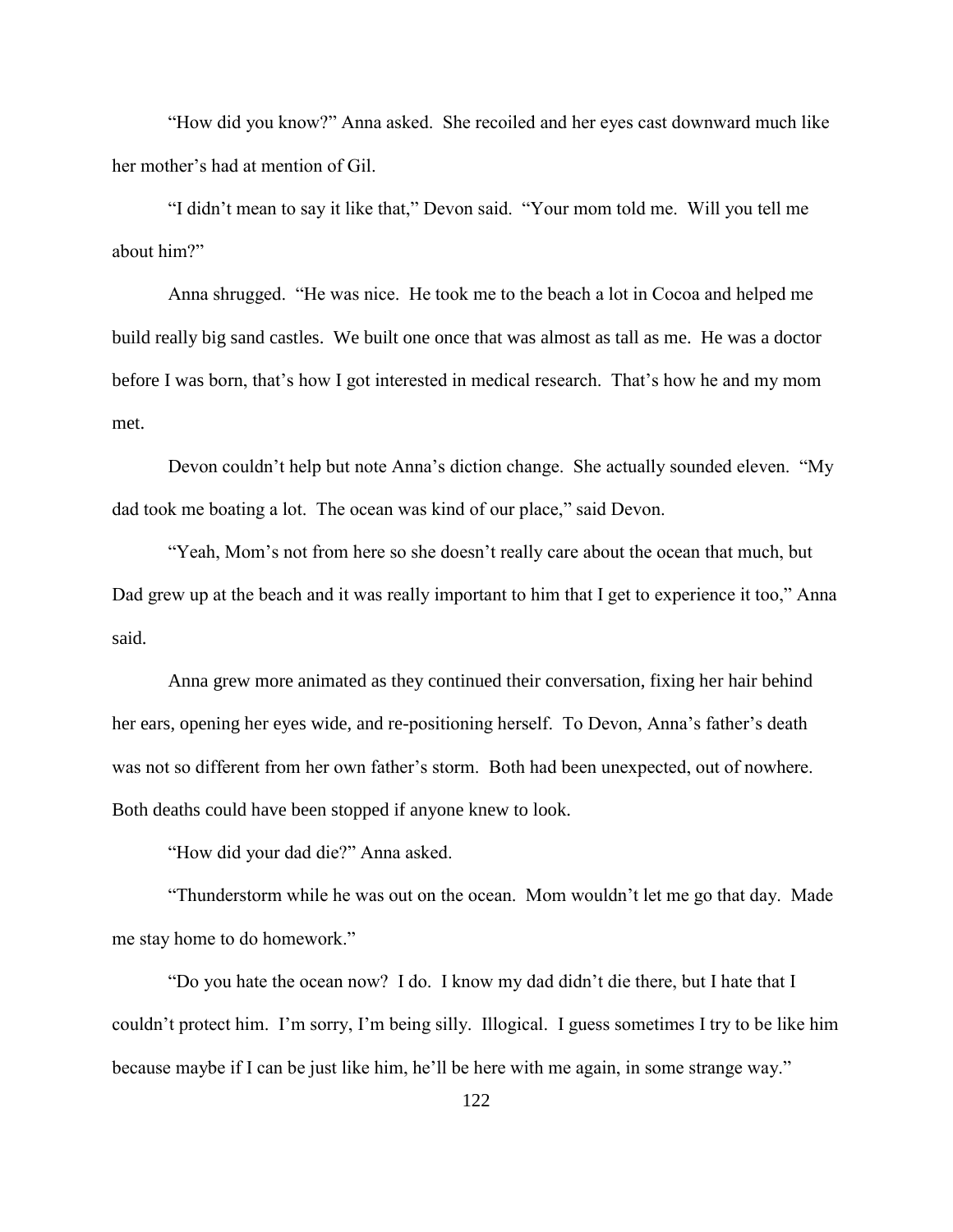"How did you know?" Anna asked. She recoiled and her eyes cast downward much like her mother's had at mention of Gil.

"I didn't mean to say it like that," Devon said. "Your mom told me. Will you tell me about him?"

Anna shrugged. "He was nice. He took me to the beach a lot in Cocoa and helped me build really big sand castles. We built one once that was almost as tall as me. He was a doctor before I was born, that's how I got interested in medical research. That's how he and my mom met.

Devon couldn't help but note Anna's diction change. She actually sounded eleven. "My dad took me boating a lot. The ocean was kind of our place," said Devon.

"Yeah, Mom's not from here so she doesn't really care about the ocean that much, but Dad grew up at the beach and it was really important to him that I get to experience it too," Anna said.

Anna grew more animated as they continued their conversation, fixing her hair behind her ears, opening her eyes wide, and re-positioning herself. To Devon, Anna's father's death was not so different from her own father's storm. Both had been unexpected, out of nowhere. Both deaths could have been stopped if anyone knew to look.

"How did your dad die?" Anna asked.

"Thunderstorm while he was out on the ocean. Mom wouldn't let me go that day. Made me stay home to do homework."

"Do you hate the ocean now? I do. I know my dad didn't die there, but I hate that I couldn't protect him. I'm sorry, I'm being silly. Illogical. I guess sometimes I try to be like him because maybe if I can be just like him, he'll be here with me again, in some strange way."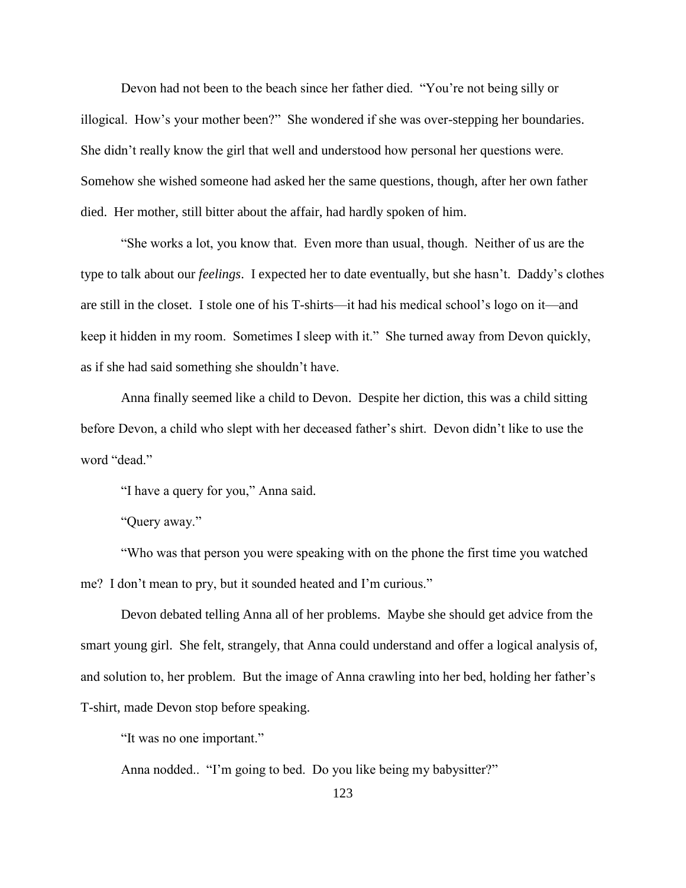Devon had not been to the beach since her father died. "You're not being silly or illogical. How's your mother been?" She wondered if she was over-stepping her boundaries. She didn't really know the girl that well and understood how personal her questions were. Somehow she wished someone had asked her the same questions, though, after her own father died. Her mother, still bitter about the affair, had hardly spoken of him.

"She works a lot, you know that. Even more than usual, though. Neither of us are the type to talk about our *feelings*. I expected her to date eventually, but she hasn't. Daddy's clothes are still in the closet. I stole one of his T-shirts—it had his medical school's logo on it—and keep it hidden in my room. Sometimes I sleep with it." She turned away from Devon quickly, as if she had said something she shouldn't have.

Anna finally seemed like a child to Devon. Despite her diction, this was a child sitting before Devon, a child who slept with her deceased father's shirt. Devon didn't like to use the word "dead."

"I have a query for you," Anna said.

"Query away."

"Who was that person you were speaking with on the phone the first time you watched me? I don't mean to pry, but it sounded heated and I'm curious."

Devon debated telling Anna all of her problems. Maybe she should get advice from the smart young girl. She felt, strangely, that Anna could understand and offer a logical analysis of, and solution to, her problem. But the image of Anna crawling into her bed, holding her father's T-shirt, made Devon stop before speaking.

"It was no one important."

Anna nodded.. "I'm going to bed. Do you like being my babysitter?"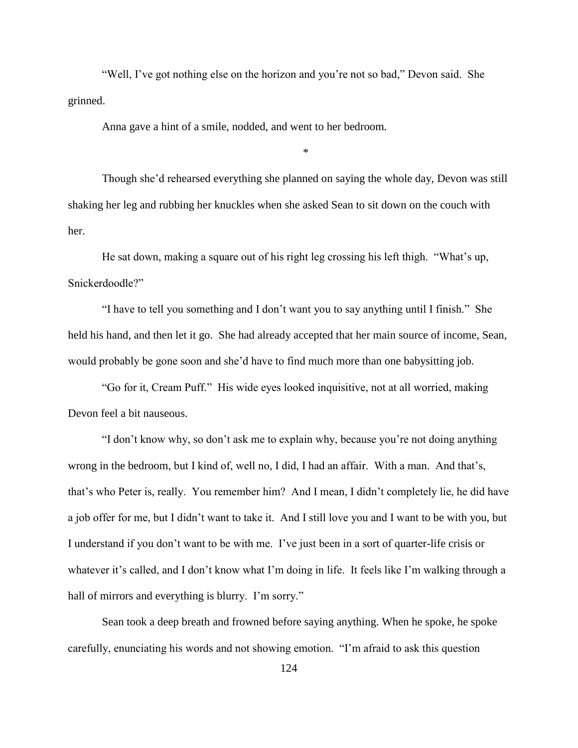"Well, I've got nothing else on the horizon and you're not so bad," Devon said. She grinned.

Anna gave a hint of a smile, nodded, and went to her bedroom.

*

Though she'd rehearsed everything she planned on saying the whole day, Devon was still shaking her leg and rubbing her knuckles when she asked Sean to sit down on the couch with her.

He sat down, making a square out of his right leg crossing his left thigh. "What's up, Snickerdoodle?"

"I have to tell you something and I don't want you to say anything until I finish." She held his hand, and then let it go. She had already accepted that her main source of income, Sean, would probably be gone soon and she'd have to find much more than one babysitting job.

"Go for it, Cream Puff." His wide eyes looked inquisitive, not at all worried, making Devon feel a bit nauseous.

"I don't know why, so don't ask me to explain why, because you're not doing anything wrong in the bedroom, but I kind of, well no, I did, I had an affair. With a man. And that's, that's who Peter is, really. You remember him? And I mean, I didn't completely lie, he did have a job offer for me, but I didn't want to take it. And I still love you and I want to be with you, but I understand if you don't want to be with me. I've just been in a sort of quarter-life crisis or whatever it's called, and I don't know what I'm doing in life. It feels like I'm walking through a hall of mirrors and everything is blurry. I'm sorry."

Sean took a deep breath and frowned before saying anything. When he spoke, he spoke carefully, enunciating his words and not showing emotion. "I'm afraid to ask this question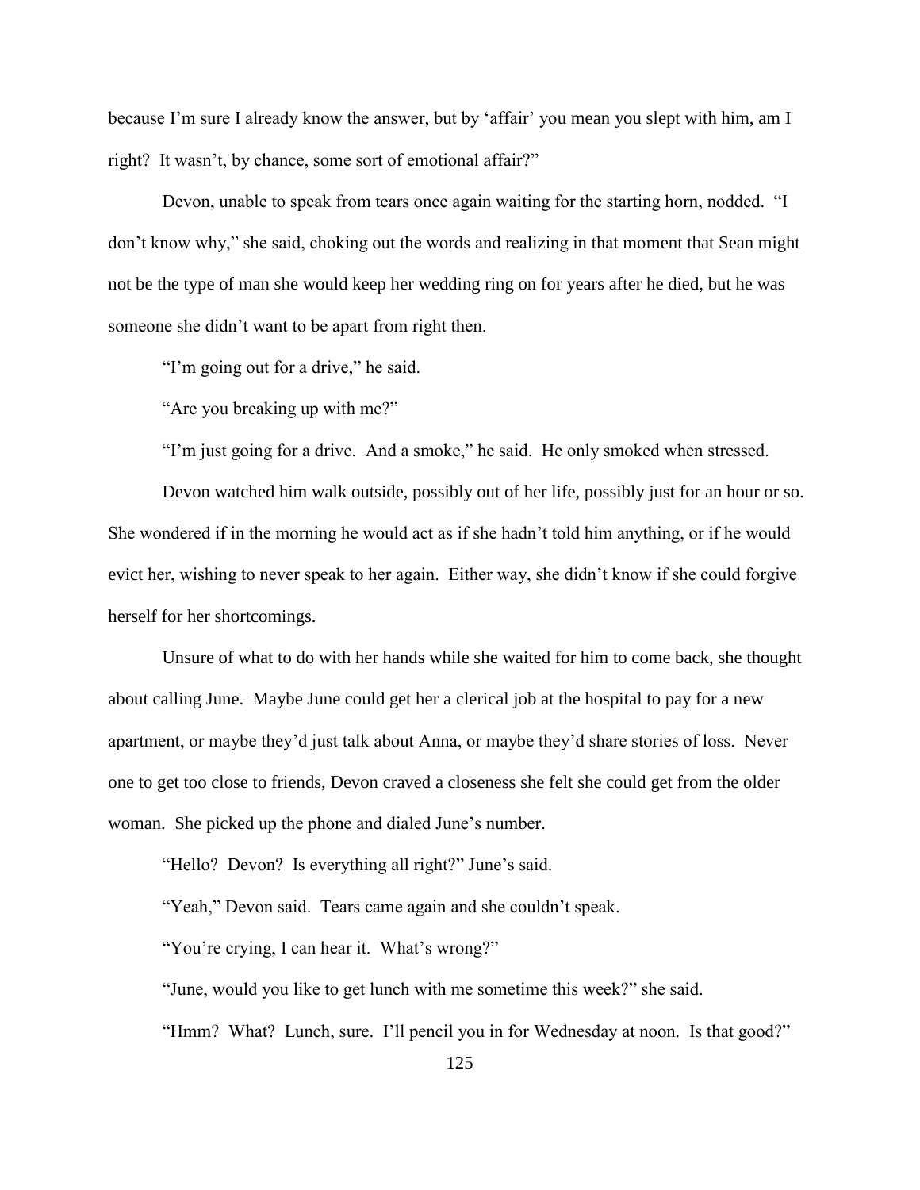because I'm sure I already know the answer, but by 'affair' you mean you slept with him, am I right? It wasn't, by chance, some sort of emotional affair?"

Devon, unable to speak from tears once again waiting for the starting horn, nodded. "I don't know why," she said, choking out the words and realizing in that moment that Sean might not be the type of man she would keep her wedding ring on for years after he died, but he was someone she didn't want to be apart from right then.

"I'm going out for a drive," he said.

"Are you breaking up with me?"

"I'm just going for a drive. And a smoke," he said. He only smoked when stressed.

Devon watched him walk outside, possibly out of her life, possibly just for an hour or so. She wondered if in the morning he would act as if she hadn't told him anything, or if he would evict her, wishing to never speak to her again. Either way, she didn't know if she could forgive herself for her shortcomings.

Unsure of what to do with her hands while she waited for him to come back, she thought about calling June. Maybe June could get her a clerical job at the hospital to pay for a new apartment, or maybe they'd just talk about Anna, or maybe they'd share stories of loss. Never one to get too close to friends, Devon craved a closeness she felt she could get from the older woman. She picked up the phone and dialed June's number.

"Hello? Devon? Is everything all right?" June's said.

"Yeah," Devon said. Tears came again and she couldn't speak.

"You're crying, I can hear it. What's wrong?"

"June, would you like to get lunch with me sometime this week?" she said.

"Hmm? What? Lunch, sure. I'll pencil you in for Wednesday at noon. Is that good?"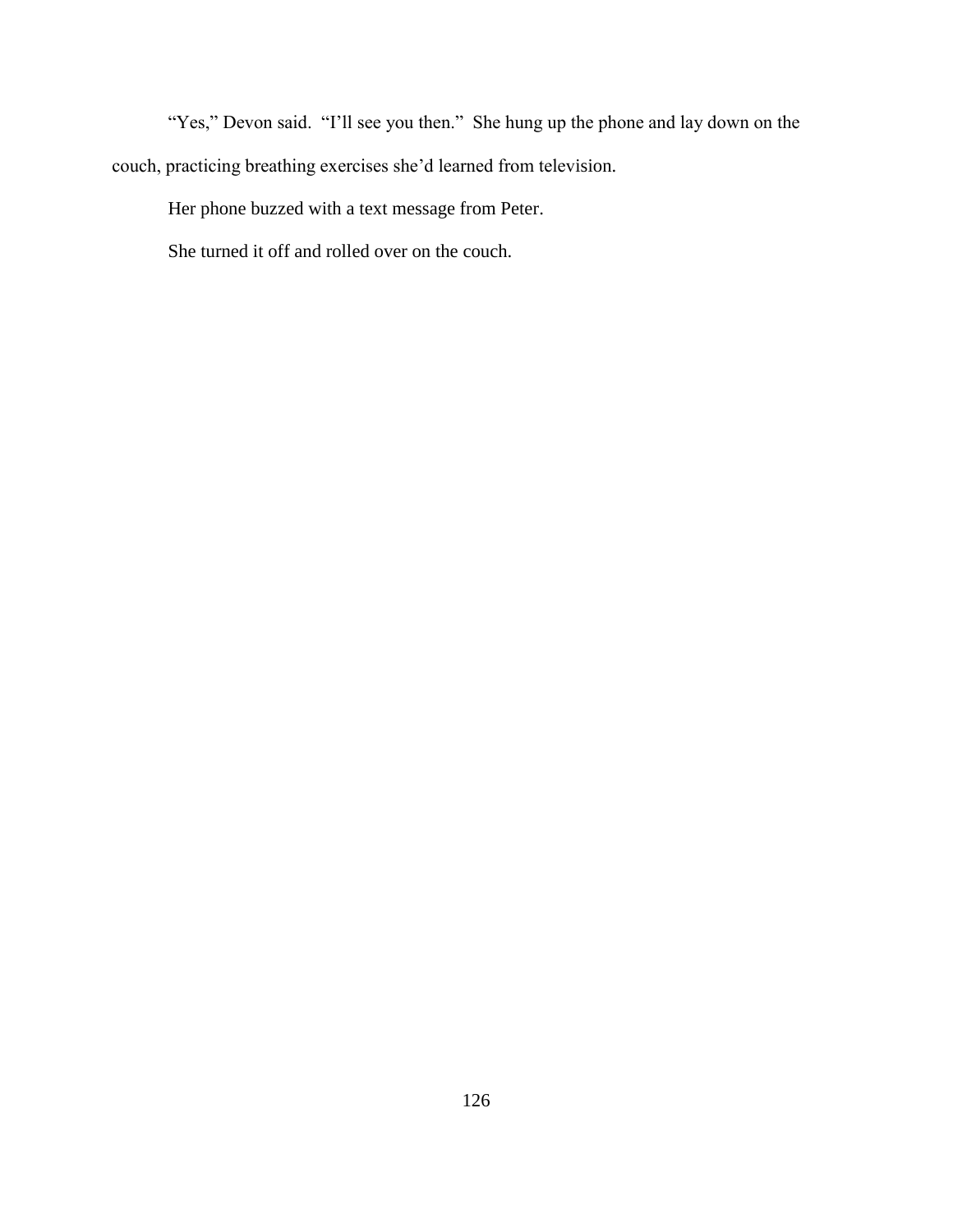"Yes," Devon said. "I'll see you then." She hung up the phone and lay down on the couch, practicing breathing exercises she'd learned from television.

Her phone buzzed with a text message from Peter.

She turned it off and rolled over on the couch.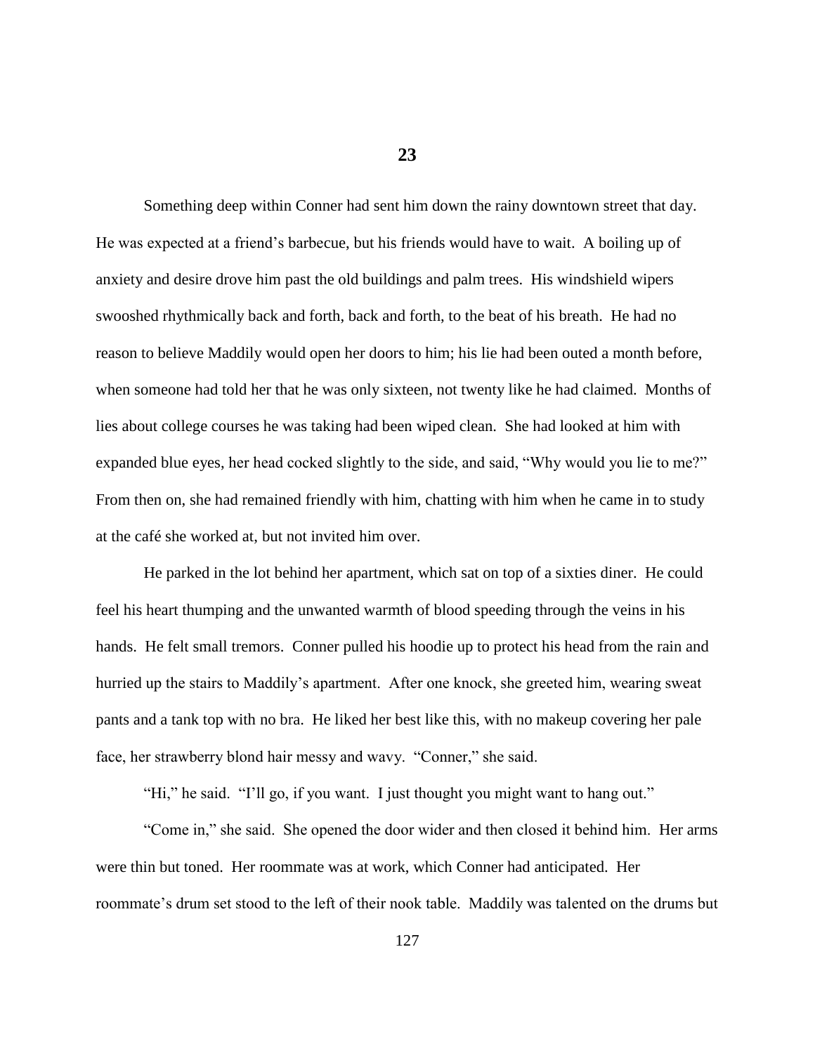## 23

Something deep within Conner had sent him down the rainy downtown street that day. He was expected at a friend's barbecue, but his friends would have to wait. A boiling up of anxiety and desire drove him past the old buildings and palm trees. His windshield wipers swooshed rhythmically back and forth, back and forth, to the beat of his breath. He had no reason to believe Maddily would open her doors to him; his lie had been outed a month before, when someone had told her that he was only sixteen, not twenty like he had claimed. Months of lies about college courses he was taking had been wiped clean. She had looked at him with expanded blue eyes, her head cocked slightly to the side, and said, "Why would you lie to me?" From then on, she had remained friendly with him, chatting with him when he came in to study at the café she worked at, but not invited him over.

He parked in the lot behind her apartment, which sat on top of a sixties diner. He could feel his heart thumping and the unwanted warmth of blood speeding through the veins in his hands. He felt small tremors. Conner pulled his hoodie up to protect his head from the rain and hurried up the stairs to Maddily's apartment. After one knock, she greeted him, wearing sweat pants and a tank top with no bra. He liked her best like this, with no makeup covering her pale face, her strawberry blond hair messy and wavy. "Conner," she said.

"Hi," he said. "I'll go, if you want. I just thought you might want to hang out."

"Come in," she said. She opened the door wider and then closed it behind him. Her arms were thin but toned. Her roommate was at work, which Conner had anticipated. Her roommate's drum set stood to the left of their nook table. Maddily was talented on the drums but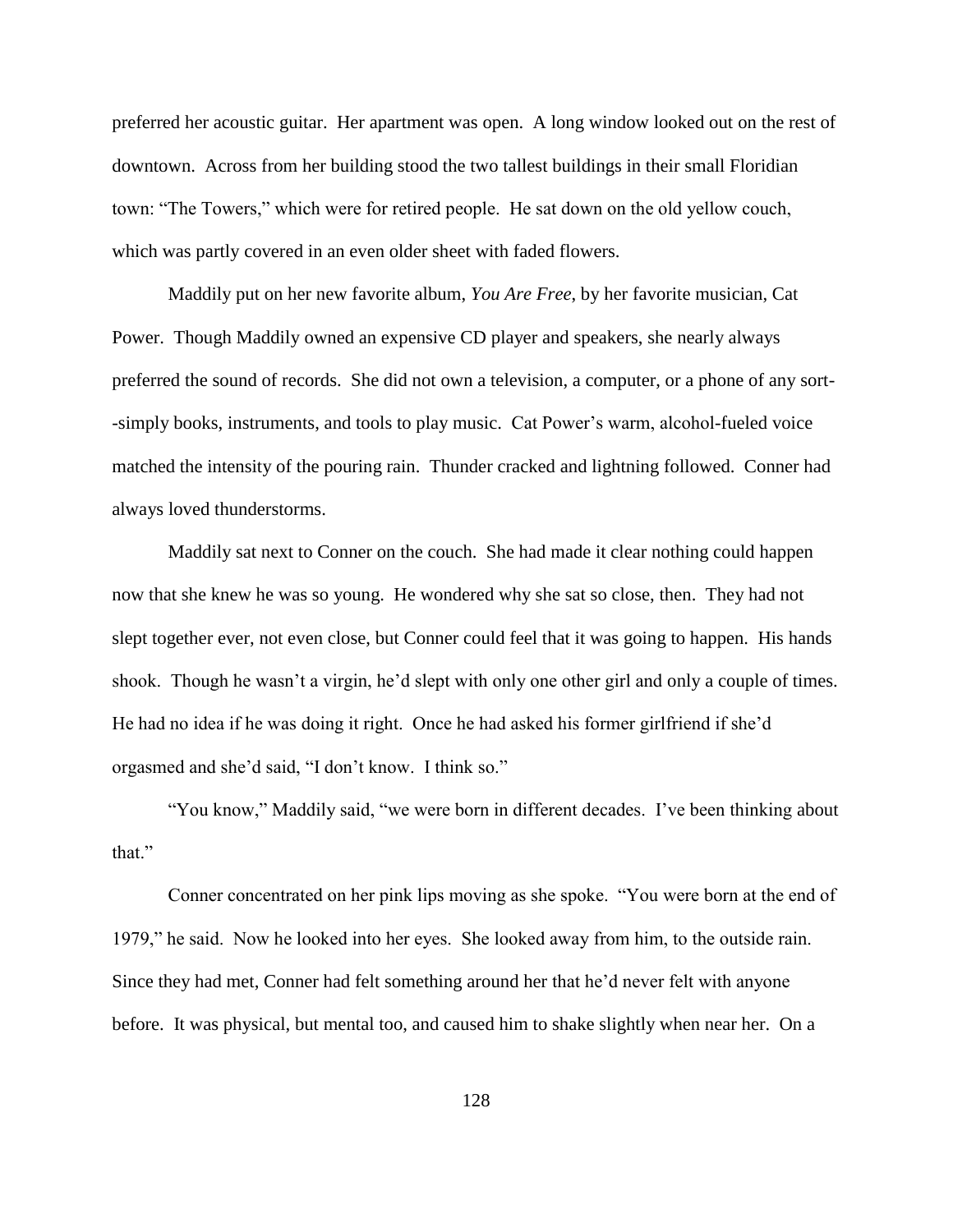preferred her acoustic guitar. Her apartment was open. A long window looked out on the rest of downtown. Across from her building stood the two tallest buildings in their small Floridian town: "The Towers," which were for retired people. He sat down on the old yellow couch, which was partly covered in an even older sheet with faded flowers.

Maddily put on her new favorite album, *You Are Free*, by her favorite musician, Cat Power. Though Maddily owned an expensive CD player and speakers, she nearly always preferred the sound of records. She did not own a television, a computer, or a phone of any sort--simply books, instruments, and tools to play music. Cat Power's warm, alcohol-fueled voice matched the intensity of the pouring rain. Thunder cracked and lightning followed. Conner had always loved thunderstorms.

Maddily sat next to Conner on the couch. She had made it clear nothing could happen now that she knew he was so young. He wondered why she sat so close, then. They had not slept together ever, not even close, but Conner could feel that it was going to happen. His hands shook. Though he wasn't a virgin, he'd slept with only one other girl and only a couple of times. He had no idea if he was doing it right. Once he had asked his former girlfriend if she'd orgasmed and she'd said, "I don't know. I think so."

"You know," Maddily said, "we were born in different decades. I've been thinking about that."

Conner concentrated on her pink lips moving as she spoke. "You were born at the end of 1979," he said. Now he looked into her eyes. She looked away from him, to the outside rain. Since they had met, Conner had felt something around her that he'd never felt with anyone before. It was physical, but mental too, and caused him to shake slightly when near her. On a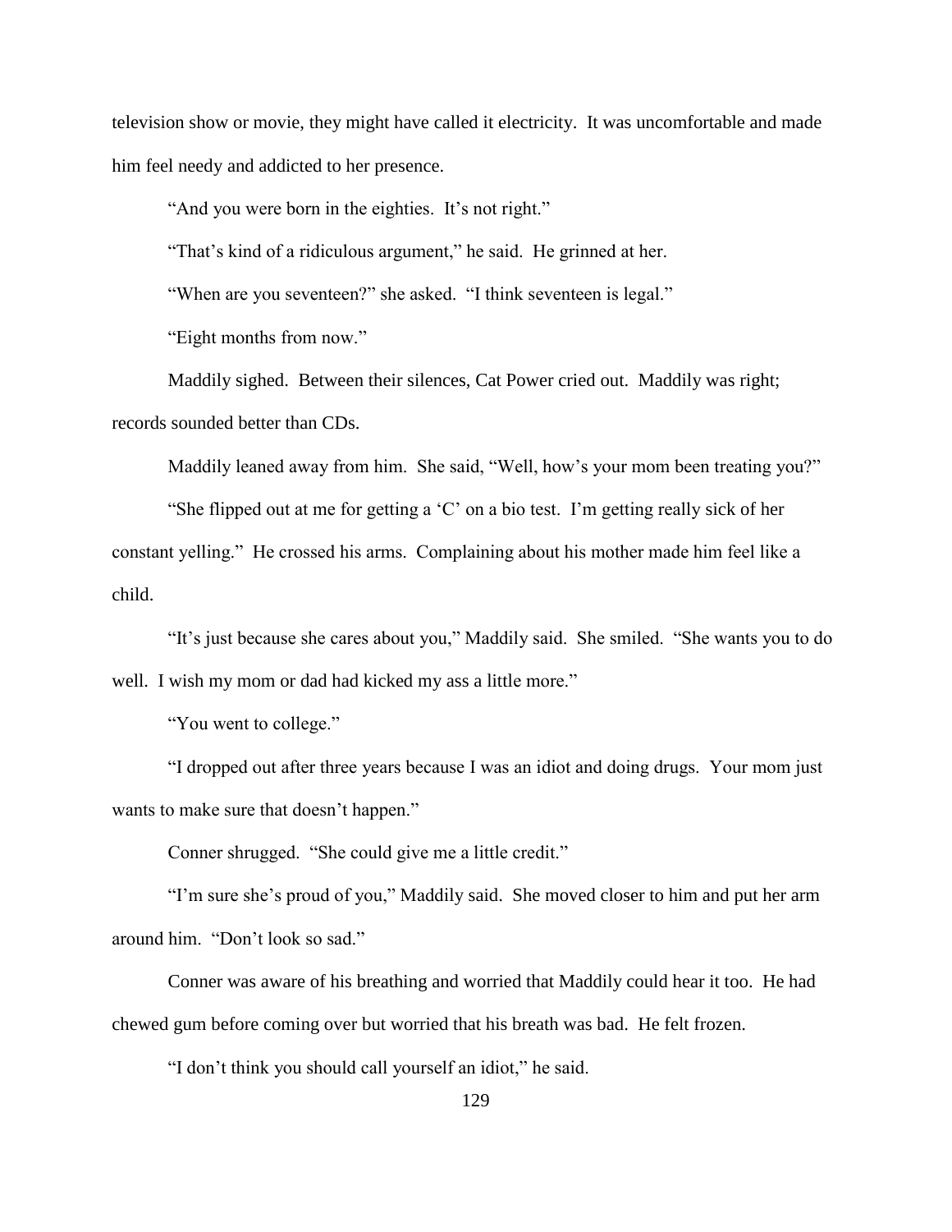television show or movie, they might have called it electricity. It was uncomfortable and made him feel needy and addicted to her presence.

"And you were born in the eighties. It's not right."

"That's kind of a ridiculous argument," he said. He grinned at her.

"When are you seventeen?" she asked. "I think seventeen is legal."

"Eight months from now."

Maddily sighed. Between their silences, Cat Power cried out. Maddily was right; records sounded better than CDs.

Maddily leaned away from him. She said, "Well, how's your mom been treating you?"

"She flipped out at me for getting a 'C' on a bio test. I'm getting really sick of her constant yelling." He crossed his arms. Complaining about his mother made him feel like a child.

"It's just because she cares about you," Maddily said. She smiled. "She wants you to do well. I wish my mom or dad had kicked my ass a little more."

"You went to college."

"I dropped out after three years because I was an idiot and doing drugs. Your mom just wants to make sure that doesn't happen."

Conner shrugged. "She could give me a little credit."

"I'm sure she's proud of you," Maddily said. She moved closer to him and put her arm around him. "Don't look so sad."

Conner was aware of his breathing and worried that Maddily could hear it too. He had chewed gum before coming over but worried that his breath was bad. He felt frozen.

"I don't think you should call yourself an idiot," he said.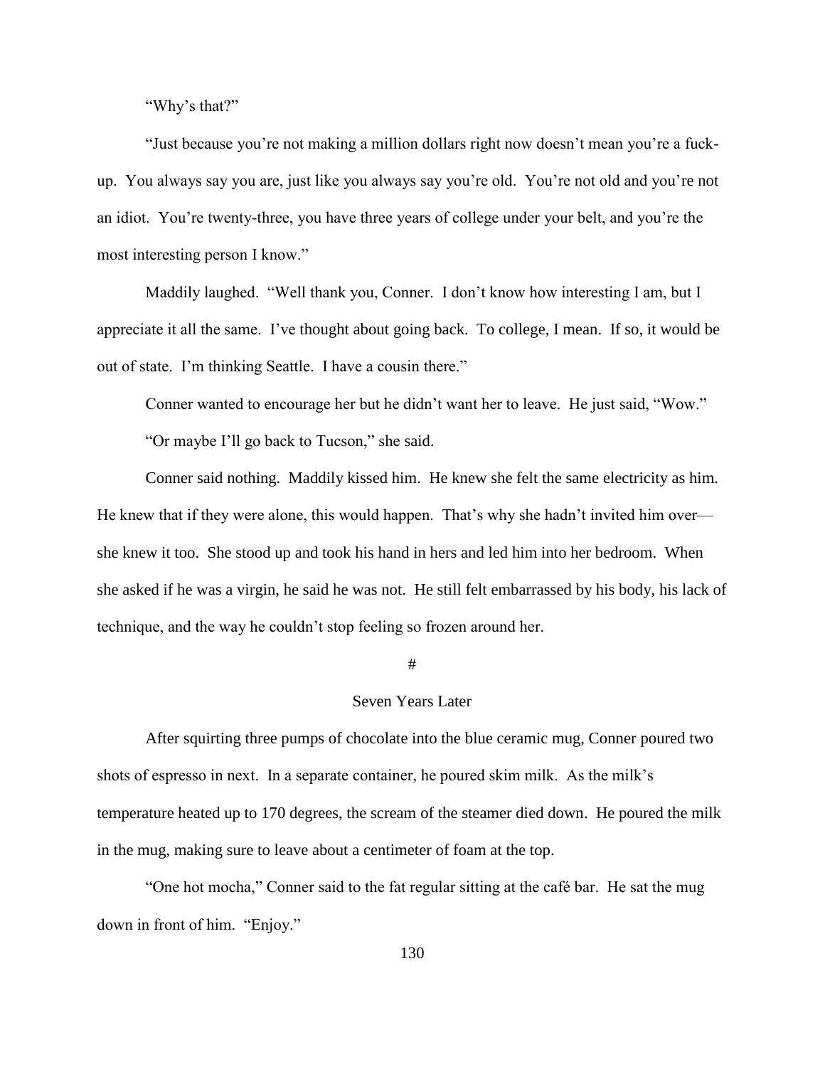"Why's that?"

"Just because you're not making a million dollars right now doesn't mean you're a fuck-up. You always say you are, just like you always say you're old. You're not old and you're not an idiot. You're twenty-three, you have three years of college under your belt, and you're the most interesting person I know."

Maddily laughed. "Well thank you, Conner. I don't know how interesting I am, but I appreciate it all the same. I've thought about going back. To college, I mean. If so, it would be out of state. I'm thinking Seattle. I have a cousin there."

Conner wanted to encourage her but he didn't want her to leave. He just said, "Wow."

"Or maybe I'll go back to Tucson," she said.

Conner said nothing. Maddily kissed him. He knew she felt the same electricity as him. He knew that if they were alone, this would happen. That's why she hadn't invited him over—she knew it too. She stood up and took his hand in hers and led him into her bedroom. When she asked if he was a virgin, he said he was not. He still felt embarrassed by his body, his lack of technique, and the way he couldn't stop feeling so frozen around her.

#

Seven Years Later

After squirting three pumps of chocolate into the blue ceramic mug, Conner poured two shots of espresso in next. In a separate container, he poured skim milk. As the milk's temperature heated up to 170 degrees, the scream of the steamer died down. He poured the milk in the mug, making sure to leave about a centimeter of foam at the top.

"One hot mocha," Conner said to the fat regular sitting at the café bar. He sat the mug down in front of him. "Enjoy."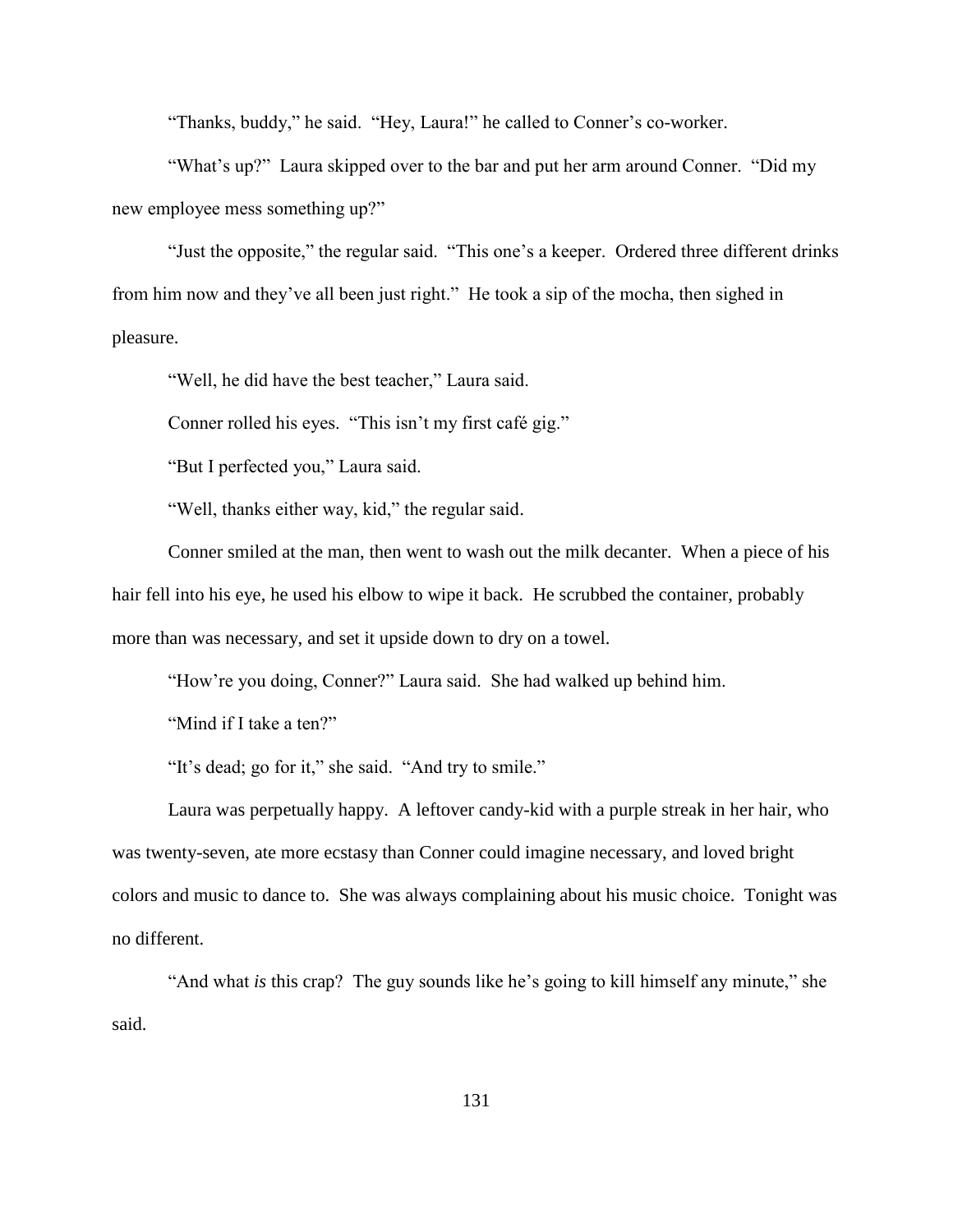"Thanks, buddy," he said. "Hey, Laura!" he called to Conner's co-worker.

"What's up?" Laura skipped over to the bar and put her arm around Conner. "Did my new employee mess something up?"

"Just the opposite," the regular said. "This one's a keeper. Ordered three different drinks from him now and they've all been just right." He took a sip of the mocha, then sighed in pleasure.

"Well, he did have the best teacher," Laura said.

Conner rolled his eyes. "This isn't my first café gig."

"But I perfected you," Laura said.

"Well, thanks either way, kid," the regular said.

Conner smiled at the man, then went to wash out the milk decanter. When a piece of his hair fell into his eye, he used his elbow to wipe it back. He scrubbed the container, probably more than was necessary, and set it upside down to dry on a towel.

"How're you doing, Conner?" Laura said. She had walked up behind him.

"Mind if I take a ten?"

"It's dead; go for it," she said. "And try to smile."

Laura was perpetually happy. A leftover candy-kid with a purple streak in her hair, who was twenty-seven, ate more ecstasy than Conner could imagine necessary, and loved bright colors and music to dance to. She was always complaining about his music choice. Tonight was no different.

"And what *is* this crap? The guy sounds like he's going to kill himself any minute," she said.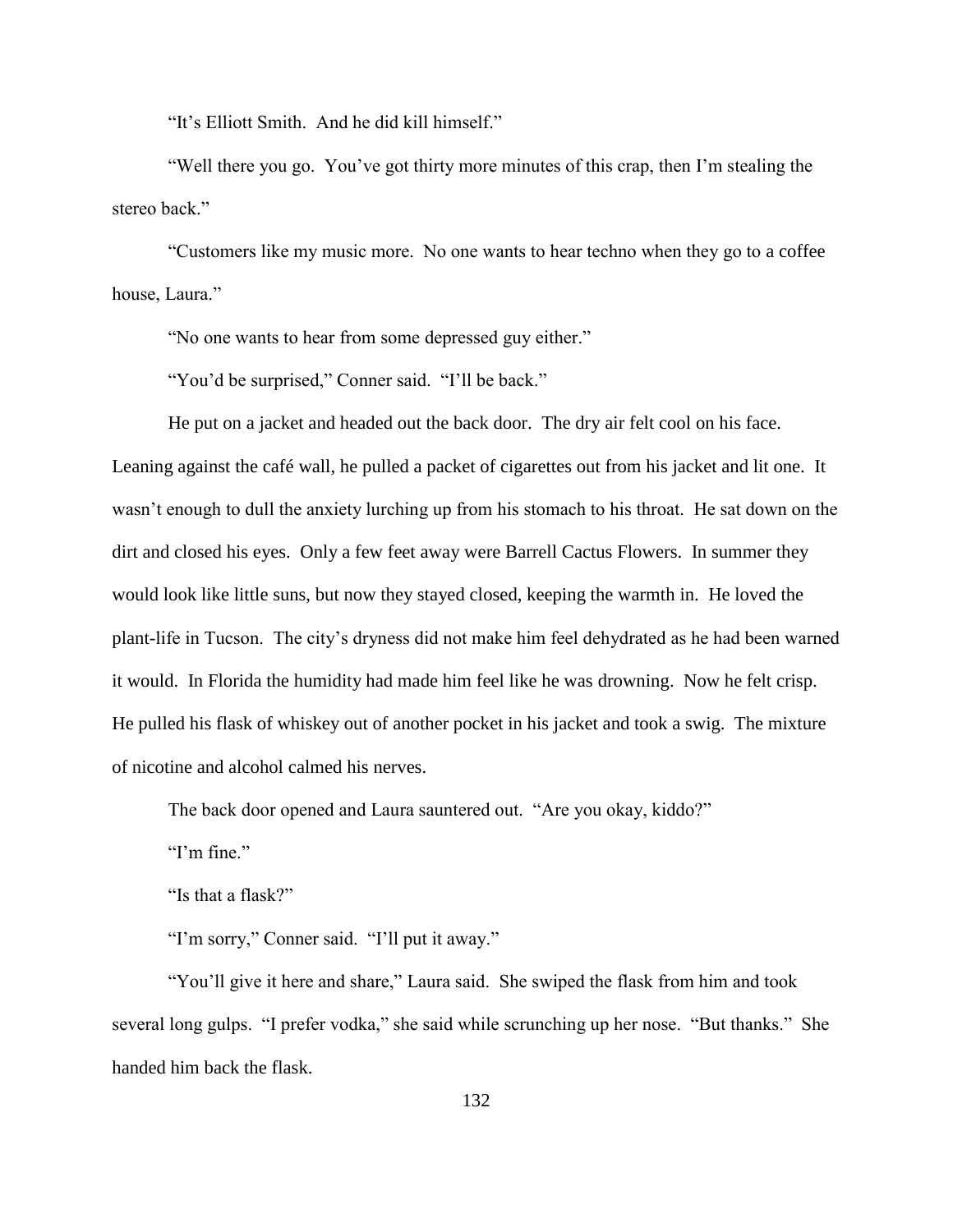"It's Elliott Smith. And he did kill himself."

"Well there you go. You've got thirty more minutes of this crap, then I'm stealing the stereo back."

"Customers like my music more. No one wants to hear techno when they go to a coffee house, Laura."

"No one wants to hear from some depressed guy either."

"You'd be surprised," Conner said. "I'll be back."

He put on a jacket and headed out the back door. The dry air felt cool on his face. Leaning against the café wall, he pulled a packet of cigarettes out from his jacket and lit one. It wasn't enough to dull the anxiety lurching up from his stomach to his throat. He sat down on the dirt and closed his eyes. Only a few feet away were Barrell Cactus Flowers. In summer they would look like little suns, but now they stayed closed, keeping the warmth in. He loved the plant-life in Tucson. The city's dryness did not make him feel dehydrated as he had been warned it would. In Florida the humidity had made him feel like he was drowning. Now he felt crisp. He pulled his flask of whiskey out of another pocket in his jacket and took a swig. The mixture of nicotine and alcohol calmed his nerves.

The back door opened and Laura sauntered out. "Are you okay, kiddo?"

"I'm fine."

"Is that a flask?"

"I'm sorry," Conner said. "I'll put it away."

"You'll give it here and share," Laura said. She swiped the flask from him and took several long gulps. "I prefer vodka," she said while scrunching up her nose. "But thanks." She handed him back the flask.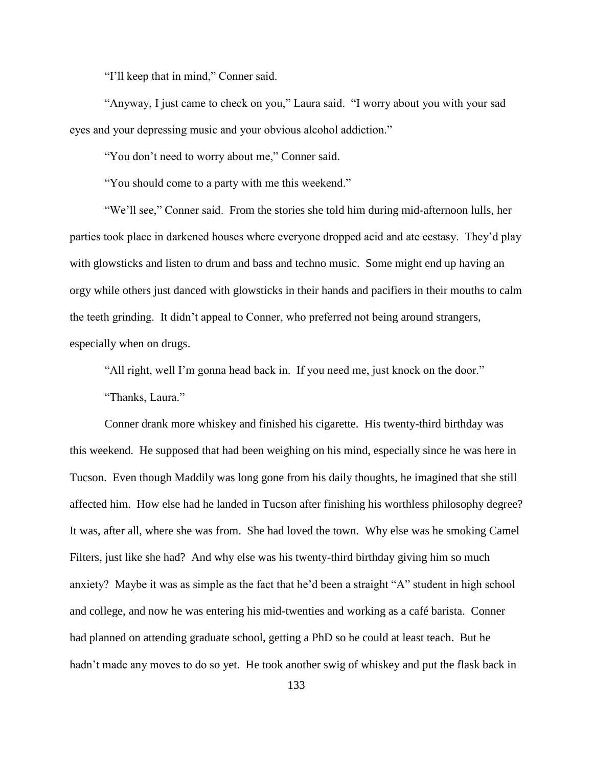"I'll keep that in mind," Conner said.

"Anyway, I just came to check on you," Laura said. "I worry about you with your sad eyes and your depressing music and your obvious alcohol addiction."

"You don't need to worry about me," Conner said.

"You should come to a party with me this weekend."

"We'll see," Conner said. From the stories she told him during mid-afternoon lulls, her parties took place in darkened houses where everyone dropped acid and ate ecstasy. They'd play with glowsticks and listen to drum and bass and techno music. Some might end up having an orgy while others just danced with glowsticks in their hands and pacifiers in their mouths to calm the teeth grinding. It didn't appeal to Conner, who preferred not being around strangers, especially when on drugs.

"All right, well I'm gonna head back in. If you need me, just knock on the door."

"Thanks, Laura."

Conner drank more whiskey and finished his cigarette. His twenty-third birthday was this weekend. He supposed that had been weighing on his mind, especially since he was here in Tucson. Even though Maddily was long gone from his daily thoughts, he imagined that she still affected him. How else had he landed in Tucson after finishing his worthless philosophy degree? It was, after all, where she was from. She had loved the town. Why else was he smoking Camel Filters, just like she had? And why else was his twenty-third birthday giving him so much anxiety? Maybe it was as simple as the fact that he'd been a straight "A" student in high school and college, and now he was entering his mid-twenties and working as a café barista. Conner had planned on attending graduate school, getting a PhD so he could at least teach. But he hadn't made any moves to do so yet. He took another swig of whiskey and put the flask back in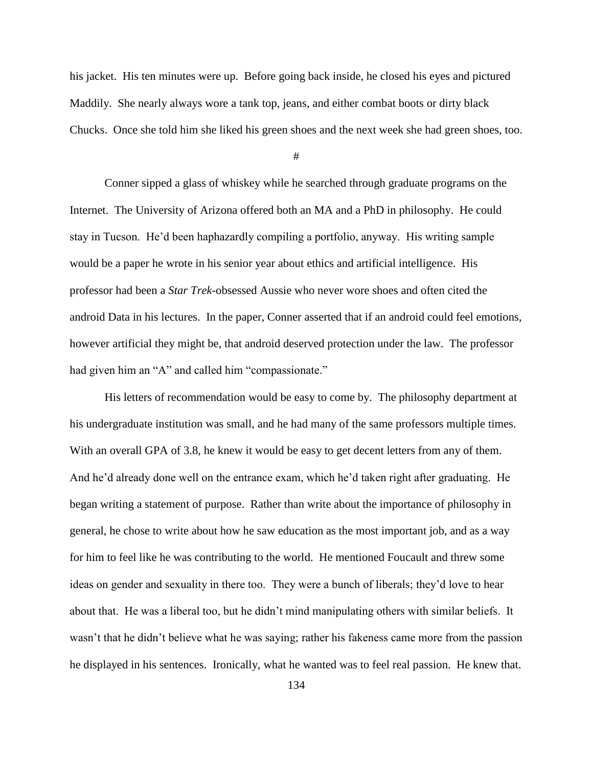his jacket. His ten minutes were up. Before going back inside, he closed his eyes and pictured Maddily. She nearly always wore a tank top, jeans, and either combat boots or dirty black Chucks. Once she told him she liked his green shoes and the next week she had green shoes, too.

#

Conner sipped a glass of whiskey while he searched through graduate programs on the Internet. The University of Arizona offered both an MA and a PhD in philosophy. He could stay in Tucson. He'd been haphazardly compiling a portfolio, anyway. His writing sample would be a paper he wrote in his senior year about ethics and artificial intelligence. His professor had been a *Star Trek*-obsessed Aussie who never wore shoes and often cited the android Data in his lectures. In the paper, Conner asserted that if an android could feel emotions, however artificial they might be, that android deserved protection under the law. The professor had given him an "A" and called him "compassionate."

His letters of recommendation would be easy to come by. The philosophy department at his undergraduate institution was small, and he had many of the same professors multiple times. With an overall GPA of 3.8, he knew it would be easy to get decent letters from any of them. And he'd already done well on the entrance exam, which he'd taken right after graduating. He began writing a statement of purpose. Rather than write about the importance of philosophy in general, he chose to write about how he saw education as the most important job, and as a way for him to feel like he was contributing to the world. He mentioned Foucault and threw some ideas on gender and sexuality in there too. They were a bunch of liberals; they'd love to hear about that. He was a liberal too, but he didn't mind manipulating others with similar beliefs. It wasn't that he didn't believe what he was saying; rather his fakeness came more from the passion he displayed in his sentences. Ironically, what he wanted was to feel real passion. He knew that.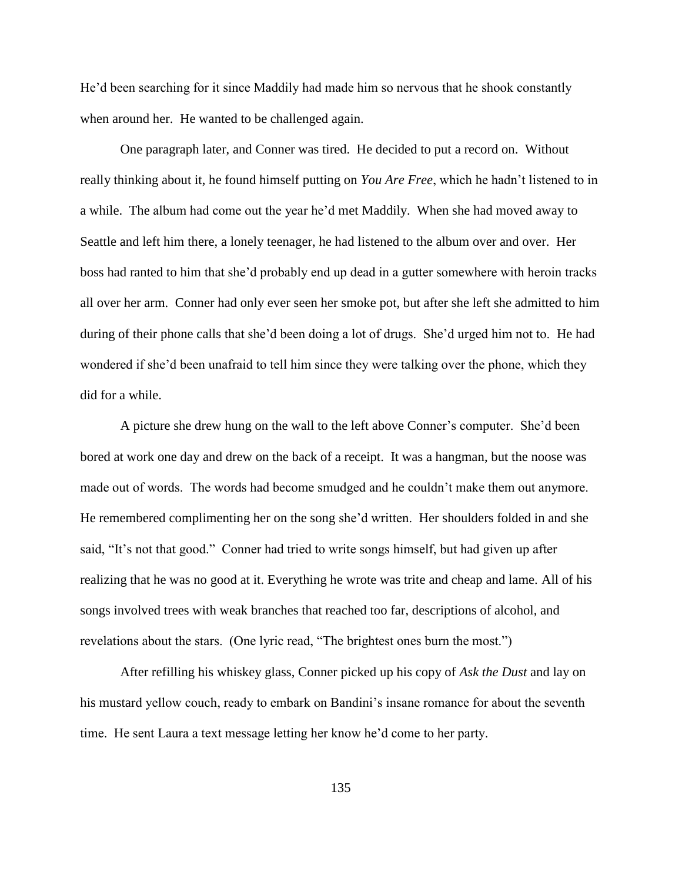He'd been searching for it since Maddily had made him so nervous that he shook constantly when around her. He wanted to be challenged again.

One paragraph later, and Conner was tired. He decided to put a record on. Without really thinking about it, he found himself putting on *You Are Free*, which he hadn't listened to in a while. The album had come out the year he'd met Maddily. When she had moved away to Seattle and left him there, a lonely teenager, he had listened to the album over and over. Her boss had ranted to him that she'd probably end up dead in a gutter somewhere with heroin tracks all over her arm. Conner had only ever seen her smoke pot, but after she left she admitted to him during of their phone calls that she'd been doing a lot of drugs. She'd urged him not to. He had wondered if she'd been unafraid to tell him since they were talking over the phone, which they did for a while.

A picture she drew hung on the wall to the left above Conner's computer. She'd been bored at work one day and drew on the back of a receipt. It was a hangman, but the noose was made out of words. The words had become smudged and he couldn't make them out anymore. He remembered complimenting her on the song she'd written. Her shoulders folded in and she said, "It's not that good." Conner had tried to write songs himself, but had given up after realizing that he was no good at it. Everything he wrote was trite and cheap and lame. All of his songs involved trees with weak branches that reached too far, descriptions of alcohol, and revelations about the stars. (One lyric read, "The brightest ones burn the most.")

After refilling his whiskey glass, Conner picked up his copy of *Ask the Dust* and lay on his mustard yellow couch, ready to embark on Bandini's insane romance for about the seventh time. He sent Laura a text message letting her know he'd come to her party.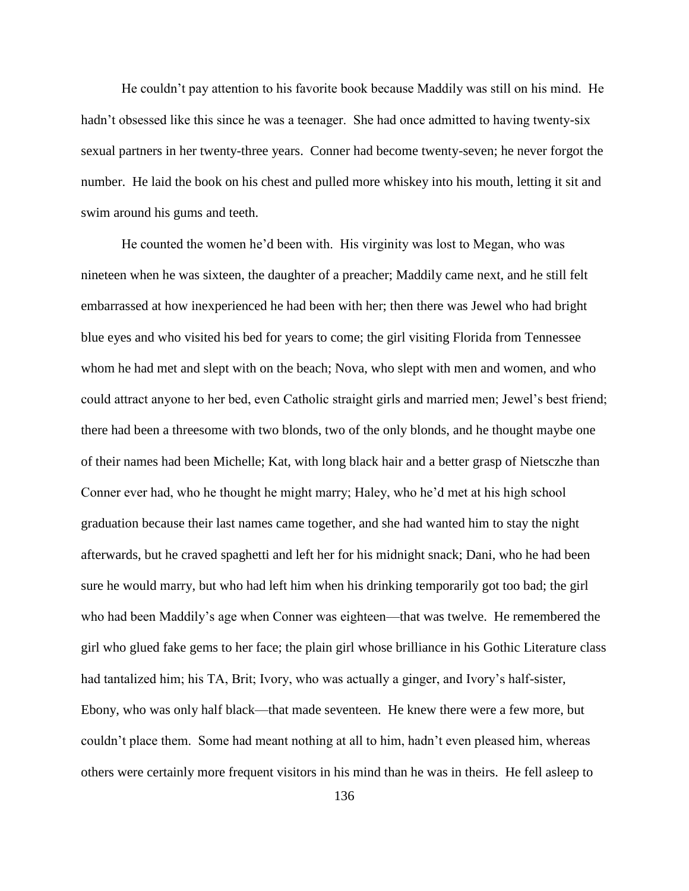He couldn't pay attention to his favorite book because Maddily was still on his mind. He hadn't obsessed like this since he was a teenager. She had once admitted to having twenty-six sexual partners in her twenty-three years. Conner had become twenty-seven; he never forgot the number. He laid the book on his chest and pulled more whiskey into his mouth, letting it sit and swim around his gums and teeth.

He counted the women he'd been with. His virginity was lost to Megan, who was nineteen when he was sixteen, the daughter of a preacher; Maddily came next, and he still felt embarrassed at how inexperienced he had been with her; then there was Jewel who had bright blue eyes and who visited his bed for years to come; the girl visiting Florida from Tennessee whom he had met and slept with on the beach; Nova, who slept with men and women, and who could attract anyone to her bed, even Catholic straight girls and married men; Jewel's best friend; there had been a threesome with two blonds, two of the only blonds, and he thought maybe one of their names had been Michelle; Kat, with long black hair and a better grasp of Nietsczhe than Conner ever had, who he thought he might marry; Haley, who he'd met at his high school graduation because their last names came together, and she had wanted him to stay the night afterwards, but he craved spaghetti and left her for his midnight snack; Dani, who he had been sure he would marry, but who had left him when his drinking temporarily got too bad; the girl who had been Maddily's age when Conner was eighteen—that was twelve. He remembered the girl who glued fake gems to her face; the plain girl whose brilliance in his Gothic Literature class had tantalized him; his TA, Brit; Ivory, who was actually a ginger, and Ivory's half-sister, Ebony, who was only half black—that made seventeen. He knew there were a few more, but couldn't place them. Some had meant nothing at all to him, hadn't even pleased him, whereas others were certainly more frequent visitors in his mind than he was in theirs. He fell asleep to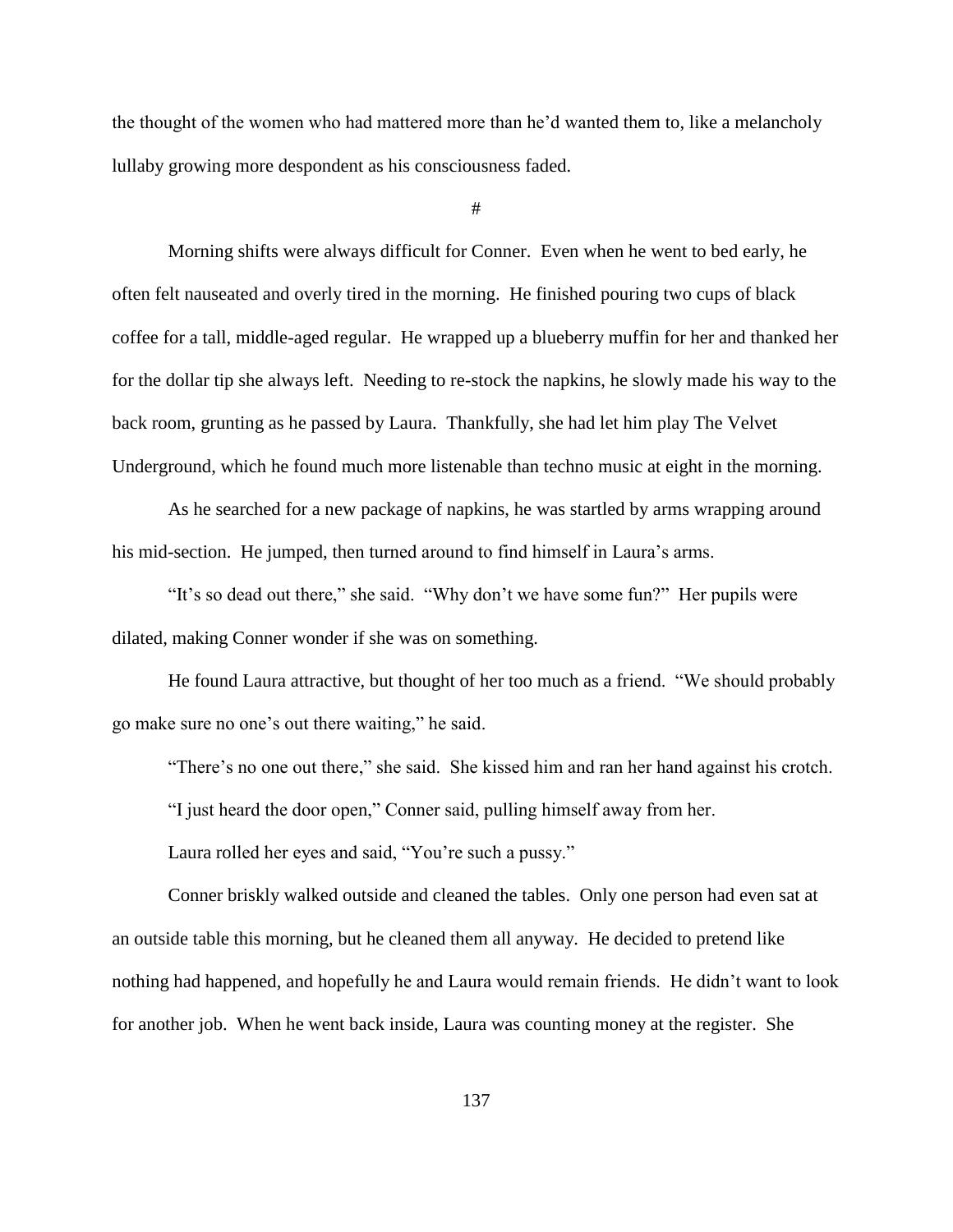the thought of the women who had mattered more than he'd wanted them to, like a melancholy lullaby growing more despondent as his consciousness faded.

#

Morning shifts were always difficult for Conner. Even when he went to bed early, he often felt nauseated and overly tired in the morning. He finished pouring two cups of black coffee for a tall, middle-aged regular. He wrapped up a blueberry muffin for her and thanked her for the dollar tip she always left. Needing to re-stock the napkins, he slowly made his way to the back room, grunting as he passed by Laura. Thankfully, she had let him play The Velvet Underground, which he found much more listenable than techno music at eight in the morning.

As he searched for a new package of napkins, he was startled by arms wrapping around his mid-section. He jumped, then turned around to find himself in Laura's arms.

"It's so dead out there," she said. "Why don't we have some fun?" Her pupils were dilated, making Conner wonder if she was on something.

He found Laura attractive, but thought of her too much as a friend. "We should probably go make sure no one's out there waiting," he said.

"There's no one out there," she said. She kissed him and ran her hand against his crotch.

"I just heard the door open," Conner said, pulling himself away from her.

Laura rolled her eyes and said, "You're such a pussy."

Conner briskly walked outside and cleaned the tables. Only one person had even sat at an outside table this morning, but he cleaned them all anyway. He decided to pretend like nothing had happened, and hopefully he and Laura would remain friends. He didn't want to look for another job. When he went back inside, Laura was counting money at the register. She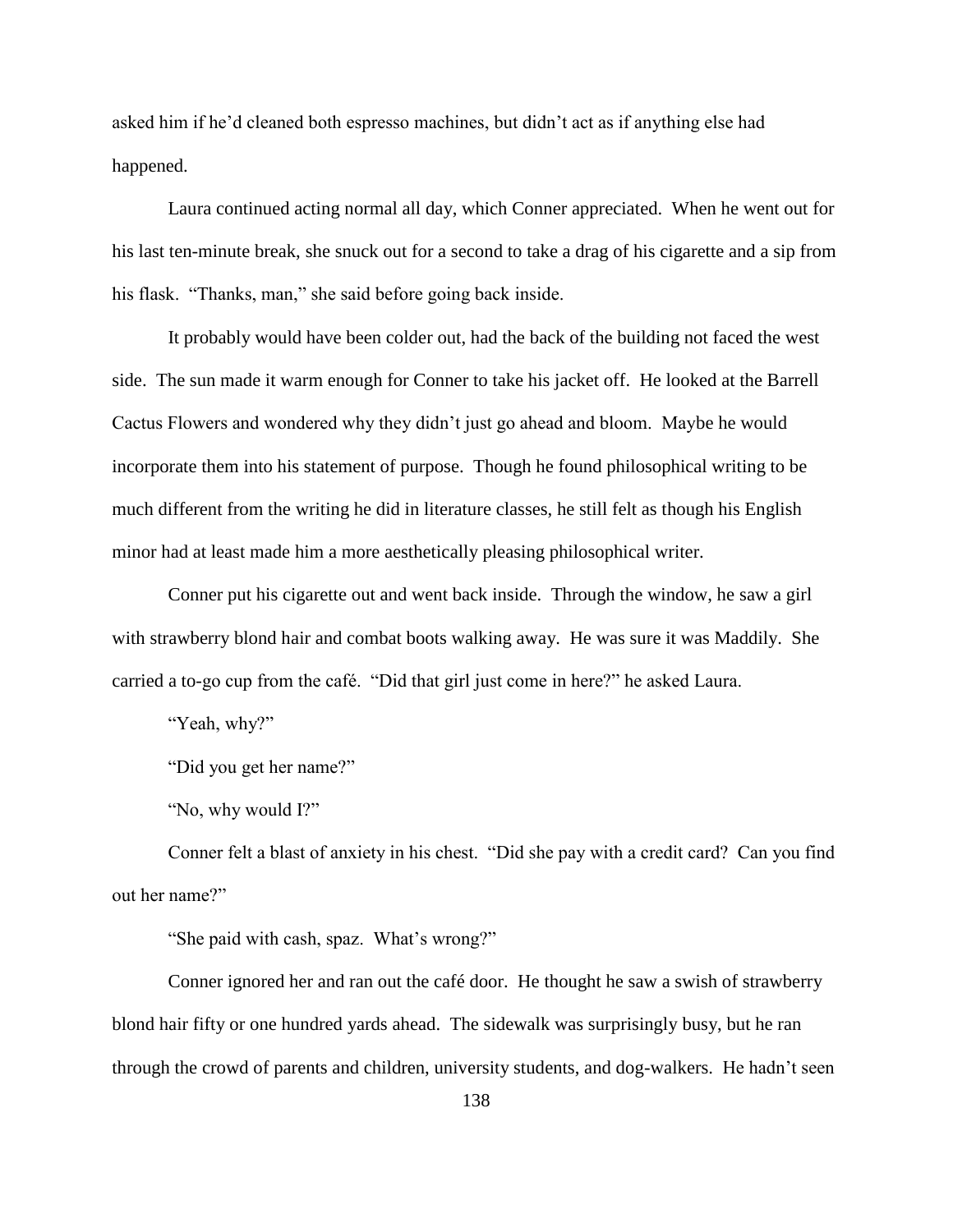asked him if he'd cleaned both espresso machines, but didn't act as if anything else had happened.

Laura continued acting normal all day, which Conner appreciated. When he went out for his last ten-minute break, she snuck out for a second to take a drag of his cigarette and a sip from his flask. "Thanks, man," she said before going back inside.

It probably would have been colder out, had the back of the building not faced the west side. The sun made it warm enough for Conner to take his jacket off. He looked at the Barrell Cactus Flowers and wondered why they didn't just go ahead and bloom. Maybe he would incorporate them into his statement of purpose. Though he found philosophical writing to be much different from the writing he did in literature classes, he still felt as though his English minor had at least made him a more aesthetically pleasing philosophical writer.

Conner put his cigarette out and went back inside. Through the window, he saw a girl with strawberry blond hair and combat boots walking away. He was sure it was Maddily. She carried a to-go cup from the café. "Did that girl just come in here?" he asked Laura.

"Yeah, why?"

"Did you get her name?"

"No, why would I?"

Conner felt a blast of anxiety in his chest. "Did she pay with a credit card? Can you find out her name?"

"She paid with cash, spaz. What's wrong?"

Conner ignored her and ran out the café door. He thought he saw a swish of strawberry blond hair fifty or one hundred yards ahead. The sidewalk was surprisingly busy, but he ran through the crowd of parents and children, university students, and dog-walkers. He hadn't seen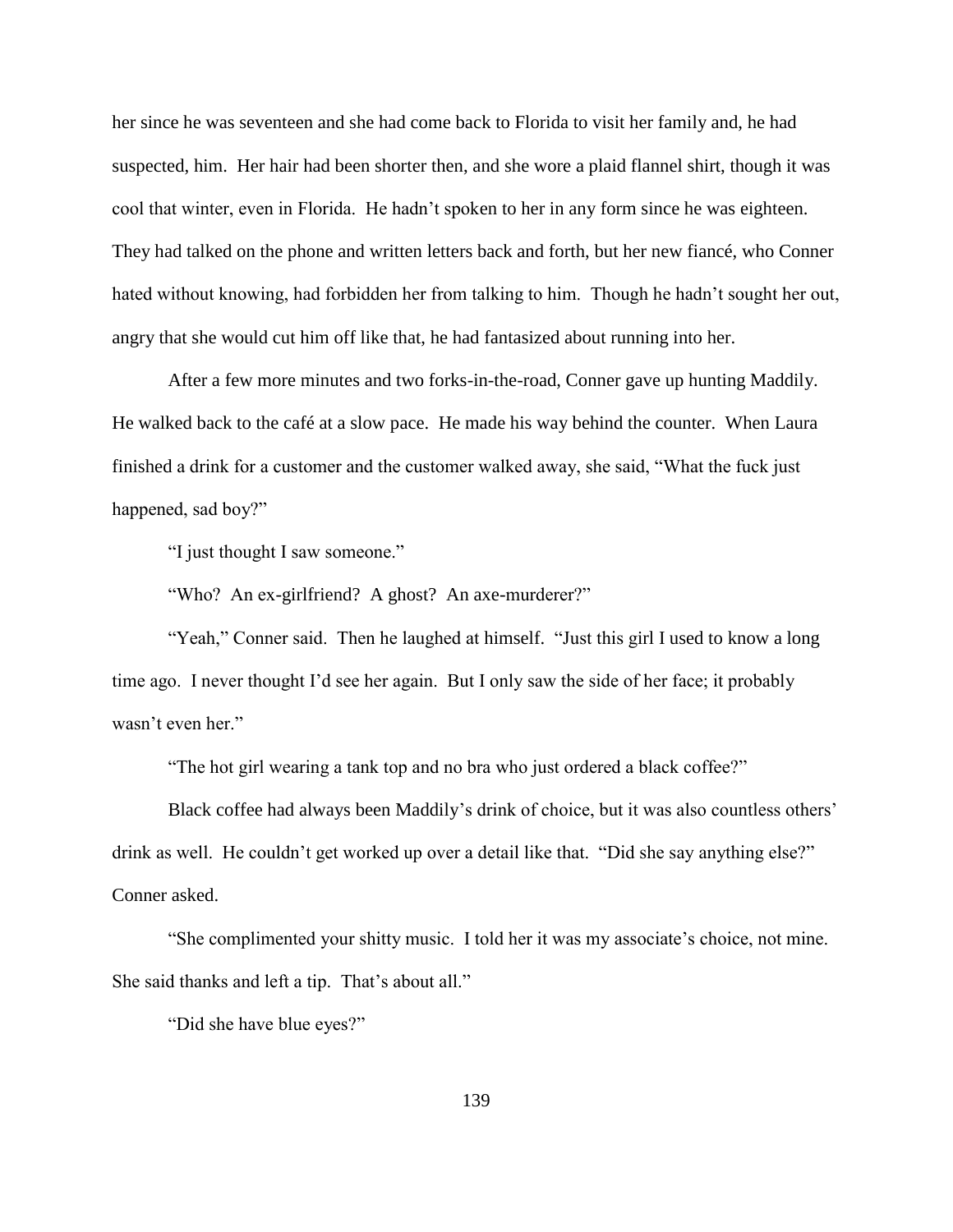her since he was seventeen and she had come back to Florida to visit her family and, he had suspected, him. Her hair had been shorter then, and she wore a plaid flannel shirt, though it was cool that winter, even in Florida. He hadn't spoken to her in any form since he was eighteen. They had talked on the phone and written letters back and forth, but her new fiancé, who Conner hated without knowing, had forbidden her from talking to him. Though he hadn't sought her out, angry that she would cut him off like that, he had fantasized about running into her.

After a few more minutes and two forks-in-the-road, Conner gave up hunting Maddily. He walked back to the café at a slow pace. He made his way behind the counter. When Laura finished a drink for a customer and the customer walked away, she said, "What the fuck just happened, sad boy?"

"I just thought I saw someone."

"Who? An ex-girlfriend? A ghost? An axe-murderer?"

"Yeah," Conner said. Then he laughed at himself. "Just this girl I used to know a long time ago. I never thought I'd see her again. But I only saw the side of her face; it probably wasn't even her."

"The hot girl wearing a tank top and no bra who just ordered a black coffee?"

Black coffee had always been Maddily's drink of choice, but it was also countless others' drink as well. He couldn't get worked up over a detail like that. "Did she say anything else?" Conner asked.

"She complimented your shitty music. I told her it was my associate's choice, not mine. She said thanks and left a tip. That's about all."

"Did she have blue eyes?"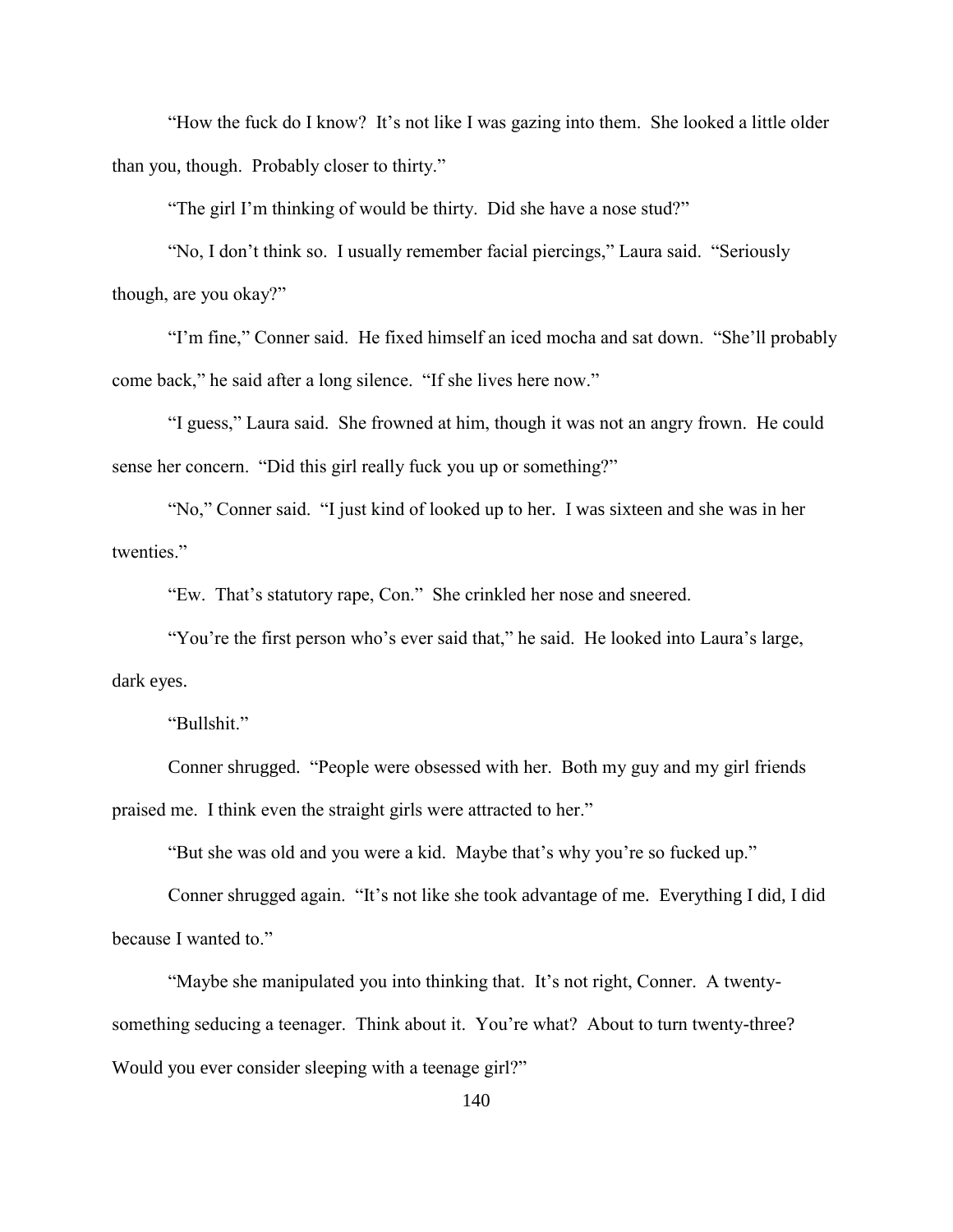"How the fuck do I know? It's not like I was gazing into them. She looked a little older than you, though. Probably closer to thirty."

"The girl I'm thinking of would be thirty. Did she have a nose stud?"

"No, I don't think so. I usually remember facial piercings," Laura said. "Seriously though, are you okay?"

"I'm fine," Conner said. He fixed himself an iced mocha and sat down. "She'll probably come back," he said after a long silence. "If she lives here now."

"I guess," Laura said. She frowned at him, though it was not an angry frown. He could sense her concern. "Did this girl really fuck you up or something?"

"No," Conner said. "I just kind of looked up to her. I was sixteen and she was in her twenties."

"Ew. That's statutory rape, Con." She crinkled her nose and sneered.

"You're the first person who's ever said that," he said. He looked into Laura's large, dark eyes.

"Bullshit."

Conner shrugged. "People were obsessed with her. Both my guy and my girl friends praised me. I think even the straight girls were attracted to her."

"But she was old and you were a kid. Maybe that's why you're so fucked up."

Conner shrugged again. "It's not like she took advantage of me. Everything I did, I did because I wanted to."

"Maybe she manipulated you into thinking that. It's not right, Conner. A twenty-something seducing a teenager. Think about it. You're what? About to turn twenty-three? Would you ever consider sleeping with a teenage girl?"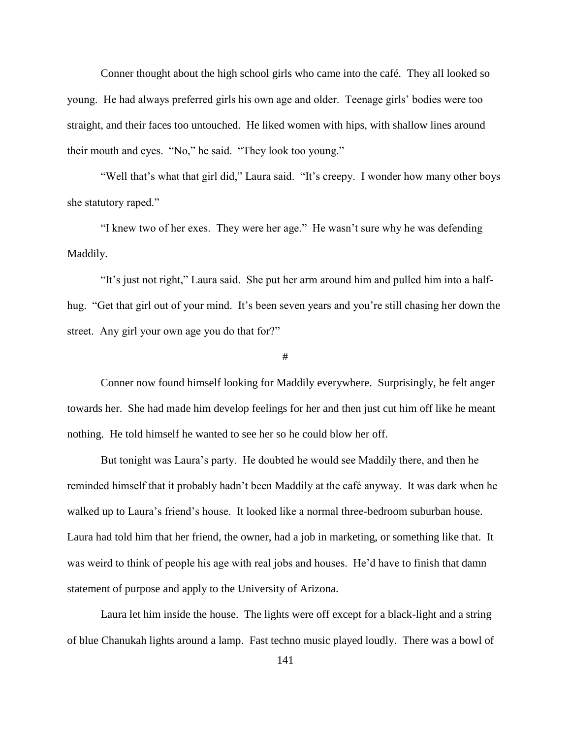Conner thought about the high school girls who came into the café. They all looked so young. He had always preferred girls his own age and older. Teenage girls' bodies were too straight, and their faces too untouched. He liked women with hips, with shallow lines around their mouth and eyes. "No," he said. "They look too young."

"Well that's what that girl did," Laura said. "It's creepy. I wonder how many other boys she statutory raped."

"I knew two of her exes. They were her age." He wasn't sure why he was defending Maddily.

"It's just not right," Laura said. She put her arm around him and pulled him into a half-hug. "Get that girl out of your mind. It's been seven years and you're still chasing her down the street. Any girl your own age you do that for?"

#

Conner now found himself looking for Maddily everywhere. Surprisingly, he felt anger towards her. She had made him develop feelings for her and then just cut him off like he meant nothing. He told himself he wanted to see her so he could blow her off.

But tonight was Laura's party. He doubted he would see Maddily there, and then he reminded himself that it probably hadn't been Maddily at the café anyway. It was dark when he walked up to Laura's friend's house. It looked like a normal three-bedroom suburban house. Laura had told him that her friend, the owner, had a job in marketing, or something like that. It was weird to think of people his age with real jobs and houses. He'd have to finish that damn statement of purpose and apply to the University of Arizona.

Laura let him inside the house. The lights were off except for a black-light and a string of blue Chanukah lights around a lamp. Fast techno music played loudly. There was a bowl of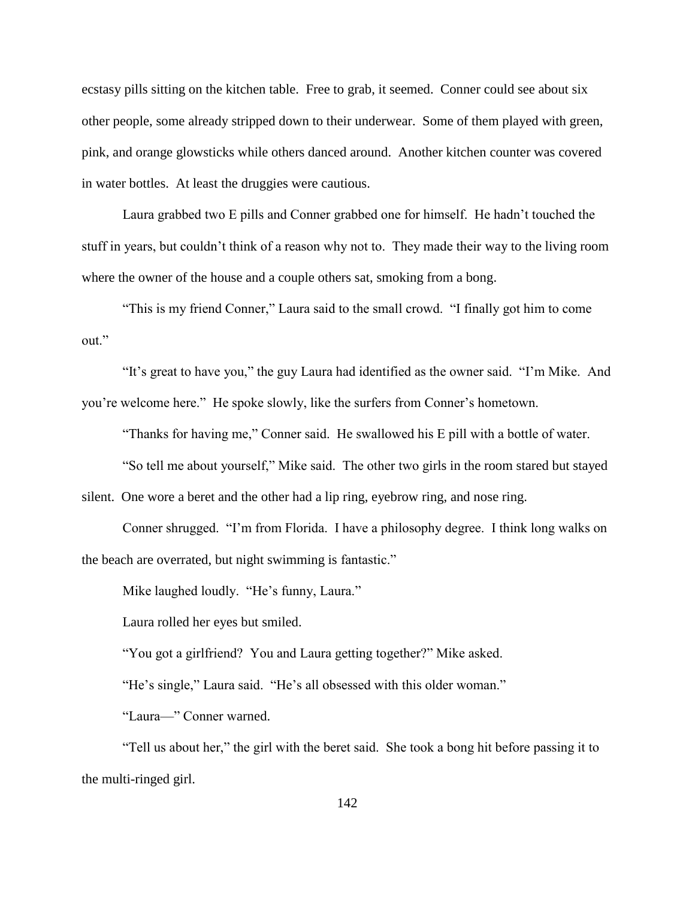ecstasy pills sitting on the kitchen table. Free to grab, it seemed. Conner could see about six other people, some already stripped down to their underwear. Some of them played with green, pink, and orange glowsticks while others danced around. Another kitchen counter was covered in water bottles. At least the druggies were cautious.

Laura grabbed two E pills and Conner grabbed one for himself. He hadn't touched the stuff in years, but couldn't think of a reason why not to. They made their way to the living room where the owner of the house and a couple others sat, smoking from a bong.

"This is my friend Conner," Laura said to the small crowd. "I finally got him to come out."

"It's great to have you," the guy Laura had identified as the owner said. "I'm Mike. And you're welcome here." He spoke slowly, like the surfers from Conner's hometown.

"Thanks for having me," Conner said. He swallowed his E pill with a bottle of water.

"So tell me about yourself," Mike said. The other two girls in the room stared but stayed silent. One wore a beret and the other had a lip ring, eyebrow ring, and nose ring.

Conner shrugged. "I'm from Florida. I have a philosophy degree. I think long walks on the beach are overrated, but night swimming is fantastic."

Mike laughed loudly. "He's funny, Laura."

Laura rolled her eyes but smiled.

"You got a girlfriend? You and Laura getting together?" Mike asked.

"He's single," Laura said. "He's all obsessed with this older woman."

"Laura—" Conner warned.

"Tell us about her," the girl with the beret said. She took a bong hit before passing it to the multi-ringed girl.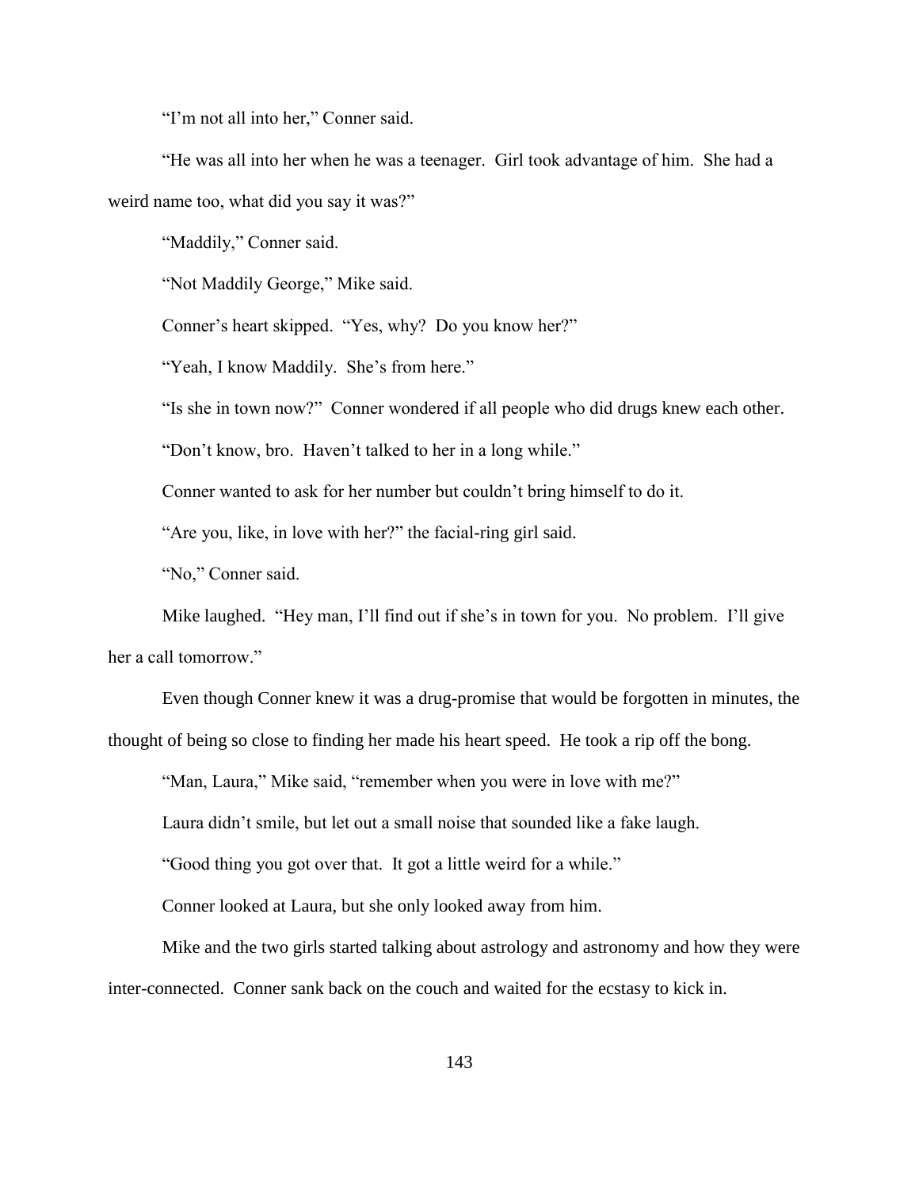“I’m not all into her,” Conner said.

“He was all into her when he was a teenager. Girl took advantage of him. She had a weird name too, what did you say it was?”

“Maddily,” Conner said.

“Not Maddily George,” Mike said.

Conner’s heart skipped. “Yes, why? Do you know her?”

“Yeah, I know Maddily. She’s from here.”

“Is she in town now?” Conner wondered if all people who did drugs knew each other.

“Don’t know, bro. Haven’t talked to her in a long while.”

Conner wanted to ask for her number but couldn’t bring himself to do it.

“Are you, like, in love with her?” the facial-ring girl said.

“No,” Conner said.

Mike laughed. “Hey man, I’ll find out if she’s in town for you. No problem. I’ll give her a call tomorrow.”

Even though Conner knew it was a drug-promise that would be forgotten in minutes, the thought of being so close to finding her made his heart speed. He took a rip off the bong.

“Man, Laura,” Mike said, “remember when you were in love with me?”

Laura didn’t smile, but let out a small noise that sounded like a fake laugh.

“Good thing you got over that. It got a little weird for a while.”

Conner looked at Laura, but she only looked away from him.

Mike and the two girls started talking about astrology and astronomy and how they were inter-connected. Conner sank back on the couch and waited for the ecstasy to kick in.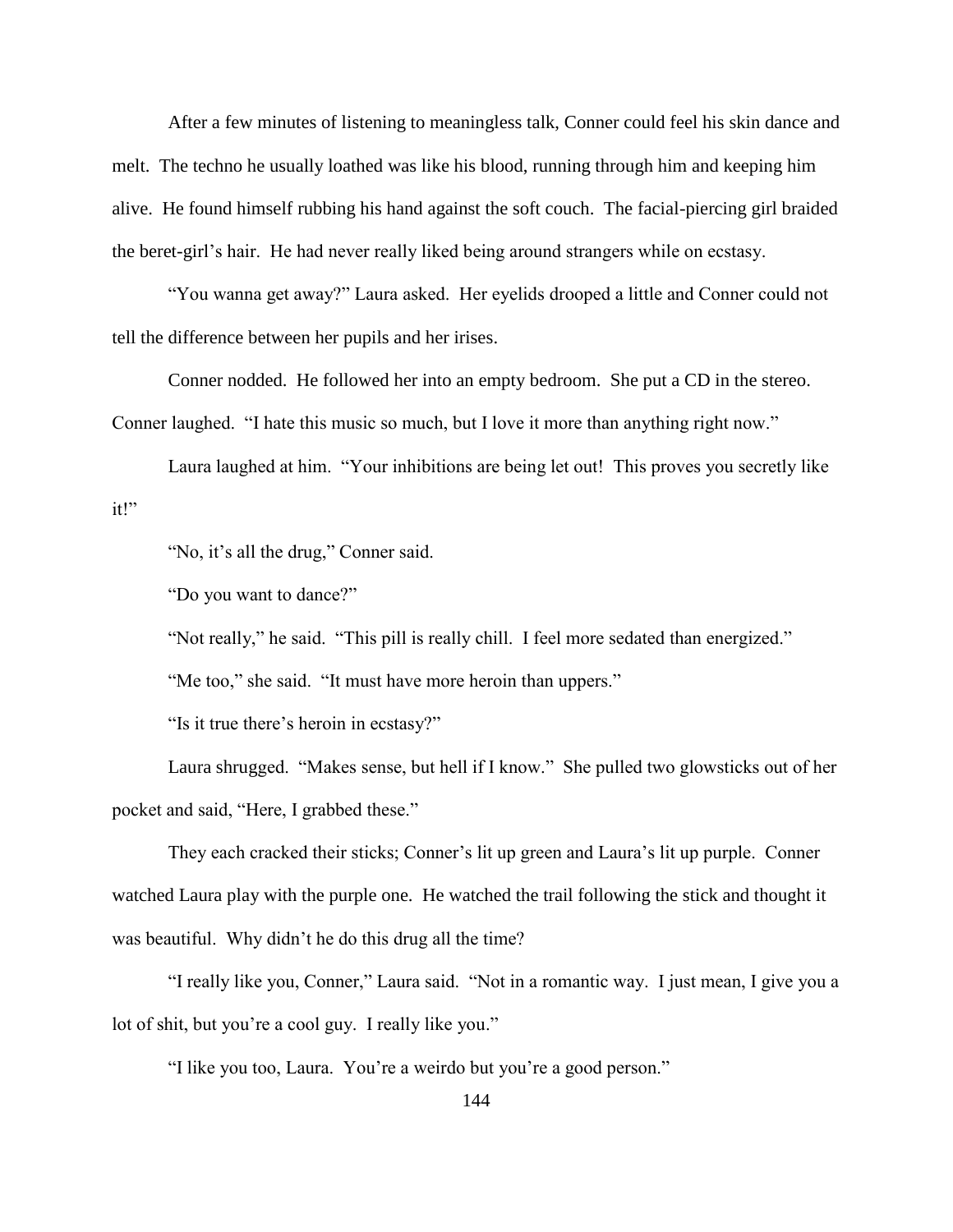After a few minutes of listening to meaningless talk, Conner could feel his skin dance and melt. The techno he usually loathed was like his blood, running through him and keeping him alive. He found himself rubbing his hand against the soft couch. The facial-piercing girl braided the beret-girl's hair. He had never really liked being around strangers while on ecstasy.

"You wanna get away?" Laura asked. Her eyelids drooped a little and Conner could not tell the difference between her pupils and her irises.

Conner nodded. He followed her into an empty bedroom. She put a CD in the stereo. Conner laughed. "I hate this music so much, but I love it more than anything right now."

Laura laughed at him. "Your inhibitions are being let out! This proves you secretly like it!"

"No, it's all the drug," Conner said.

"Do you want to dance?"

"Not really," he said. "This pill is really chill. I feel more sedated than energized."

"Me too," she said. "It must have more heroin than uppers."

"Is it true there's heroin in ecstasy?"

Laura shrugged. "Makes sense, but hell if I know." She pulled two glowsticks out of her pocket and said, "Here, I grabbed these."

They each cracked their sticks; Conner's lit up green and Laura's lit up purple. Conner watched Laura play with the purple one. He watched the trail following the stick and thought it was beautiful. Why didn't he do this drug all the time?

"I really like you, Conner," Laura said. "Not in a romantic way. I just mean, I give you a lot of shit, but you're a cool guy. I really like you."

"I like you too, Laura. You're a weirdo but you're a good person."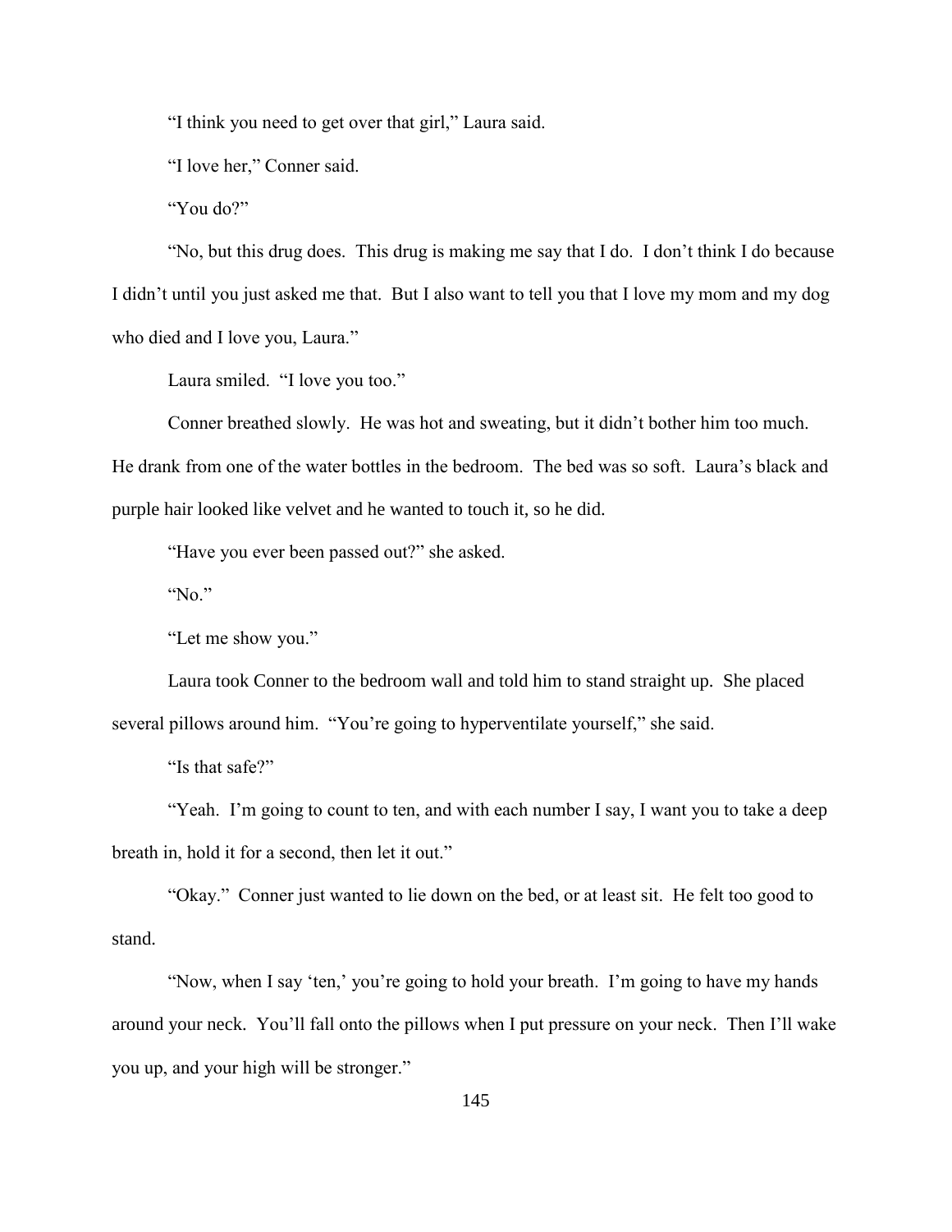"I think you need to get over that girl," Laura said.

"I love her," Conner said.

"You do?"

"No, but this drug does. This drug is making me say that I do. I don't think I do because I didn't until you just asked me that. But I also want to tell you that I love my mom and my dog who died and I love you, Laura."

Laura smiled. "I love you too."

Conner breathed slowly. He was hot and sweating, but it didn't bother him too much. He drank from one of the water bottles in the bedroom. The bed was so soft. Laura's black and purple hair looked like velvet and he wanted to touch it, so he did.

"Have you ever been passed out?" she asked.

"No."

"Let me show you."

Laura took Conner to the bedroom wall and told him to stand straight up. She placed several pillows around him. "You're going to hyperventilate yourself," she said.

"Is that safe?"

"Yeah. I'm going to count to ten, and with each number I say, I want you to take a deep breath in, hold it for a second, then let it out."

"Okay." Conner just wanted to lie down on the bed, or at least sit. He felt too good to stand.

"Now, when I say 'ten,' you're going to hold your breath. I'm going to have my hands around your neck. You'll fall onto the pillows when I put pressure on your neck. Then I'll wake you up, and your high will be stronger."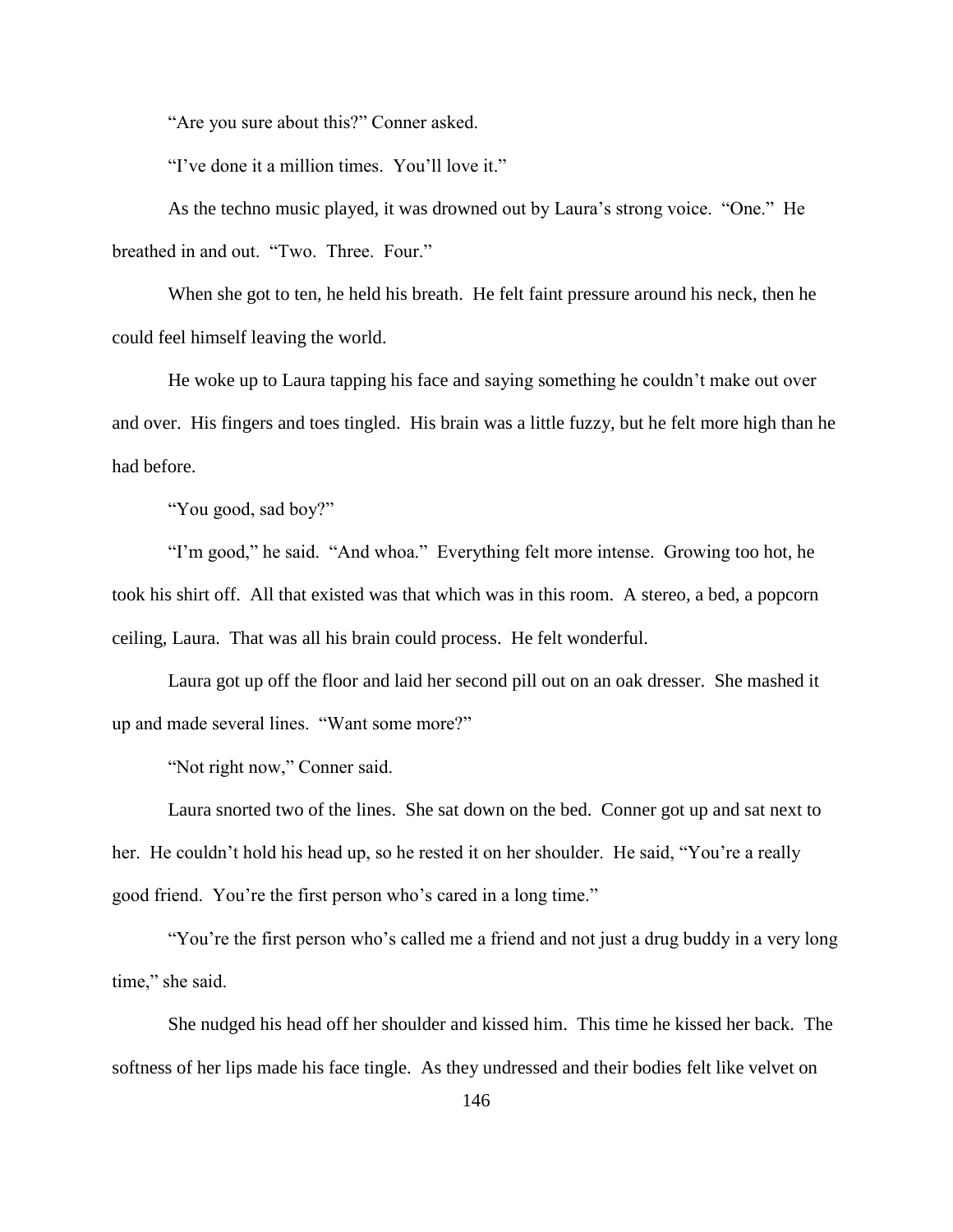"Are you sure about this?" Conner asked.

"I've done it a million times. You'll love it."

As the techno music played, it was drowned out by Laura's strong voice. "One." He breathed in and out. "Two. Three. Four."

When she got to ten, he held his breath. He felt faint pressure around his neck, then he could feel himself leaving the world.

He woke up to Laura tapping his face and saying something he couldn't make out over and over. His fingers and toes tingled. His brain was a little fuzzy, but he felt more high than he had before.

"You good, sad boy?"

"I'm good," he said. "And whoa." Everything felt more intense. Growing too hot, he took his shirt off. All that existed was that which was in this room. A stereo, a bed, a popcorn ceiling, Laura. That was all his brain could process. He felt wonderful.

Laura got up off the floor and laid her second pill out on an oak dresser. She mashed it up and made several lines. "Want some more?"

"Not right now," Conner said.

Laura snorted two of the lines. She sat down on the bed. Conner got up and sat next to her. He couldn't hold his head up, so he rested it on her shoulder. He said, "You're a really good friend. You're the first person who's cared in a long time."

"You're the first person who's called me a friend and not just a drug buddy in a very long time," she said.

She nudged his head off her shoulder and kissed him. This time he kissed her back. The softness of her lips made his face tingle. As they undressed and their bodies felt like velvet on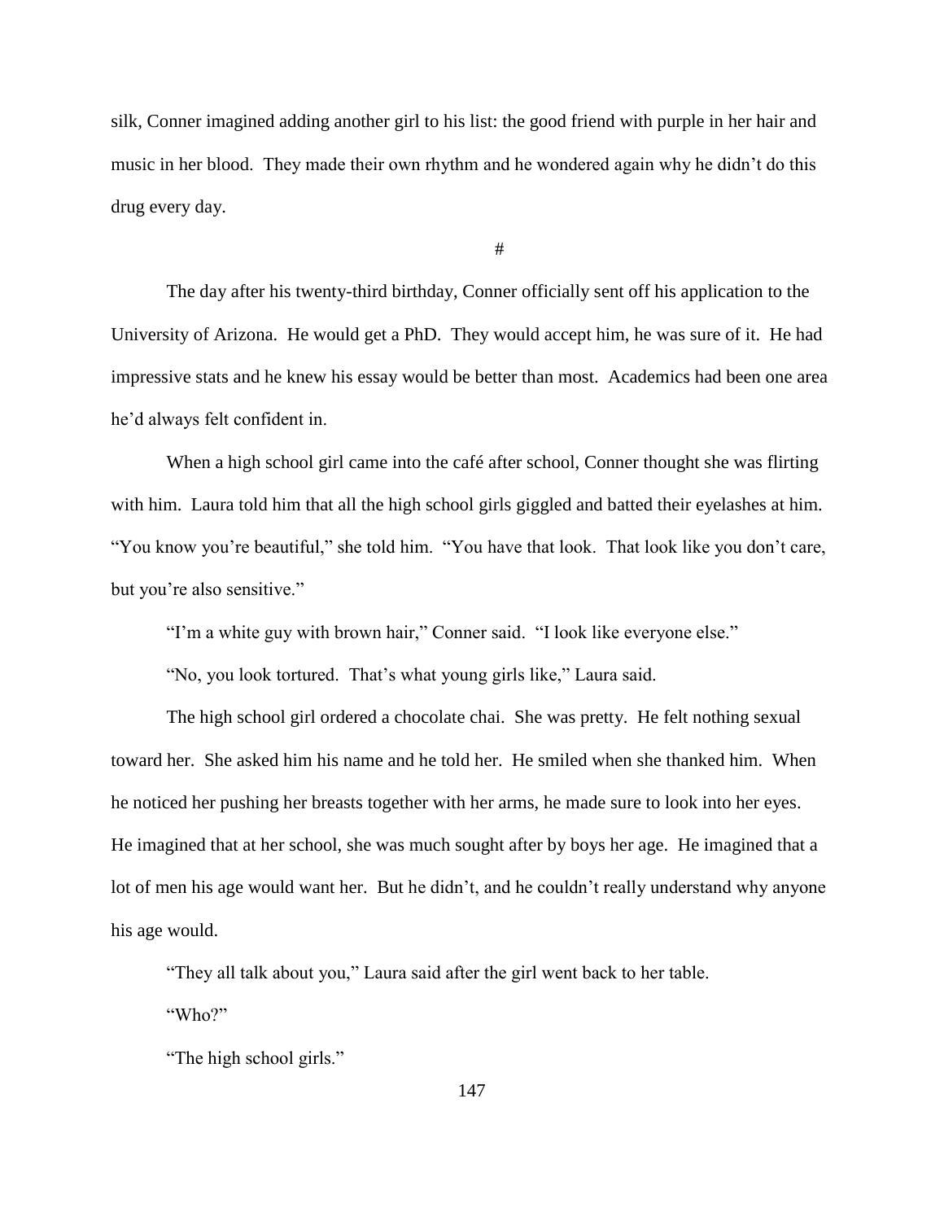silk, Conner imagined adding another girl to his list: the good friend with purple in her hair and music in her blood. They made their own rhythm and he wondered again why he didn't do this drug every day.

#

The day after his twenty-third birthday, Conner officially sent off his application to the University of Arizona. He would get a PhD. They would accept him, he was sure of it. He had impressive stats and he knew his essay would be better than most. Academics had been one area he'd always felt confident in.

When a high school girl came into the café after school, Conner thought she was flirting with him. Laura told him that all the high school girls giggled and batted their eyelashes at him. "You know you're beautiful," she told him. "You have that look. That look like you don't care, but you're also sensitive."

"I'm a white guy with brown hair," Conner said. "I look like everyone else."

"No, you look tortured. That's what young girls like," Laura said.

The high school girl ordered a chocolate chai. She was pretty. He felt nothing sexual toward her. She asked him his name and he told her. He smiled when she thanked him. When he noticed her pushing her breasts together with her arms, he made sure to look into her eyes. He imagined that at her school, she was much sought after by boys her age. He imagined that a lot of men his age would want her. But he didn't, and he couldn't really understand why anyone his age would.

"They all talk about you," Laura said after the girl went back to her table.

"Who?"

"The high school girls."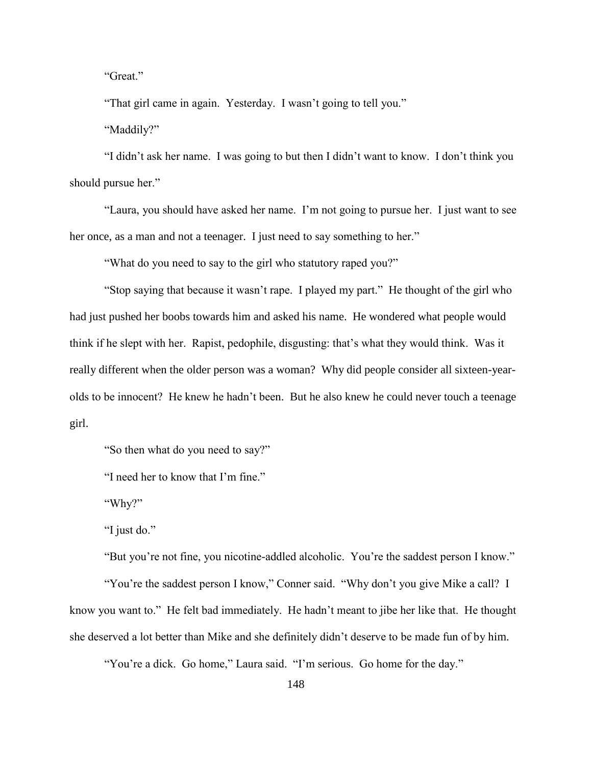"Great."

"That girl came in again. Yesterday. I wasn't going to tell you."

"Maddily?"

"I didn't ask her name. I was going to but then I didn't want to know. I don't think you should pursue her."

"Laura, you should have asked her name. I'm not going to pursue her. I just want to see her once, as a man and not a teenager. I just need to say something to her."

"What do you need to say to the girl who statutory raped you?"

"Stop saying that because it wasn't rape. I played my part." He thought of the girl who had just pushed her boobs towards him and asked his name. He wondered what people would think if he slept with her. Rapist, pedophile, disgusting: that's what they would think. Was it really different when the older person was a woman? Why did people consider all sixteen-year-olds to be innocent? He knew he hadn't been. But he also knew he could never touch a teenage girl.

"So then what do you need to say?"

"I need her to know that I'm fine."

"Why?"

"I just do."

"But you're not fine, you nicotine-addled alcoholic. You're the saddest person I know."

"You're the saddest person I know," Conner said. "Why don't you give Mike a call? I know you want to." He felt bad immediately. He hadn't meant to jibe her like that. He thought she deserved a lot better than Mike and she definitely didn't deserve to be made fun of by him.

"You're a dick. Go home," Laura said. "I'm serious. Go home for the day."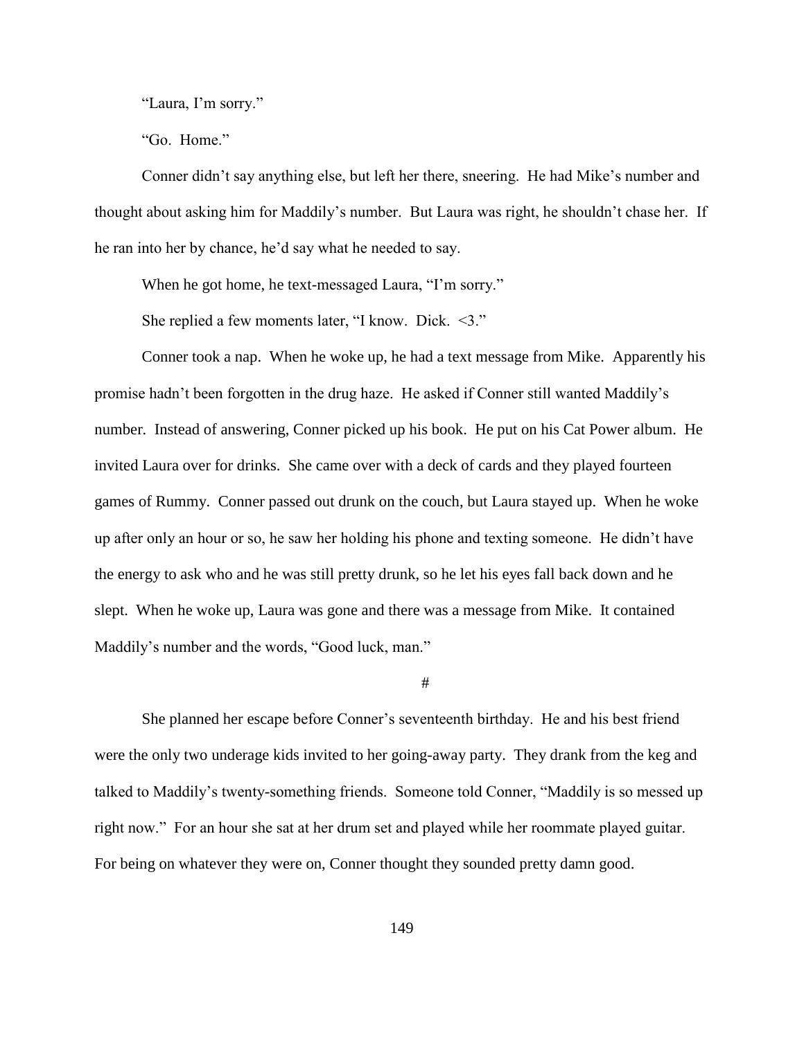"Laura, I'm sorry."

"Go. Home."

Conner didn't say anything else, but left her there, sneering. He had Mike's number and thought about asking him for Maddily's number. But Laura was right, he shouldn't chase her. If he ran into her by chance, he'd say what he needed to say.

When he got home, he text-messaged Laura, "I'm sorry."

She replied a few moments later, "I know. Dick. <3."

Conner took a nap. When he woke up, he had a text message from Mike. Apparently his promise hadn't been forgotten in the drug haze. He asked if Conner still wanted Maddily's number. Instead of answering, Conner picked up his book. He put on his Cat Power album. He invited Laura over for drinks. She came over with a deck of cards and they played fourteen games of Rummy. Conner passed out drunk on the couch, but Laura stayed up. When he woke up after only an hour or so, he saw her holding his phone and texting someone. He didn't have the energy to ask who and he was still pretty drunk, so he let his eyes fall back down and he slept. When he woke up, Laura was gone and there was a message from Mike. It contained Maddily's number and the words, "Good luck, man."

#

She planned her escape before Conner's seventeenth birthday. He and his best friend were the only two underage kids invited to her going-away party. They drank from the keg and talked to Maddily's twenty-something friends. Someone told Conner, "Maddily is so messed up right now." For an hour she sat at her drum set and played while her roommate played guitar. For being on whatever they were on, Conner thought they sounded pretty damn good.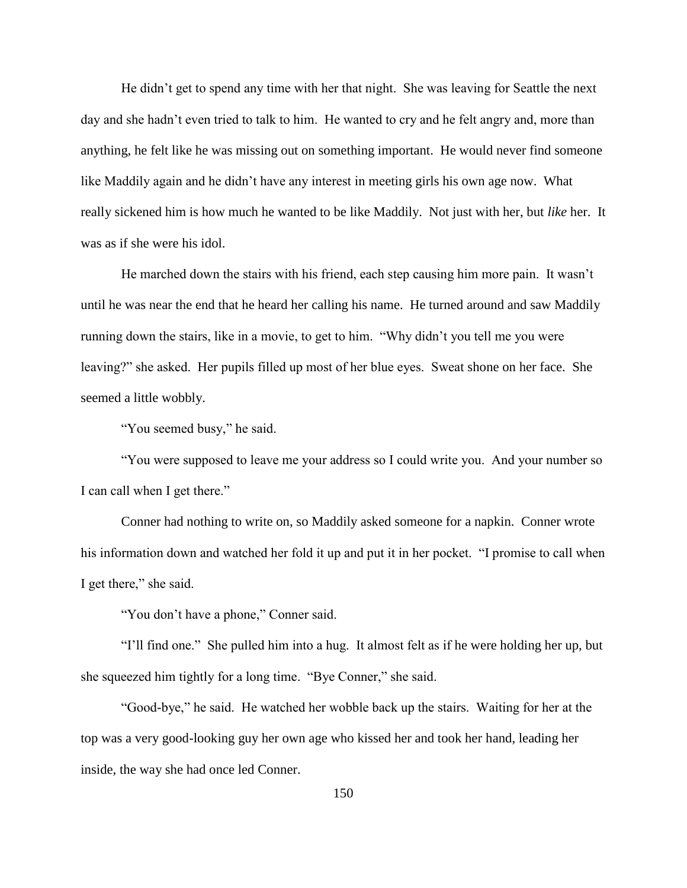He didn't get to spend any time with her that night. She was leaving for Seattle the next day and she hadn't even tried to talk to him. He wanted to cry and he felt angry and, more than anything, he felt like he was missing out on something important. He would never find someone like Maddily again and he didn't have any interest in meeting girls his own age now. What really sickened him is how much he wanted to be like Maddily. Not just with her, but *like* her. It was as if she were his idol.

He marched down the stairs with his friend, each step causing him more pain. It wasn't until he was near the end that he heard her calling his name. He turned around and saw Maddily running down the stairs, like in a movie, to get to him. "Why didn't you tell me you were leaving?" she asked. Her pupils filled up most of her blue eyes. Sweat shone on her face. She seemed a little wobbly.

"You seemed busy," he said.

"You were supposed to leave me your address so I could write you. And your number so I can call when I get there."

Conner had nothing to write on, so Maddily asked someone for a napkin. Conner wrote his information down and watched her fold it up and put it in her pocket. "I promise to call when I get there," she said.

"You don't have a phone," Conner said.

"I'll find one." She pulled him into a hug. It almost felt as if he were holding her up, but she squeezed him tightly for a long time. "Bye Conner," she said.

"Good-bye," he said. He watched her wobble back up the stairs. Waiting for her at the top was a very good-looking guy her own age who kissed her and took her hand, leading her inside, the way she had once led Conner.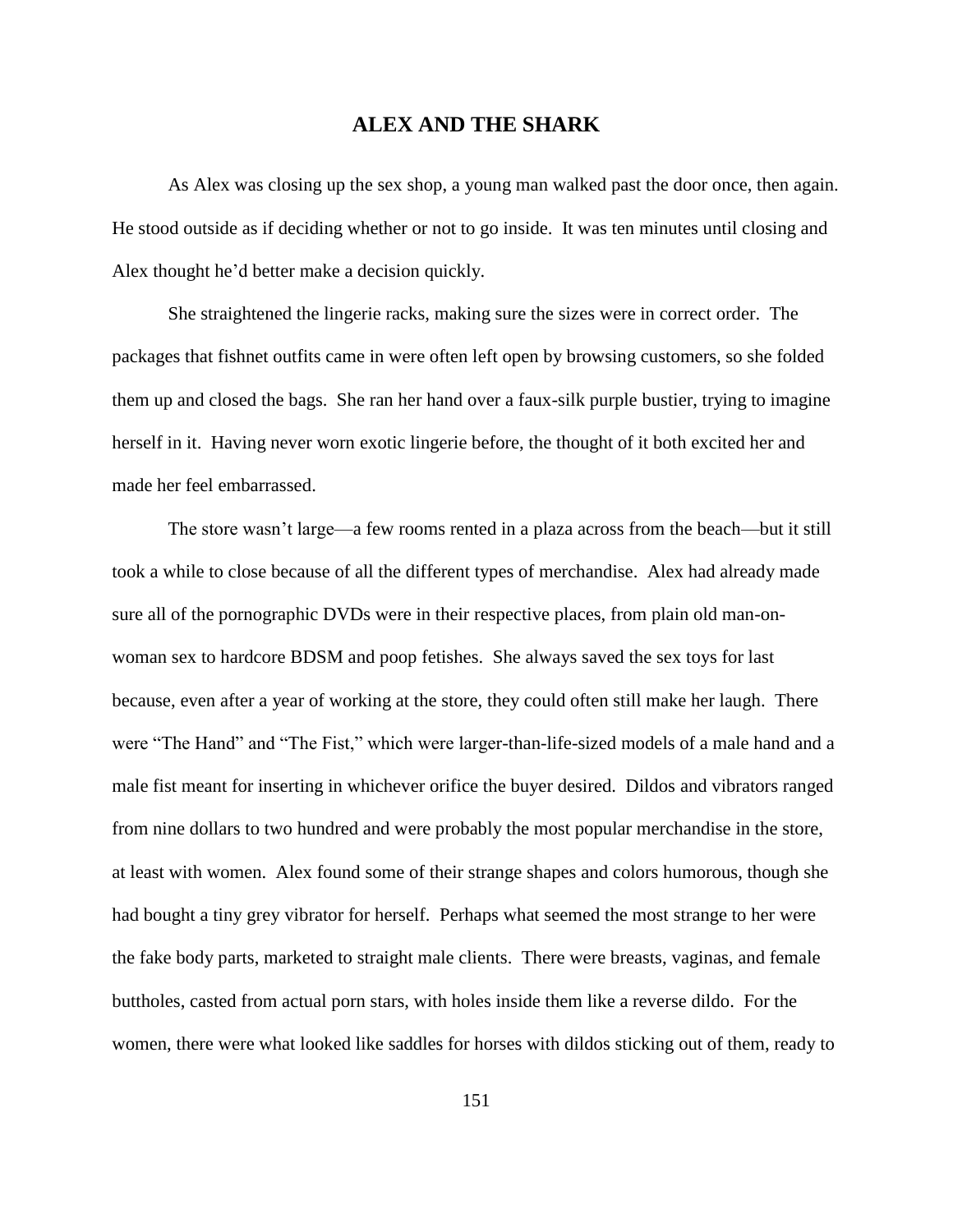## ALEX AND THE SHARK

As Alex was closing up the sex shop, a young man walked past the door once, then again. He stood outside as if deciding whether or not to go inside. It was ten minutes until closing and Alex thought he'd better make a decision quickly.

She straightened the lingerie racks, making sure the sizes were in correct order. The packages that fishnet outfits came in were often left open by browsing customers, so she folded them up and closed the bags. She ran her hand over a faux-silk purple bustier, trying to imagine herself in it. Having never worn exotic lingerie before, the thought of it both excited her and made her feel embarrassed.

The store wasn't large—a few rooms rented in a plaza across from the beach—but it still took a while to close because of all the different types of merchandise. Alex had already made sure all of the pornographic DVDs were in their respective places, from plain old man-on-woman sex to hardcore BDSM and poop fetishes. She always saved the sex toys for last because, even after a year of working at the store, they could often still make her laugh. There were "The Hand" and "The Fist," which were larger-than-life-sized models of a male hand and a male fist meant for inserting in whichever orifice the buyer desired. Dildos and vibrators ranged from nine dollars to two hundred and were probably the most popular merchandise in the store, at least with women. Alex found some of their strange shapes and colors humorous, though she had bought a tiny grey vibrator for herself. Perhaps what seemed the most strange to her were the fake body parts, marketed to straight male clients. There were breasts, vaginas, and female buttholes, casted from actual porn stars, with holes inside them like a reverse dildo. For the women, there were what looked like saddles for horses with dildos sticking out of them, ready to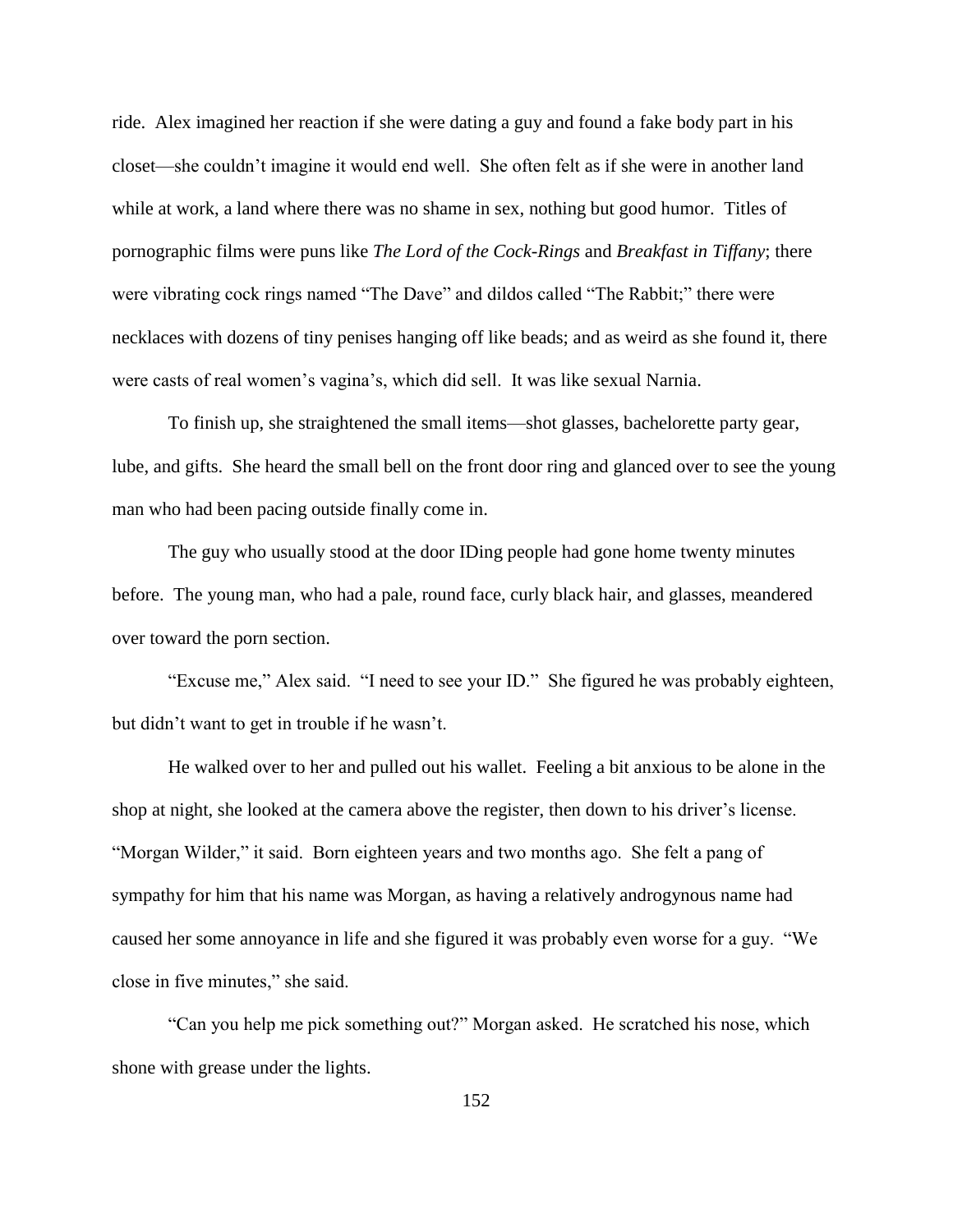ride. Alex imagined her reaction if she were dating a guy and found a fake body part in his closet—she couldn't imagine it would end well. She often felt as if she were in another land while at work, a land where there was no shame in sex, nothing but good humor. Titles of pornographic films were puns like *The Lord of the Cock-Rings* and *Breakfast in Tiffany*; there were vibrating cock rings named "The Dave" and dildos called "The Rabbit;" there were necklaces with dozens of tiny penises hanging off like beads; and as weird as she found it, there were casts of real women's vagina's, which did sell. It was like sexual Narnia.

To finish up, she straightened the small items—shot glasses, bachelorette party gear, lube, and gifts. She heard the small bell on the front door ring and glanced over to see the young man who had been pacing outside finally come in.

The guy who usually stood at the door IDing people had gone home twenty minutes before. The young man, who had a pale, round face, curly black hair, and glasses, meandered over toward the porn section.

"Excuse me," Alex said. "I need to see your ID." She figured he was probably eighteen, but didn't want to get in trouble if he wasn't.

He walked over to her and pulled out his wallet. Feeling a bit anxious to be alone in the shop at night, she looked at the camera above the register, then down to his driver's license. "Morgan Wilder," it said. Born eighteen years and two months ago. She felt a pang of sympathy for him that his name was Morgan, as having a relatively androgynous name had caused her some annoyance in life and she figured it was probably even worse for a guy. "We close in five minutes," she said.

"Can you help me pick something out?" Morgan asked. He scratched his nose, which shone with grease under the lights.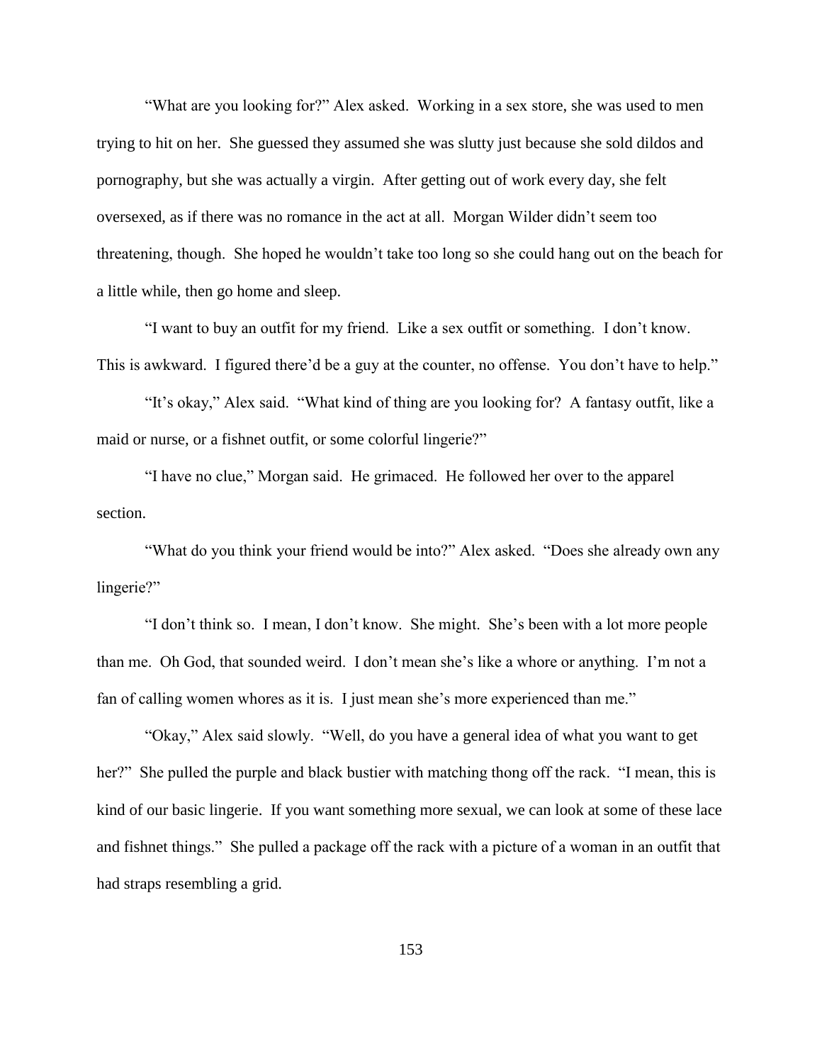"What are you looking for?" Alex asked. Working in a sex store, she was used to men trying to hit on her. She guessed they assumed she was slutty just because she sold dildos and pornography, but she was actually a virgin. After getting out of work every day, she felt oversexed, as if there was no romance in the act at all. Morgan Wilder didn't seem too threatening, though. She hoped he wouldn't take too long so she could hang out on the beach for a little while, then go home and sleep.

"I want to buy an outfit for my friend. Like a sex outfit or something. I don't know. This is awkward. I figured there'd be a guy at the counter, no offense. You don't have to help."

"It's okay," Alex said. "What kind of thing are you looking for? A fantasy outfit, like a maid or nurse, or a fishnet outfit, or some colorful lingerie?"

"I have no clue," Morgan said. He grimaced. He followed her over to the apparel section.

"What do you think your friend would be into?" Alex asked. "Does she already own any lingerie?"

"I don't think so. I mean, I don't know. She might. She's been with a lot more people than me. Oh God, that sounded weird. I don't mean she's like a whore or anything. I'm not a fan of calling women whores as it is. I just mean she's more experienced than me."

"Okay," Alex said slowly. "Well, do you have a general idea of what you want to get her?" She pulled the purple and black bustier with matching thong off the rack. "I mean, this is kind of our basic lingerie. If you want something more sexual, we can look at some of these lace and fishnet things." She pulled a package off the rack with a picture of a woman in an outfit that had straps resembling a grid.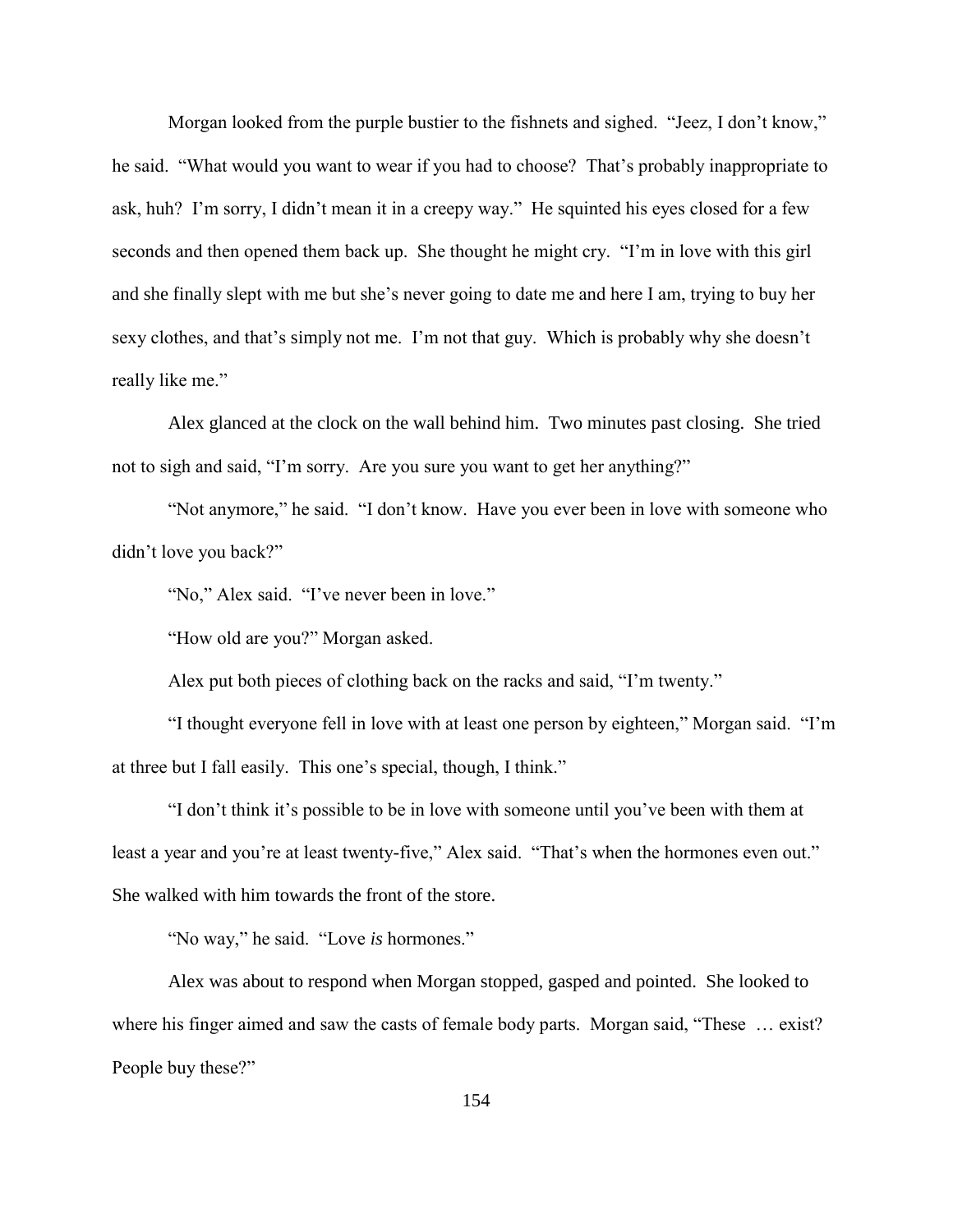Morgan looked from the purple bustier to the fishnets and sighed. "Jeez, I don't know," he said. "What would you want to wear if you had to choose? That's probably inappropriate to ask, huh? I'm sorry, I didn't mean it in a creepy way." He squinted his eyes closed for a few seconds and then opened them back up. She thought he might cry. "I'm in love with this girl and she finally slept with me but she's never going to date me and here I am, trying to buy her sexy clothes, and that's simply not me. I'm not that guy. Which is probably why she doesn't really like me."

Alex glanced at the clock on the wall behind him. Two minutes past closing. She tried not to sigh and said, "I'm sorry. Are you sure you want to get her anything?"

"Not anymore," he said. "I don't know. Have you ever been in love with someone who didn't love you back?"

"No," Alex said. "I've never been in love."

"How old are you?" Morgan asked.

Alex put both pieces of clothing back on the racks and said, "I'm twenty."

"I thought everyone fell in love with at least one person by eighteen," Morgan said. "I'm at three but I fall easily. This one's special, though, I think."

"I don't think it's possible to be in love with someone until you've been with them at least a year and you're at least twenty-five," Alex said. "That's when the hormones even out." She walked with him towards the front of the store.

"No way," he said. "Love *is* hormones."

Alex was about to respond when Morgan stopped, gasped and pointed. She looked to where his finger aimed and saw the casts of female body parts. Morgan said, "These … exist? People buy these?"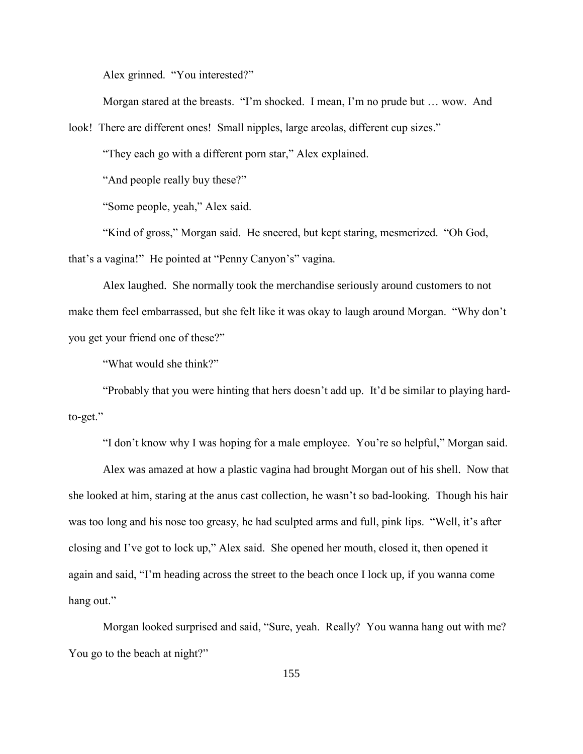Alex grinned. "You interested?"

Morgan stared at the breasts. "I'm shocked. I mean, I'm no prude but … wow. And look! There are different ones! Small nipples, large areolas, different cup sizes."

"They each go with a different porn star," Alex explained.

"And people really buy these?"

"Some people, yeah," Alex said.

"Kind of gross," Morgan said. He sneered, but kept staring, mesmerized. "Oh God, that's a vagina!" He pointed at "Penny Canyon's" vagina.

Alex laughed. She normally took the merchandise seriously around customers to not make them feel embarrassed, but she felt like it was okay to laugh around Morgan. "Why don't you get your friend one of these?"

"What would she think?"

"Probably that you were hinting that hers doesn't add up. It'd be similar to playing hard-to-get."

"I don't know why I was hoping for a male employee. You're so helpful," Morgan said.

Alex was amazed at how a plastic vagina had brought Morgan out of his shell. Now that she looked at him, staring at the anus cast collection, he wasn't so bad-looking. Though his hair was too long and his nose too greasy, he had sculpted arms and full, pink lips. "Well, it's after closing and I've got to lock up," Alex said. She opened her mouth, closed it, then opened it again and said, "I'm heading across the street to the beach once I lock up, if you wanna come hang out."

Morgan looked surprised and said, "Sure, yeah. Really? You wanna hang out with me? You go to the beach at night?"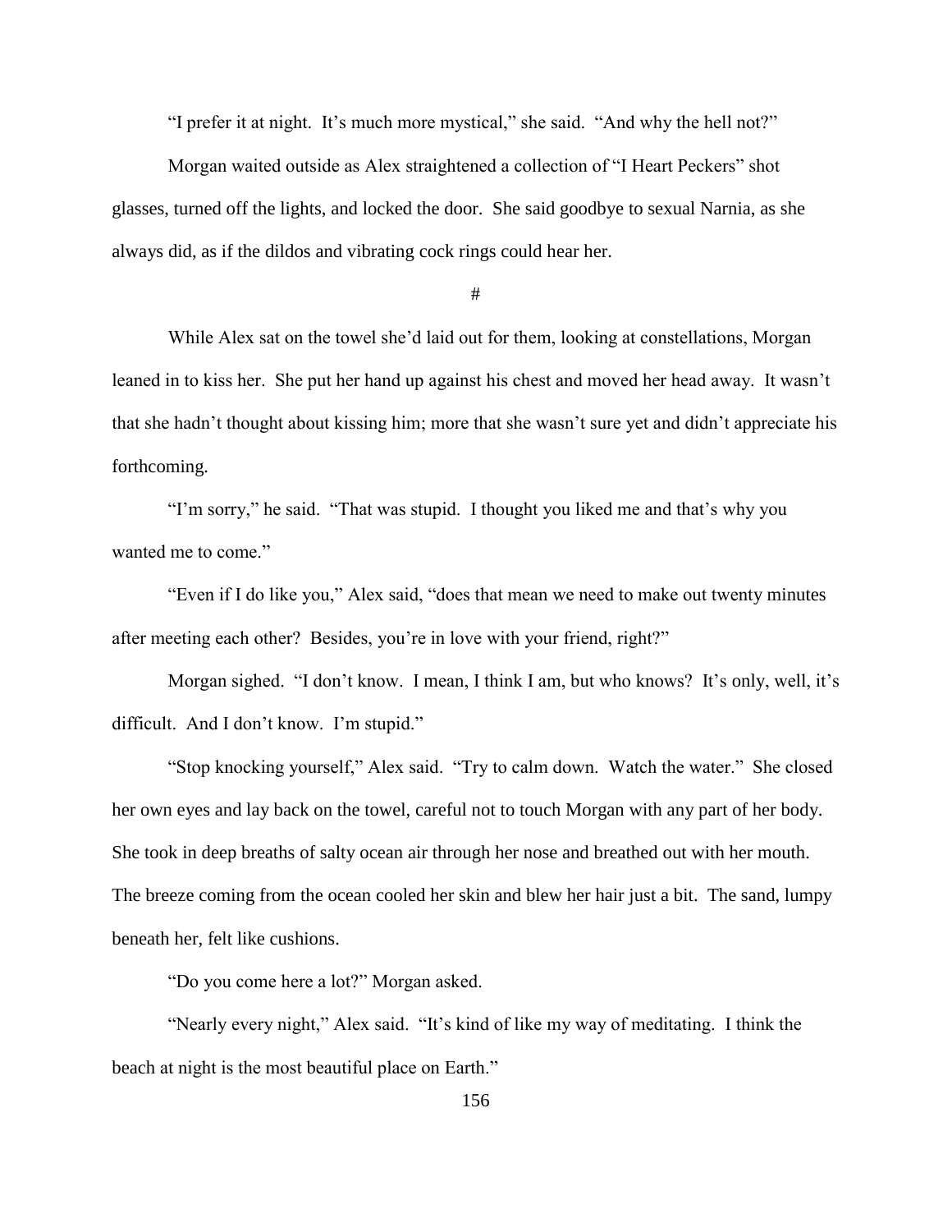"I prefer it at night. It's much more mystical," she said. "And why the hell not?"

Morgan waited outside as Alex straightened a collection of "I Heart Peckers" shot glasses, turned off the lights, and locked the door. She said goodbye to sexual Narnia, as she always did, as if the dildos and vibrating cock rings could hear her.

#

While Alex sat on the towel she'd laid out for them, looking at constellations, Morgan leaned in to kiss her. She put her hand up against his chest and moved her head away. It wasn't that she hadn't thought about kissing him; more that she wasn't sure yet and didn't appreciate his forthcoming.

"I'm sorry," he said. "That was stupid. I thought you liked me and that's why you wanted me to come."

"Even if I do like you," Alex said, "does that mean we need to make out twenty minutes after meeting each other? Besides, you're in love with your friend, right?"

Morgan sighed. "I don't know. I mean, I think I am, but who knows? It's only, well, it's difficult. And I don't know. I'm stupid."

"Stop knocking yourself," Alex said. "Try to calm down. Watch the water." She closed her own eyes and lay back on the towel, careful not to touch Morgan with any part of her body. She took in deep breaths of salty ocean air through her nose and breathed out with her mouth. The breeze coming from the ocean cooled her skin and blew her hair just a bit. The sand, lumpy beneath her, felt like cushions.

"Do you come here a lot?" Morgan asked.

"Nearly every night," Alex said. "It's kind of like my way of meditating. I think the beach at night is the most beautiful place on Earth."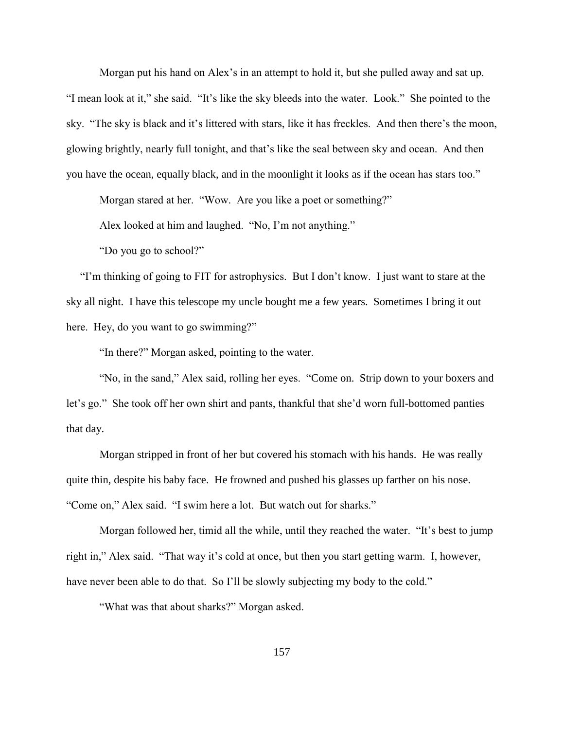Morgan put his hand on Alex's in an attempt to hold it, but she pulled away and sat up. "I mean look at it," she said. "It's like the sky bleeds into the water. Look." She pointed to the sky. "The sky is black and it's littered with stars, like it has freckles. And then there's the moon, glowing brightly, nearly full tonight, and that's like the seal between sky and ocean. And then you have the ocean, equally black, and in the moonlight it looks as if the ocean has stars too."

Morgan stared at her. "Wow. Are you like a poet or something?"

Alex looked at him and laughed. "No, I'm not anything."

"Do you go to school?"

"I'm thinking of going to FIT for astrophysics. But I don't know. I just want to stare at the sky all night. I have this telescope my uncle bought me a few years. Sometimes I bring it out here. Hey, do you want to go swimming?"

"In there?" Morgan asked, pointing to the water.

"No, in the sand," Alex said, rolling her eyes. "Come on. Strip down to your boxers and let's go." She took off her own shirt and pants, thankful that she'd worn full-bottomed panties that day.

Morgan stripped in front of her but covered his stomach with his hands. He was really quite thin, despite his baby face. He frowned and pushed his glasses up farther on his nose. "Come on," Alex said. "I swim here a lot. But watch out for sharks."

Morgan followed her, timid all the while, until they reached the water. "It's best to jump right in," Alex said. "That way it's cold at once, but then you start getting warm. I, however, have never been able to do that. So I'll be slowly subjecting my body to the cold."

"What was that about sharks?" Morgan asked.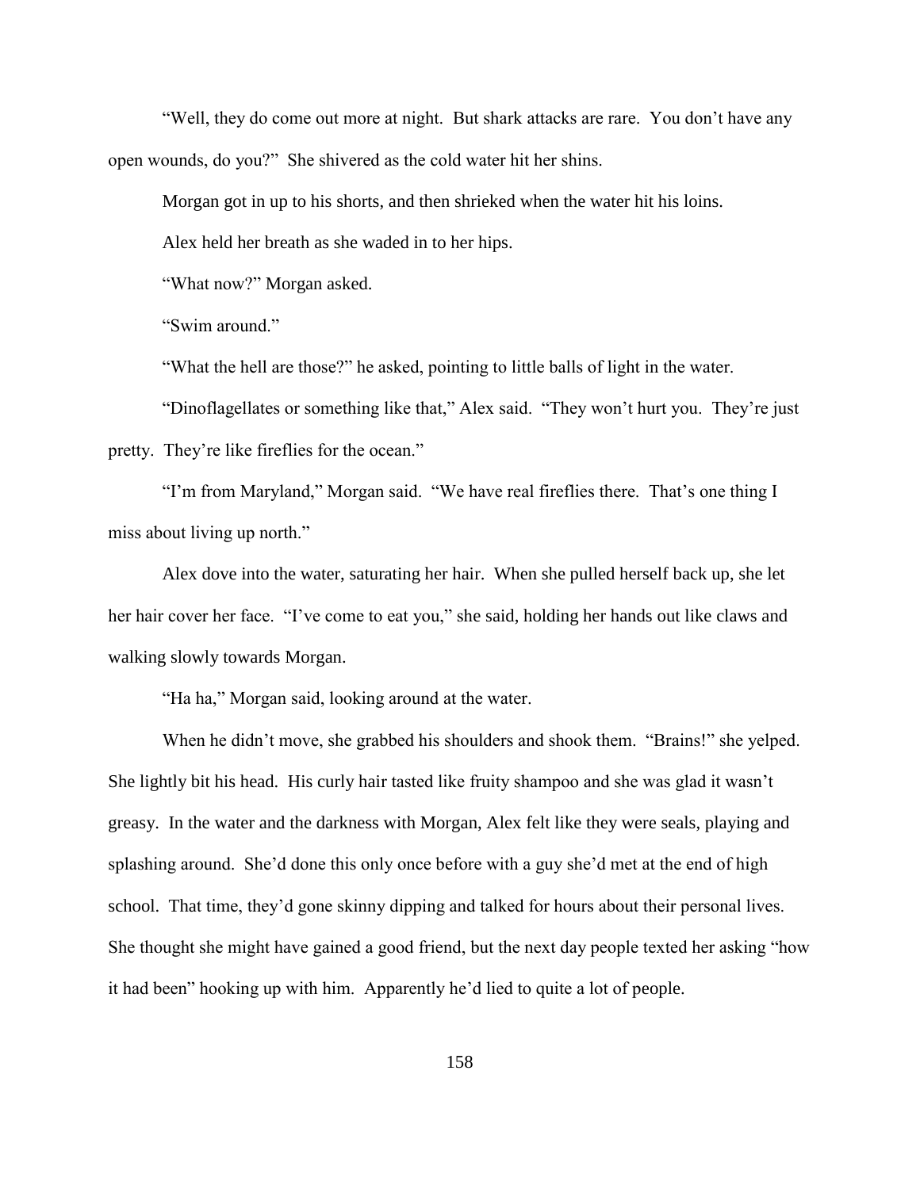"Well, they do come out more at night. But shark attacks are rare. You don't have any open wounds, do you?" She shivered as the cold water hit her shins.

Morgan got in up to his shorts, and then shrieked when the water hit his loins.

Alex held her breath as she waded in to her hips.

"What now?" Morgan asked.

"Swim around."

"What the hell are those?" he asked, pointing to little balls of light in the water.

"Dinoflagellates or something like that," Alex said. "They won't hurt you. They're just pretty. They're like fireflies for the ocean."

"I'm from Maryland," Morgan said. "We have real fireflies there. That's one thing I miss about living up north."

Alex dove into the water, saturating her hair. When she pulled herself back up, she let her hair cover her face. "I've come to eat you," she said, holding her hands out like claws and walking slowly towards Morgan.

"Ha ha," Morgan said, looking around at the water.

When he didn't move, she grabbed his shoulders and shook them. "Brains!" she yelped. She lightly bit his head. His curly hair tasted like fruity shampoo and she was glad it wasn't greasy. In the water and the darkness with Morgan, Alex felt like they were seals, playing and splashing around. She'd done this only once before with a guy she'd met at the end of high school. That time, they'd gone skinny dipping and talked for hours about their personal lives. She thought she might have gained a good friend, but the next day people texted her asking "how it had been" hooking up with him. Apparently he'd lied to quite a lot of people.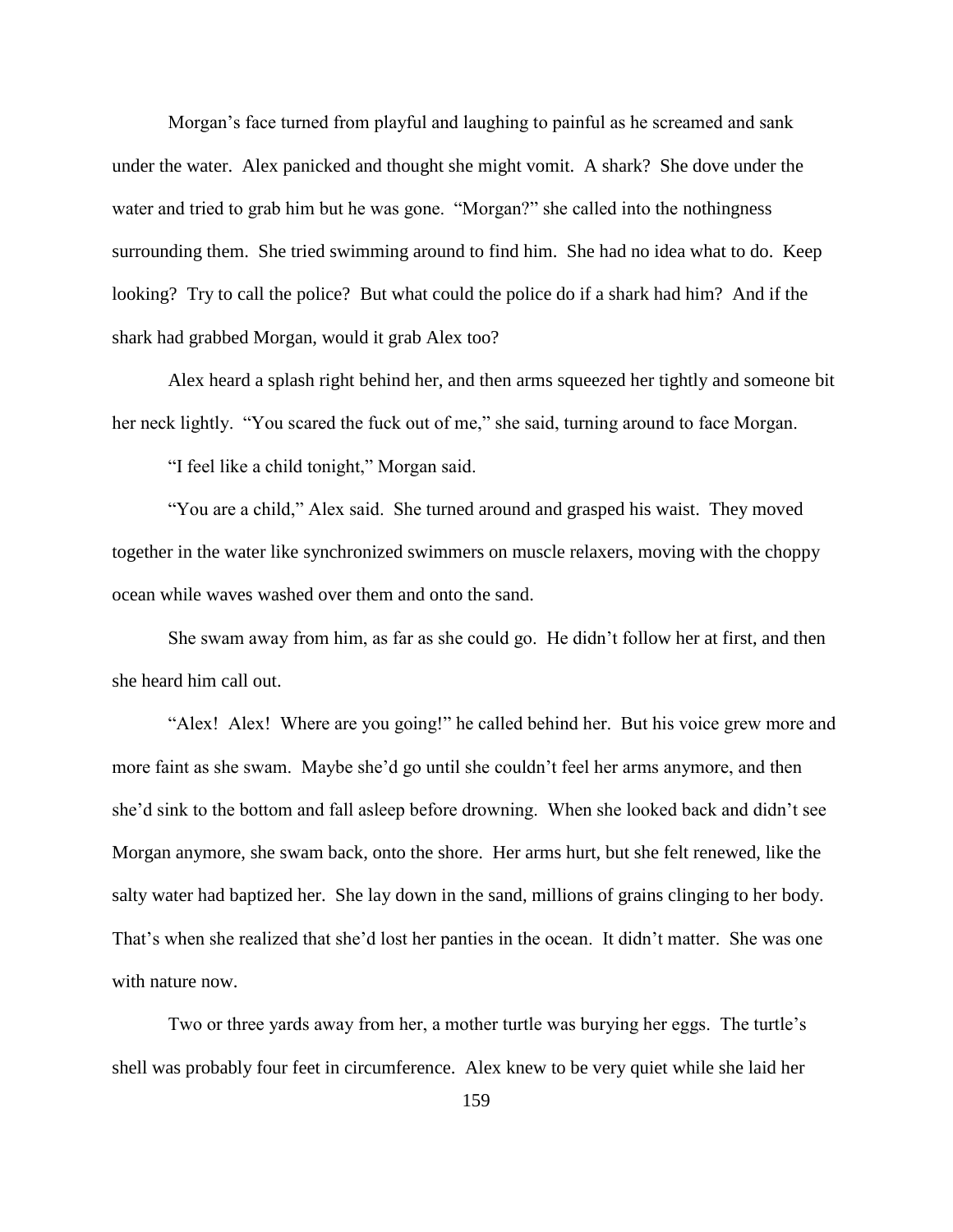Morgan's face turned from playful and laughing to painful as he screamed and sank under the water. Alex panicked and thought she might vomit. A shark? She dove under the water and tried to grab him but he was gone. "Morgan?" she called into the nothingness surrounding them. She tried swimming around to find him. She had no idea what to do. Keep looking? Try to call the police? But what could the police do if a shark had him? And if the shark had grabbed Morgan, would it grab Alex too?

Alex heard a splash right behind her, and then arms squeezed her tightly and someone bit her neck lightly. "You scared the fuck out of me," she said, turning around to face Morgan.

"I feel like a child tonight," Morgan said.

"You are a child," Alex said. She turned around and grasped his waist. They moved together in the water like synchronized swimmers on muscle relaxers, moving with the choppy ocean while waves washed over them and onto the sand.

She swam away from him, as far as she could go. He didn't follow her at first, and then she heard him call out.

"Alex! Alex! Where are you going!" he called behind her. But his voice grew more and more faint as she swam. Maybe she'd go until she couldn't feel her arms anymore, and then she'd sink to the bottom and fall asleep before drowning. When she looked back and didn't see Morgan anymore, she swam back, onto the shore. Her arms hurt, but she felt renewed, like the salty water had baptized her. She lay down in the sand, millions of grains clinging to her body. That's when she realized that she'd lost her panties in the ocean. It didn't matter. She was one with nature now.

Two or three yards away from her, a mother turtle was burying her eggs. The turtle's shell was probably four feet in circumference. Alex knew to be very quiet while she laid her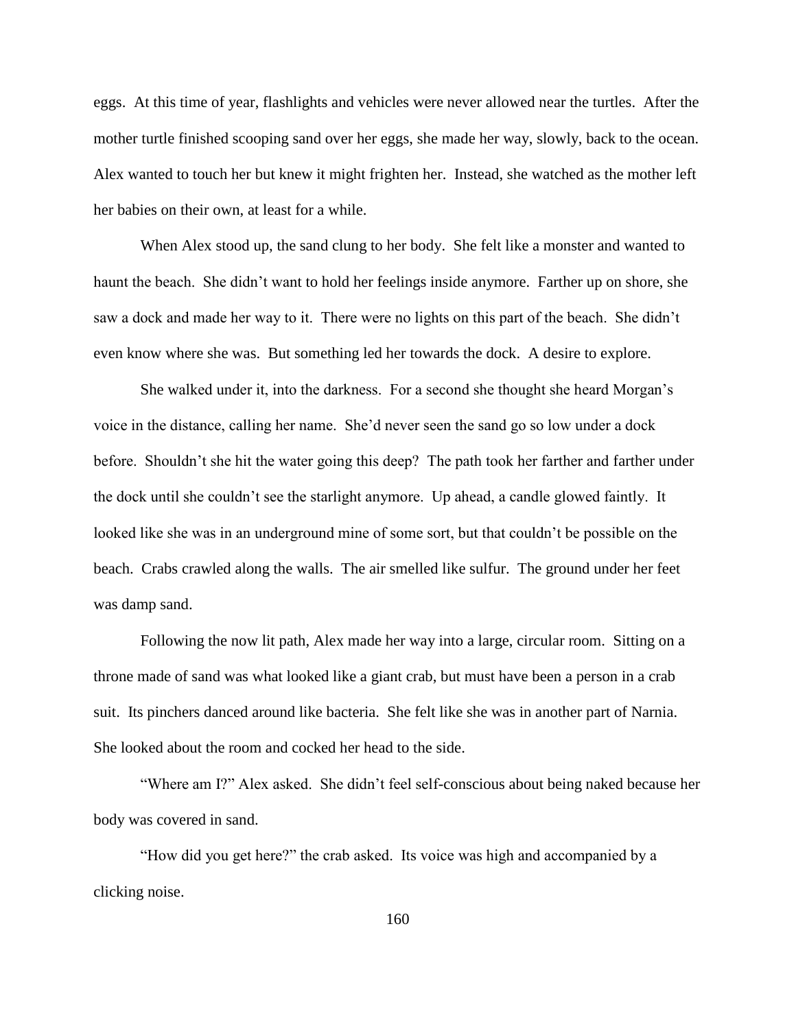eggs. At this time of year, flashlights and vehicles were never allowed near the turtles. After the mother turtle finished scooping sand over her eggs, she made her way, slowly, back to the ocean. Alex wanted to touch her but knew it might frighten her. Instead, she watched as the mother left her babies on their own, at least for a while.

When Alex stood up, the sand clung to her body. She felt like a monster and wanted to haunt the beach. She didn't want to hold her feelings inside anymore. Farther up on shore, she saw a dock and made her way to it. There were no lights on this part of the beach. She didn't even know where she was. But something led her towards the dock. A desire to explore.

She walked under it, into the darkness. For a second she thought she heard Morgan's voice in the distance, calling her name. She'd never seen the sand go so low under a dock before. Shouldn't she hit the water going this deep? The path took her farther and farther under the dock until she couldn't see the starlight anymore. Up ahead, a candle glowed faintly. It looked like she was in an underground mine of some sort, but that couldn't be possible on the beach. Crabs crawled along the walls. The air smelled like sulfur. The ground under her feet was damp sand.

Following the now lit path, Alex made her way into a large, circular room. Sitting on a throne made of sand was what looked like a giant crab, but must have been a person in a crab suit. Its pinchers danced around like bacteria. She felt like she was in another part of Narnia. She looked about the room and cocked her head to the side.

"Where am I?" Alex asked. She didn't feel self-conscious about being naked because her body was covered in sand.

"How did you get here?" the crab asked. Its voice was high and accompanied by a clicking noise.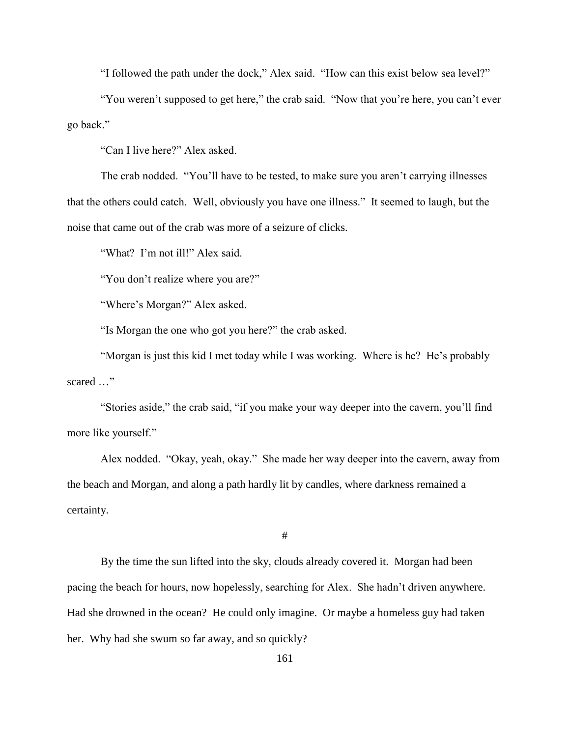"I followed the path under the dock," Alex said. "How can this exist below sea level?"

"You weren't supposed to get here," the crab said. "Now that you're here, you can't ever go back."

"Can I live here?" Alex asked.

The crab nodded. "You'll have to be tested, to make sure you aren't carrying illnesses that the others could catch. Well, obviously you have one illness." It seemed to laugh, but the noise that came out of the crab was more of a seizure of clicks.

"What? I'm not ill!" Alex said.

"You don't realize where you are?"

"Where's Morgan?" Alex asked.

"Is Morgan the one who got you here?" the crab asked.

"Morgan is just this kid I met today while I was working. Where is he? He's probably scared …"

"Stories aside," the crab said, "if you make your way deeper into the cavern, you'll find more like yourself."

Alex nodded. "Okay, yeah, okay." She made her way deeper into the cavern, away from the beach and Morgan, and along a path hardly lit by candles, where darkness remained a certainty.

#

By the time the sun lifted into the sky, clouds already covered it. Morgan had been pacing the beach for hours, now hopelessly, searching for Alex. She hadn't driven anywhere. Had she drowned in the ocean? He could only imagine. Or maybe a homeless guy had taken her. Why had she swum so far away, and so quickly?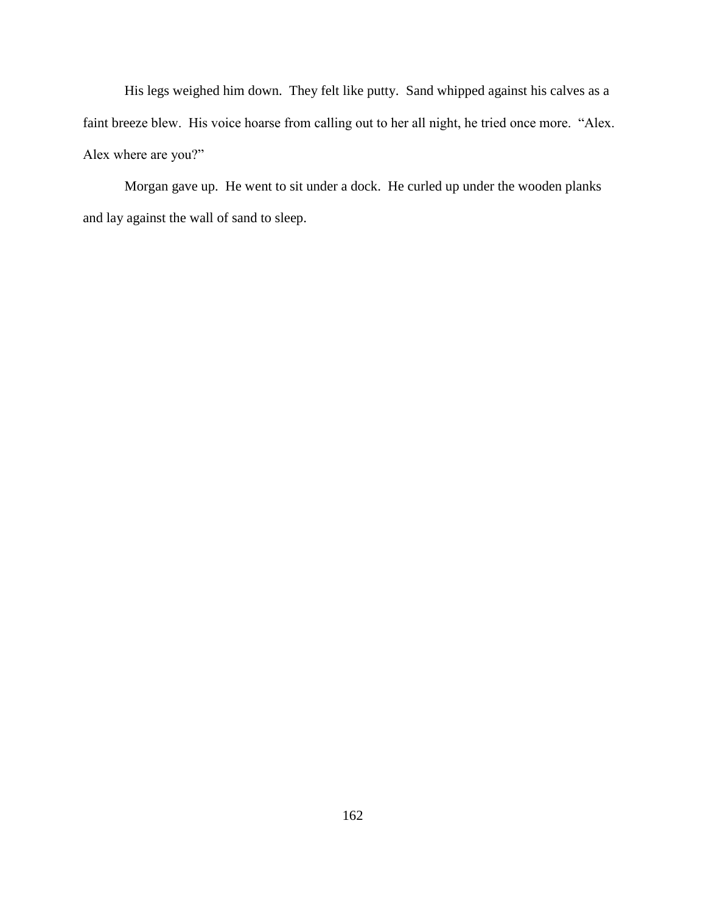His legs weighed him down. They felt like putty. Sand whipped against his calves as a faint breeze blew. His voice hoarse from calling out to her all night, he tried once more. "Alex. Alex where are you?"

Morgan gave up. He went to sit under a dock. He curled up under the wooden planks and lay against the wall of sand to sleep.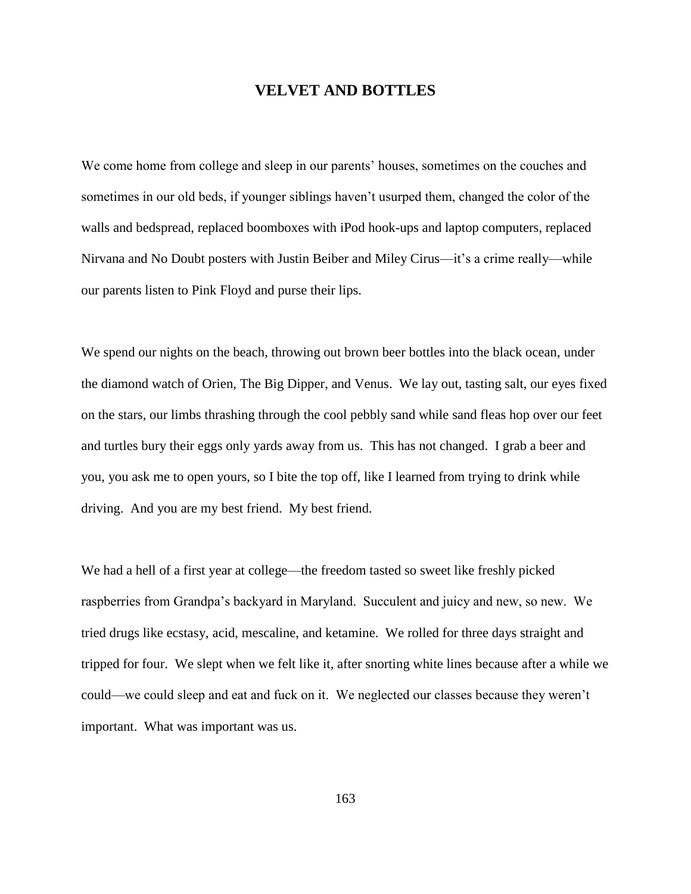# VELVET AND BOTTLES

We come home from college and sleep in our parents' houses, sometimes on the couches and sometimes in our old beds, if younger siblings haven't usurped them, changed the color of the walls and bedspread, replaced boomboxes with iPod hook-ups and laptop computers, replaced Nirvana and No Doubt posters with Justin Beiber and Miley Cirus—it's a crime really—while our parents listen to Pink Floyd and purse their lips.

We spend our nights on the beach, throwing out brown beer bottles into the black ocean, under the diamond watch of Orien, The Big Dipper, and Venus. We lay out, tasting salt, our eyes fixed on the stars, our limbs thrashing through the cool pebbly sand while sand fleas hop over our feet and turtles bury their eggs only yards away from us. This has not changed. I grab a beer and you, you ask me to open yours, so I bite the top off, like I learned from trying to drink while driving. And you are my best friend. My best friend.

We had a hell of a first year at college—the freedom tasted so sweet like freshly picked raspberries from Grandpa's backyard in Maryland. Succulent and juicy and new, so new. We tried drugs like ecstasy, acid, mescaline, and ketamine. We rolled for three days straight and tripped for four. We slept when we felt like it, after snorting white lines because after a while we could—we could sleep and eat and fuck on it. We neglected our classes because they weren't important. What was important was us.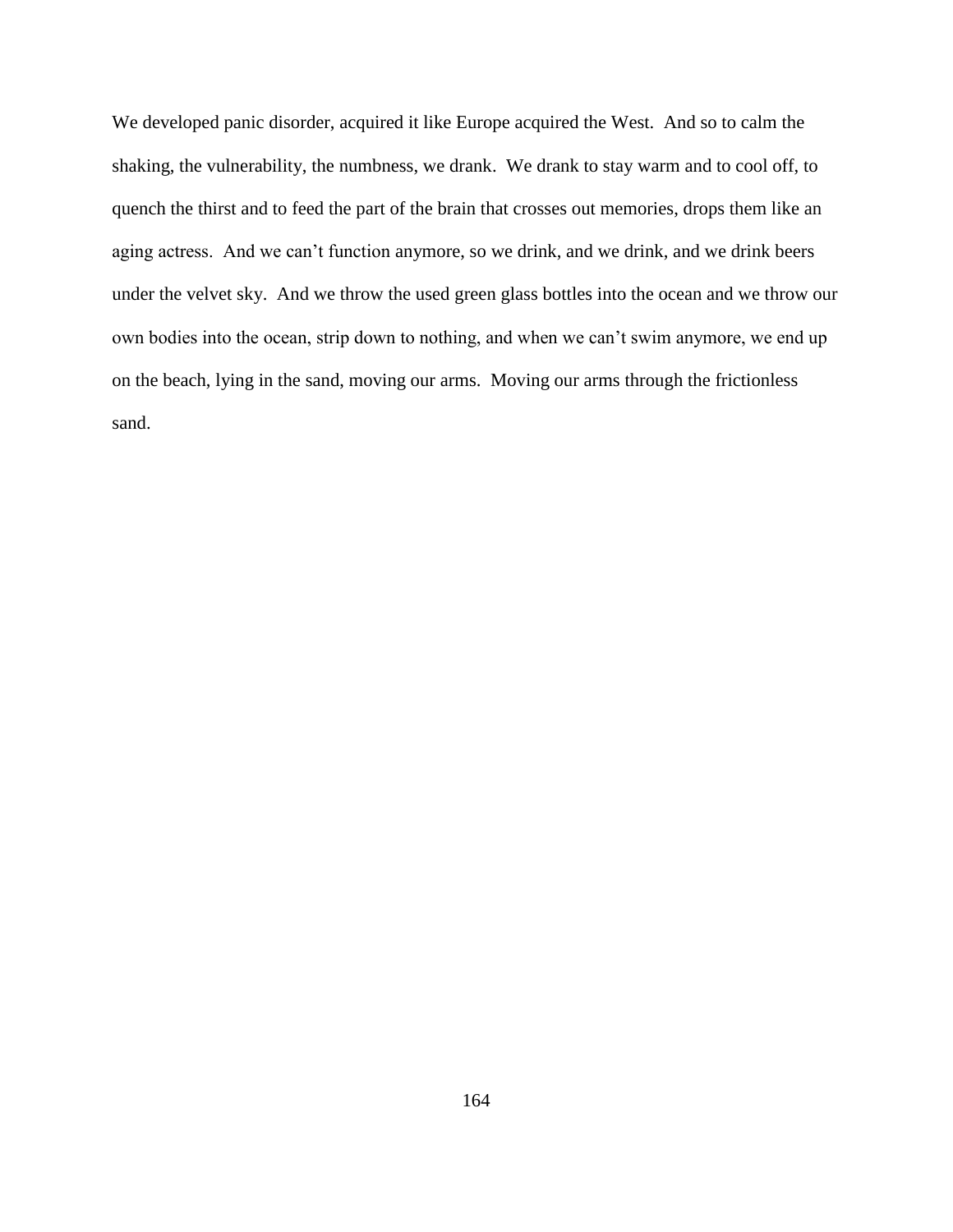We developed panic disorder, acquired it like Europe acquired the West. And so to calm the shaking, the vulnerability, the numbness, we drank. We drank to stay warm and to cool off, to quench the thirst and to feed the part of the brain that crosses out memories, drops them like an aging actress. And we can't function anymore, so we drink, and we drink, and we drink beers under the velvet sky. And we throw the used green glass bottles into the ocean and we throw our own bodies into the ocean, strip down to nothing, and when we can't swim anymore, we end up on the beach, lying in the sand, moving our arms. Moving our arms through the frictionless sand.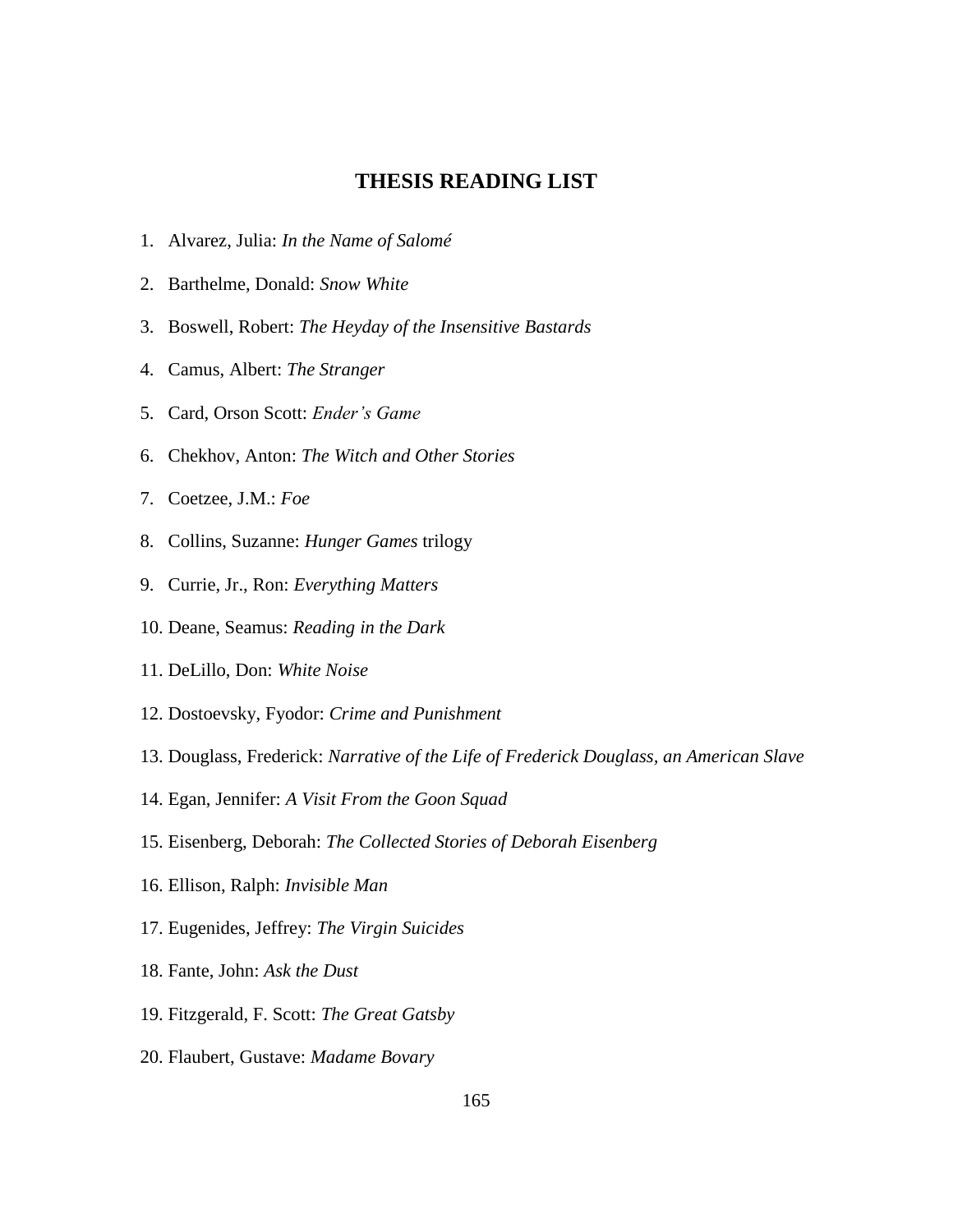## THESIS READING LIST

1. Alvarez, Julia: *In the Name of Salomé*
2. Barthelme, Donald: *Snow White*
3. Boswell, Robert: *The Heyday of the Insensitive Bastards*
4. Camus, Albert: *The Stranger*
5. Card, Orson Scott: *Ender's Game*
6. Chekhov, Anton: *The Witch and Other Stories*
7. Coetzee, J.M.: *Foe*
8. Collins, Suzanne: *Hunger Games* trilogy
9. Currie, Jr., Ron: *Everything Matters*
10. Deane, Seamus: *Reading in the Dark*
11. DeLillo, Don: *White Noise*
12. Dostoevsky, Fyodor: *Crime and Punishment*
13. Douglass, Frederick: *Narrative of the Life of Frederick Douglass, an American Slave*
14. Egan, Jennifer: *A Visit From the Goon Squad*
15. Eisenberg, Deborah: *The Collected Stories of Deborah Eisenberg*
16. Ellison, Ralph: *Invisible Man*
17. Eugenides, Jeffrey: *The Virgin Suicides*
18. Fante, John: *Ask the Dust*
19. Fitzgerald, F. Scott: *The Great Gatsby*
20. Flaubert, Gustave: *Madame Bovary*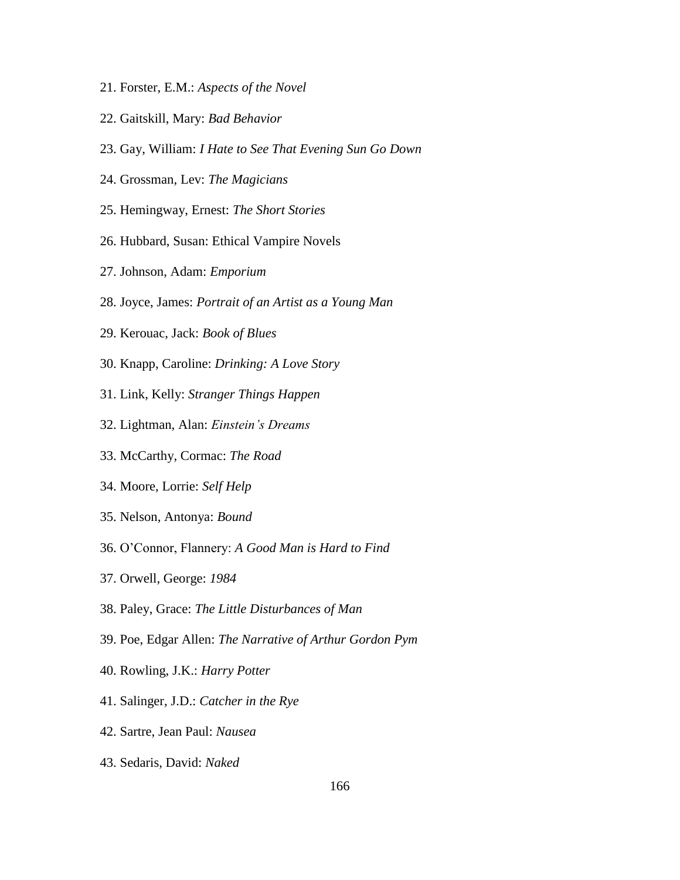21. Forster, E.M.: *Aspects of the Novel*
22. Gaitskill, Mary: *Bad Behavior*
23. Gay, William: *I Hate to See That Evening Sun Go Down*
24. Grossman, Lev: *The Magicians*
25. Hemingway, Ernest: *The Short Stories*
26. Hubbard, Susan: Ethical Vampire Novels
27. Johnson, Adam: *Emporium*
28. Joyce, James: *Portrait of an Artist as a Young Man*
29. Kerouac, Jack: *Book of Blues*
30. Knapp, Caroline: *Drinking: A Love Story*
31. Link, Kelly: *Stranger Things Happen*
32. Lightman, Alan: *Einstein's Dreams*
33. McCarthy, Cormac: *The Road*
34. Moore, Lorrie: *Self Help*
35. Nelson, Antonya: *Bound*
36. O'Connor, Flannery: *A Good Man is Hard to Find*
37. Orwell, George: *1984*
38. Paley, Grace: *The Little Disturbances of Man*
39. Poe, Edgar Allen: *The Narrative of Arthur Gordon Pym*
40. Rowling, J.K.: *Harry Potter*
41. Salinger, J.D.: *Catcher in the Rye*
42. Sartre, Jean Paul: *Nausea*
43. Sedaris, David: *Naked*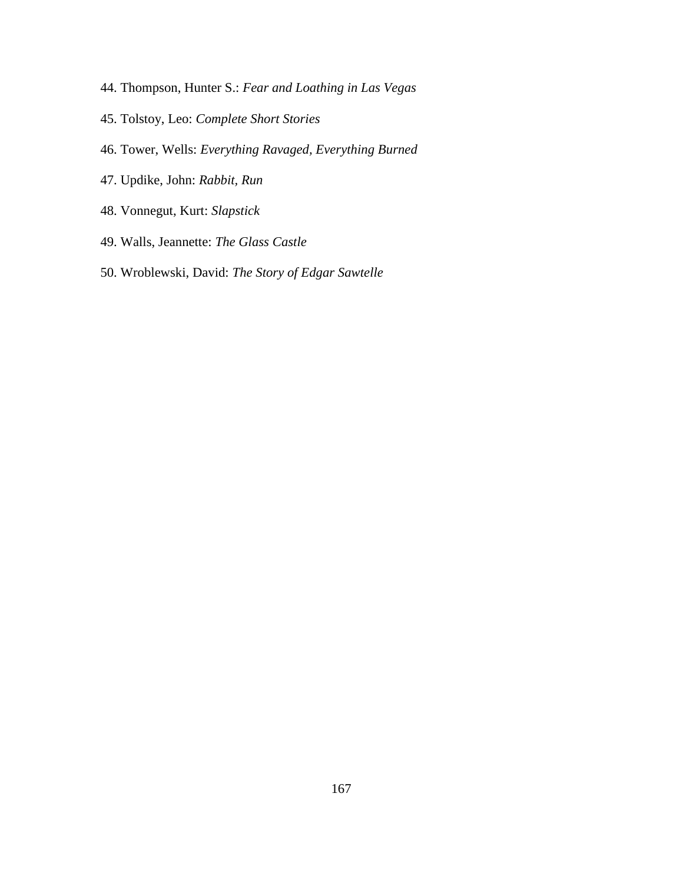44. Thompson, Hunter S.: *Fear and Loathing in Las Vegas*

45. Tolstoy, Leo: *Complete Short Stories*

46. Tower, Wells: *Everything Ravaged, Everything Burned*

47. Updike, John: *Rabbit, Run*

48. Vonnegut, Kurt: *Slapstick*

49. Walls, Jeannette: *The Glass Castle*

50. Wroblewski, David: *The Story of Edgar Sawtelle*